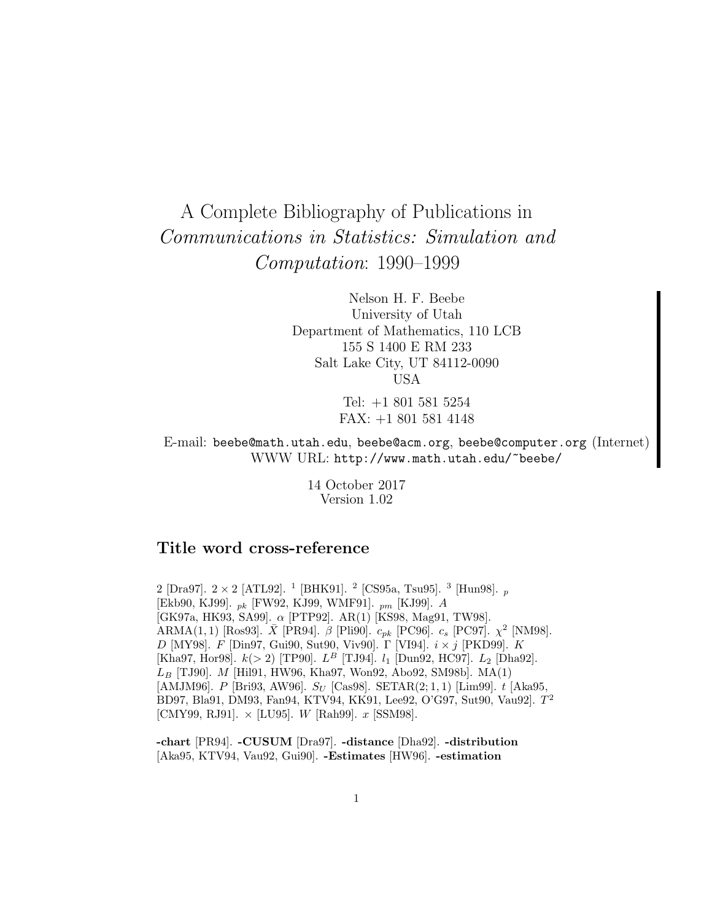# A Complete Bibliography of Publications in *Communications in Statistics: Simulation and Computation*: 1990–1999

Nelson H. F. Beebe
University of Utah
Department of Mathematics, 110 LCB
155 S 1400 E RM 233
Salt Lake City, UT 84112-0090
USA

Tel: +1 801 581 5254
FAX: +1 801 581 4148

E-mail: `beebe@math.utah.edu`, `beebe@acm.org`, `beebe@computer.org` (Internet)
WWW URL: `http://www.math.utah.edu/~beebe/`

14 October 2017
Version 1.02

## Title word cross-reference

2 [Dra97]. $2 \times 2$ [ATL92]. $^1$ [BHK91]. $^2$ [CS95a, Tsu95]. $^3$ [Hun98]. $_p$ [Ekb90, KJ99]. $_{pk}$ [FW92, KJ99, WMF91]. $_{pm}$ [KJ99]. $A$ [GK97a, HK93, SA99]. $\alpha$ [PTP92]. AR(1) [KS98, Mag91, TW98]. ARMA$(1,1)$ [Ros93]. $\bar{X}$ [PR94]. $\beta$ [Pli90]. $c_{pk}$ [PC96]. $c_s$ [PC97]. $\chi^2$ [NM98]. $D$ [MY98]. $F$ [Din97, Gui90, Sut90, Viv90]. $\Gamma$ [VI94]. $i \times j$ [PKD99]. $K$ [Kha97, Hor98]. $k(>2)$ [TP90]. $L^B$ [TJ94]. $l_1$ [Dun92, HC97]. $L_2$ [Dha92]. $L_B$ [TJ90]. $M$ [Hil91, HW96, Kha97, Won92, Abo92, SM98b]. MA(1) [AMJM96]. $P$ [Bri93, AW96]. $S_U$ [Cas98]. SETAR$(2;1,1)$ [Lim99]. $t$ [Aka95, BD97, Bla91, DM93, Fan94, KTV94, KK91, Lee92, O'G97, Sut90, Vau92]. $T^2$ [CMY99, RJ91]. $\times$ [LU95]. $W$ [Rah99]. $x$ [SSM98].

**-chart** [PR94]. **-CUSUM** [Dra97]. **-distance** [Dha92]. **-distribution** [Aka95, KTV94, Vau92, Gui90]. **-Estimates** [HW96]. **-estimation**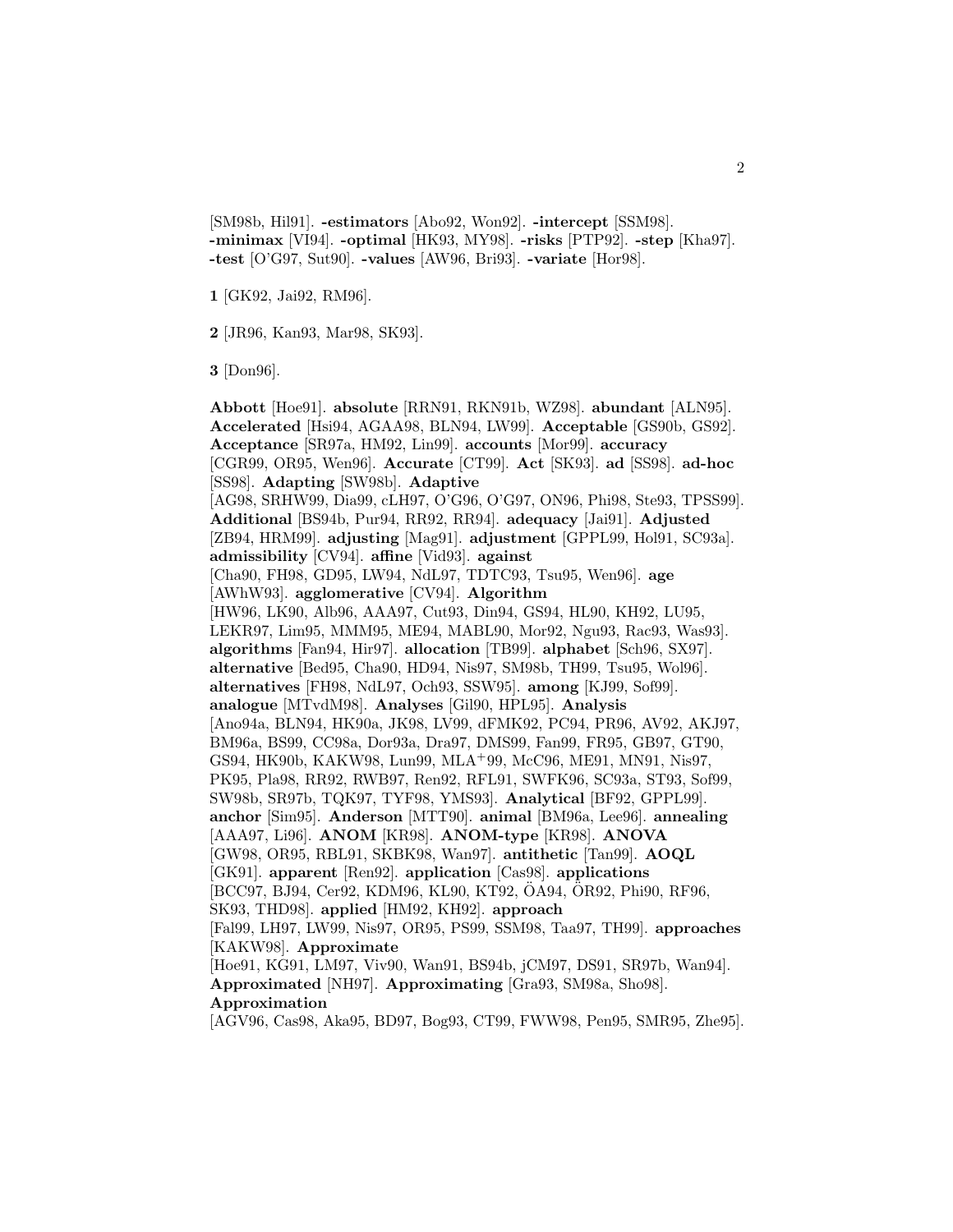[SM98b, Hil91]. **-estimators** [Abo92, Won92]. **-intercept** [SSM98]. **-minimax** [VI94]. **-optimal** [HK93, MY98]. **-risks** [PTP92]. **-step** [Kha97]. **-test** [O'G97, Sut90]. **-values** [AW96, Bri93]. **-variate** [Hor98].

**1** [GK92, Jai92, RM96].

**2** [JR96, Kan93, Mar98, SK93].

**3** [Don96].

**Abbott** [Hoe91]. **absolute** [RRN91, RKN91b, WZ98]. **abundant** [ALN95]. **Accelerated** [Hsi94, AGAA98, BLN94, LW99]. **Acceptable** [GS90b, GS92]. **Acceptance** [SR97a, HM92, Lin99]. **accounts** [Mor99]. **accuracy** [CGR99, OR95, Wen96]. **Accurate** [CT99]. **Act** [SK93]. **ad** [SS98]. **ad-hoc** [SS98]. **Adapting** [SW98b]. **Adaptive** [AG98, SRHW99, Dia99, cLH97, O'G96, O'G97, ON96, Phi98, Ste93, TPSS99]. **Additional** [BS94b, Pur94, RR92, RR94]. **adequacy** [Jai91]. **Adjusted** [ZB94, HRM99]. **adjusting** [Mag91]. **adjustment** [GPPL99, Hol91, SC93a]. **admissibility** [CV94]. **affine** [Vid93]. **against** [Cha90, FH98, GD95, LW94, NdL97, TDTC93, Tsu95, Wen96]. **age** [AWhW93]. **agglomerative** [CV94]. **Algorithm** [HW96, LK90, Alb96, AAA97, Cut93, Din94, GS94, HL90, KH92, LU95, LEKR97, Lim95, MMM95, ME94, MABL90, Mor92, Ngu93, Rac93, Was93]. **algorithms** [Fan94, Hir97]. **allocation** [TB99]. **alphabet** [Sch96, SX97]. **alternative** [Bed95, Cha90, HD94, Nis97, SM98b, TH99, Tsu95, Wol96]. **alternatives** [FH98, NdL97, Och93, SSW95]. **among** [KJ99, Sof99]. **analogue** [MTvdM98]. **Analyses** [Gil90, HPL95]. **Analysis** [Ano94a, BLN94, HK90a, JK98, LV99, dFMK92, PC94, PR96, AV92, AKJ97, BM96a, BS99, CC98a, Dor93a, Dra97, DMS99, Fan99, FR95, GB97, GT90, GS94, HK90b, KAKW98, Lun99, MLA+99, McC96, ME91, MN91, Nis97, PK95, Pla98, RR92, RWB97, Ren92, RFL91, SWFK96, SC93a, ST93, Sof99, SW98b, SR97b, TQK97, TYF98, YMS93]. **Analytical** [BF92, GPPL99]. **anchor** [Sim95]. **Anderson** [MTT90]. **animal** [BM96a, Lee96]. **annealing** [AAA97, Li96]. **ANOM** [KR98]. **ANOM-type** [KR98]. **ANOVA** [GW98, OR95, RBL91, SKBK98, Wan97]. **antithetic** [Tan99]. **AOQL** [GK91]. **apparent** [Ren92]. **application** [Cas98]. **applications** [BCC97, BJ94, Cer92, KDM96, KL90, KT92, ÖA94, ÖR92, Phi90, RF96, SK93, THD98]. **applied** [HM92, KH92]. **approach** [Fal99, LH97, LW99, Nis97, OR95, PS99, SSM98, Taa97, TH99]. **approaches** [KAKW98]. **Approximate** [Hoe91, KG91, LM97, Viv90, Wan91, BS94b, jCM97, DS91, SR97b, Wan94]. **Approximated** [NH97]. **Approximating** [Gra93, SM98a, Sho98]. **Approximation** [AGV96, Cas98, Aka95, BD97, Bog93, CT99, FWW98, Pen95, SMR95, Zhe95].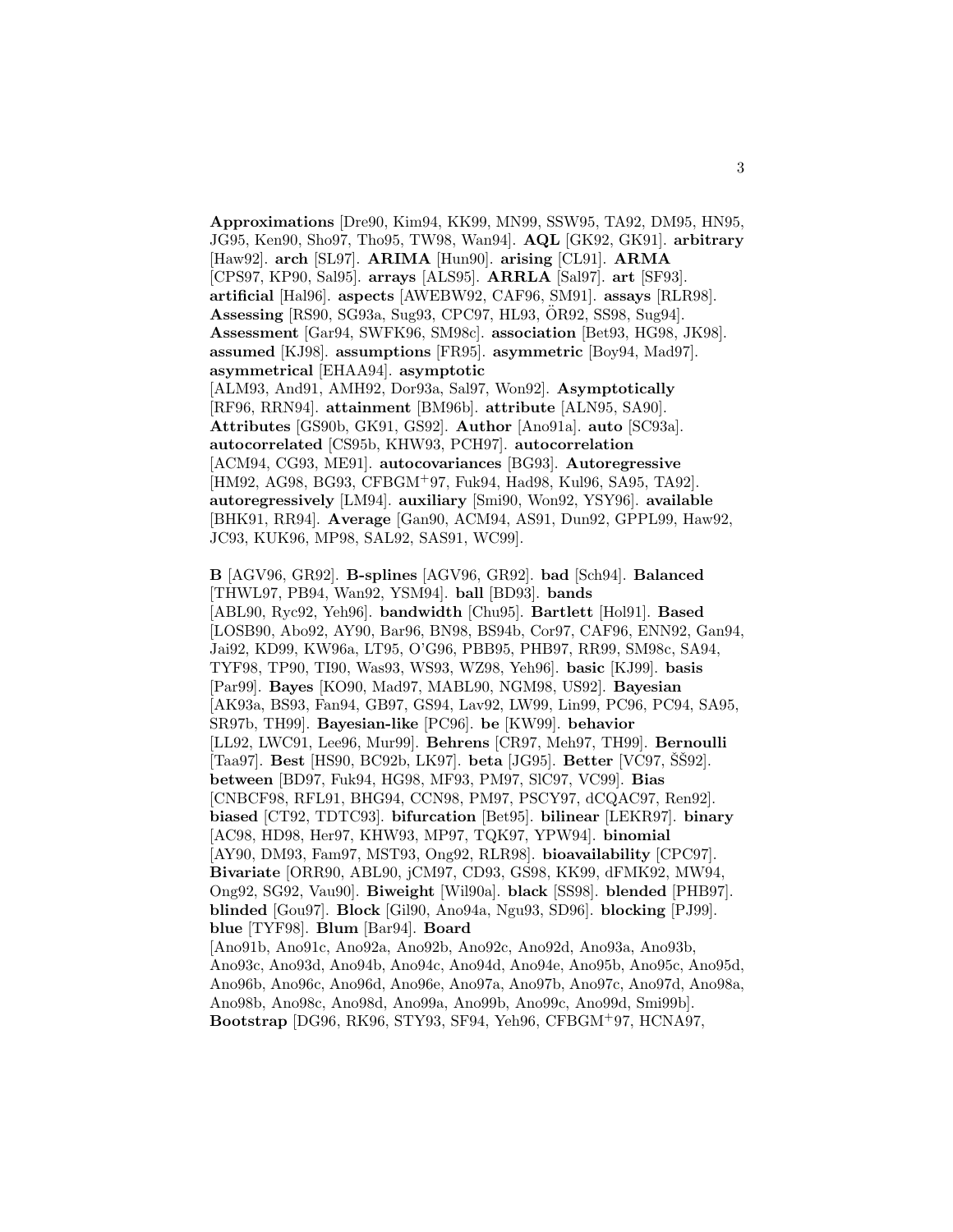**Approximations** [Dre90, Kim94, KK99, MN99, SSW95, TA92, DM95, HN95, JG95, Ken90, Sho97, Tho95, TW98, Wan94]. **AQL** [GK92, GK91]. **arbitrary** [Haw92]. **arch** [SL97]. **ARIMA** [Hun90]. **arising** [CL91]. **ARMA** [CPS97, KP90, Sal95]. **arrays** [ALS95]. **ARRLA** [Sal97]. **art** [SF93]. **artificial** [Hal96]. **aspects** [AWEBW92, CAF96, SM91]. **assays** [RLR98]. **Assessing** [RS90, SG93a, Sug93, CPC97, HL93, ÖR92, SS98, Sug94]. **Assessment** [Gar94, SWFK96, SM98c]. **association** [Bet93, HG98, JK98]. **assumed** [KJ98]. **assumptions** [FR95]. **asymmetric** [Boy94, Mad97]. **asymmetrical** [EHAA94]. **asymptotic** [ALM93, And91, AMH92, Dor93a, Sal97, Won92]. **Asymptotically** [RF96, RRN94]. **attainment** [BM96b]. **attribute** [ALN95, SA90]. **Attributes** [GS90b, GK91, GS92]. **Author** [Ano91a]. **auto** [SC93a]. **autocorrelated** [CS95b, KHW93, PCH97]. **autocorrelation** [ACM94, CG93, ME91]. **autocovariances** [BG93]. **Autoregressive** [HM92, AG98, BG93, CFBGM+97, Fuk94, Had98, Kul96, SA95, TA92]. **autoregressively** [LM94]. **auxiliary** [Smi90, Won92, YSY96]. **available** [BHK91, RR94]. **Average** [Gan90, ACM94, AS91, Dun92, GPPL99, Haw92, JC93, KUK96, MP98, SAL92, SAS91, WC99].

**B** [AGV96, GR92]. **B-splines** [AGV96, GR92]. **bad** [Sch94]. **Balanced** [THWL97, PB94, Wan92, YSM94]. **ball** [BD93]. **bands** [ABL90, Ryc92, Yeh96]. **bandwidth** [Chu95]. **Bartlett** [Hol91]. **Based** [LOSB90, Abo92, AY90, Bar96, BN98, BS94b, Cor97, CAF96, ENN92, Gan94, Jai92, KD99, KW96a, LT95, O'G96, PBB95, PHB97, RR99, SM98c, SA94, TYF98, TP90, TI90, Was93, WS93, WZ98, Yeh96]. **basic** [KJ99]. **basis** [Par99]. **Bayes** [KO90, Mad97, MABL90, NGM98, US92]. **Bayesian** [AK93a, BS93, Fan94, GB97, GS94, Lav92, LW99, Lin99, PC96, PC94, SA95, SR97b, TH99]. **Bayesian-like** [PC96]. **be** [KW99]. **behavior** [LL92, LWC91, Lee96, Mur99]. **Behrens** [CR97, Meh97, TH99]. **Bernoulli** [Taa97]. **Best** [HS90, BC92b, LK97]. **beta** [JG95]. **Better** [VC97, ŠŠ92]. **between** [BD97, Fuk94, HG98, MF93, PM97, SlC97, VC99]. **Bias** [CNBCF98, RFL91, BHG94, CCN98, PM97, PSCY97, dCQAC97, Ren92]. **biased** [CT92, TDTC93]. **bifurcation** [Bet95]. **bilinear** [LEKR97]. **binary** [AC98, HD98, Her97, KHW93, MP97, TQK97, YPW94]. **binomial** [AY90, DM93, Fam97, MST93, Ong92, RLR98]. **bioavailability** [CPC97]. **Bivariate** [ORR90, ABL90, jCM97, CD93, GS98, KK99, dFMK92, MW94, Ong92, SG92, Vau90]. **Biweight** [Wil90a]. **black** [SS98]. **blended** [PHB97]. **blinded** [Gou97]. **Block** [Gil90, Ano94a, Ngu93, SD96]. **blocking** [PJ99]. **blue** [TYF98]. **Blum** [Bar94]. **Board** [Ano91b, Ano91c, Ano92a, Ano92b, Ano92c, Ano92d, Ano93a, Ano93b, Ano93c, Ano93d, Ano94b, Ano94c, Ano94d, Ano94e, Ano95b, Ano95c, Ano95d, Ano96b, Ano96c, Ano96d, Ano96e, Ano97a, Ano97b, Ano97c, Ano97d, Ano98a, Ano98b, Ano98c, Ano98d, Ano99a, Ano99b, Ano99c, Ano99d, Smi99b]. **Bootstrap** [DG96, RK96, STY93, SF94, Yeh96, CFBGM+97, HCNA97,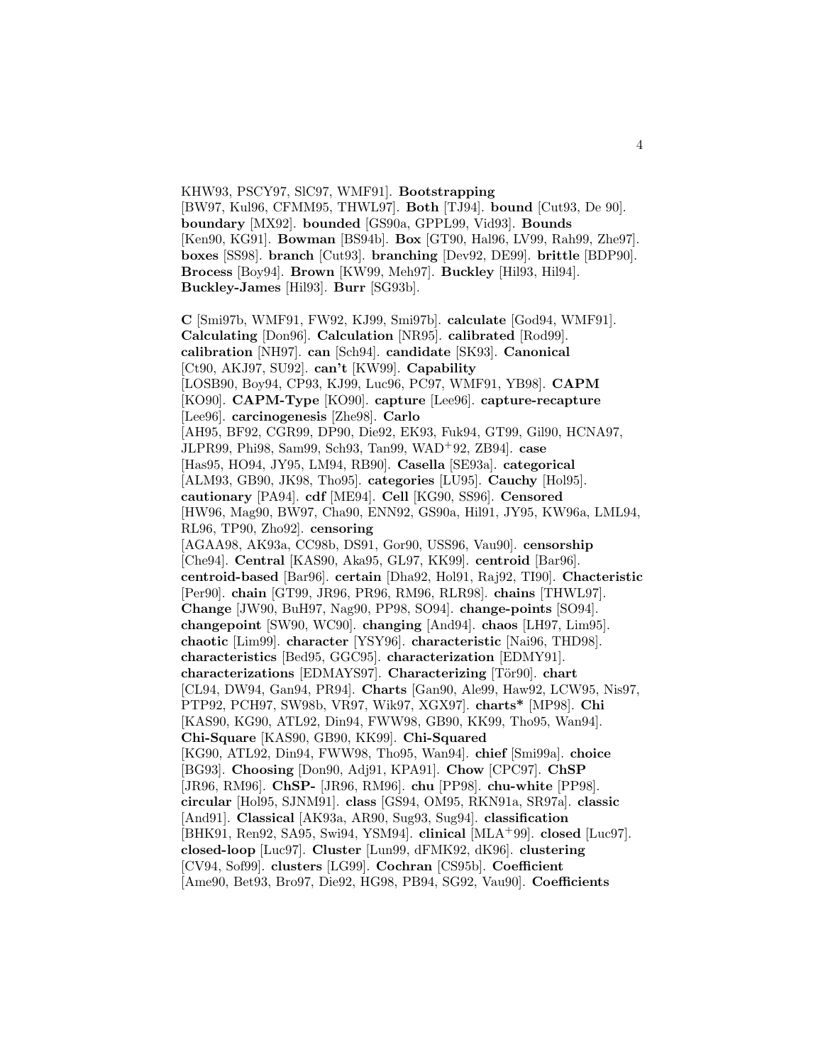KHW93, PSCY97, SlC97, WMF91]. **Bootstrapping** [BW97, Kul96, CFMM95, THWL97]. **Both** [TJ94]. **bound** [Cut93, De 90]. **boundary** [MX92]. **bounded** [GS90a, GPPL99, Vid93]. **Bounds** [Ken90, KG91]. **Bowman** [BS94b]. **Box** [GT90, Hal96, LV99, Rah99, Zhe97]. **boxes** [SS98]. **branch** [Cut93]. **branching** [Dev92, DE99]. **brittle** [BDP90]. **Brocess** [Boy94]. **Brown** [KW99, Meh97]. **Buckley** [Hil93, Hil94]. **Buckley-James** [Hil93]. **Burr** [SG93b].

**C** [Smi97b, WMF91, FW92, KJ99, Smi97b]. **calculate** [God94, WMF91]. **Calculating** [Don96]. **Calculation** [NR95]. **calibrated** [Rod99]. **calibration** [NH97]. **can** [Sch94]. **candidate** [SK93]. **Canonical** [Ct90, AKJ97, SU92]. **can't** [KW99]. **Capability** [LOSB90, Boy94, CP93, KJ99, Luc96, PC97, WMF91, YB98]. **CAPM** [KO90]. **CAPM-Type** [KO90]. **capture** [Lee96]. **capture-recapture** [Lee96]. **carcinogenesis** [Zhe98]. **Carlo** [AH95, BF92, CGR99, DP90, Die92, EK93, Fuk94, GT99, Gil90, HCNA97, JLPR99, Phi98, Sam99, Sch93, Tan99, WAD+92, ZB94]. **case** [Has95, HO94, JY95, LM94, RB90]. **Casella** [SE93a]. **categorical** [ALM93, GB90, JK98, Tho95]. **categories** [LU95]. **Cauchy** [Hol95]. **cautionary** [PA94]. **cdf** [ME94]. **Cell** [KG90, SS96]. **Censored** [HW96, Mag90, BW97, Cha90, ENN92, GS90a, Hil91, JY95, KW96a, LML94, RL96, TP90, Zho92]. **censoring** [AGAA98, AK93a, CC98b, DS91, Gor90, USS96, Vau90]. **censorship** [Che94]. **Central** [KAS90, Aka95, GL97, KK99]. **centroid** [Bar96]. **centroid-based** [Bar96]. **certain** [Dha92, Hol91, Raj92, TI90]. **Chacteristic** [Per90]. **chain** [GT99, JR96, PR96, RM96, RLR98]. **chains** [THWL97]. **Change** [JW90, BuH97, Nag90, PP98, SO94]. **change-points** [SO94]. **changepoint** [SW90, WC90]. **changing** [And94]. **chaos** [LH97, Lim95]. **chaotic** [Lim99]. **character** [YSY96]. **characteristic** [Nai96, THD98]. **characteristics** [Bed95, GGC95]. **characterization** [EDMY91]. **characterizations** [EDMAYS97]. **Characterizing** [Tör90]. **chart** [CL94, DW94, Gan94, PR94]. **Charts** [Gan90, Ale99, Haw92, LCW95, Nis97, PTP92, PCH97, SW98b, VR97, Wik97, XGX97]. **charts*** [MP98]. **Chi** [KAS90, KG90, ATL92, Din94, FWW98, GB90, KK99, Tho95, Wan94]. **Chi-Square** [KAS90, GB90, KK99]. **Chi-Squared** [KG90, ATL92, Din94, FWW98, Tho95, Wan94]. **chief** [Smi99a]. **choice** [BG93]. **Choosing** [Don90, Adj91, KPA91]. **Chow** [CPC97]. **ChSP** [JR96, RM96]. **ChSP-** [JR96, RM96]. **chu** [PP98]. **chu-white** [PP98]. **circular** [Hol95, SJNM91]. **class** [GS94, OM95, RKN91a, SR97a]. **classic** [And91]. **Classical** [AK93a, AR90, Sug93, Sug94]. **classification** [BHK91, Ren92, SA95, Swi94, YSM94]. **clinical** [MLA+99]. **closed** [Luc97]. **closed-loop** [Luc97]. **Cluster** [Lun99, dFMK92, dK96]. **clustering** [CV94, Sof99]. **clusters** [LG99]. **Cochran** [CS95b]. **Coefficient** [Ame90, Bet93, Bro97, Die92, HG98, PB94, SG92, Vau90]. **Coefficients**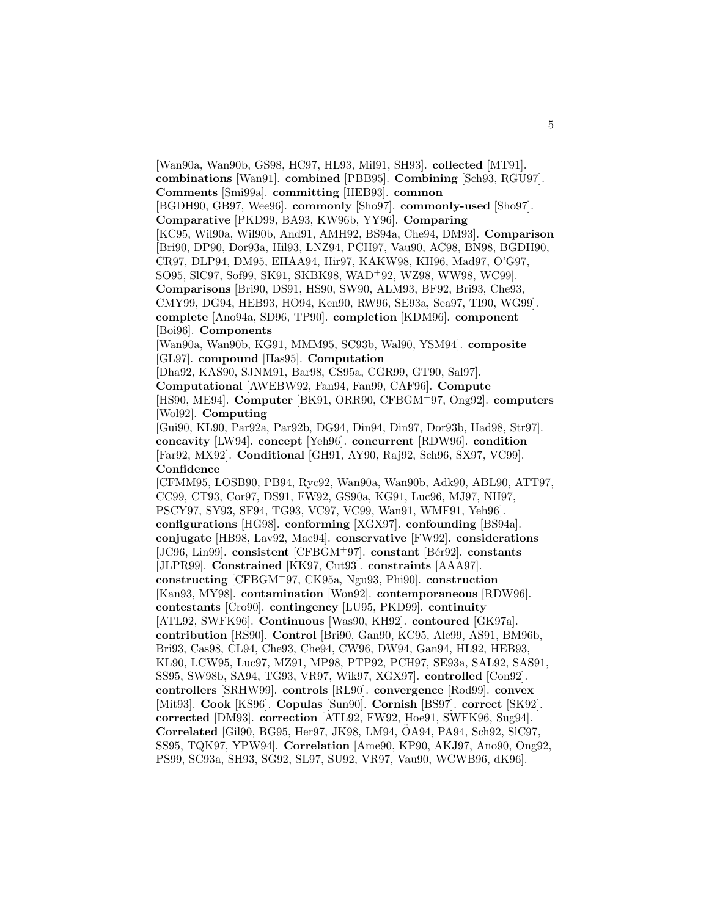[Wan90a, Wan90b, GS98, HC97, HL93, Mil91, SH93]. **collected** [MT91]. **combinations** [Wan91]. **combined** [PBB95]. **Combining** [Sch93, RGU97]. **Comments** [Smi99a]. **committing** [HEB93]. **common** [BGDH90, GB97, Wee96]. **commonly** [Sho97]. **commonly-used** [Sho97]. **Comparative** [PKD99, BA93, KW96b, YY96]. **Comparing** [KC95, Wil90a, Wil90b, And91, AMH92, BS94a, Che94, DM93]. **Comparison** [Bri90, DP90, Dor93a, Hil93, LNZ94, PCH97, Vau90, AC98, BN98, BGDH90, CR97, DLP94, DM95, EHAA94, Hir97, KAKW98, KH96, Mad97, O'G97, SO95, SlC97, Sof99, SK91, SKBK98, WAD+92, WZ98, WW98, WC99]. **Comparisons** [Bri90, DS91, HS90, SW90, ALM93, BF92, Bri93, Che93, CMY99, DG94, HEB93, HO94, Ken90, RW96, SE93a, Sea97, TI90, WG99]. **complete** [Ano94a, SD96, TP90]. **completion** [KDM96]. **component** [Boi96]. **Components** [Wan90a, Wan90b, KG91, MMM95, SC93b, Wal90, YSM94]. **composite** [GL97]. **compound** [Has95]. **Computation** [Dha92, KAS90, SJNM91, Bar98, CS95a, CGR99, GT90, Sal97]. **Computational** [AWEBW92, Fan94, Fan99, CAF96]. **Compute** [HS90, ME94]. **Computer** [BK91, ORR90, CFBGM+97, Ong92]. **computers** [Wol92]. **Computing** [Gui90, KL90, Par92a, Par92b, DG94, Din94, Din97, Dor93b, Had98, Str97]. **concavity** [LW94]. **concept** [Yeh96]. **concurrent** [RDW96]. **condition** [Far92, MX92]. **Conditional** [GH91, AY90, Raj92, Sch96, SX97, VC99]. **Confidence** [CFMM95, LOSB90, PB94, Ryc92, Wan90a, Wan90b, Adk90, ABL90, ATT97, CC99, CT93, Cor97, DS91, FW92, GS90a, KG91, Luc96, MJ97, NH97, PSCY97, SY93, SF94, TG93, VC97, VC99, Wan91, WMF91, Yeh96]. **configurations** [HG98]. **conforming** [XGX97]. **confounding** [BS94a]. **conjugate** [HB98, Lav92, Mac94]. **conservative** [FW92]. **considerations** [JC96, Lin99]. **consistent** [CFBGM+97]. **constant** [Bér92]. **constants** [JLPR99]. **Constrained** [KK97, Cut93]. **constraints** [AAA97]. **constructing** [CFBGM+97, CK95a, Ngu93, Phi90]. **construction** [Kan93, MY98]. **contamination** [Won92]. **contemporaneous** [RDW96]. **contestants** [Cro90]. **contingency** [LU95, PKD99]. **continuity** [ATL92, SWFK96]. **Continuous** [Was90, KH92]. **contoured** [GK97a]. **contribution** [RS90]. **Control** [Bri90, Gan90, KC95, Ale99, AS91, BM96b, Bri93, Cas98, CL94, Che93, Che94, CW96, DW94, Gan94, HL92, HEB93, KL90, LCW95, Luc97, MZ91, MP98, PTP92, PCH97, SE93a, SAL92, SAS91, SS95, SW98b, SA94, TG93, VR97, Wik97, XGX97]. **controlled** [Con92]. **controllers** [SRHW99]. **controls** [RL90]. **convergence** [Rod99]. **convex** [Mit93]. **Cook** [KS96]. **Copulas** [Sun90]. **Cornish** [BS97]. **correct** [SK92]. **corrected** [DM93]. **correction** [ATL92, FW92, Hoe91, SWFK96, Sug94]. **Correlated** [Gil90, BG95, Her97, JK98, LM94, ÖA94, PA94, Sch92, SlC97, SS95, TQK97, YPW94]. **Correlation** [Ame90, KP90, AKJ97, Ano90, Ong92, PS99, SC93a, SH93, SG92, SL97, SU92, VR97, Vau90, WCWB96, dK96].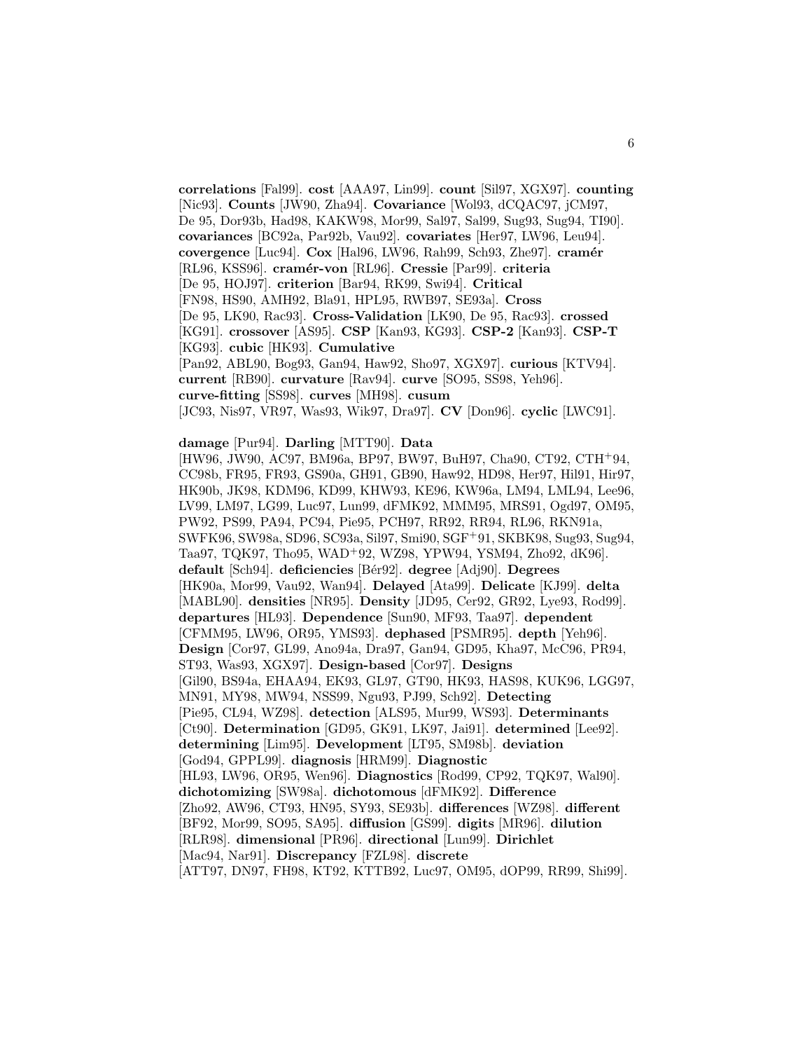**correlations** [Fal99]. **cost** [AAA97, Lin99]. **count** [Sil97, XGX97]. **counting** [Nic93]. **Counts** [JW90, Zha94]. **Covariance** [Wol93, dCQAC97, jCM97, De 95, Dor93b, Had98, KAKW98, Mor99, Sal97, Sal99, Sug93, Sug94, TI90]. **covariances** [BC92a, Par92b, Vau92]. **covariates** [Her97, LW96, Leu94]. **covergence** [Luc94]. **Cox** [Hal96, LW96, Rah99, Sch93, Zhe97]. **cramér** [RL96, KSS96]. **cramér-von** [RL96]. **Cressie** [Par99]. **criteria** [De 95, HOJ97]. **criterion** [Bar94, RK99, Swi94]. **Critical** [FN98, HS90, AMH92, Bla91, HPL95, RWB97, SE93a]. **Cross** [De 95, LK90, Rac93]. **Cross-Validation** [LK90, De 95, Rac93]. **crossed** [KG91]. **crossover** [AS95]. **CSP** [Kan93, KG93]. **CSP-2** [Kan93]. **CSP-T** [KG93]. **cubic** [HK93]. **Cumulative** [Pan92, ABL90, Bog93, Gan94, Haw92, Sho97, XGX97]. **curious** [KTV94]. **current** [RB90]. **curvature** [Rav94]. **curve** [SO95, SS98, Yeh96]. **curve-fitting** [SS98]. **curves** [MH98]. **cusum** [JC93, Nis97, VR97, Was93, Wik97, Dra97]. **CV** [Don96]. **cyclic** [LWC91].

**damage** [Pur94]. **Darling** [MTT90]. **Data** [HW96, JW90, AC97, BM96a, BP97, BW97, BuH97, Cha90, CT92, CTH+94, CC98b, FR95, FR93, GS90a, GH91, GB90, Haw92, HD98, Her97, Hil91, Hir97, HK90b, JK98, KDM96, KD99, KHW93, KE96, KW96a, LM94, LML94, Lee96, LV99, LM97, LG99, Luc97, Lun99, dFMK92, MMM95, MRS91, Ogd97, OM95, PW92, PS99, PA94, PC94, Pie95, PCH97, RR92, RR94, RL96, RKN91a, SWFK96, SW98a, SD96, SC93a, Sil97, Smi90, SGF+91, SKBK98, Sug93, Sug94, Taa97, TQK97, Tho95, WAD+92, WZ98, YPW94, YSM94, Zho92, dK96]. **default** [Sch94]. **deficiencies** [Bér92]. **degree** [Adj90]. **Degrees** [HK90a, Mor99, Vau92, Wan94]. **Delayed** [Ata99]. **Delicate** [KJ99]. **delta** [MABL90]. **densities** [NR95]. **Density** [JD95, Cer92, GR92, Lye93, Rod99]. **departures** [HL93]. **Dependence** [Sun90, MF93, Taa97]. **dependent** [CFMM95, LW96, OR95, YMS93]. **dephased** [PSMR95]. **depth** [Yeh96]. **Design** [Cor97, GL99, Ano94a, Dra97, Gan94, GD95, Kha97, McC96, PR94, ST93, Was93, XGX97]. **Design-based** [Cor97]. **Designs** [Gil90, BS94a, EHAA94, EK93, GL97, GT90, HK93, HAS98, KUK96, LGG97, MN91, MY98, MW94, NSS99, Ngu93, PJ99, Sch92]. **Detecting** [Pie95, CL94, WZ98]. **detection** [ALS95, Mur99, WS93]. **Determinants** [Ct90]. **Determination** [GD95, GK91, LK97, Jai91]. **determined** [Lee92]. **determining** [Lim95]. **Development** [LT95, SM98b]. **deviation** [God94, GPPL99]. **diagnosis** [HRM99]. **Diagnostic** [HL93, LW96, OR95, Wen96]. **Diagnostics** [Rod99, CP92, TQK97, Wal90]. **dichotomizing** [SW98a]. **dichotomous** [dFMK92]. **Difference** [Zho92, AW96, CT93, HN95, SY93, SE93b]. **differences** [WZ98]. **different** [BF92, Mor99, SO95, SA95]. **diffusion** [GS99]. **digits** [MR96]. **dilution** [RLR98]. **dimensional** [PR96]. **directional** [Lun99]. **Dirichlet** [Mac94, Nar91]. **Discrepancy** [FZL98]. **discrete** [ATT97, DN97, FH98, KT92, KTTB92, Luc97, OM95, dOP99, RR99, Shi99].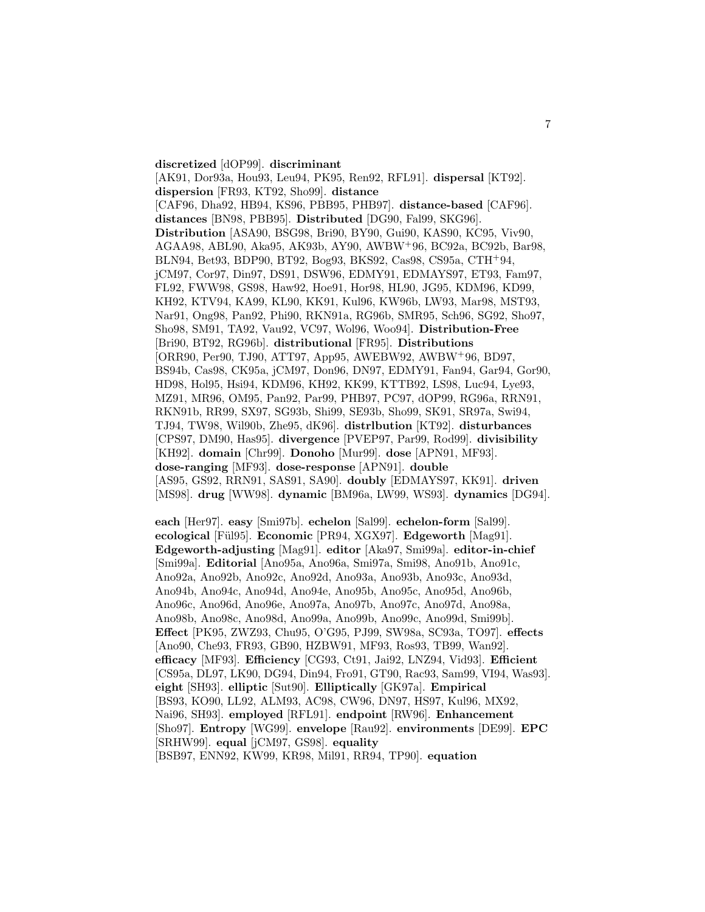**discretized** [dOP99]. **discriminant** [AK91, Dor93a, Hou93, Leu94, PK95, Ren92, RFL91]. **dispersal** [KT92]. **dispersion** [FR93, KT92, Sho99]. **distance** [CAF96, Dha92, HB94, KS96, PBB95, PHB97]. **distance-based** [CAF96]. **distances** [BN98, PBB95]. **Distributed** [DG90, Fal99, SKG96]. **Distribution** [ASA90, BSG98, Bri90, BY90, Gui90, KAS90, KC95, Viv90, AGAA98, ABL90, Aka95, AK93b, AY90, AWBW+96, BC92a, BC92b, Bar98, BLN94, Bet93, BDP90, BT92, Bog93, BKS92, Cas98, CS95a, CTH+94, jCM97, Cor97, Din97, DS91, DSW96, EDMY91, EDMAYS97, ET93, Fam97, FL92, FWW98, GS98, Haw92, Hoe91, Hor98, HL90, JG95, KDM96, KD99, KH92, KTV94, KA99, KL90, KK91, Kul96, KW96b, LW93, Mar98, MST93, Nar91, Ong98, Pan92, Phi90, RKN91a, RG96b, SMR95, Sch96, SG92, Sho97, Sho98, SM91, TA92, Vau92, VC97, Wol96, Woo94]. **Distribution-Free** [Bri90, BT92, RG96b]. **distributional** [FR95]. **Distributions** [ORR90, Per90, TJ90, ATT97, App95, AWEBW92, AWBW+96, BD97, BS94b, Cas98, CK95a, jCM97, Don96, DN97, EDMY91, Fan94, Gar94, Gor90, HD98, Hol95, Hsi94, KDM96, KH92, KK99, KTTB92, LS98, Luc94, Lye93, MZ91, MR96, OM95, Pan92, Par99, PHB97, PC97, dOP99, RG96a, RRN91, RKN91b, RR99, SX97, SG93b, Shi99, SE93b, Sho99, SK91, SR97a, Swi94, TJ94, TW98, Wil90b, Zhe95, dK96]. **distrlbution** [KT92]. **disturbances** [CPS97, DM90, Has95]. **divergence** [PVEP97, Par99, Rod99]. **divisibility** [KH92]. **domain** [Chr99]. **Donoho** [Mur99]. **dose** [APN91, MF93]. **dose-ranging** [MF93]. **dose-response** [APN91]. **double** [AS95, GS92, RRN91, SAS91, SA90]. **doubly** [EDMAYS97, KK91]. **driven** [MS98]. **drug** [WW98]. **dynamic** [BM96a, LW99, WS93]. **dynamics** [DG94].

**each** [Her97]. **easy** [Smi97b]. **echelon** [Sal99]. **echelon-form** [Sal99]. **ecological** [Fül95]. **Economic** [PR94, XGX97]. **Edgeworth** [Mag91]. **Edgeworth-adjusting** [Mag91]. **editor** [Aka97, Smi99a]. **editor-in-chief** [Smi99a]. **Editorial** [Ano95a, Ano96a, Smi97a, Smi98, Ano91b, Ano91c, Ano92a, Ano92b, Ano92c, Ano92d, Ano93a, Ano93b, Ano93c, Ano93d, Ano94b, Ano94c, Ano94d, Ano94e, Ano95b, Ano95c, Ano95d, Ano96b, Ano96c, Ano96d, Ano96e, Ano97a, Ano97b, Ano97c, Ano97d, Ano98a, Ano98b, Ano98c, Ano98d, Ano99a, Ano99b, Ano99c, Ano99d, Smi99b]. **Effect** [PK95, ZWZ93, Chu95, O'G95, PJ99, SW98a, SC93a, TO97]. **effects** [Ano90, Che93, FR93, GB90, HZBW91, MF93, Ros93, TB99, Wan92]. **efficacy** [MF93]. **Efficiency** [CG93, Ct91, Jai92, LNZ94, Vid93]. **Efficient** [CS95a, DL97, LK90, DG94, Din94, Fro91, GT90, Rac93, Sam99, VI94, Was93]. **eight** [SH93]. **elliptic** [Sut90]. **Elliptically** [GK97a]. **Empirical** [BS93, KO90, LL92, ALM93, AC98, CW96, DN97, HS97, Kul96, MX92, Nai96, SH93]. **employed** [RFL91]. **endpoint** [RW96]. **Enhancement** [Sho97]. **Entropy** [WG99]. **envelope** [Rau92]. **environments** [DE99]. **EPC** [SRHW99]. **equal** [jCM97, GS98]. **equality** [BSB97, ENN92, KW99, KR98, Mil91, RR94, TP90]. **equation**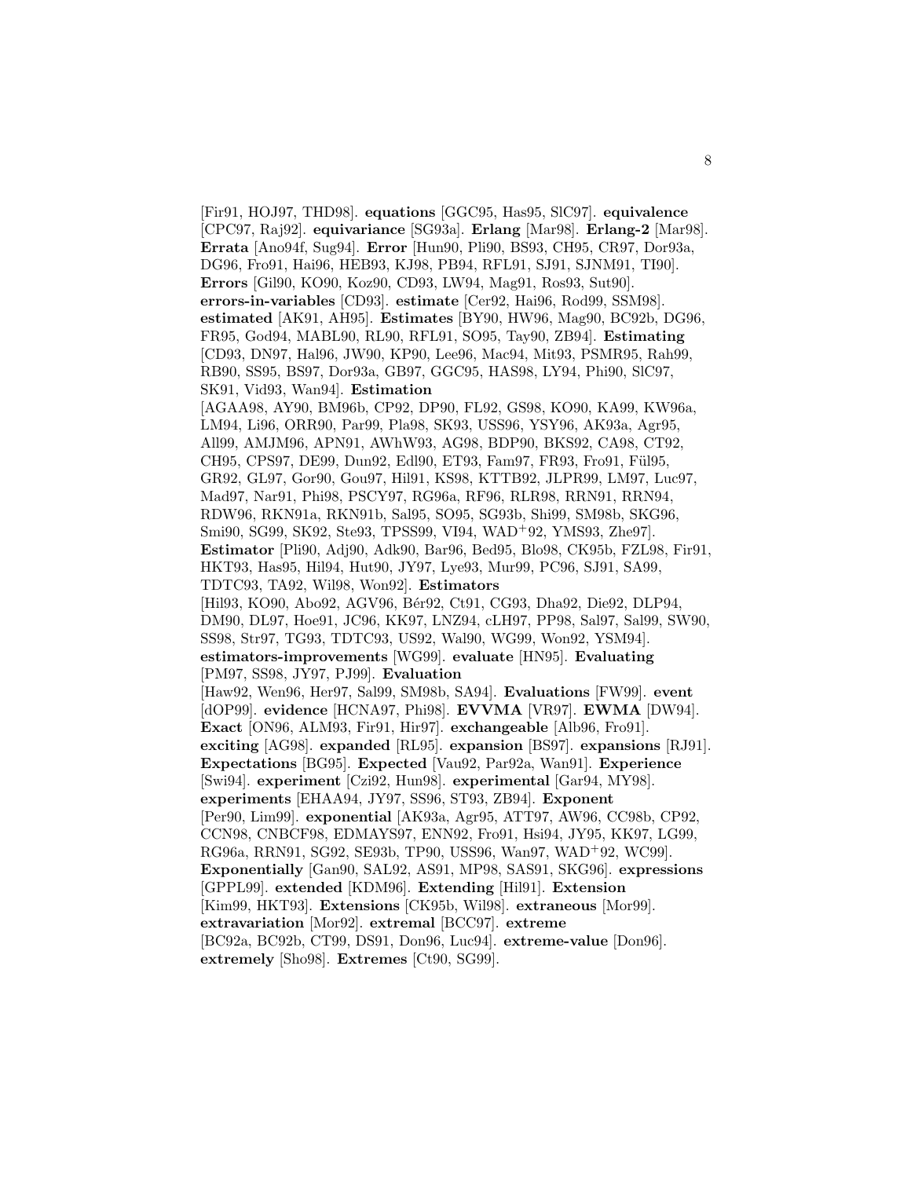[Fir91, HOJ97, THD98]. **equations** [GGC95, Has95, SlC97]. **equivalence** [CPC97, Raj92]. **equivariance** [SG93a]. **Erlang** [Mar98]. **Erlang-2** [Mar98]. **Errata** [Ano94f, Sug94]. **Error** [Hun90, Pli90, BS93, CH95, CR97, Dor93a, DG96, Fro91, Hai96, HEB93, KJ98, PB94, RFL91, SJ91, SJNM91, TI90]. **Errors** [Gil90, KO90, Koz90, CD93, LW94, Mag91, Ros93, Sut90]. **errors-in-variables** [CD93]. **estimate** [Cer92, Hai96, Rod99, SSM98]. **estimated** [AK91, AH95]. **Estimates** [BY90, HW96, Mag90, BC92b, DG96, FR95, God94, MABL90, RL90, RFL91, SO95, Tay90, ZB94]. **Estimating** [CD93, DN97, Hal96, JW90, KP90, Lee96, Mac94, Mit93, PSMR95, Rah99, RB90, SS95, BS97, Dor93a, GB97, GGC95, HAS98, LY94, Phi90, SlC97, SK91, Vid93, Wan94]. **Estimation** [AGAA98, AY90, BM96b, CP92, DP90, FL92, GS98, KO90, KA99, KW96a, LM94, Li96, ORR90, Par99, Pla98, SK93, USS96, YSY96, AK93a, Agr95, All99, AMJM96, APN91, AWhW93, AG98, BDP90, BKS92, CA98, CT92, CH95, CPS97, DE99, Dun92, Edl90, ET93, Fam97, FR93, Fro91, Fül95, GR92, GL97, Gor90, Gou97, Hil91, KS98, KTTB92, JLPR99, LM97, Luc97, Mad97, Nar91, Phi98, PSCY97, RG96a, RF96, RLR98, RRN91, RRN94, RDW96, RKN91a, RKN91b, Sal95, SO95, SG93b, Shi99, SM98b, SKG96, Smi90, SG99, SK92, Ste93, TPSS99, VI94, WAD+92, YMS93, Zhe97]. **Estimator** [Pli90, Adj90, Adk90, Bar96, Bed95, Blo98, CK95b, FZL98, Fir91, HKT93, Has95, Hil94, Hut90, JY97, Lye93, Mur99, PC96, SJ91, SA99, TDTC93, TA92, Wil98, Won92]. **Estimators** [Hil93, KO90, Abo92, AGV96, Bér92, Ct91, CG93, Dha92, Die92, DLP94, DM90, DL97, Hoe91, JC96, KK97, LNZ94, cLH97, PP98, Sal97, Sal99, SW90, SS98, Str97, TG93, TDTC93, US92, Wal90, WG99, Won92, YSM94]. **estimators-improvements** [WG99]. **evaluate** [HN95]. **Evaluating** [PM97, SS98, JY97, PJ99]. **Evaluation** [Haw92, Wen96, Her97, Sal99, SM98b, SA94]. **Evaluations** [FW99]. **event** [dOP99]. **evidence** [HCNA97, Phi98]. **EVVMA** [VR97]. **EWMA** [DW94]. **Exact** [ON96, ALM93, Fir91, Hir97]. **exchangeable** [Alb96, Fro91]. **exciting** [AG98]. **expanded** [RL95]. **expansion** [BS97]. **expansions** [RJ91]. **Expectations** [BG95]. **Expected** [Vau92, Par92a, Wan91]. **Experience** [Swi94]. **experiment** [Czi92, Hun98]. **experimental** [Gar94, MY98]. **experiments** [EHAA94, JY97, SS96, ST93, ZB94]. **Exponent** [Per90, Lim99]. **exponential** [AK93a, Agr95, ATT97, AW96, CC98b, CP92, CCN98, CNBCF98, EDMAYS97, ENN92, Fro91, Hsi94, JY95, KK97, LG99, RG96a, RRN91, SG92, SE93b, TP90, USS96, Wan97, WAD+92, WC99]. **Exponentially** [Gan90, SAL92, AS91, MP98, SAS91, SKG96]. **expressions** [GPPL99]. **extended** [KDM96]. **Extending** [Hil91]. **Extension** [Kim99, HKT93]. **Extensions** [CK95b, Wil98]. **extraneous** [Mor99]. **extravariation** [Mor92]. **extremal** [BCC97]. **extreme** [BC92a, BC92b, CT99, DS91, Don96, Luc94]. **extreme-value** [Don96]. **extremely** [Sho98]. **Extremes** [Ct90, SG99].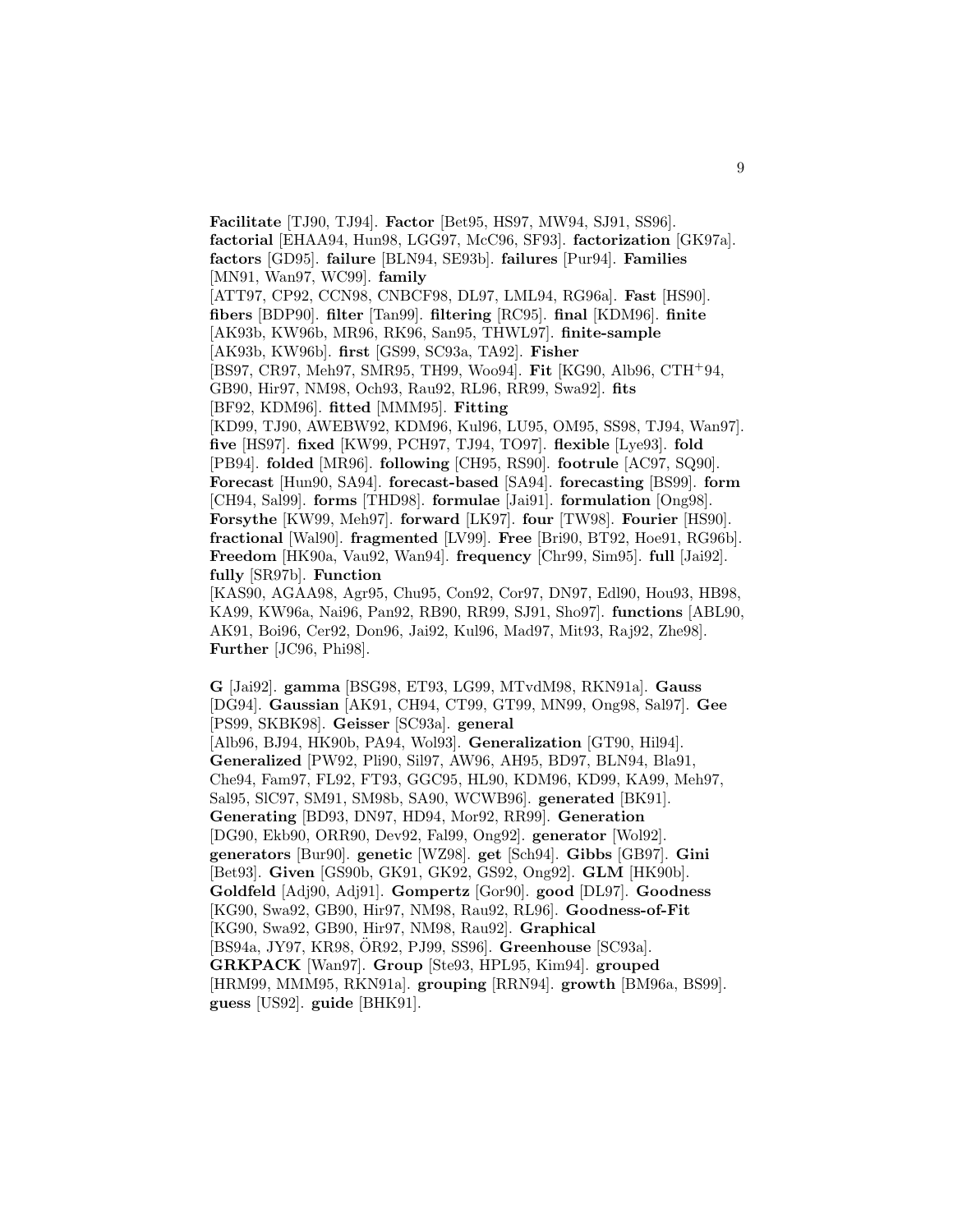**Facilitate** [TJ90, TJ94]. **Factor** [Bet95, HS97, MW94, SJ91, SS96]. **factorial** [EHAA94, Hun98, LGG97, McC96, SF93]. **factorization** [GK97a]. **factors** [GD95]. **failure** [BLN94, SE93b]. **failures** [Pur94]. **Families** [MN91, Wan97, WC99]. **family** [ATT97, CP92, CCN98, CNBCF98, DL97, LML94, RG96a]. **Fast** [HS90]. **fibers** [BDP90]. **filter** [Tan99]. **filtering** [RC95]. **final** [KDM96]. **finite** [AK93b, KW96b, MR96, RK96, San95, THWL97]. **finite-sample** [AK93b, KW96b]. **first** [GS99, SC93a, TA92]. **Fisher** [BS97, CR97, Meh97, SMR95, TH99, Woo94]. **Fit** [KG90, Alb96, CTH+94, GB90, Hir97, NM98, Och93, Rau92, RL96, RR99, Swa92]. **fits** [BF92, KDM96]. **fitted** [MMM95]. **Fitting** [KD99, TJ90, AWEBW92, KDM96, Kul96, LU95, OM95, SS98, TJ94, Wan97]. **five** [HS97]. **fixed** [KW99, PCH97, TJ94, TO97]. **flexible** [Lye93]. **fold** [PB94]. **folded** [MR96]. **following** [CH95, RS90]. **footrule** [AC97, SQ90]. **Forecast** [Hun90, SA94]. **forecast-based** [SA94]. **forecasting** [BS99]. **form** [CH94, Sal99]. **forms** [THD98]. **formulae** [Jai91]. **formulation** [Ong98]. **Forsythe** [KW99, Meh97]. **forward** [LK97]. **four** [TW98]. **Fourier** [HS90]. **fractional** [Wal90]. **fragmented** [LV99]. **Free** [Bri90, BT92, Hoe91, RG96b]. **Freedom** [HK90a, Vau92, Wan94]. **frequency** [Chr99, Sim95]. **full** [Jai92]. **fully** [SR97b]. **Function** [KAS90, AGAA98, Agr95, Chu95, Con92, Cor97, DN97, Edl90, Hou93, HB98, KA99, KW96a, Nai96, Pan92, RB90, RR99, SJ91, Sho97]. **functions** [ABL90, AK91, Boi96, Cer92, Don96, Jai92, Kul96, Mad97, Mit93, Raj92, Zhe98]. **Further** [JC96, Phi98].

**G** [Jai92]. **gamma** [BSG98, ET93, LG99, MTvdM98, RKN91a]. **Gauss** [DG94]. **Gaussian** [AK91, CH94, CT99, GT99, MN99, Ong98, Sal97]. **Gee** [PS99, SKBK98]. **Geisser** [SC93a]. **general** [Alb96, BJ94, HK90b, PA94, Wol93]. **Generalization** [GT90, Hil94]. **Generalized** [PW92, Pli90, Sil97, AW96, AH95, BD97, BLN94, Bla91, Che94, Fam97, FL92, FT93, GGC95, HL90, KDM96, KD99, KA99, Meh97, Sal95, SlC97, SM91, SM98b, SA90, WCWB96]. **generated** [BK91]. **Generating** [BD93, DN97, HD94, Mor92, RR99]. **Generation** [DG90, Ekb90, ORR90, Dev92, Fal99, Ong92]. **generator** [Wol92]. **generators** [Bur90]. **genetic** [WZ98]. **get** [Sch94]. **Gibbs** [GB97]. **Gini** [Bet93]. **Given** [GS90b, GK91, GK92, GS92, Ong92]. **GLM** [HK90b]. **Goldfeld** [Adj90, Adj91]. **Gompertz** [Gor90]. **good** [DL97]. **Goodness** [KG90, Swa92, GB90, Hir97, NM98, Rau92, RL96]. **Goodness-of-Fit** [KG90, Swa92, GB90, Hir97, NM98, Rau92]. **Graphical** [BS94a, JY97, KR98, ÖR92, PJ99, SS96]. **Greenhouse** [SC93a]. **GRKPACK** [Wan97]. **Group** [Ste93, HPL95, Kim94]. **grouped** [HRM99, MMM95, RKN91a]. **grouping** [RRN94]. **growth** [BM96a, BS99]. **guess** [US92]. **guide** [BHK91].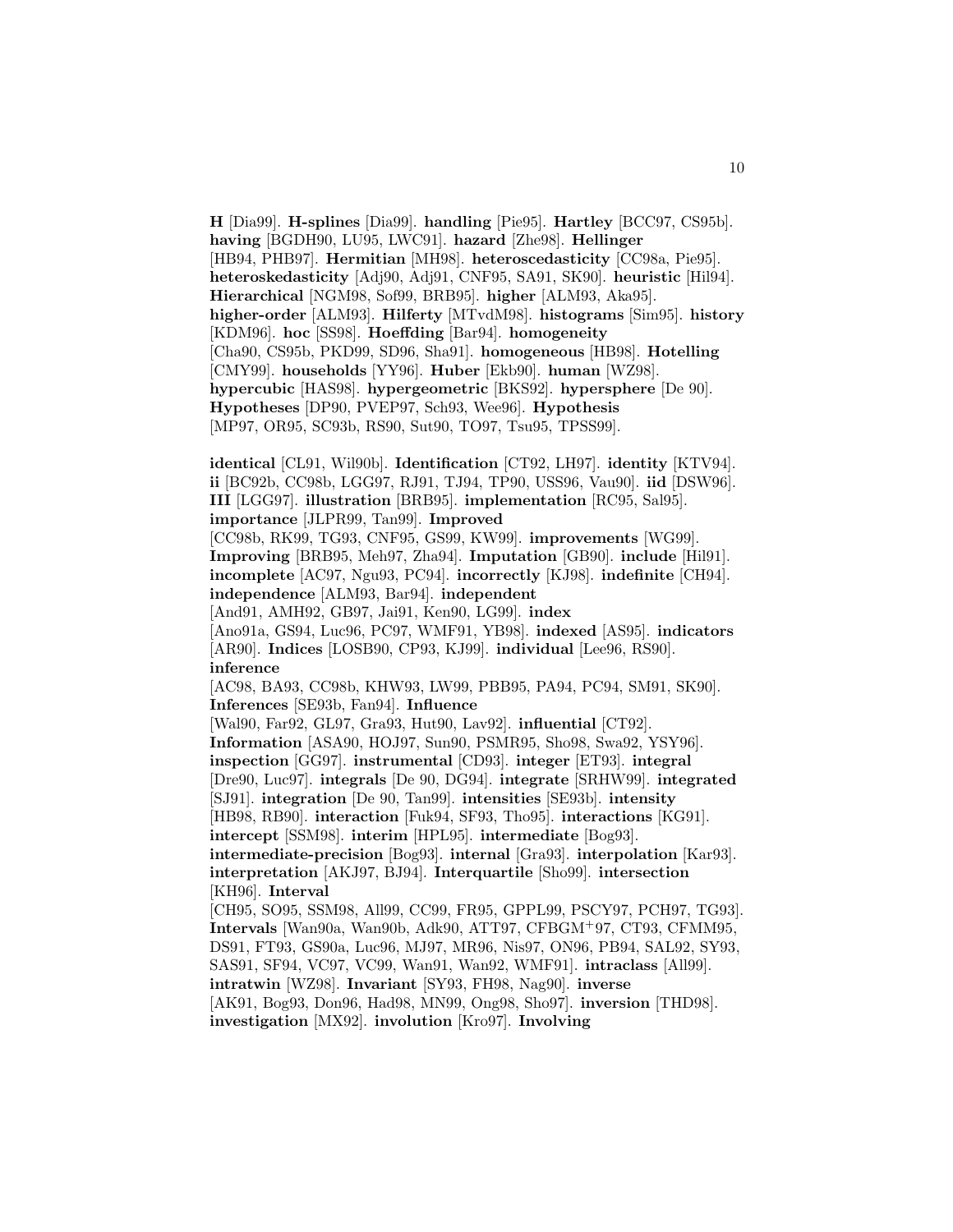**H** [Dia99]. **H-splines** [Dia99]. **handling** [Pie95]. **Hartley** [BCC97, CS95b]. **having** [BGDH90, LU95, LWC91]. **hazard** [Zhe98]. **Hellinger** [HB94, PHB97]. **Hermitian** [MH98]. **heteroscedasticity** [CC98a, Pie95]. **heteroskedasticity** [Adj90, Adj91, CNF95, SA91, SK90]. **heuristic** [Hil94]. **Hierarchical** [NGM98, Sof99, BRB95]. **higher** [ALM93, Aka95]. **higher-order** [ALM93]. **Hilferty** [MTvdM98]. **histograms** [Sim95]. **history** [KDM96]. **hoc** [SS98]. **Hoeffding** [Bar94]. **homogeneity** [Cha90, CS95b, PKD99, SD96, Sha91]. **homogeneous** [HB98]. **Hotelling** [CMY99]. **households** [YY96]. **Huber** [Ekb90]. **human** [WZ98]. **hypercubic** [HAS98]. **hypergeometric** [BKS92]. **hypersphere** [De 90]. **Hypotheses** [DP90, PVEP97, Sch93, Wee96]. **Hypothesis** [MP97, OR95, SC93b, RS90, Sut90, TO97, Tsu95, TPSS99].

**identical** [CL91, Wil90b]. **Identification** [CT92, LH97]. **identity** [KTV94]. **ii** [BC92b, CC98b, LGG97, RJ91, TJ94, TP90, USS96, Vau90]. **iid** [DSW96]. **III** [LGG97]. **illustration** [BRB95]. **implementation** [RC95, Sal95]. **importance** [JLPR99, Tan99]. **Improved** [CC98b, RK99, TG93, CNF95, GS99, KW99]. **improvements** [WG99]. **Improving** [BRB95, Meh97, Zha94]. **Imputation** [GB90]. **include** [Hil91]. **incomplete** [AC97, Ngu93, PC94]. **incorrectly** [KJ98]. **indefinite** [CH94]. **independence** [ALM93, Bar94]. **independent** [And91, AMH92, GB97, Jai91, Ken90, LG99]. **index** [Ano91a, GS94, Luc96, PC97, WMF91, YB98]. **indexed** [AS95]. **indicators** [AR90]. **Indices** [LOSB90, CP93, KJ99]. **individual** [Lee96, RS90]. **inference** [AC98, BA93, CC98b, KHW93, LW99, PBB95, PA94, PC94, SM91, SK90]. **Inferences** [SE93b, Fan94]. **Influence** [Wal90, Far92, GL97, Gra93, Hut90, Lav92]. **influential** [CT92]. **Information** [ASA90, HOJ97, Sun90, PSMR95, Sho98, Swa92, YSY96]. **inspection** [GG97]. **instrumental** [CD93]. **integer** [ET93]. **integral** [Dre90, Luc97]. **integrals** [De 90, DG94]. **integrate** [SRHW99]. **integrated** [SJ91]. **integration** [De 90, Tan99]. **intensities** [SE93b]. **intensity** [HB98, RB90]. **interaction** [Fuk94, SF93, Tho95]. **interactions** [KG91]. **intercept** [SSM98]. **interim** [HPL95]. **intermediate** [Bog93]. **intermediate-precision** [Bog93]. **internal** [Gra93]. **interpolation** [Kar93]. **interpretation** [AKJ97, BJ94]. **Interquartile** [Sho99]. **intersection** [KH96]. **Interval** [CH95, SO95, SSM98, All99, CC99, FR95, GPPL99, PSCY97, PCH97, TG93]. **Intervals** [Wan90a, Wan90b, Adk90, ATT97, CFBGM$^+$97, CT93, CFMM95, DS91, FT93, GS90a, Luc96, MJ97, MR96, Nis97, ON96, PB94, SAL92, SY93, SAS91, SF94, VC97, VC99, Wan91, Wan92, WMF91]. **intraclass** [All99]. **intratwin** [WZ98]. **Invariant** [SY93, FH98, Nag90]. **inverse** [AK91, Bog93, Don96, Had98, MN99, Ong98, Sho97]. **inversion** [THD98]. **investigation** [MX92]. **involution** [Kro97]. **Involving**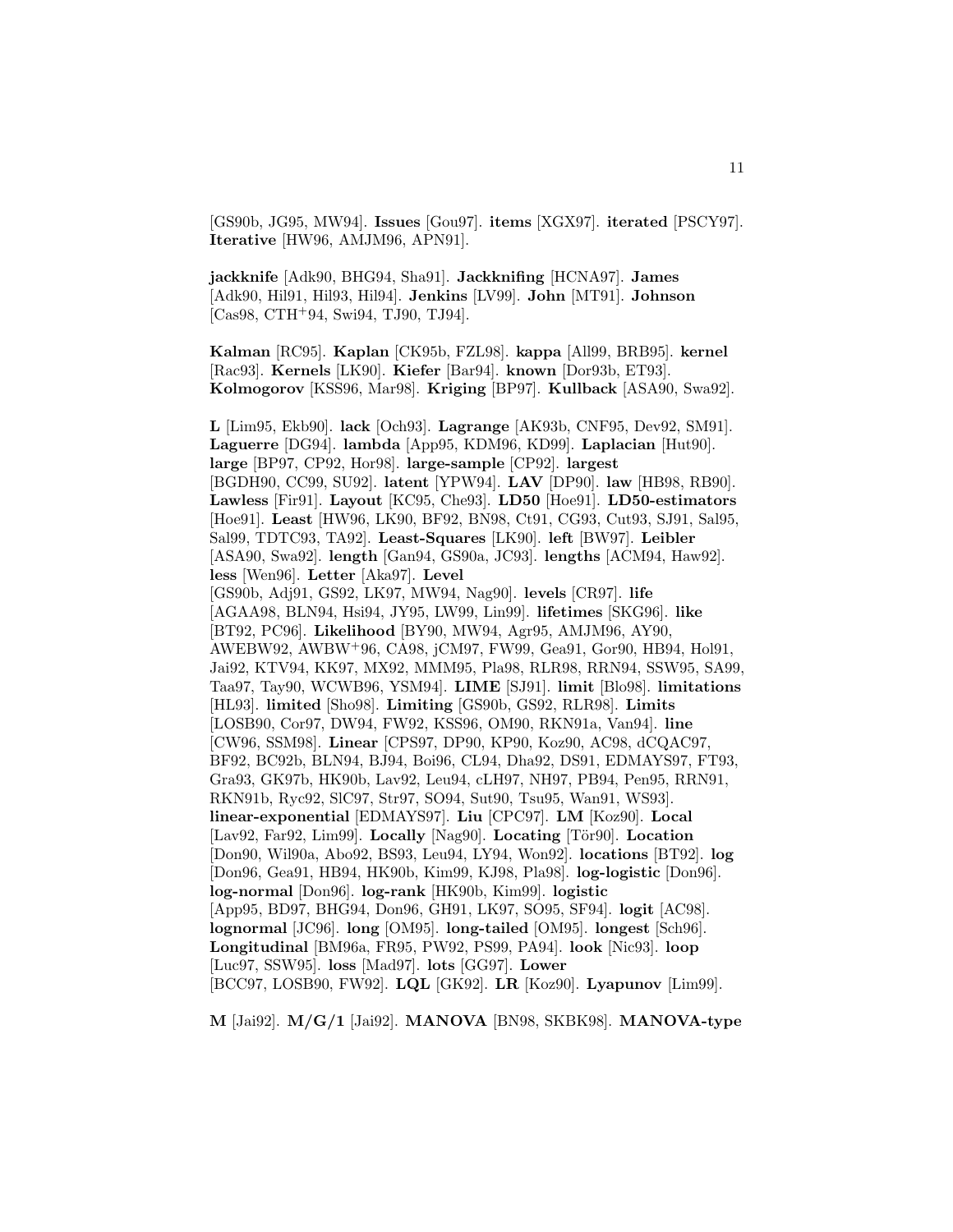[GS90b, JG95, MW94]. **Issues** [Gou97]. **items** [XGX97]. **iterated** [PSCY97]. **Iterative** [HW96, AMJM96, APN91].

**jackknife** [Adk90, BHG94, Sha91]. **Jackknifing** [HCNA97]. **James** [Adk90, Hil91, Hil93, Hil94]. **Jenkins** [LV99]. **John** [MT91]. **Johnson** [Cas98, CTH+94, Swi94, TJ90, TJ94].

**Kalman** [RC95]. **Kaplan** [CK95b, FZL98]. **kappa** [All99, BRB95]. **kernel** [Rac93]. **Kernels** [LK90]. **Kiefer** [Bar94]. **known** [Dor93b, ET93]. **Kolmogorov** [KSS96, Mar98]. **Kriging** [BP97]. **Kullback** [ASA90, Swa92].

**L** [Lim95, Ekb90]. **lack** [Och93]. **Lagrange** [AK93b, CNF95, Dev92, SM91]. **Laguerre** [DG94]. **lambda** [App95, KDM96, KD99]. **Laplacian** [Hut90]. **large** [BP97, CP92, Hor98]. **large-sample** [CP92]. **largest** [BGDH90, CC99, SU92]. **latent** [YPW94]. **LAV** [DP90]. **law** [HB98, RB90]. **Lawless** [Fir91]. **Layout** [KC95, Che93]. **LD50** [Hoe91]. **LD50-estimators** [Hoe91]. **Least** [HW96, LK90, BF92, BN98, Ct91, CG93, Cut93, SJ91, Sal95, Sal99, TDTC93, TA92]. **Least-Squares** [LK90]. **left** [BW97]. **Leibler** [ASA90, Swa92]. **length** [Gan94, GS90a, JC93]. **lengths** [ACM94, Haw92]. **less** [Wen96]. **Letter** [Aka97]. **Level** [GS90b, Adj91, GS92, LK97, MW94, Nag90]. **levels** [CR97]. **life** [AGAA98, BLN94, Hsi94, JY95, LW99, Lin99]. **lifetimes** [SKG96]. **like** [BT92, PC96]. **Likelihood** [BY90, MW94, Agr95, AMJM96, AY90, AWEBW92, AWBW+96, CA98, jCM97, FW99, Gea91, Gor90, HB94, Hol91, Jai92, KTV94, KK97, MX92, MMM95, Pla98, RLR98, RRN94, SSW95, SA99, Taa97, Tay90, WCWB96, YSM94]. **LIME** [SJ91]. **limit** [Blo98]. **limitations** [HL93]. **limited** [Sho98]. **Limiting** [GS90b, GS92, RLR98]. **Limits** [LOSB90, Cor97, DW94, FW92, KSS96, OM90, RKN91a, Van94]. **line** [CW96, SSM98]. **Linear** [CPS97, DP90, KP90, Koz90, AC98, dCQAC97, BF92, BC92b, BLN94, BJ94, Boi96, CL94, Dha92, DS91, EDMAYS97, FT93, Gra93, GK97b, HK90b, Lav92, Leu94, cLH97, NH97, PB94, Pen95, RRN91, RKN91b, Ryc92, SlC97, Str97, SO94, Sut90, Tsu95, Wan91, WS93]. **linear-exponential** [EDMAYS97]. **Liu** [CPC97]. **LM** [Koz90]. **Local** [Lav92, Far92, Lim99]. **Locally** [Nag90]. **Locating** [Tör90]. **Location** [Don90, Wil90a, Abo92, BS93, Leu94, LY94, Won92]. **locations** [BT92]. **log** [Don96, Gea91, HB94, HK90b, Kim99, KJ98, Pla98]. **log-logistic** [Don96]. **log-normal** [Don96]. **log-rank** [HK90b, Kim99]. **logistic** [App95, BD97, BHG94, Don96, GH91, LK97, SO95, SF94]. **logit** [AC98]. **lognormal** [JC96]. **long** [OM95]. **long-tailed** [OM95]. **longest** [Sch96]. **Longitudinal** [BM96a, FR95, PW92, PS99, PA94]. **look** [Nic93]. **loop** [Luc97, SSW95]. **loss** [Mad97]. **lots** [GG97]. **Lower** [BCC97, LOSB90, FW92]. **LQL** [GK92]. **LR** [Koz90]. **Lyapunov** [Lim99].

**M** [Jai92]. **M/G/1** [Jai92]. **MANOVA** [BN98, SKBK98]. **MANOVA-type**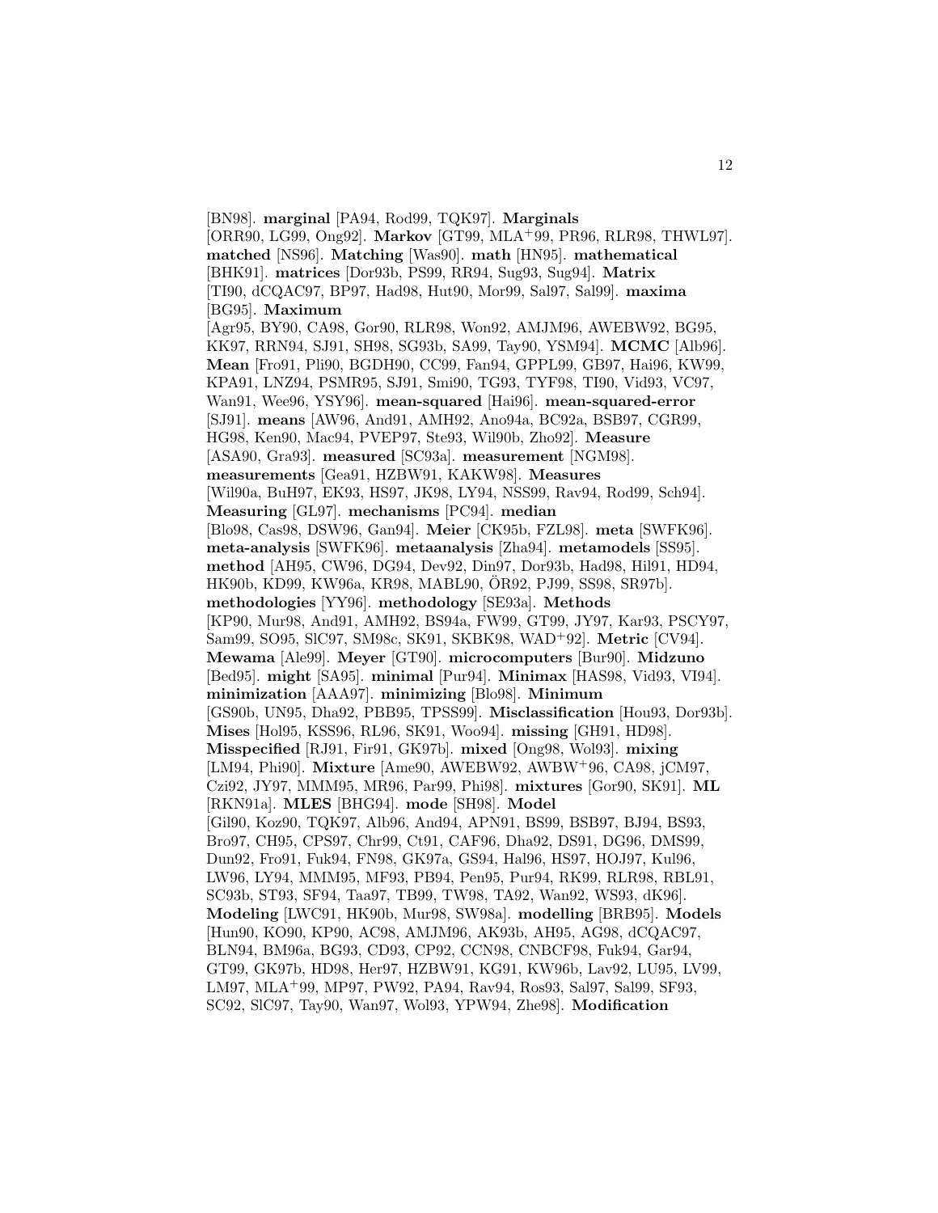[BN98]. **marginal** [PA94, Rod99, TQK97]. **Marginals** [ORR90, LG99, Ong92]. **Markov** [GT99, MLA+99, PR96, RLR98, THWL97]. **matched** [NS96]. **Matching** [Was90]. **math** [HN95]. **mathematical** [BHK91]. **matrices** [Dor93b, PS99, RR94, Sug93, Sug94]. **Matrix** [TI90, dCQAC97, BP97, Had98, Hut90, Mor99, Sal97, Sal99]. **maxima** [BG95]. **Maximum** [Agr95, BY90, CA98, Gor90, RLR98, Won92, AMJM96, AWEBW92, BG95, KK97, RRN94, SJ91, SH98, SG93b, SA99, Tay90, YSM94]. **MCMC** [Alb96]. **Mean** [Fro91, Pli90, BGDH90, CC99, Fan94, GPPL99, GB97, Hai96, KW99, KPA91, LNZ94, PSMR95, SJ91, Smi90, TG93, TYF98, TI90, Vid93, VC97, Wan91, Wee96, YSY96]. **mean-squared** [Hai96]. **mean-squared-error** [SJ91]. **means** [AW96, And91, AMH92, Ano94a, BC92a, BSB97, CGR99, HG98, Ken90, Mac94, PVEP97, Ste93, Wil90b, Zho92]. **Measure** [ASA90, Gra93]. **measured** [SC93a]. **measurement** [NGM98]. **measurements** [Gea91, HZBW91, KAKW98]. **Measures** [Wil90a, BuH97, EK93, HS97, JK98, LY94, NSS99, Rav94, Rod99, Sch94]. **Measuring** [GL97]. **mechanisms** [PC94]. **median** [Blo98, Cas98, DSW96, Gan94]. **Meier** [CK95b, FZL98]. **meta** [SWFK96]. **meta-analysis** [SWFK96]. **metaanalysis** [Zha94]. **metamodels** [SS95]. **method** [AH95, CW96, DG94, Dev92, Din97, Dor93b, Had98, Hil91, HD94, HK90b, KD99, KW96a, KR98, MABL90, ÖR92, PJ99, SS98, SR97b]. **methodologies** [YY96]. **methodology** [SE93a]. **Methods** [KP90, Mur98, And91, AMH92, BS94a, FW99, GT99, JY97, Kar93, PSCY97, Sam99, SO95, SlC97, SM98c, SK91, SKBK98, WAD+92]. **Metric** [CV94]. **Mewama** [Ale99]. **Meyer** [GT90]. **microcomputers** [Bur90]. **Midzuno** [Bed95]. **might** [SA95]. **minimal** [Pur94]. **Minimax** [HAS98, Vid93, VI94]. **minimization** [AAA97]. **minimizing** [Blo98]. **Minimum** [GS90b, UN95, Dha92, PBB95, TPSS99]. **Misclassification** [Hou93, Dor93b]. **Mises** [Hol95, KSS96, RL96, SK91, Woo94]. **missing** [GH91, HD98]. **Misspecified** [RJ91, Fir91, GK97b]. **mixed** [Ong98, Wol93]. **mixing** [LM94, Phi90]. **Mixture** [Ame90, AWEBW92, AWBW+96, CA98, jCM97, Czi92, JY97, MMM95, MR96, Par99, Phi98]. **mixtures** [Gor90, SK91]. **ML** [RKN91a]. **MLES** [BHG94]. **mode** [SH98]. **Model** [Gil90, Koz90, TQK97, Alb96, And94, APN91, BS99, BSB97, BJ94, BS93, Bro97, CH95, CPS97, Chr99, Ct91, CAF96, Dha92, DS91, DG96, DMS99, Dun92, Fro91, Fuk94, FN98, GK97a, GS94, Hal96, HS97, HOJ97, Kul96, LW96, LY94, MMM95, MF93, PB94, Pen95, Pur94, RK99, RLR98, RBL91, SC93b, ST93, SF94, Taa97, TB99, TW98, TA92, Wan92, WS93, dK96]. **Modeling** [LWC91, HK90b, Mur98, SW98a]. **modelling** [BRB95]. **Models** [Hun90, KO90, KP90, AC98, AMJM96, AK93b, AH95, AG98, dCQAC97, BLN94, BM96a, BG93, CD93, CP92, CCN98, CNBCF98, Fuk94, Gar94, GT99, GK97b, HD98, Her97, HZBW91, KG91, KW96b, Lav92, LU95, LV99, LM97, MLA+99, MP97, PW92, PA94, Rav94, Ros93, Sal97, Sal99, SF93, SC92, SlC97, Tay90, Wan97, Wol93, YPW94, Zhe98]. **Modification**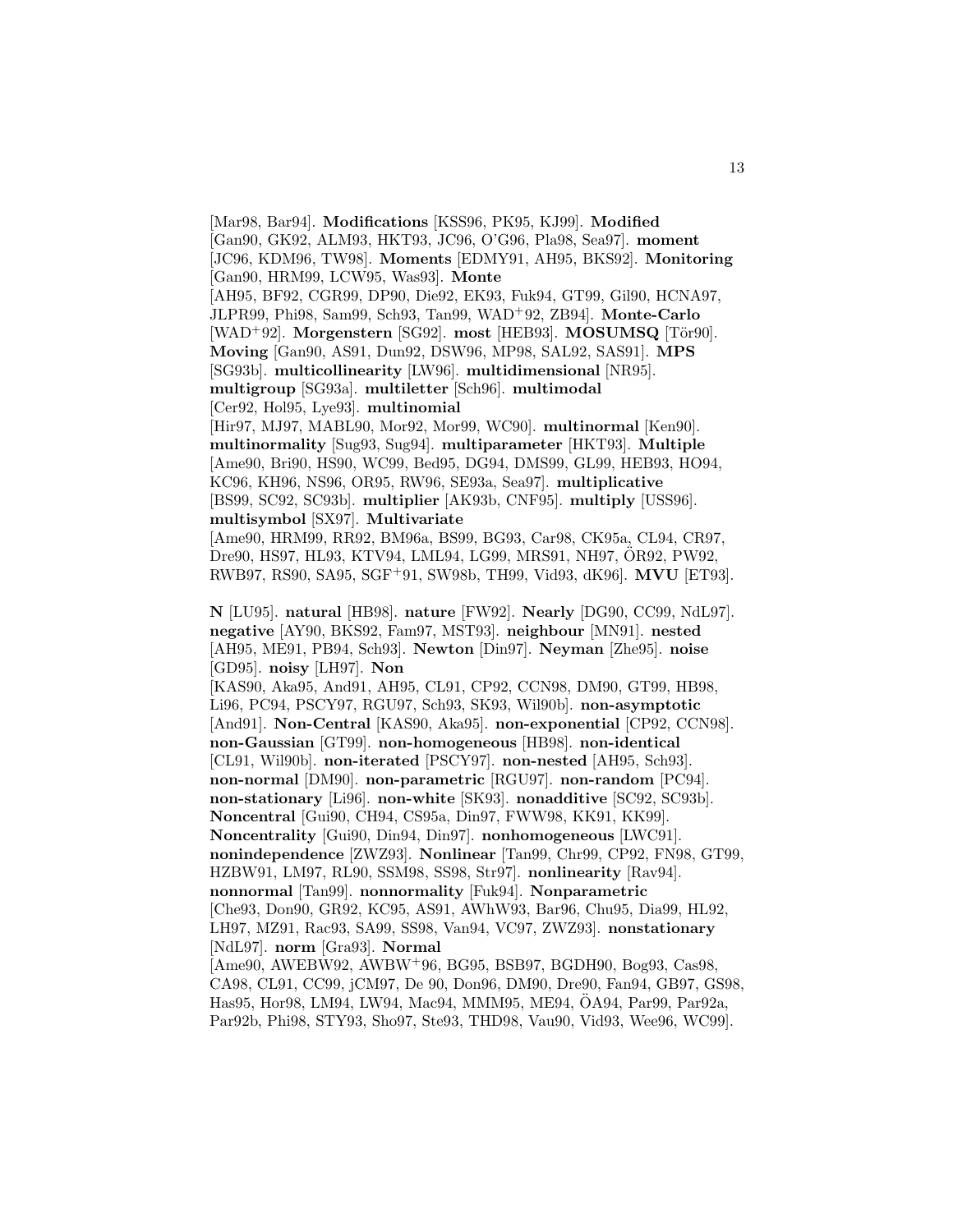[Mar98, Bar94]. **Modifications** [KSS96, PK95, KJ99]. **Modified** [Gan90, GK92, ALM93, HKT93, JC96, O'G96, Pla98, Sea97]. **moment** [JC96, KDM96, TW98]. **Moments** [EDMY91, AH95, BKS92]. **Monitoring** [Gan90, HRM99, LCW95, Was93]. **Monte** [AH95, BF92, CGR99, DP90, Die92, EK93, Fuk94, GT99, Gil90, HCNA97, JLPR99, Phi98, Sam99, Sch93, Tan99, WAD+92, ZB94]. **Monte-Carlo** [WAD+92]. **Morgenstern** [SG92]. **most** [HEB93]. **MOSUMSQ** [Tör90]. **Moving** [Gan90, AS91, Dun92, DSW96, MP98, SAL92, SAS91]. **MPS** [SG93b]. **multicollinearity** [LW96]. **multidimensional** [NR95]. **multigroup** [SG93a]. **multiletter** [Sch96]. **multimodal** [Cer92, Hol95, Lye93]. **multinomial** [Hir97, MJ97, MABL90, Mor92, Mor99, WC90]. **multinormal** [Ken90]. **multinormality** [Sug93, Sug94]. **multiparameter** [HKT93]. **Multiple** [Ame90, Bri90, HS90, WC99, Bed95, DG94, DMS99, GL99, HEB93, HO94, KC96, KH96, NS96, OR95, RW96, SE93a, Sea97]. **multiplicative** [BS99, SC92, SC93b]. **multiplier** [AK93b, CNF95]. **multiply** [USS96]. **multisymbol** [SX97]. **Multivariate** [Ame90, HRM99, RR92, BM96a, BS99, BG93, Car98, CK95a, CL94, CR97, Dre90, HS97, HL93, KTV94, LML94, LG99, MRS91, NH97, ÖR92, PW92, RWB97, RS90, SA95, SGF+91, SW98b, TH99, Vid93, dK96]. **MVU** [ET93].

**N** [LU95]. **natural** [HB98]. **nature** [FW92]. **Nearly** [DG90, CC99, NdL97]. **negative** [AY90, BKS92, Fam97, MST93]. **neighbour** [MN91]. **nested** [AH95, ME91, PB94, Sch93]. **Newton** [Din97]. **Neyman** [Zhe95]. **noise** [GD95]. **noisy** [LH97]. **Non** [KAS90, Aka95, And91, AH95, CL91, CP92, CCN98, DM90, GT99, HB98, Li96, PC94, PSCY97, RGU97, Sch93, SK93, Wil90b]. **non-asymptotic** [And91]. **Non-Central** [KAS90, Aka95]. **non-exponential** [CP92, CCN98]. **non-Gaussian** [GT99]. **non-homogeneous** [HB98]. **non-identical** [CL91, Wil90b]. **non-iterated** [PSCY97]. **non-nested** [AH95, Sch93]. **non-normal** [DM90]. **non-parametric** [RGU97]. **non-random** [PC94]. **non-stationary** [Li96]. **non-white** [SK93]. **nonadditive** [SC92, SC93b]. **Noncentral** [Gui90, CH94, CS95a, Din97, FWW98, KK91, KK99]. **Noncentrality** [Gui90, Din94, Din97]. **nonhomogeneous** [LWC91]. **nonindependence** [ZWZ93]. **Nonlinear** [Tan99, Chr99, CP92, FN98, GT99, HZBW91, LM97, RL90, SSM98, SS98, Str97]. **nonlinearity** [Rav94]. **nonnormal** [Tan99]. **nonnormality** [Fuk94]. **Nonparametric** [Che93, Don90, GR92, KC95, AS91, AWhW93, Bar96, Chu95, Dia99, HL92, LH97, MZ91, Rac93, SA99, SS98, Van94, VC97, ZWZ93]. **nonstationary** [NdL97]. **norm** [Gra93]. **Normal** [Ame90, AWEBW92, AWBW+96, BG95, BSB97, BGDH90, Bog93, Cas98, CA98, CL91, CC99, jCM97, De 90, Don96, DM90, Dre90, Fan94, GB97, GS98, Has95, Hor98, LM94, LW94, Mac94, MMM95, ME94, ÖA94, Par99, Par92a, Par92b, Phi98, STY93, Sho97, Ste93, THD98, Vau90, Vid93, Wee96, WC99].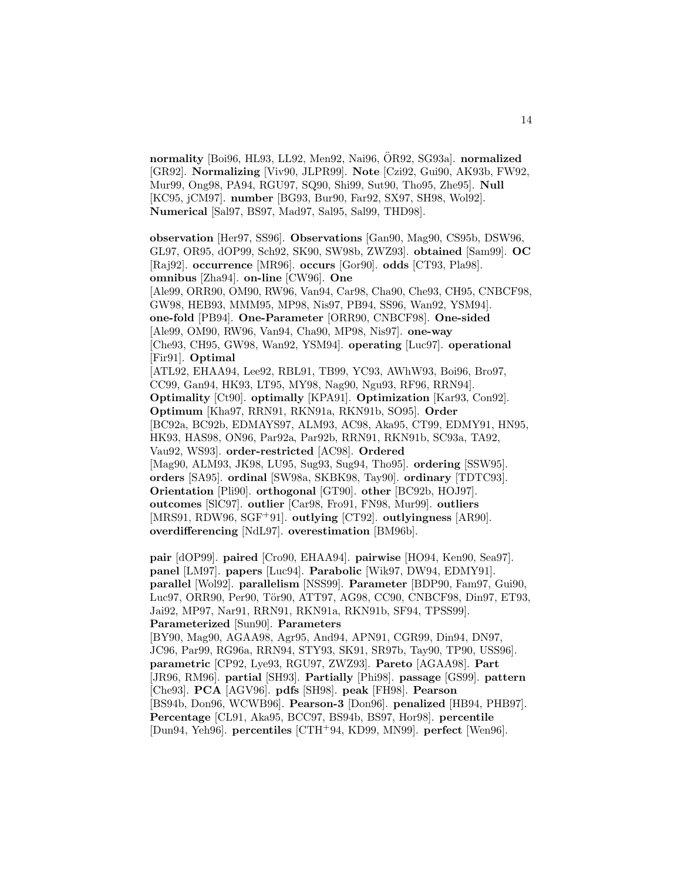**normality** [Boi96, HL93, LL92, Men92, Nai96, ÖR92, SG93a]. **normalized** [GR92]. **Normalizing** [Viv90, JLPR99]. **Note** [Czi92, Gui90, AK93b, FW92, Mur99, Ong98, PA94, RGU97, SQ90, Shi99, Sut90, Tho95, Zhe95]. **Null** [KC95, jCM97]. **number** [BG93, Bur90, Far92, SX97, SH98, Wol92]. **Numerical** [Sal97, BS97, Mad97, Sal95, Sal99, THD98].

**observation** [Her97, SS96]. **Observations** [Gan90, Mag90, CS95b, DSW96, GL97, OR95, dOP99, Sch92, SK90, SW98b, ZWZ93]. **obtained** [Sam99]. **OC** [Raj92]. **occurrence** [MR96]. **occurs** [Gor90]. **odds** [CT93, Pla98]. **omnibus** [Zha94]. **on-line** [CW96]. **One** [Ale99, ORR90, OM90, RW96, Van94, Car98, Cha90, Che93, CH95, CNBCF98, GW98, HEB93, MMM95, MP98, Nis97, PB94, SS96, Wan92, YSM94]. **one-fold** [PB94]. **One-Parameter** [ORR90, CNBCF98]. **One-sided** [Ale99, OM90, RW96, Van94, Cha90, MP98, Nis97]. **one-way** [Che93, CH95, GW98, Wan92, YSM94]. **operating** [Luc97]. **operational** [Fir91]. **Optimal** [ATL92, EHAA94, Lee92, RBL91, TB99, YC93, AWhW93, Boi96, Bro97, CC99, Gan94, HK93, LT95, MY98, Nag90, Ngu93, RF96, RRN94]. **Optimality** [Ct90]. **optimally** [KPA91]. **Optimization** [Kar93, Con92]. **Optimum** [Kha97, RRN91, RKN91a, RKN91b, SO95]. **Order** [BC92a, BC92b, EDMAYS97, ALM93, AC98, Aka95, CT99, EDMY91, HN95, HK93, HAS98, ON96, Par92a, Par92b, RRN91, RKN91b, SC93a, TA92, Vau92, WS93]. **order-restricted** [AC98]. **Ordered** [Mag90, ALM93, JK98, LU95, Sug93, Sug94, Tho95]. **ordering** [SSW95]. **orders** [SA95]. **ordinal** [SW98a, SKBK98, Tay90]. **ordinary** [TDTC93]. **Orientation** [Pli90]. **orthogonal** [GT90]. **other** [BC92b, HOJ97]. **outcomes** [SlC97]. **outlier** [Car98, Fro91, FN98, Mur99]. **outliers** [MRS91, RDW96, SGF[+]91]. **outlying** [CT92]. **outlyingness** [AR90]. **overdifferencing** [NdL97]. **overestimation** [BM96b].

**pair** [dOP99]. **paired** [Cro90, EHAA94]. **pairwise** [HO94, Ken90, Sea97]. **panel** [LM97]. **papers** [Luc94]. **Parabolic** [Wik97, DW94, EDMY91]. **parallel** [Wol92]. **parallelism** [NSS99]. **Parameter** [BDP90, Fam97, Gui90, Luc97, ORR90, Per90, Tör90, ATT97, AG98, CC90, CNBCF98, Din97, ET93, Jai92, MP97, Nar91, RRN91, RKN91a, RKN91b, SF94, TPSS99]. **Parameterized** [Sun90]. **Parameters** [BY90, Mag90, AGAA98, Agr95, And94, APN91, CGR99, Din94, DN97, JC96, Par99, RG96a, RRN94, STY93, SK91, SR97b, Tay90, TP90, USS96]. **parametric** [CP92, Lye93, RGU97, ZWZ93]. **Pareto** [AGAA98]. **Part** [JR96, RM96]. **partial** [SH93]. **Partially** [Phi98]. **passage** [GS99]. **pattern** [Che93]. **PCA** [AGV96]. **pdfs** [SH98]. **peak** [FH98]. **Pearson** [BS94b, Don96, WCWB96]. **Pearson-3** [Don96]. **penalized** [HB94, PHB97]. **Percentage** [CL91, Aka95, BCC97, BS94b, BS97, Hor98]. **percentile** [Dun94, Yeh96]. **percentiles** [CTH[+]94, KD99, MN99]. **perfect** [Wen96].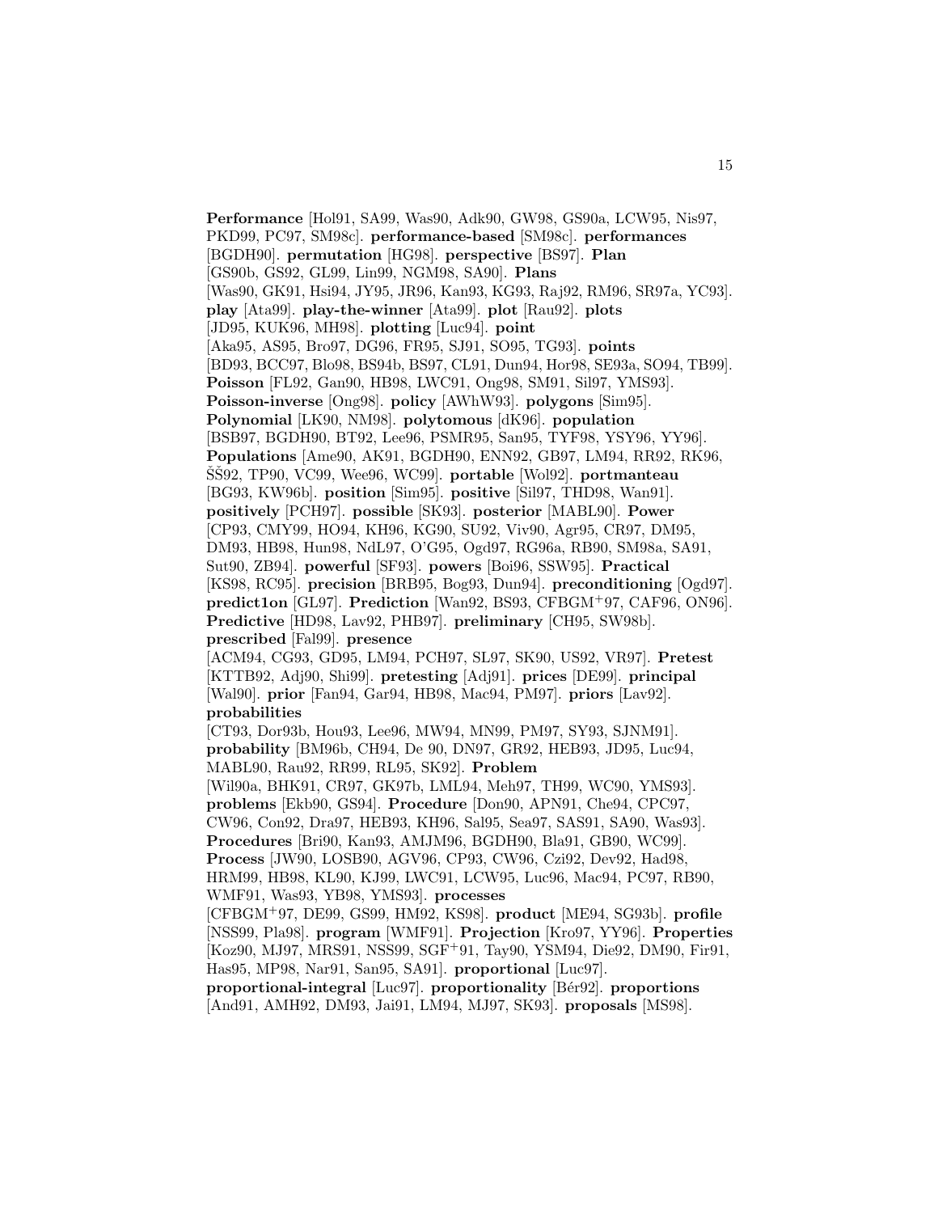**Performance** [Hol91, SA99, Was90, Adk90, GW98, GS90a, LCW95, Nis97, PKD99, PC97, SM98c]. **performance-based** [SM98c]. **performances** [BGDH90]. **permutation** [HG98]. **perspective** [BS97]. **Plan** [GS90b, GS92, GL99, Lin99, NGM98, SA90]. **Plans** [Was90, GK91, Hsi94, JY95, JR96, Kan93, KG93, Raj92, RM96, SR97a, YC93]. **play** [Ata99]. **play-the-winner** [Ata99]. **plot** [Rau92]. **plots** [JD95, KUK96, MH98]. **plotting** [Luc94]. **point** [Aka95, AS95, Bro97, DG96, FR95, SJ91, SO95, TG93]. **points** [BD93, BCC97, Blo98, BS94b, BS97, CL91, Dun94, Hor98, SE93a, SO94, TB99]. **Poisson** [FL92, Gan90, HB98, LWC91, Ong98, SM91, Sil97, YMS93]. **Poisson-inverse** [Ong98]. **policy** [AWhW93]. **polygons** [Sim95]. **Polynomial** [LK90, NM98]. **polytomous** [dK96]. **population** [BSB97, BGDH90, BT92, Lee96, PSMR95, San95, TYF98, YSY96, YY96]. **Populations** [Ame90, AK91, BGDH90, ENN92, GB97, LM94, RR92, RK96, ŠŠ92, TP90, VC99, Wee96, WC99]. **portable** [Wol92]. **portmanteau** [BG93, KW96b]. **position** [Sim95]. **positive** [Sil97, THD98, Wan91]. **positively** [PCH97]. **possible** [SK93]. **posterior** [MABL90]. **Power** [CP93, CMY99, HO94, KH96, KG90, SU92, Viv90, Agr95, CR97, DM95, DM93, HB98, Hun98, NdL97, O'G95, Ogd97, RG96a, RB90, SM98a, SA91, Sut90, ZB94]. **powerful** [SF93]. **powers** [Boi96, SSW95]. **Practical** [KS98, RC95]. **precision** [BRB95, Bog93, Dun94]. **preconditioning** [Ogd97]. **predict1on** [GL97]. **Prediction** [Wan92, BS93, CFBGM+97, CAF96, ON96]. **Predictive** [HD98, Lav92, PHB97]. **preliminary** [CH95, SW98b]. **prescribed** [Fal99]. **presence** [ACM94, CG93, GD95, LM94, PCH97, SL97, SK90, US92, VR97]. **Pretest** [KTTB92, Adj90, Shi99]. **pretesting** [Adj91]. **prices** [DE99]. **principal** [Wal90]. **prior** [Fan94, Gar94, HB98, Mac94, PM97]. **priors** [Lav92]. **probabilities** [CT93, Dor93b, Hou93, Lee96, MW94, MN99, PM97, SY93, SJNM91]. **probability** [BM96b, CH94, De 90, DN97, GR92, HEB93, JD95, Luc94, MABL90, Rau92, RR99, RL95, SK92]. **Problem** [Wil90a, BHK91, CR97, GK97b, LML94, Meh97, TH99, WC90, YMS93]. **problems** [Ekb90, GS94]. **Procedure** [Don90, APN91, Che94, CPC97, CW96, Con92, Dra97, HEB93, KH96, Sal95, Sea97, SAS91, SA90, Was93]. **Procedures** [Bri90, Kan93, AMJM96, BGDH90, Bla91, GB90, WC99]. **Process** [JW90, LOSB90, AGV96, CP93, CW96, Czi92, Dev92, Had98, HRM99, HB98, KL90, KJ99, LWC91, LCW95, Luc96, Mac94, PC97, RB90, WMF91, Was93, YB98, YMS93]. **processes** [CFBGM+97, DE99, GS99, HM92, KS98]. **product** [ME94, SG93b]. **profile** [NSS99, Pla98]. **program** [WMF91]. **Projection** [Kro97, YY96]. **Properties** [Koz90, MJ97, MRS91, NSS99, SGF+91, Tay90, YSM94, Die92, DM90, Fir91, Has95, MP98, Nar91, San95, SA91]. **proportional** [Luc97]. **proportional-integral** [Luc97]. **proportionality** [Bér92]. **proportions** [And91, AMH92, DM93, Jai91, LM94, MJ97, SK93]. **proposals** [MS98].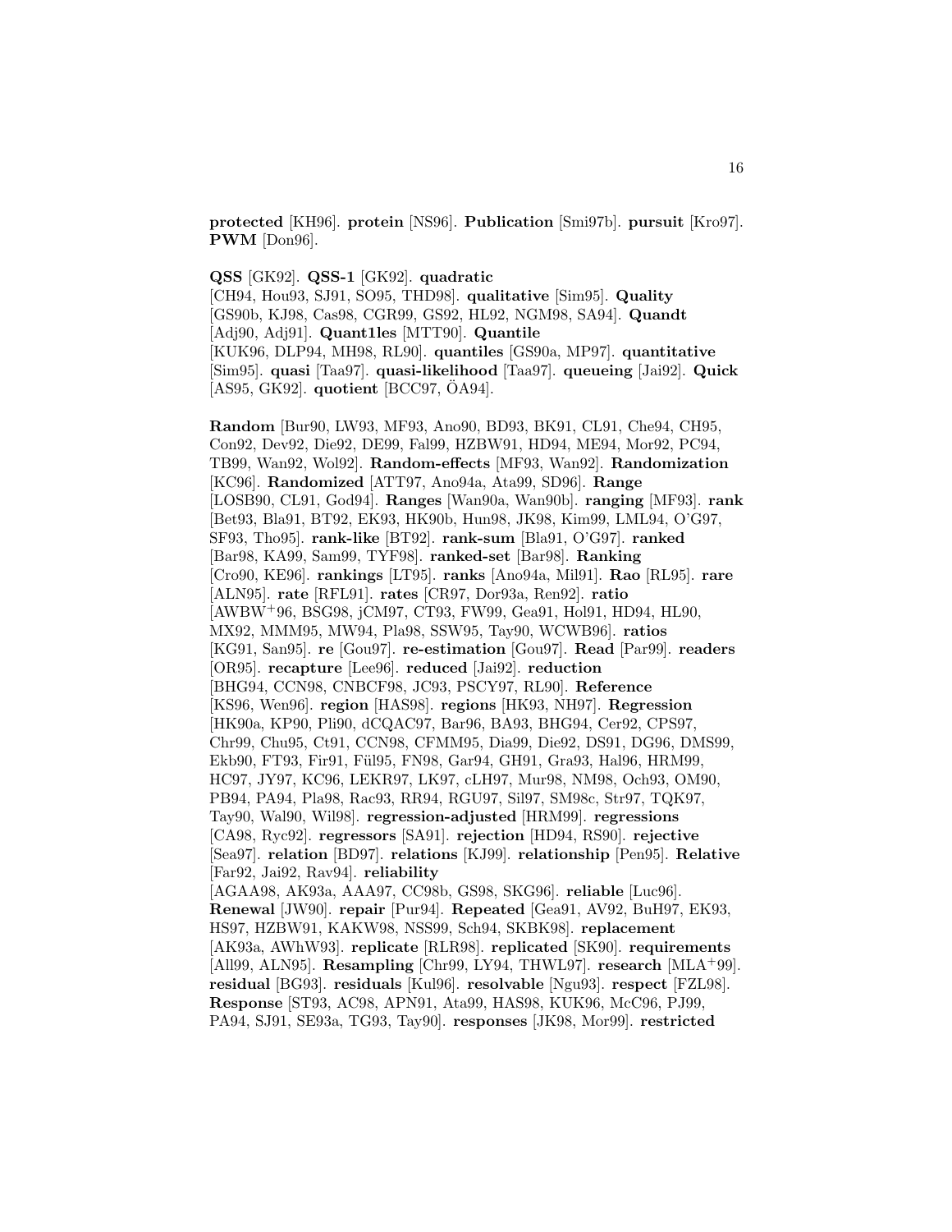**protected** [KH96]. **protein** [NS96]. **Publication** [Smi97b]. **pursuit** [Kro97]. **PWM** [Don96].

**QSS** [GK92]. **QSS-1** [GK92]. **quadratic** [CH94, Hou93, SJ91, SO95, THD98]. **qualitative** [Sim95]. **Quality** [GS90b, KJ98, Cas98, CGR99, GS92, HL92, NGM98, SA94]. **Quandt** [Adj90, Adj91]. **Quant1les** [MTT90]. **Quantile** [KUK96, DLP94, MH98, RL90]. **quantiles** [GS90a, MP97]. **quantitative** [Sim95]. **quasi** [Taa97]. **quasi-likelihood** [Taa97]. **queueing** [Jai92]. **Quick** [AS95, GK92]. **quotient** [BCC97, ÖA94].

**Random** [Bur90, LW93, MF93, Ano90, BD93, BK91, CL91, Che94, CH95, Con92, Dev92, Die92, DE99, Fal99, HZBW91, HD94, ME94, Mor92, PC94, TB99, Wan92, Wol92]. **Random-effects** [MF93, Wan92]. **Randomization** [KC96]. **Randomized** [ATT97, Ano94a, Ata99, SD96]. **Range** [LOSB90, CL91, God94]. **Ranges** [Wan90a, Wan90b]. **ranging** [MF93]. **rank** [Bet93, Bla91, BT92, EK93, HK90b, Hun98, JK98, Kim99, LML94, O'G97, SF93, Tho95]. **rank-like** [BT92]. **rank-sum** [Bla91, O'G97]. **ranked** [Bar98, KA99, Sam99, TYF98]. **ranked-set** [Bar98]. **Ranking** [Cro90, KE96]. **rankings** [LT95]. **ranks** [Ano94a, Mil91]. **Rao** [RL95]. **rare** [ALN95]. **rate** [RFL91]. **rates** [CR97, Dor93a, Ren92]. **ratio** [AWBW+96, BSG98, jCM97, CT93, FW99, Gea91, Hol91, HD94, HL90, MX92, MMM95, MW94, Pla98, SSW95, Tay90, WCWB96]. **ratios** [KG91, San95]. **re** [Gou97]. **re-estimation** [Gou97]. **Read** [Par99]. **readers** [OR95]. **recapture** [Lee96]. **reduced** [Jai92]. **reduction** [BHG94, CCN98, CNBCF98, JC93, PSCY97, RL90]. **Reference** [KS96, Wen96]. **region** [HAS98]. **regions** [HK93, NH97]. **Regression** [HK90a, KP90, Pli90, dCQAC97, Bar96, BA93, BHG94, Cer92, CPS97, Chr99, Chu95, Ct91, CCN98, CFMM95, Dia99, Die92, DS91, DG96, DMS99, Ekb90, FT93, Fir91, Fül95, FN98, Gar94, GH91, Gra93, Hal96, HRM99, HC97, JY97, KC96, LEKR97, LK97, cLH97, Mur98, NM98, Och93, OM90, PB94, PA94, Pla98, Rac93, RR94, RGU97, Sil97, SM98c, Str97, TQK97, Tay90, Wal90, Wil98]. **regression-adjusted** [HRM99]. **regressions** [CA98, Ryc92]. **regressors** [SA91]. **rejection** [HD94, RS90]. **rejective** [Sea97]. **relation** [BD97]. **relations** [KJ99]. **relationship** [Pen95]. **Relative** [Far92, Jai92, Rav94]. **reliability** [AGAA98, AK93a, AAA97, CC98b, GS98, SKG96]. **reliable** [Luc96]. **Renewal** [JW90]. **repair** [Pur94]. **Repeated** [Gea91, AV92, BuH97, EK93, HS97, HZBW91, KAKW98, NSS99, Sch94, SKBK98]. **replacement** [AK93a, AWhW93]. **replicate** [RLR98]. **replicated** [SK90]. **requirements** [All99, ALN95]. **Resampling** [Chr99, LY94, THWL97]. **research** [MLA+99]. **residual** [BG93]. **residuals** [Kul96]. **resolvable** [Ngu93]. **respect** [FZL98]. **Response** [ST93, AC98, APN91, Ata99, HAS98, KUK96, McC96, PJ99, PA94, SJ91, SE93a, TG93, Tay90]. **responses** [JK98, Mor99]. **restricted**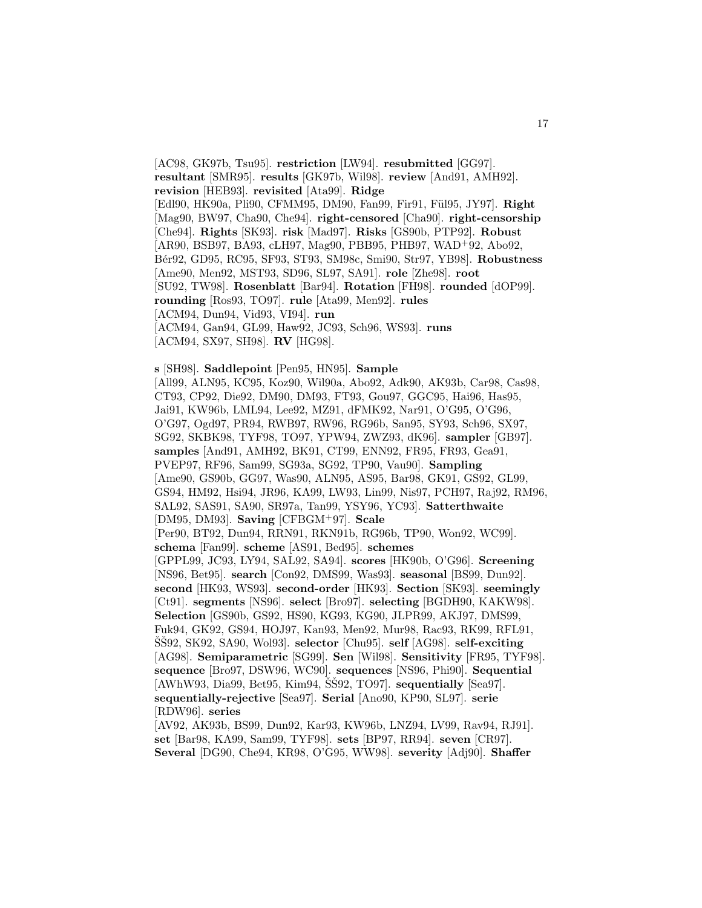[AC98, GK97b, Tsu95]. **restriction** [LW94]. **resubmitted** [GG97]. **resultant** [SMR95]. **results** [GK97b, Wil98]. **review** [And91, AMH92]. **revision** [HEB93]. **revisited** [Ata99]. **Ridge** [Edl90, HK90a, Pli90, CFMM95, DM90, Fan99, Fir91, Fül95, JY97]. **Right** [Mag90, BW97, Cha90, Che94]. **right-censored** [Cha90]. **right-censorship** [Che94]. **Rights** [SK93]. **risk** [Mad97]. **Risks** [GS90b, PTP92]. **Robust** [AR90, BSB97, BA93, cLH97, Mag90, PBB95, PHB97, WAD+92, Abo92, Bér92, GD95, RC95, SF93, ST93, SM98c, Smi90, Str97, YB98]. **Robustness** [Ame90, Men92, MST93, SD96, SL97, SA91]. **role** [Zhe98]. **root** [SU92, TW98]. **Rosenblatt** [Bar94]. **Rotation** [FH98]. **rounded** [dOP99]. **rounding** [Ros93, TO97]. **rule** [Ata99, Men92]. **rules** [ACM94, Dun94, Vid93, VI94]. **run** [ACM94, Gan94, GL99, Haw92, JC93, Sch96, WS93]. **runs** [ACM94, SX97, SH98]. **RV** [HG98].

**s** [SH98]. **Saddlepoint** [Pen95, HN95]. **Sample** [All99, ALN95, KC95, Koz90, Wil90a, Abo92, Adk90, AK93b, Car98, Cas98, CT93, CP92, Die92, DM90, DM93, FT93, Gou97, GGC95, Hai96, Has95, Jai91, KW96b, LML94, Lee92, MZ91, dFMK92, Nar91, O'G95, O'G96, O'G97, Ogd97, PR94, RWB97, RW96, RG96b, San95, SY93, Sch96, SX97, SG92, SKBK98, TYF98, TO97, YPW94, ZWZ93, dK96]. **sampler** [GB97]. **samples** [And91, AMH92, BK91, CT99, ENN92, FR95, FR93, Gea91, PVEP97, RF96, Sam99, SG93a, SG92, TP90, Vau90]. **Sampling** [Ame90, GS90b, GG97, Was90, ALN95, AS95, Bar98, GK91, GS92, GL99, GS94, HM92, Hsi94, JR96, KA99, LW93, Lin99, Nis97, PCH97, Raj92, RM96, SAL92, SAS91, SA90, SR97a, Tan99, YSY96, YC93]. **Satterthwaite** [DM95, DM93]. **Saving** [CFBGM+97]. **Scale** [Per90, BT92, Dun94, RRN91, RKN91b, RG96b, TP90, Won92, WC99]. **schema** [Fan99]. **scheme** [AS91, Bed95]. **schemes** [GPPL99, JC93, LY94, SAL92, SA94]. **scores** [HK90b, O'G96]. **Screening** [NS96, Bet95]. **search** [Con92, DMS99, Was93]. **seasonal** [BS99, Dun92]. **second** [HK93, WS93]. **second-order** [HK93]. **Section** [SK93]. **seemingly** [Ct91]. **segments** [NS96]. **select** [Bro97]. **selecting** [BGDH90, KAKW98]. **Selection** [GS90b, GS92, HS90, KG93, KG90, JLPR99, AKJ97, DMS99, Fuk94, GK92, GS94, HOJ97, Kan93, Men92, Mur98, Rac93, RK99, RFL91, ŠŠ92, SK92, SA90, Wol93]. **selector** [Chu95]. **self** [AG98]. **self-exciting** [AG98]. **Semiparametric** [SG99]. **Sen** [Wil98]. **Sensitivity** [FR95, TYF98]. **sequence** [Bro97, DSW96, WC90]. **sequences** [NS96, Phi90]. **Sequential** [AWhW93, Dia99, Bet95, Kim94, ŠŠ92, TO97]. **sequentially** [Sea97]. **sequentially-rejective** [Sea97]. **Serial** [Ano90, KP90, SL97]. **serie** [RDW96]. **series** [AV92, AK93b, BS99, Dun92, Kar93, KW96b, LNZ94, LV99, Rav94, RJ91]. **set** [Bar98, KA99, Sam99, TYF98]. **sets** [BP97, RR94]. **seven** [CR97]. **Several** [DG90, Che94, KR98, O'G95, WW98]. **severity** [Adj90]. **Shaffer**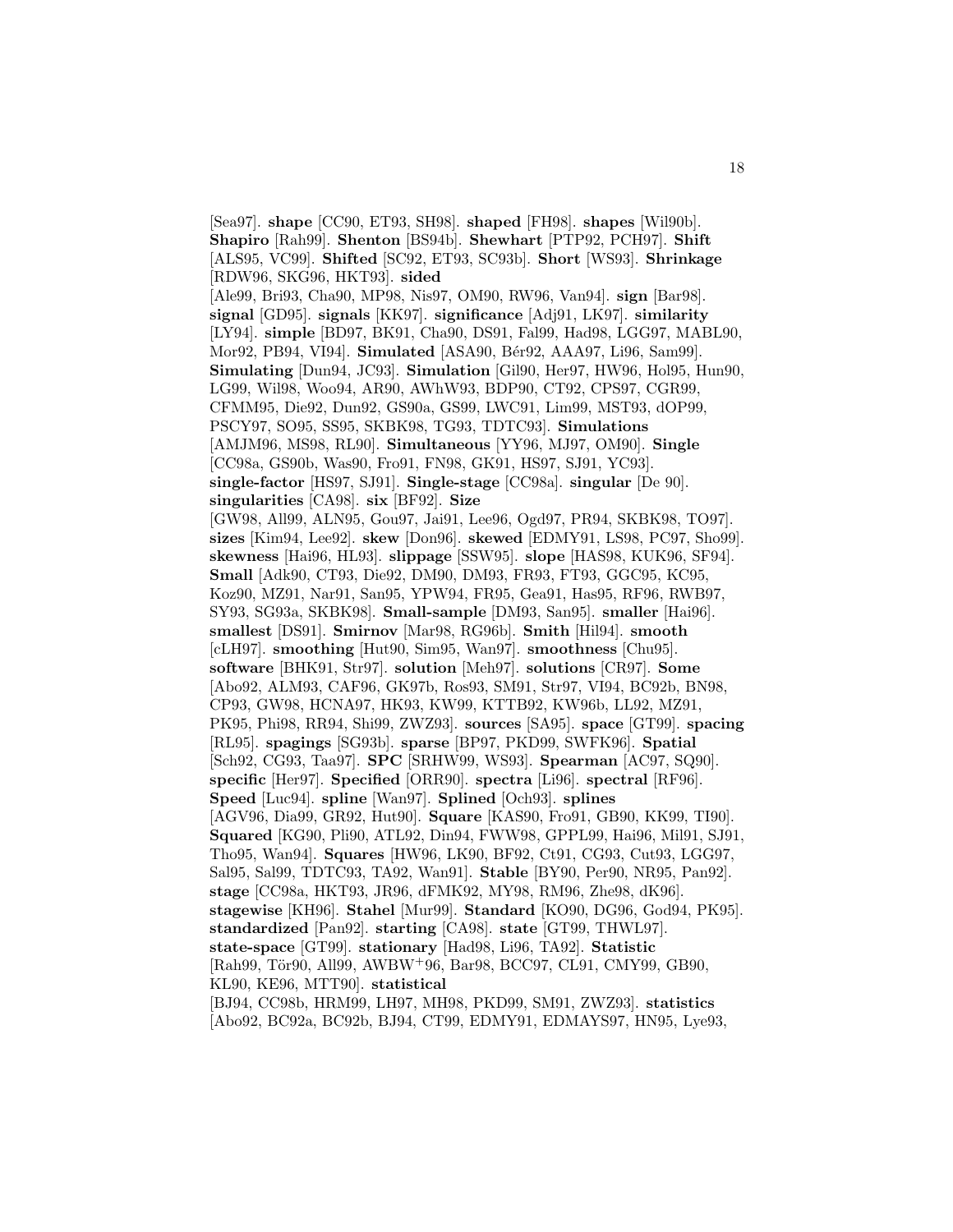[Sea97]. **shape** [CC90, ET93, SH98]. **shaped** [FH98]. **shapes** [Wil90b]. **Shapiro** [Rah99]. **Shenton** [BS94b]. **Shewhart** [PTP92, PCH97]. **Shift** [ALS95, VC99]. **Shifted** [SC92, ET93, SC93b]. **Short** [WS93]. **Shrinkage** [RDW96, SKG96, HKT93]. **sided** [Ale99, Bri93, Cha90, MP98, Nis97, OM90, RW96, Van94]. **sign** [Bar98]. **signal** [GD95]. **signals** [KK97]. **significance** [Adj91, LK97]. **similarity** [LY94]. **simple** [BD97, BK91, Cha90, DS91, Fal99, Had98, LGG97, MABL90, Mor92, PB94, VI94]. **Simulated** [ASA90, Bér92, AAA97, Li96, Sam99]. **Simulating** [Dun94, JC93]. **Simulation** [Gil90, Her97, HW96, Hol95, Hun90, LG99, Wil98, Woo94, AR90, AWhW93, BDP90, CT92, CPS97, CGR99, CFMM95, Die92, Dun92, GS90a, GS99, LWC91, Lim99, MST93, dOP99, PSCY97, SO95, SS95, SKBK98, TG93, TDTC93]. **Simulations** [AMJM96, MS98, RL90]. **Simultaneous** [YY96, MJ97, OM90]. **Single** [CC98a, GS90b, Was90, Fro91, FN98, GK91, HS97, SJ91, YC93]. **single-factor** [HS97, SJ91]. **Single-stage** [CC98a]. **singular** [De 90]. **singularities** [CA98]. **six** [BF92]. **Size** [GW98, All99, ALN95, Gou97, Jai91, Lee96, Ogd97, PR94, SKBK98, TO97]. **sizes** [Kim94, Lee92]. **skew** [Don96]. **skewed** [EDMY91, LS98, PC97, Sho99]. **skewness** [Hai96, HL93]. **slippage** [SSW95]. **slope** [HAS98, KUK96, SF94]. **Small** [Adk90, CT93, Die92, DM90, DM93, FR93, FT93, GGC95, KC95, Koz90, MZ91, Nar91, San95, YPW94, FR95, Gea91, Has95, RF96, RWB97, SY93, SG93a, SKBK98]. **Small-sample** [DM93, San95]. **smaller** [Hai96]. **smallest** [DS91]. **Smirnov** [Mar98, RG96b]. **Smith** [Hil94]. **smooth** [cLH97]. **smoothing** [Hut90, Sim95, Wan97]. **smoothness** [Chu95]. **software** [BHK91, Str97]. **solution** [Meh97]. **solutions** [CR97]. **Some** [Abo92, ALM93, CAF96, GK97b, Ros93, SM91, Str97, VI94, BC92b, BN98, CP93, GW98, HCNA97, HK93, KW99, KTTB92, KW96b, LL92, MZ91, PK95, Phi98, RR94, Shi99, ZWZ93]. **sources** [SA95]. **space** [GT99]. **spacing** [RL95]. **spagings** [SG93b]. **sparse** [BP97, PKD99, SWFK96]. **Spatial** [Sch92, CG93, Taa97]. **SPC** [SRHW99, WS93]. **Spearman** [AC97, SQ90]. **specific** [Her97]. **Specified** [ORR90]. **spectra** [Li96]. **spectral** [RF96]. **Speed** [Luc94]. **spline** [Wan97]. **Splined** [Och93]. **splines** [AGV96, Dia99, GR92, Hut90]. **Square** [KAS90, Fro91, GB90, KK99, TI90]. **Squared** [KG90, Pli90, ATL92, Din94, FWW98, GPPL99, Hai96, Mil91, SJ91, Tho95, Wan94]. **Squares** [HW96, LK90, BF92, Ct91, CG93, Cut93, LGG97, Sal95, Sal99, TDTC93, TA92, Wan91]. **Stable** [BY90, Per90, NR95, Pan92]. **stage** [CC98a, HKT93, JR96, dFMK92, MY98, RM96, Zhe98, dK96]. **stagewise** [KH96]. **Stahel** [Mur99]. **Standard** [KO90, DG96, God94, PK95]. **standardized** [Pan92]. **starting** [CA98]. **state** [GT99, THWL97]. **state-space** [GT99]. **stationary** [Had98, Li96, TA92]. **Statistic** [Rah99, Tör90, All99, AWBW+96, Bar98, BCC97, CL91, CMY99, GB90, KL90, KE96, MTT90]. **statistical** [BJ94, CC98b, HRM99, LH97, MH98, PKD99, SM91, ZWZ93]. **statistics** [Abo92, BC92a, BC92b, BJ94, CT99, EDMY91, EDMAYS97, HN95, Lye93,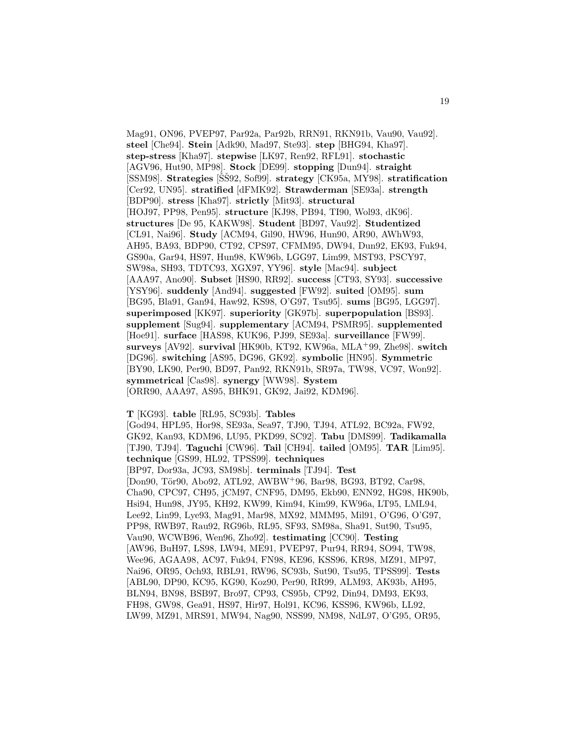Mag91, ON96, PVEP97, Par92a, Par92b, RRN91, RKN91b, Vau90, Vau92]. **steel** [Che94]. **Stein** [Adk90, Mad97, Ste93]. **step** [BHG94, Kha97]. **step-stress** [Kha97]. **stepwise** [LK97, Ren92, RFL91]. **stochastic** [AGV96, Hut90, MP98]. **Stock** [DE99]. **stopping** [Dun94]. **straight** [SSM98]. **Strategies** [ŠŠ92, Sof99]. **strategy** [CK95a, MY98]. **stratification** [Cer92, UN95]. **stratified** [dFMK92]. **Strawderman** [SE93a]. **strength** [BDP90]. **stress** [Kha97]. **strictly** [Mit93]. **structural** [HOJ97, PP98, Pen95]. **structure** [KJ98, PB94, TI90, Wol93, dK96]. **structures** [De 95, KAKW98]. **Student** [BD97, Vau92]. **Studentized** [CL91, Nai96]. **Study** [ACM94, Gil90, HW96, Hun90, AR90, AWhW93, AH95, BA93, BDP90, CT92, CPS97, CFMM95, DW94, Dun92, EK93, Fuk94, GS90a, Gar94, HS97, Hun98, KW96b, LGG97, Lim99, MST93, PSCY97, SW98a, SH93, TDTC93, XGX97, YY96]. **style** [Mac94]. **subject** [AAA97, Ano90]. **Subset** [HS90, RR92]. **success** [CT93, SY93]. **successive** [YSY96]. **suddenly** [And94]. **suggested** [FW92]. **suited** [OM95]. **sum** [BG95, Bla91, Gan94, Haw92, KS98, O'G97, Tsu95]. **sums** [BG95, LGG97]. **superimposed** [KK97]. **superiority** [GK97b]. **superpopulation** [BS93]. **supplement** [Sug94]. **supplementary** [ACM94, PSMR95]. **supplemented** [Hoe91]. **surface** [HAS98, KUK96, PJ99, SE93a]. **surveillance** [FW99]. **surveys** [AV92]. **survival** [HK90b, KT92, KW96a, MLA+99, Zhe98]. **switch** [DG96]. **switching** [AS95, DG96, GK92]. **symbolic** [HN95]. **Symmetric** [BY90, LK90, Per90, BD97, Pan92, RKN91b, SR97a, TW98, VC97, Won92]. **symmetrical** [Cas98]. **synergy** [WW98]. **System** [ORR90, AAA97, AS95, BHK91, GK92, Jai92, KDM96].

**T** [KG93]. **table** [RL95, SC93b]. **Tables** [God94, HPL95, Hor98, SE93a, Sea97, TJ90, TJ94, ATL92, BC92a, FW92, GK92, Kan93, KDM96, LU95, PKD99, SC92]. **Tabu** [DMS99]. **Tadikamalla** [TJ90, TJ94]. **Taguchi** [CW96]. **Tail** [CH94]. **tailed** [OM95]. **TAR** [Lim95]. **technique** [GS99, HL92, TPSS99]. **techniques** [BP97, Dor93a, JC93, SM98b]. **terminals** [TJ94]. **Test** [Don90, Tör90, Abo92, ATL92, AWBW+96, Bar98, BG93, BT92, Car98, Cha90, CPC97, CH95, jCM97, CNF95, DM95, Ekb90, ENN92, HG98, HK90b, Hsi94, Hun98, JY95, KH92, KW99, Kim94, Kim99, KW96a, LT95, LML94, Lee92, Lin99, Lye93, Mag91, Mar98, MX92, MMM95, Mil91, O'G96, O'G97, PP98, RWB97, Rau92, RG96b, RL95, SF93, SM98a, Sha91, Sut90, Tsu95, Vau90, WCWB96, Wen96, Zho92]. **testimating** [CC90]. **Testing** [AW96, BuH97, LS98, LW94, ME91, PVEP97, Pur94, RR94, SO94, TW98, Wee96, AGAA98, AC97, Fuk94, FN98, KE96, KSS96, KR98, MZ91, MP97, Nai96, OR95, Och93, RBL91, RW96, SC93b, Sut90, Tsu95, TPSS99]. **Tests** [ABL90, DP90, KC95, KG90, Koz90, Per90, RR99, ALM93, AK93b, AH95, BLN94, BN98, BSB97, Bro97, CP93, CS95b, CP92, Din94, DM93, EK93, FH98, GW98, Gea91, HS97, Hir97, Hol91, KC96, KSS96, KW96b, LL92, LW99, MZ91, MRS91, MW94, Nag90, NSS99, NM98, NdL97, O'G95, OR95,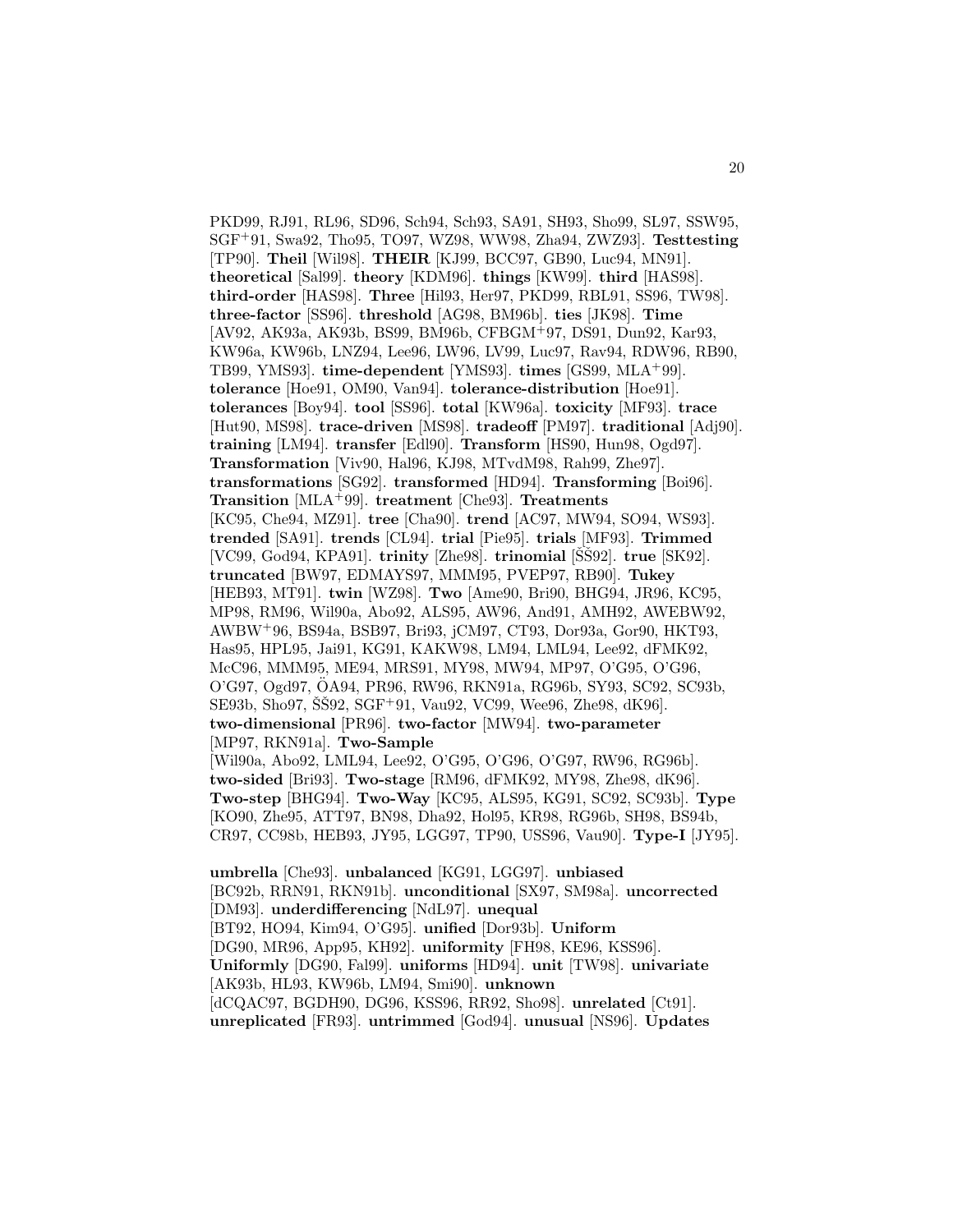PKD99, RJ91, RL96, SD96, Sch94, Sch93, SA91, SH93, Sho99, SL97, SSW95, SGF+91, Swa92, Tho95, TO97, WZ98, WW98, Zha94, ZWZ93]. **Testtesting** [TP90]. **Theil** [Wil98]. **THEIR** [KJ99, BCC97, GB90, Luc94, MN91]. **theoretical** [Sal99]. **theory** [KDM96]. **things** [KW99]. **third** [HAS98]. **third-order** [HAS98]. **Three** [Hil93, Her97, PKD99, RBL91, SS96, TW98]. **three-factor** [SS96]. **threshold** [AG98, BM96b]. **ties** [JK98]. **Time** [AV92, AK93a, AK93b, BS99, BM96b, CFBGM+97, DS91, Dun92, Kar93, KW96a, KW96b, LNZ94, Lee96, LW96, LV99, Luc97, Rav94, RDW96, RB90, TB99, YMS93]. **time-dependent** [YMS93]. **times** [GS99, MLA+99]. **tolerance** [Hoe91, OM90, Van94]. **tolerance-distribution** [Hoe91]. **tolerances** [Boy94]. **tool** [SS96]. **total** [KW96a]. **toxicity** [MF93]. **trace** [Hut90, MS98]. **trace-driven** [MS98]. **tradeoff** [PM97]. **traditional** [Adj90]. **training** [LM94]. **transfer** [Edl90]. **Transform** [HS90, Hun98, Ogd97]. **Transformation** [Viv90, Hal96, KJ98, MTvdM98, Rah99, Zhe97]. **transformations** [SG92]. **transformed** [HD94]. **Transforming** [Boi96]. **Transition** [MLA+99]. **treatment** [Che93]. **Treatments** [KC95, Che94, MZ91]. **tree** [Cha90]. **trend** [AC97, MW94, SO94, WS93]. **trended** [SA91]. **trends** [CL94]. **trial** [Pie95]. **trials** [MF93]. **Trimmed** [VC99, God94, KPA91]. **trinity** [Zhe98]. **trinomial** [ŠŠ92]. **true** [SK92]. **truncated** [BW97, EDMAYS97, MMM95, PVEP97, RB90]. **Tukey** [HEB93, MT91]. **twin** [WZ98]. **Two** [Ame90, Bri90, BHG94, JR96, KC95, MP98, RM96, Wil90a, Abo92, ALS95, AW96, And91, AMH92, AWEBW92, AWBW+96, BS94a, BSB97, Bri93, jCM97, CT93, Dor93a, Gor90, HKT93, Has95, HPL95, Jai91, KG91, KAKW98, LM94, LML94, Lee92, dFMK92, McC96, MMM95, ME94, MRS91, MY98, MW94, MP97, O'G95, O'G96, O'G97, Ogd97, ÖA94, PR96, RW96, RKN91a, RG96b, SY93, SC92, SC93b, SE93b, Sho97, ŠŠ92, SGF+91, Vau92, VC99, Wee96, Zhe98, dK96]. **two-dimensional** [PR96]. **two-factor** [MW94]. **two-parameter** [MP97, RKN91a]. **Two-Sample** [Wil90a, Abo92, LML94, Lee92, O'G95, O'G96, O'G97, RW96, RG96b]. **two-sided** [Bri93]. **Two-stage** [RM96, dFMK92, MY98, Zhe98, dK96]. **Two-step** [BHG94]. **Two-Way** [KC95, ALS95, KG91, SC92, SC93b]. **Type** [KO90, Zhe95, ATT97, BN98, Dha92, Hol95, KR98, RG96b, SH98, BS94b, CR97, CC98b, HEB93, JY95, LGG97, TP90, USS96, Vau90]. **Type-I** [JY95].

**umbrella** [Che93]. **unbalanced** [KG91, LGG97]. **unbiased** [BC92b, RRN91, RKN91b]. **unconditional** [SX97, SM98a]. **uncorrected** [DM93]. **underdifferencing** [NdL97]. **unequal** [BT92, HO94, Kim94, O'G95]. **unified** [Dor93b]. **Uniform** [DG90, MR96, App95, KH92]. **uniformity** [FH98, KE96, KSS96]. **Uniformly** [DG90, Fal99]. **uniforms** [HD94]. **unit** [TW98]. **univariate** [AK93b, HL93, KW96b, LM94, Smi90]. **unknown** [dCQAC97, BGDH90, DG96, KSS96, RR92, Sho98]. **unrelated** [Ct91]. **unreplicated** [FR93]. **untrimmed** [God94]. **unusual** [NS96]. **Updates**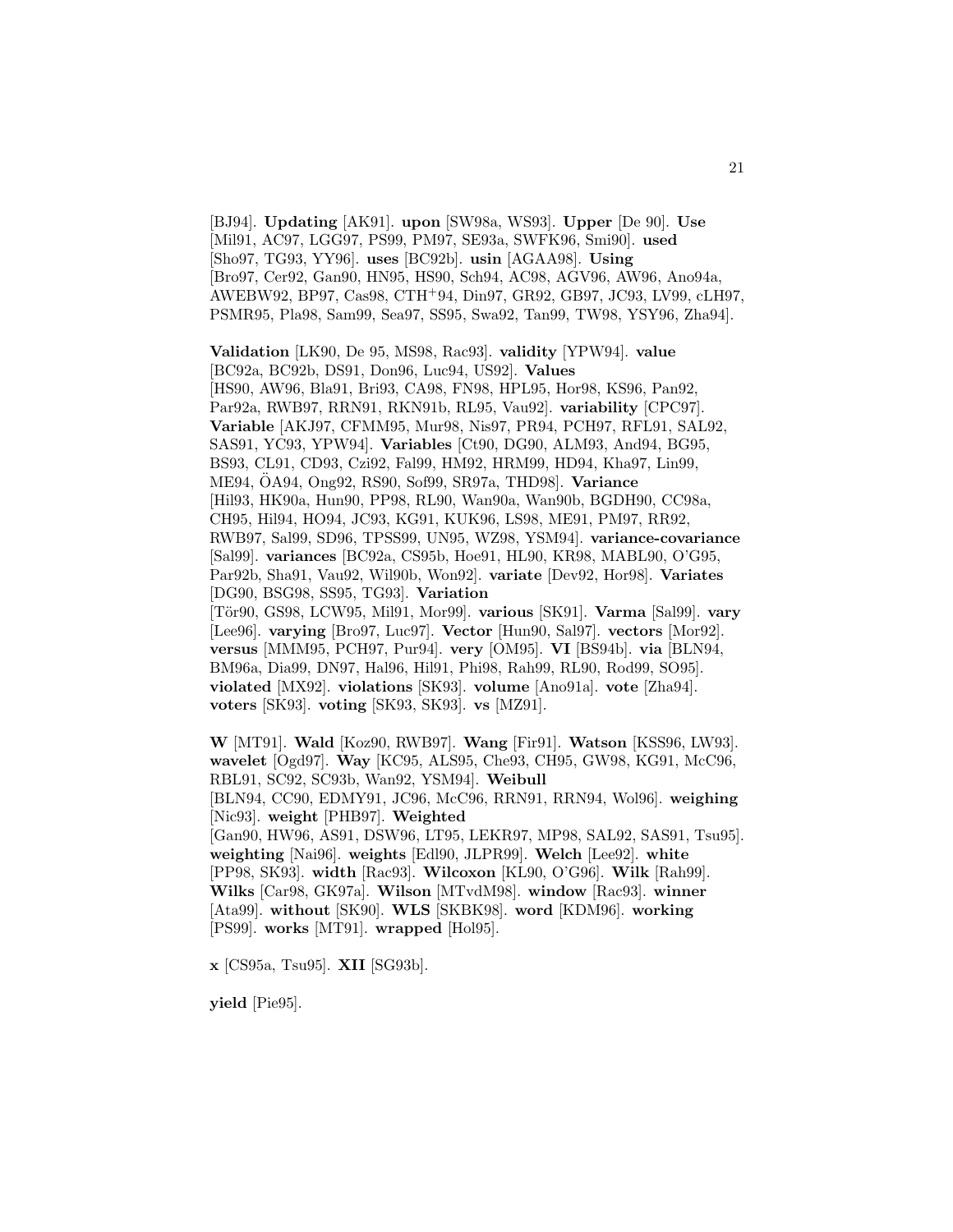[BJ94]. **Updating** [AK91]. **upon** [SW98a, WS93]. **Upper** [De 90]. **Use** [Mil91, AC97, LGG97, PS99, PM97, SE93a, SWFK96, Smi90]. **used** [Sho97, TG93, YY96]. **uses** [BC92b]. **usin** [AGAA98]. **Using** [Bro97, Cer92, Gan90, HN95, HS90, Sch94, AC98, AGV96, AW96, Ano94a, AWEBW92, BP97, Cas98, CTH+94, Din97, GR92, GB97, JC93, LV99, cLH97, PSMR95, Pla98, Sam99, Sea97, SS95, Swa92, Tan99, TW98, YSY96, Zha94].

**Validation** [LK90, De 95, MS98, Rac93]. **validity** [YPW94]. **value** [BC92a, BC92b, DS91, Don96, Luc94, US92]. **Values** [HS90, AW96, Bla91, Bri93, CA98, FN98, HPL95, Hor98, KS96, Pan92, Par92a, RWB97, RRN91, RKN91b, RL95, Vau92]. **variability** [CPC97]. **Variable** [AKJ97, CFMM95, Mur98, Nis97, PR94, PCH97, RFL91, SAL92, SAS91, YC93, YPW94]. **Variables** [Ct90, DG90, ALM93, And94, BG95, BS93, CL91, CD93, Czi92, Fal99, HM92, HRM99, HD94, Kha97, Lin99, ME94, ÖA94, Ong92, RS90, Sof99, SR97a, THD98]. **Variance** [Hil93, HK90a, Hun90, PP98, RL90, Wan90a, Wan90b, BGDH90, CC98a, CH95, Hil94, HO94, JC93, KG91, KUK96, LS98, ME91, PM97, RR92, RWB97, Sal99, SD96, TPSS99, UN95, WZ98, YSM94]. **variance-covariance** [Sal99]. **variances** [BC92a, CS95b, Hoe91, HL90, KR98, MABL90, O'G95, Par92b, Sha91, Vau92, Wil90b, Won92]. **variate** [Dev92, Hor98]. **Variates** [DG90, BSG98, SS95, TG93]. **Variation** [Tör90, GS98, LCW95, Mil91, Mor99]. **various** [SK91]. **Varma** [Sal99]. **vary** [Lee96]. **varying** [Bro97, Luc97]. **Vector** [Hun90, Sal97]. **vectors** [Mor92]. **versus** [MMM95, PCH97, Pur94]. **very** [OM95]. **VI** [BS94b]. **via** [BLN94, BM96a, Dia99, DN97, Hal96, Hil91, Phi98, Rah99, RL90, Rod99, SO95]. **violated** [MX92]. **violations** [SK93]. **volume** [Ano91a]. **vote** [Zha94]. **voters** [SK93]. **voting** [SK93, SK93]. **vs** [MZ91].

**W** [MT91]. **Wald** [Koz90, RWB97]. **Wang** [Fir91]. **Watson** [KSS96, LW93]. **wavelet** [Ogd97]. **Way** [KC95, ALS95, Che93, CH95, GW98, KG91, McC96, RBL91, SC92, SC93b, Wan92, YSM94]. **Weibull** [BLN94, CC90, EDMY91, JC96, McC96, RRN91, RRN94, Wol96]. **weighing** [Nic93]. **weight** [PHB97]. **Weighted** [Gan90, HW96, AS91, DSW96, LT95, LEKR97, MP98, SAL92, SAS91, Tsu95]. **weighting** [Nai96]. **weights** [Edl90, JLPR99]. **Welch** [Lee92]. **white** [PP98, SK93]. **width** [Rac93]. **Wilcoxon** [KL90, O'G96]. **Wilk** [Rah99]. **Wilks** [Car98, GK97a]. **Wilson** [MTvdM98]. **window** [Rac93]. **winner** [Ata99]. **without** [SK90]. **WLS** [SKBK98]. **word** [KDM96]. **working** [PS99]. **works** [MT91]. **wrapped** [Hol95].

**x** [CS95a, Tsu95]. **XII** [SG93b].

**yield** [Pie95].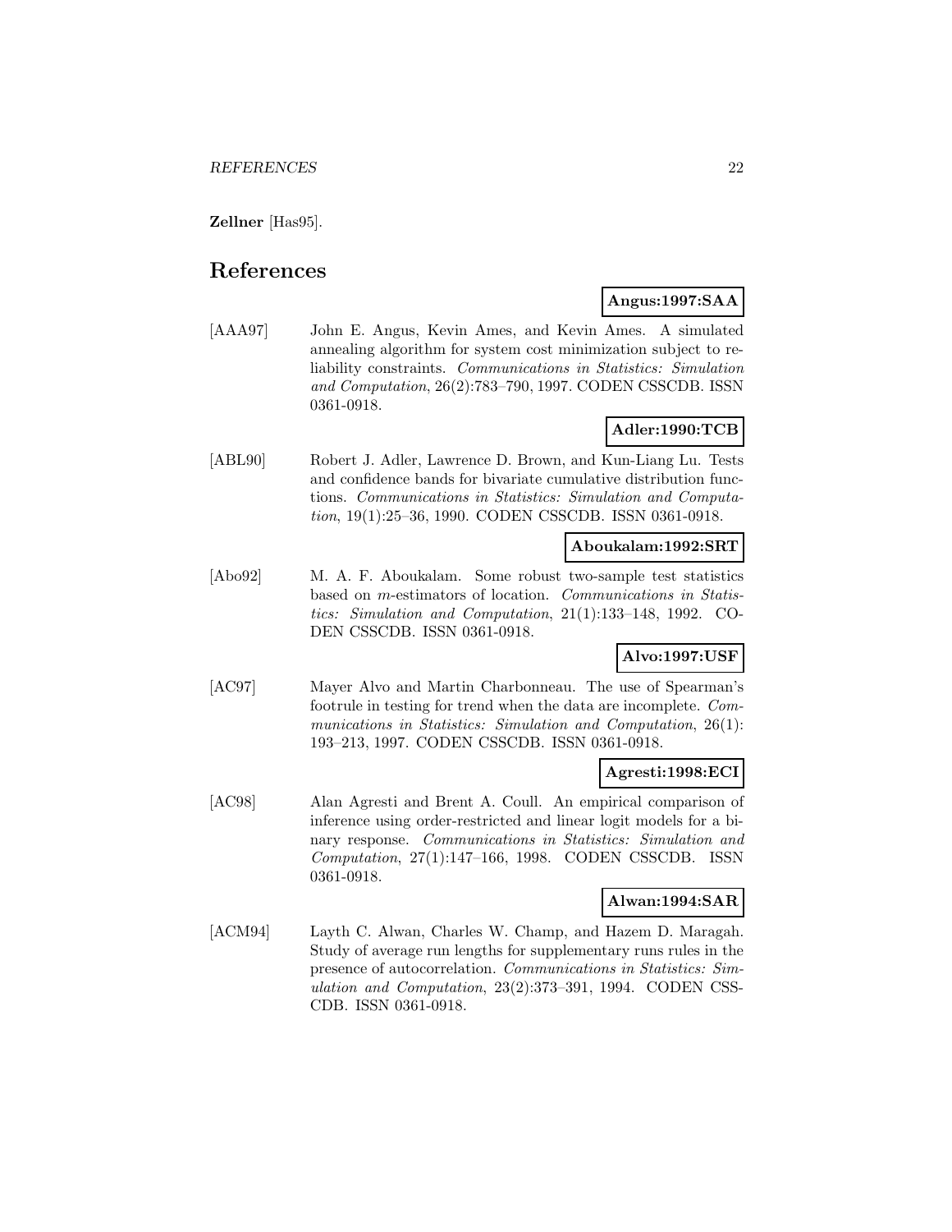**Zellner** [Has95].

# References

**Angus:1997:SAA**

[AAA97] John E. Angus, Kevin Ames, and Kevin Ames. A simulated annealing algorithm for system cost minimization subject to reliability constraints. *Communications in Statistics: Simulation and Computation*, 26(2):783–790, 1997. CODEN CSSCDB. ISSN 0361-0918.

**Adler:1990:TCB**

[ABL90] Robert J. Adler, Lawrence D. Brown, and Kun-Liang Lu. Tests and confidence bands for bivariate cumulative distribution functions. *Communications in Statistics: Simulation and Computation*, 19(1):25–36, 1990. CODEN CSSCDB. ISSN 0361-0918.

**Aboukalam:1992:SRT**

[Abo92] M. A. F. Aboukalam. Some robust two-sample test statistics based on $m$-estimators of location. *Communications in Statistics: Simulation and Computation*, 21(1):133–148, 1992. CODEN CSSCDB. ISSN 0361-0918.

**Alvo:1997:USF**

[AC97] Mayer Alvo and Martin Charbonneau. The use of Spearman's footrule in testing for trend when the data are incomplete. *Communications in Statistics: Simulation and Computation*, 26(1): 193–213, 1997. CODEN CSSCDB. ISSN 0361-0918.

**Agresti:1998:ECI**

[AC98] Alan Agresti and Brent A. Coull. An empirical comparison of inference using order-restricted and linear logit models for a binary response. *Communications in Statistics: Simulation and Computation*, 27(1):147–166, 1998. CODEN CSSCDB. ISSN 0361-0918.

**Alwan:1994:SAR**

[ACM94] Layth C. Alwan, Charles W. Champ, and Hazem D. Maragah. Study of average run lengths for supplementary runs rules in the presence of autocorrelation. *Communications in Statistics: Simulation and Computation*, 23(2):373–391, 1994. CODEN CSSCDB. ISSN 0361-0918.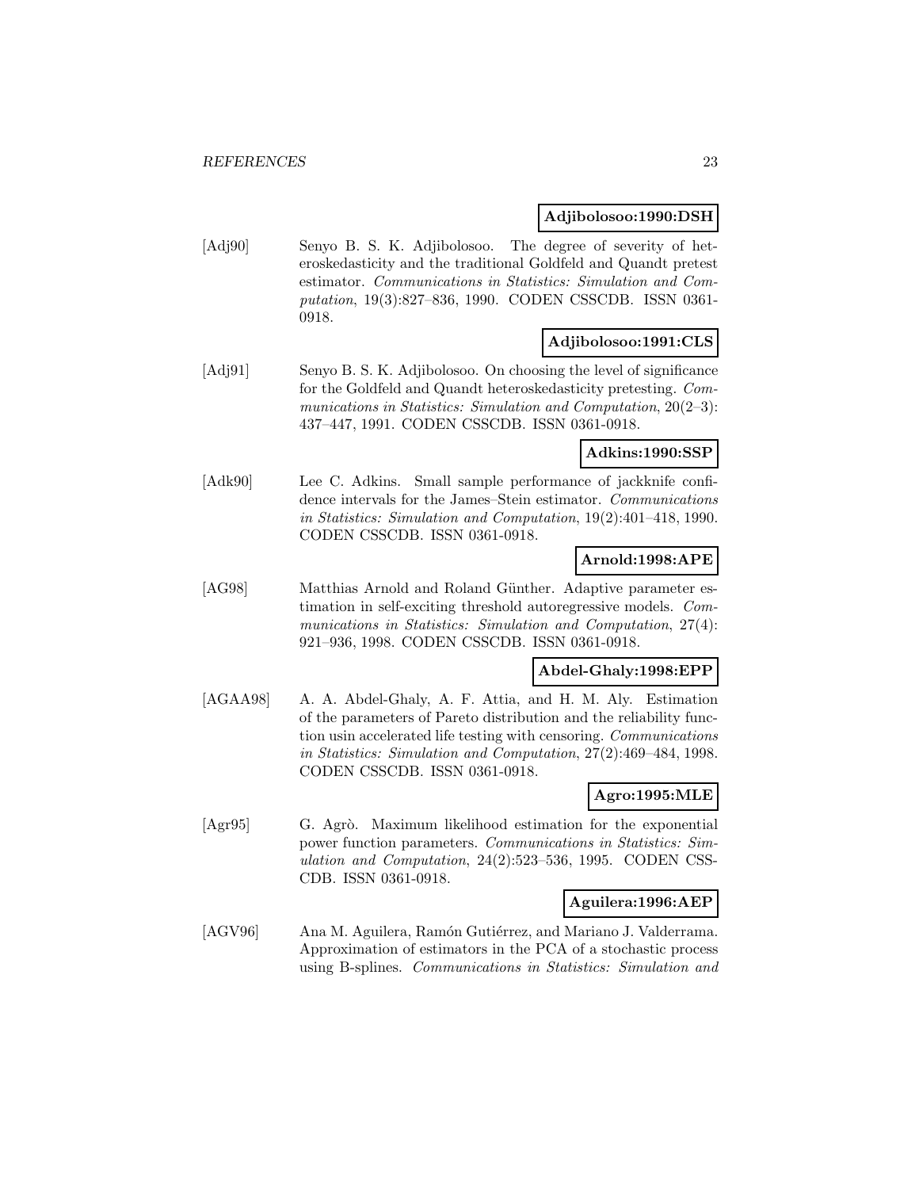**Adjibolosoo:1990:DSH**

[Adj90] Senyo B. S. K. Adjibolosoo. The degree of severity of heteroskedasticity and the traditional Goldfeld and Quandt pretest estimator. *Communications in Statistics: Simulation and Computation*, 19(3):827–836, 1990. CODEN CSSCDB. ISSN 0361-0918.

**Adjibolosoo:1991:CLS**

[Adj91] Senyo B. S. K. Adjibolosoo. On choosing the level of significance for the Goldfeld and Quandt heteroskedasticity pretesting. *Communications in Statistics: Simulation and Computation*, 20(2–3): 437–447, 1991. CODEN CSSCDB. ISSN 0361-0918.

**Adkins:1990:SSP**

[Adk90] Lee C. Adkins. Small sample performance of jackknife confidence intervals for the James–Stein estimator. *Communications in Statistics: Simulation and Computation*, 19(2):401–418, 1990. CODEN CSSCDB. ISSN 0361-0918.

**Arnold:1998:APE**

[AG98] Matthias Arnold and Roland Günther. Adaptive parameter estimation in self-exciting threshold autoregressive models. *Communications in Statistics: Simulation and Computation*, 27(4): 921–936, 1998. CODEN CSSCDB. ISSN 0361-0918.

**Abdel-Ghaly:1998:EPP**

[AGAA98] A. A. Abdel-Ghaly, A. F. Attia, and H. M. Aly. Estimation of the parameters of Pareto distribution and the reliability function usin accelerated life testing with censoring. *Communications in Statistics: Simulation and Computation*, 27(2):469–484, 1998. CODEN CSSCDB. ISSN 0361-0918.

**Agro:1995:MLE**

[Agr95] G. Agrò. Maximum likelihood estimation for the exponential power function parameters. *Communications in Statistics: Simulation and Computation*, 24(2):523–536, 1995. CODEN CSSCDB. ISSN 0361-0918.

**Aguilera:1996:AEP**

[AGV96] Ana M. Aguilera, Ramón Gutiérrez, and Mariano J. Valderrama. Approximation of estimators in the PCA of a stochastic process using B-splines. *Communications in Statistics: Simulation and*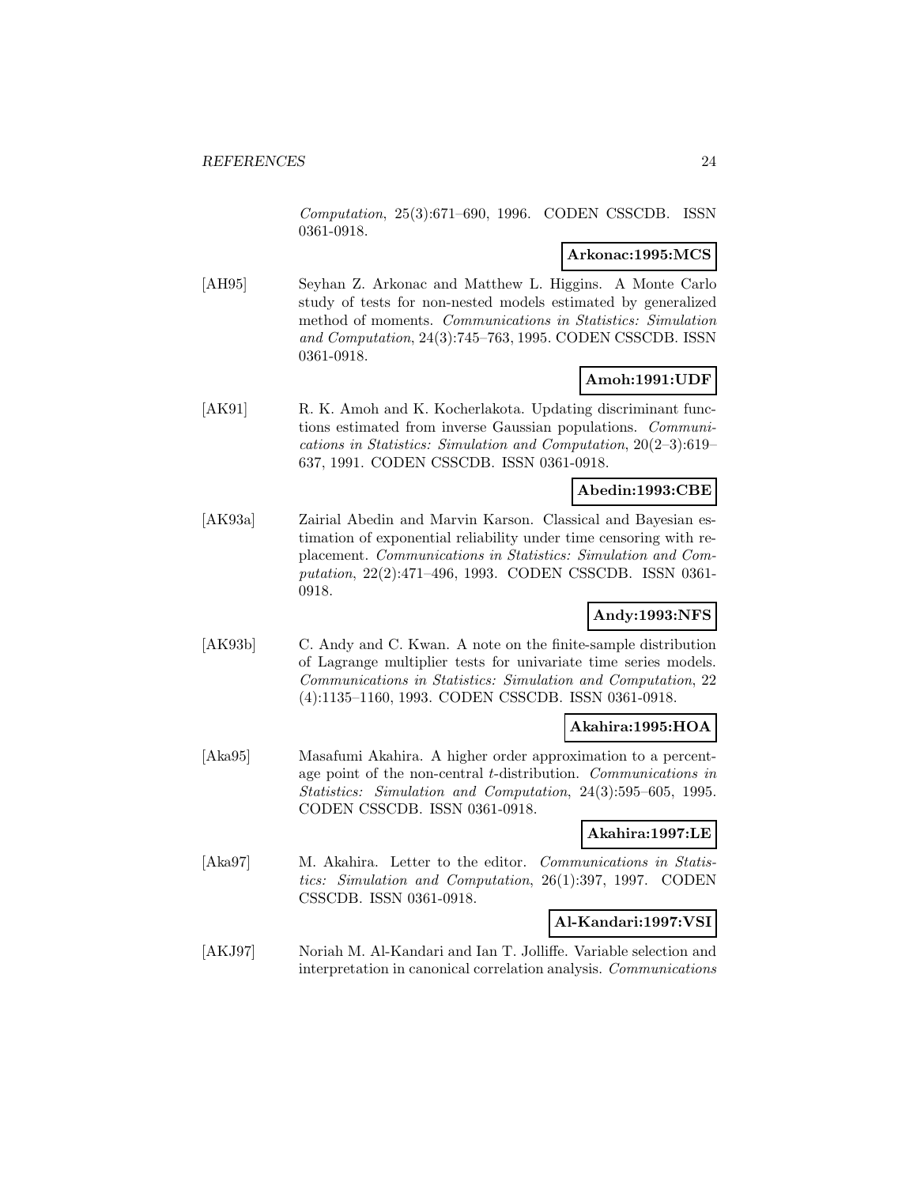*Computation*, 25(3):671–690, 1996. CODEN CSSCDB. ISSN 0361-0918.

**Arkonac:1995:MCS**

[AH95] Seyhan Z. Arkonac and Matthew L. Higgins. A Monte Carlo study of tests for non-nested models estimated by generalized method of moments. *Communications in Statistics: Simulation and Computation*, 24(3):745–763, 1995. CODEN CSSCDB. ISSN 0361-0918.

**Amoh:1991:UDF**

[AK91] R. K. Amoh and K. Kocherlakota. Updating discriminant functions estimated from inverse Gaussian populations. *Communications in Statistics: Simulation and Computation*, 20(2–3):619–637, 1991. CODEN CSSCDB. ISSN 0361-0918.

**Abedin:1993:CBE**

[AK93a] Zairial Abedin and Marvin Karson. Classical and Bayesian estimation of exponential reliability under time censoring with replacement. *Communications in Statistics: Simulation and Computation*, 22(2):471–496, 1993. CODEN CSSCDB. ISSN 0361-0918.

**Andy:1993:NFS**

[AK93b] C. Andy and C. Kwan. A note on the finite-sample distribution of Lagrange multiplier tests for univariate time series models. *Communications in Statistics: Simulation and Computation*, 22 (4):1135–1160, 1993. CODEN CSSCDB. ISSN 0361-0918.

**Akahira:1995:HOA**

[Aka95] Masafumi Akahira. A higher order approximation to a percentage point of the non-central $t$-distribution. *Communications in Statistics: Simulation and Computation*, 24(3):595–605, 1995. CODEN CSSCDB. ISSN 0361-0918.

**Akahira:1997:LE**

[Aka97] M. Akahira. Letter to the editor. *Communications in Statistics: Simulation and Computation*, 26(1):397, 1997. CODEN CSSCDB. ISSN 0361-0918.

**Al-Kandari:1997:VSI**

[AKJ97] Noriah M. Al-Kandari and Ian T. Jolliffe. Variable selection and interpretation in canonical correlation analysis. *Communications*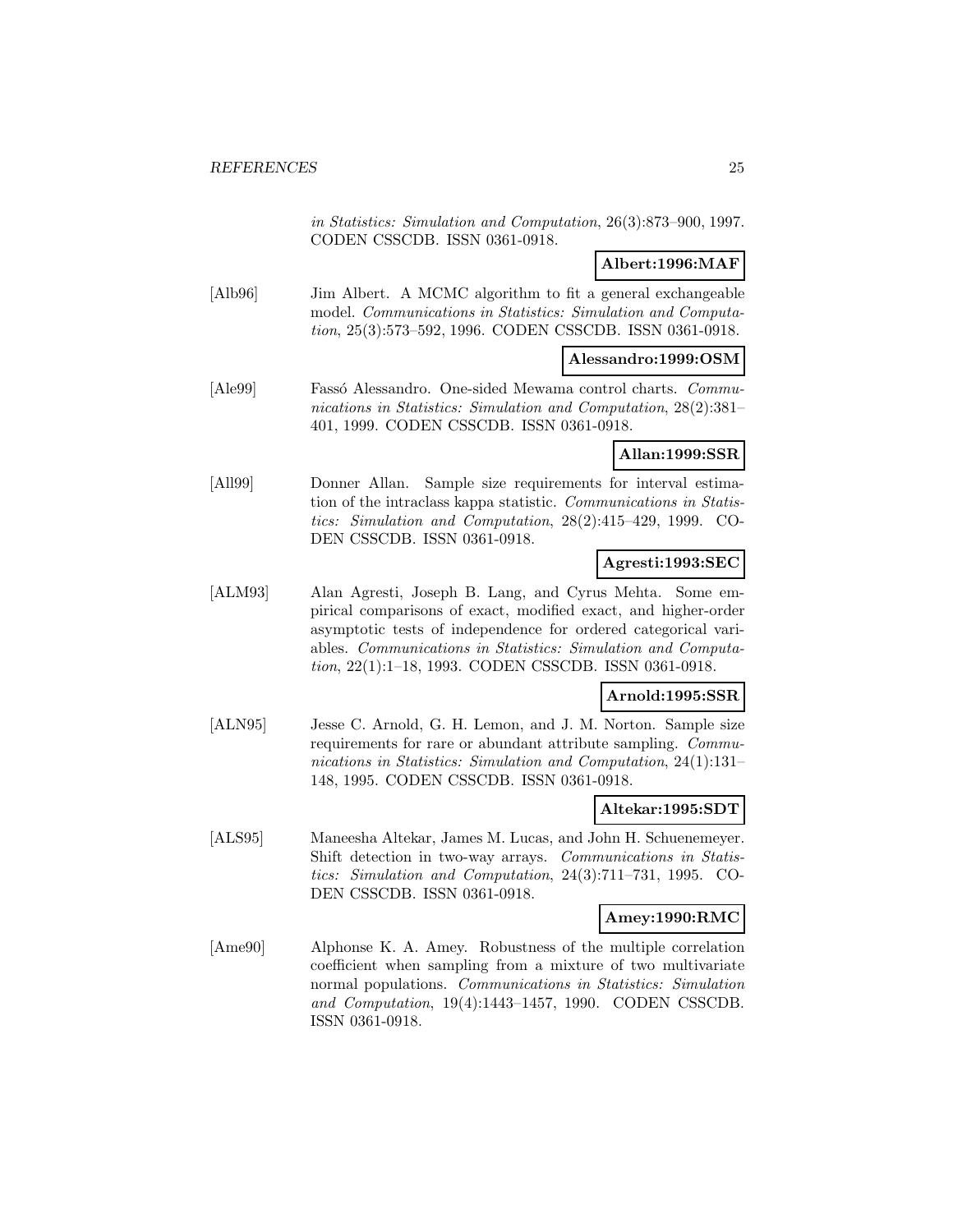in Statistics: Simulation and Computation*, 26(3):873–900, 1997. CODEN CSSCDB. ISSN 0361-0918.

**Albert:1996:MAF**

[Alb96] Jim Albert. A MCMC algorithm to fit a general exchangeable model. *Communications in Statistics: Simulation and Computation*, 25(3):573–592, 1996. CODEN CSSCDB. ISSN 0361-0918.

**Alessandro:1999:OSM**

[Ale99] Fassó Alessandro. One-sided Mewama control charts. *Communications in Statistics: Simulation and Computation*, 28(2):381–401, 1999. CODEN CSSCDB. ISSN 0361-0918.

**Allan:1999:SSR**

[All99] Donner Allan. Sample size requirements for interval estimation of the intraclass kappa statistic. *Communications in Statistics: Simulation and Computation*, 28(2):415–429, 1999. CODEN CSSCDB. ISSN 0361-0918.

**Agresti:1993:SEC**

[ALM93] Alan Agresti, Joseph B. Lang, and Cyrus Mehta. Some empirical comparisons of exact, modified exact, and higher-order asymptotic tests of independence for ordered categorical variables. *Communications in Statistics: Simulation and Computation*, 22(1):1–18, 1993. CODEN CSSCDB. ISSN 0361-0918.

**Arnold:1995:SSR**

[ALN95] Jesse C. Arnold, G. H. Lemon, and J. M. Norton. Sample size requirements for rare or abundant attribute sampling. *Communications in Statistics: Simulation and Computation*, 24(1):131–148, 1995. CODEN CSSCDB. ISSN 0361-0918.

**Altekar:1995:SDT**

[ALS95] Maneesha Altekar, James M. Lucas, and John H. Schuenemeyer. Shift detection in two-way arrays. *Communications in Statistics: Simulation and Computation*, 24(3):711–731, 1995. CODEN CSSCDB. ISSN 0361-0918.

**Amey:1990:RMC**

[Ame90] Alphonse K. A. Amey. Robustness of the multiple correlation coefficient when sampling from a mixture of two multivariate normal populations. *Communications in Statistics: Simulation and Computation*, 19(4):1443–1457, 1990. CODEN CSSCDB. ISSN 0361-0918.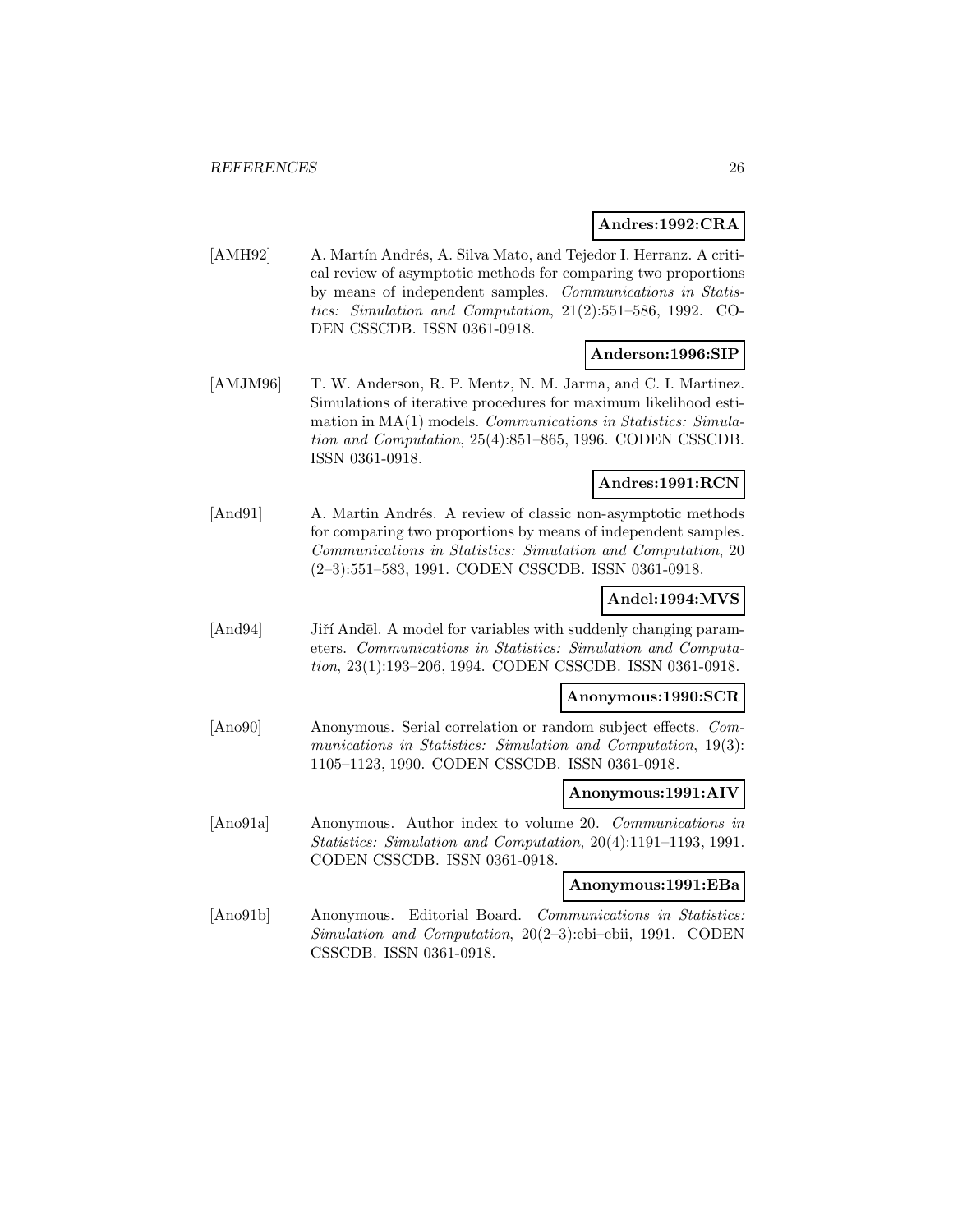**Andres:1992:CRA**

[AMH92] A. Martín Andrés, A. Silva Mato, and Tejedor I. Herranz. A critical review of asymptotic methods for comparing two proportions by means of independent samples. *Communications in Statistics: Simulation and Computation*, 21(2):551–586, 1992. CODEN CSSCDB. ISSN 0361-0918.

**Anderson:1996:SIP**

[AMJM96] T. W. Anderson, R. P. Mentz, N. M. Jarma, and C. I. Martinez. Simulations of iterative procedures for maximum likelihood estimation in MA(1) models. *Communications in Statistics: Simulation and Computation*, 25(4):851–865, 1996. CODEN CSSCDB. ISSN 0361-0918.

**Andres:1991:RCN**

[And91] A. Martin Andrés. A review of classic non-asymptotic methods for comparing two proportions by means of independent samples. *Communications in Statistics: Simulation and Computation*, 20 (2–3):551–583, 1991. CODEN CSSCDB. ISSN 0361-0918.

**Andel:1994:MVS**

[And94] Jiří Anděl. A model for variables with suddenly changing parameters. *Communications in Statistics: Simulation and Computation*, 23(1):193–206, 1994. CODEN CSSCDB. ISSN 0361-0918.

**Anonymous:1990:SCR**

[Ano90] Anonymous. Serial correlation or random subject effects. *Communications in Statistics: Simulation and Computation*, 19(3): 1105–1123, 1990. CODEN CSSCDB. ISSN 0361-0918.

**Anonymous:1991:AIV**

[Ano91a] Anonymous. Author index to volume 20. *Communications in Statistics: Simulation and Computation*, 20(4):1191–1193, 1991. CODEN CSSCDB. ISSN 0361-0918.

**Anonymous:1991:EBa**

[Ano91b] Anonymous. Editorial Board. *Communications in Statistics: Simulation and Computation*, 20(2–3):ebi–ebii, 1991. CODEN CSSCDB. ISSN 0361-0918.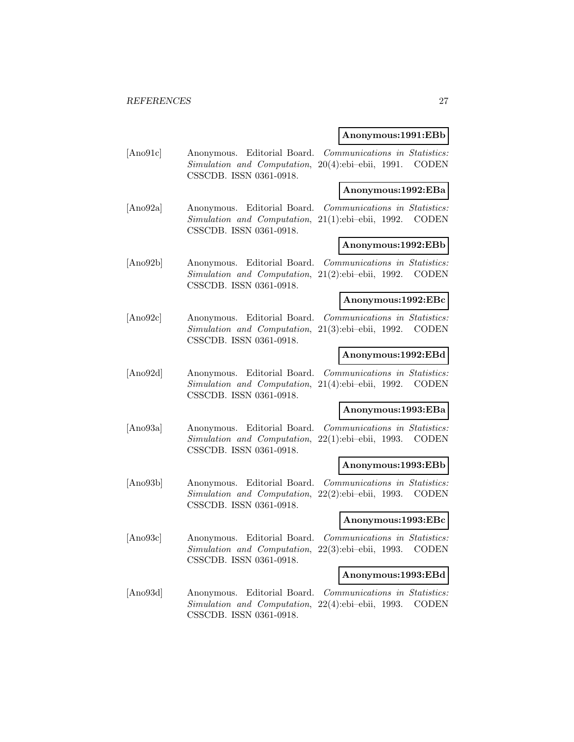**Anonymous:1991:EBb**

[Ano91c] Anonymous. Editorial Board. *Communications in Statistics: Simulation and Computation*, 20(4):ebi–ebii, 1991. CODEN CSSCDB. ISSN 0361-0918.

**Anonymous:1992:EBa**

[Ano92a] Anonymous. Editorial Board. *Communications in Statistics: Simulation and Computation*, 21(1):ebi–ebii, 1992. CODEN CSSCDB. ISSN 0361-0918.

**Anonymous:1992:EBb**

[Ano92b] Anonymous. Editorial Board. *Communications in Statistics: Simulation and Computation*, 21(2):ebi–ebii, 1992. CODEN CSSCDB. ISSN 0361-0918.

**Anonymous:1992:EBc**

[Ano92c] Anonymous. Editorial Board. *Communications in Statistics: Simulation and Computation*, 21(3):ebi–ebii, 1992. CODEN CSSCDB. ISSN 0361-0918.

**Anonymous:1992:EBd**

[Ano92d] Anonymous. Editorial Board. *Communications in Statistics: Simulation and Computation*, 21(4):ebi–ebii, 1992. CODEN CSSCDB. ISSN 0361-0918.

**Anonymous:1993:EBa**

[Ano93a] Anonymous. Editorial Board. *Communications in Statistics: Simulation and Computation*, 22(1):ebi–ebii, 1993. CODEN CSSCDB. ISSN 0361-0918.

**Anonymous:1993:EBb**

[Ano93b] Anonymous. Editorial Board. *Communications in Statistics: Simulation and Computation*, 22(2):ebi–ebii, 1993. CODEN CSSCDB. ISSN 0361-0918.

**Anonymous:1993:EBc**

[Ano93c] Anonymous. Editorial Board. *Communications in Statistics: Simulation and Computation*, 22(3):ebi–ebii, 1993. CODEN CSSCDB. ISSN 0361-0918.

**Anonymous:1993:EBd**

[Ano93d] Anonymous. Editorial Board. *Communications in Statistics: Simulation and Computation*, 22(4):ebi–ebii, 1993. CODEN CSSCDB. ISSN 0361-0918.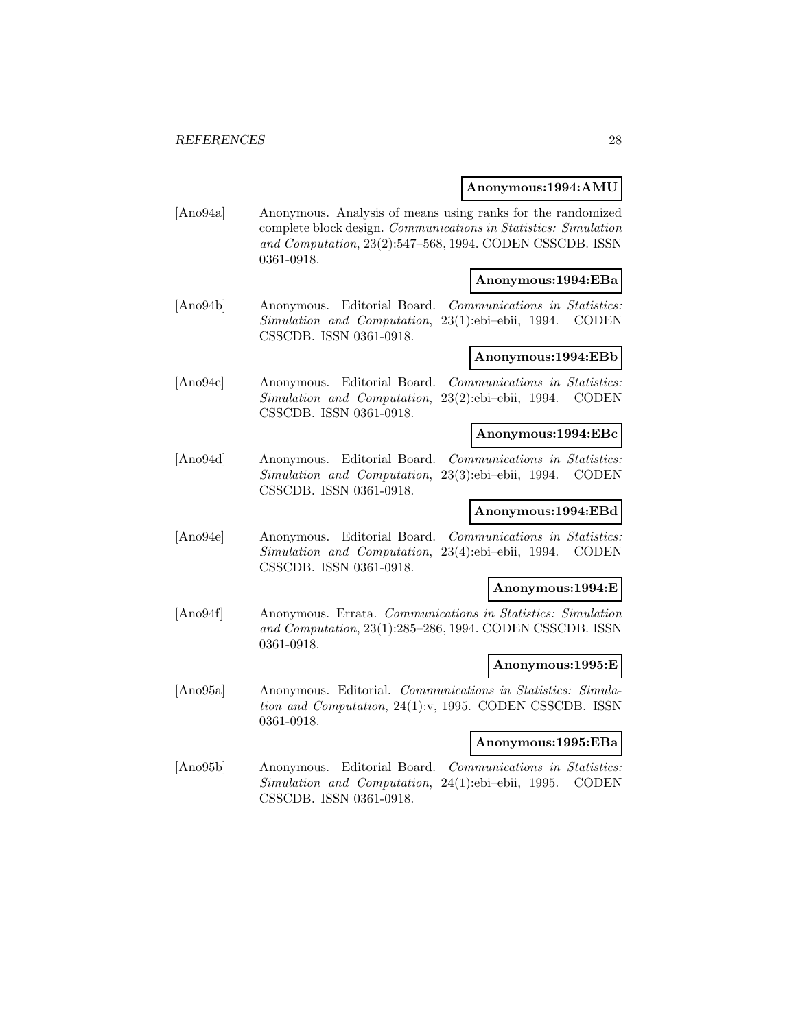**Anonymous:1994:AMU**

[Ano94a] Anonymous. Analysis of means using ranks for the randomized complete block design. *Communications in Statistics: Simulation and Computation*, 23(2):547–568, 1994. CODEN CSSCDB. ISSN 0361-0918.

**Anonymous:1994:EBa**

[Ano94b] Anonymous. Editorial Board. *Communications in Statistics: Simulation and Computation*, 23(1):ebi–ebii, 1994. CODEN CSSCDB. ISSN 0361-0918.

**Anonymous:1994:EBb**

[Ano94c] Anonymous. Editorial Board. *Communications in Statistics: Simulation and Computation*, 23(2):ebi–ebii, 1994. CODEN CSSCDB. ISSN 0361-0918.

**Anonymous:1994:EBc**

[Ano94d] Anonymous. Editorial Board. *Communications in Statistics: Simulation and Computation*, 23(3):ebi–ebii, 1994. CODEN CSSCDB. ISSN 0361-0918.

**Anonymous:1994:EBd**

[Ano94e] Anonymous. Editorial Board. *Communications in Statistics: Simulation and Computation*, 23(4):ebi–ebii, 1994. CODEN CSSCDB. ISSN 0361-0918.

**Anonymous:1994:E**

[Ano94f] Anonymous. Errata. *Communications in Statistics: Simulation and Computation*, 23(1):285–286, 1994. CODEN CSSCDB. ISSN 0361-0918.

**Anonymous:1995:E**

[Ano95a] Anonymous. Editorial. *Communications in Statistics: Simulation and Computation*, 24(1):v, 1995. CODEN CSSCDB. ISSN 0361-0918.

**Anonymous:1995:EBa**

[Ano95b] Anonymous. Editorial Board. *Communications in Statistics: Simulation and Computation*, 24(1):ebi–ebii, 1995. CODEN CSSCDB. ISSN 0361-0918.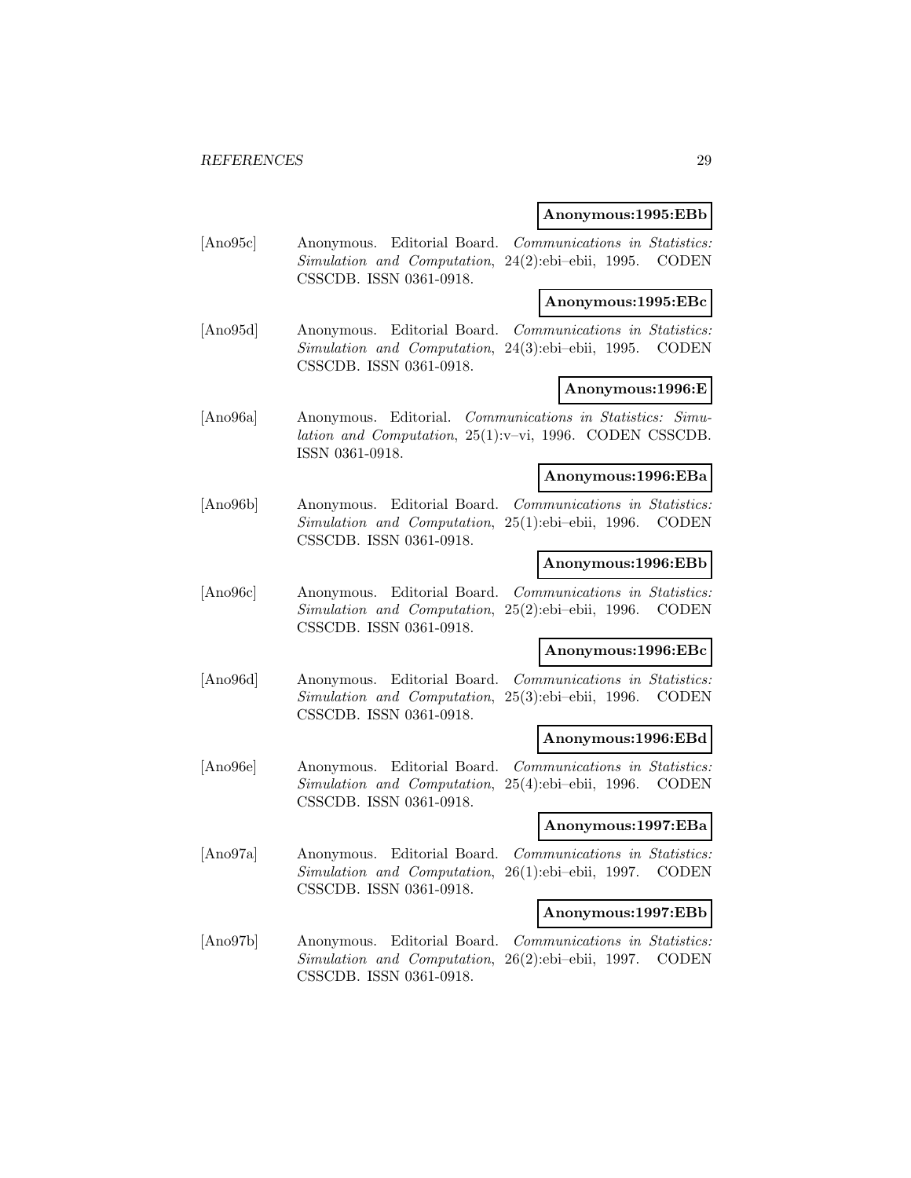**Anonymous:1995:EBb**

[Ano95c] Anonymous. Editorial Board. *Communications in Statistics: Simulation and Computation*, 24(2):ebi–ebii, 1995. CODEN CSSCDB. ISSN 0361-0918.

**Anonymous:1995:EBc**

[Ano95d] Anonymous. Editorial Board. *Communications in Statistics: Simulation and Computation*, 24(3):ebi–ebii, 1995. CODEN CSSCDB. ISSN 0361-0918.

**Anonymous:1996:E**

[Ano96a] Anonymous. Editorial. *Communications in Statistics: Simulation and Computation*, 25(1):v–vi, 1996. CODEN CSSCDB. ISSN 0361-0918.

**Anonymous:1996:EBa**

[Ano96b] Anonymous. Editorial Board. *Communications in Statistics: Simulation and Computation*, 25(1):ebi–ebii, 1996. CODEN CSSCDB. ISSN 0361-0918.

**Anonymous:1996:EBb**

[Ano96c] Anonymous. Editorial Board. *Communications in Statistics: Simulation and Computation*, 25(2):ebi–ebii, 1996. CODEN CSSCDB. ISSN 0361-0918.

**Anonymous:1996:EBc**

[Ano96d] Anonymous. Editorial Board. *Communications in Statistics: Simulation and Computation*, 25(3):ebi–ebii, 1996. CODEN CSSCDB. ISSN 0361-0918.

**Anonymous:1996:EBd**

[Ano96e] Anonymous. Editorial Board. *Communications in Statistics: Simulation and Computation*, 25(4):ebi–ebii, 1996. CODEN CSSCDB. ISSN 0361-0918.

**Anonymous:1997:EBa**

[Ano97a] Anonymous. Editorial Board. *Communications in Statistics: Simulation and Computation*, 26(1):ebi–ebii, 1997. CODEN CSSCDB. ISSN 0361-0918.

**Anonymous:1997:EBb**

[Ano97b] Anonymous. Editorial Board. *Communications in Statistics: Simulation and Computation*, 26(2):ebi–ebii, 1997. CODEN CSSCDB. ISSN 0361-0918.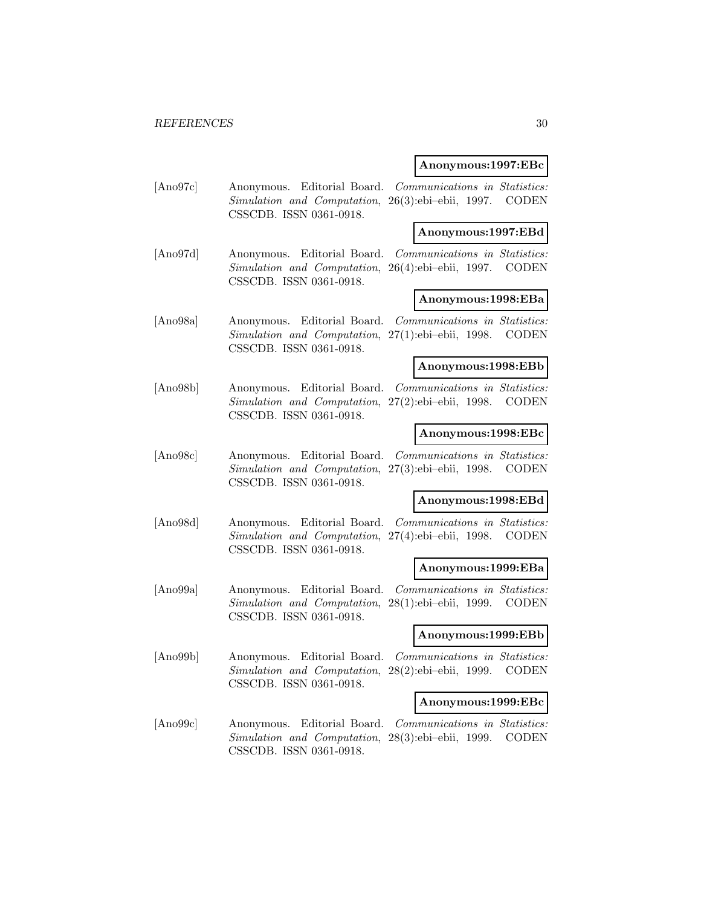**Anonymous:1997:EBc**

[Ano97c] Anonymous. Editorial Board. *Communications in Statistics: Simulation and Computation*, 26(3):ebi–ebii, 1997. CODEN CSSCDB. ISSN 0361-0918.

**Anonymous:1997:EBd**

[Ano97d] Anonymous. Editorial Board. *Communications in Statistics: Simulation and Computation*, 26(4):ebi–ebii, 1997. CODEN CSSCDB. ISSN 0361-0918.

**Anonymous:1998:EBa**

[Ano98a] Anonymous. Editorial Board. *Communications in Statistics: Simulation and Computation*, 27(1):ebi–ebii, 1998. CODEN CSSCDB. ISSN 0361-0918.

**Anonymous:1998:EBb**

[Ano98b] Anonymous. Editorial Board. *Communications in Statistics: Simulation and Computation*, 27(2):ebi–ebii, 1998. CODEN CSSCDB. ISSN 0361-0918.

**Anonymous:1998:EBc**

[Ano98c] Anonymous. Editorial Board. *Communications in Statistics: Simulation and Computation*, 27(3):ebi–ebii, 1998. CODEN CSSCDB. ISSN 0361-0918.

**Anonymous:1998:EBd**

[Ano98d] Anonymous. Editorial Board. *Communications in Statistics: Simulation and Computation*, 27(4):ebi–ebii, 1998. CODEN CSSCDB. ISSN 0361-0918.

**Anonymous:1999:EBa**

[Ano99a] Anonymous. Editorial Board. *Communications in Statistics: Simulation and Computation*, 28(1):ebi–ebii, 1999. CODEN CSSCDB. ISSN 0361-0918.

**Anonymous:1999:EBb**

[Ano99b] Anonymous. Editorial Board. *Communications in Statistics: Simulation and Computation*, 28(2):ebi–ebii, 1999. CODEN CSSCDB. ISSN 0361-0918.

**Anonymous:1999:EBc**

[Ano99c] Anonymous. Editorial Board. *Communications in Statistics: Simulation and Computation*, 28(3):ebi–ebii, 1999. CODEN CSSCDB. ISSN 0361-0918.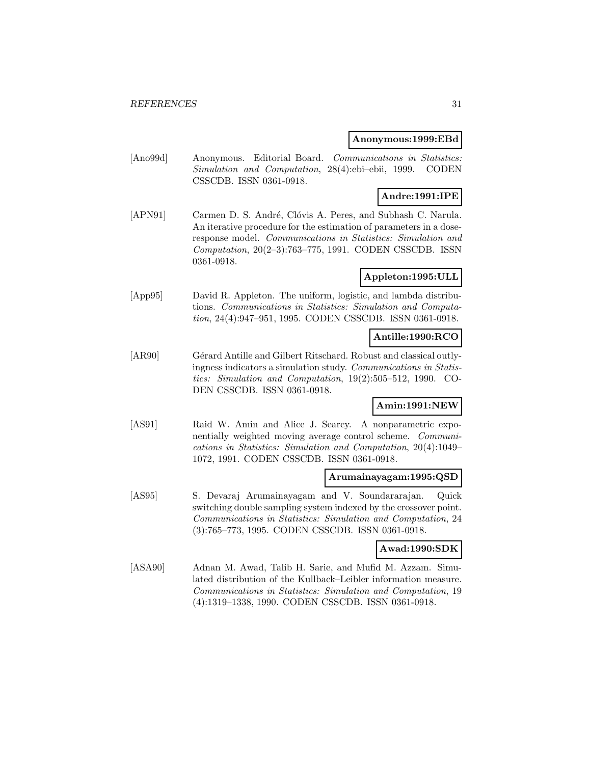**Anonymous:1999:EBd**

[Ano99d] Anonymous. Editorial Board. *Communications in Statistics: Simulation and Computation*, 28(4):ebi–ebii, 1999. CODEN CSSCDB. ISSN 0361-0918.

**Andre:1991:IPE**

[APN91] Carmen D. S. André, Clóvis A. Peres, and Subhash C. Narula. An iterative procedure for the estimation of parameters in a dose-response model. *Communications in Statistics: Simulation and Computation*, 20(2–3):763–775, 1991. CODEN CSSCDB. ISSN 0361-0918.

**Appleton:1995:ULL**

[App95] David R. Appleton. The uniform, logistic, and lambda distributions. *Communications in Statistics: Simulation and Computation*, 24(4):947–951, 1995. CODEN CSSCDB. ISSN 0361-0918.

**Antille:1990:RCO**

[AR90] Gérard Antille and Gilbert Ritschard. Robust and classical outlyingness indicators a simulation study. *Communications in Statistics: Simulation and Computation*, 19(2):505–512, 1990. CODEN CSSCDB. ISSN 0361-0918.

**Amin:1991:NEW**

[AS91] Raid W. Amin and Alice J. Searcy. A nonparametric exponentially weighted moving average control scheme. *Communications in Statistics: Simulation and Computation*, 20(4):1049–1072, 1991. CODEN CSSCDB. ISSN 0361-0918.

**Arumainayagam:1995:QSD**

[AS95] S. Devaraj Arumainayagam and V. Soundararajan. Quick switching double sampling system indexed by the crossover point. *Communications in Statistics: Simulation and Computation*, 24 (3):765–773, 1995. CODEN CSSCDB. ISSN 0361-0918.

**Awad:1990:SDK**

[ASA90] Adnan M. Awad, Talib H. Sarie, and Mufid M. Azzam. Simulated distribution of the Kullback–Leibler information measure. *Communications in Statistics: Simulation and Computation*, 19 (4):1319–1338, 1990. CODEN CSSCDB. ISSN 0361-0918.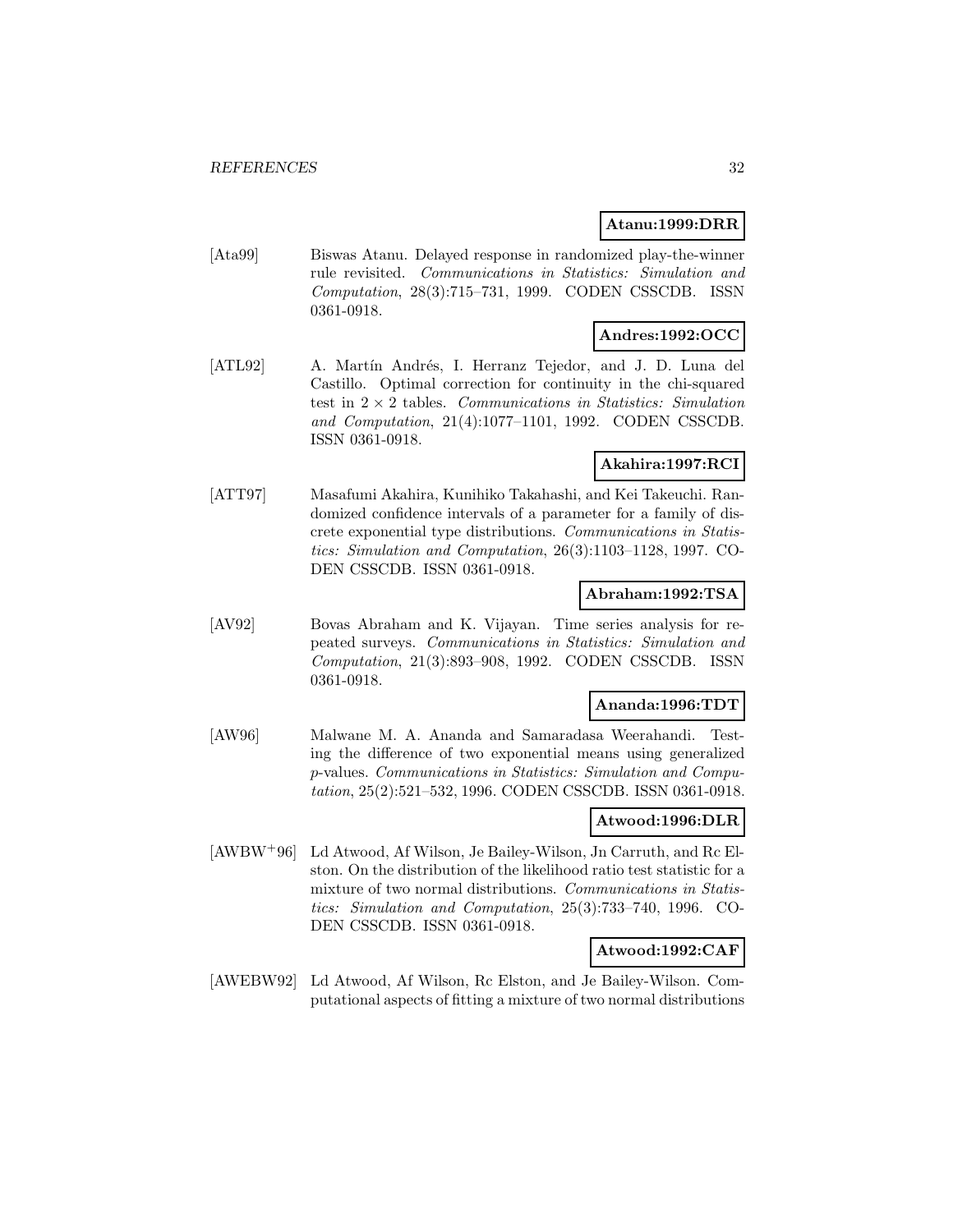**Atanu:1999:DRR**

[Ata99] Biswas Atanu. Delayed response in randomized play-the-winner rule revisited. *Communications in Statistics: Simulation and Computation*, 28(3):715–731, 1999. CODEN CSSCDB. ISSN 0361-0918.

**Andres:1992:OCC**

[ATL92] A. Martín Andrés, I. Herranz Tejedor, and J. D. Luna del Castillo. Optimal correction for continuity in the chi-squared test in $2 \times 2$ tables. *Communications in Statistics: Simulation and Computation*, 21(4):1077–1101, 1992. CODEN CSSCDB. ISSN 0361-0918.

**Akahira:1997:RCI**

[ATT97] Masafumi Akahira, Kunihiko Takahashi, and Kei Takeuchi. Randomized confidence intervals of a parameter for a family of discrete exponential type distributions. *Communications in Statistics: Simulation and Computation*, 26(3):1103–1128, 1997. CODEN CSSCDB. ISSN 0361-0918.

**Abraham:1992:TSA**

[AV92] Bovas Abraham and K. Vijayan. Time series analysis for repeated surveys. *Communications in Statistics: Simulation and Computation*, 21(3):893–908, 1992. CODEN CSSCDB. ISSN 0361-0918.

**Ananda:1996:TDT**

[AW96] Malwane M. A. Ananda and Samaradasa Weerahandi. Testing the difference of two exponential means using generalized $p$-values. *Communications in Statistics: Simulation and Computation*, 25(2):521–532, 1996. CODEN CSSCDB. ISSN 0361-0918.

**Atwood:1996:DLR**

[AWBW+96] Ld Atwood, Af Wilson, Je Bailey-Wilson, Jn Carruth, and Rc Elston. On the distribution of the likelihood ratio test statistic for a mixture of two normal distributions. *Communications in Statistics: Simulation and Computation*, 25(3):733–740, 1996. CODEN CSSCDB. ISSN 0361-0918.

**Atwood:1992:CAF**

[AWEBW92] Ld Atwood, Af Wilson, Rc Elston, and Je Bailey-Wilson. Computational aspects of fitting a mixture of two normal distributions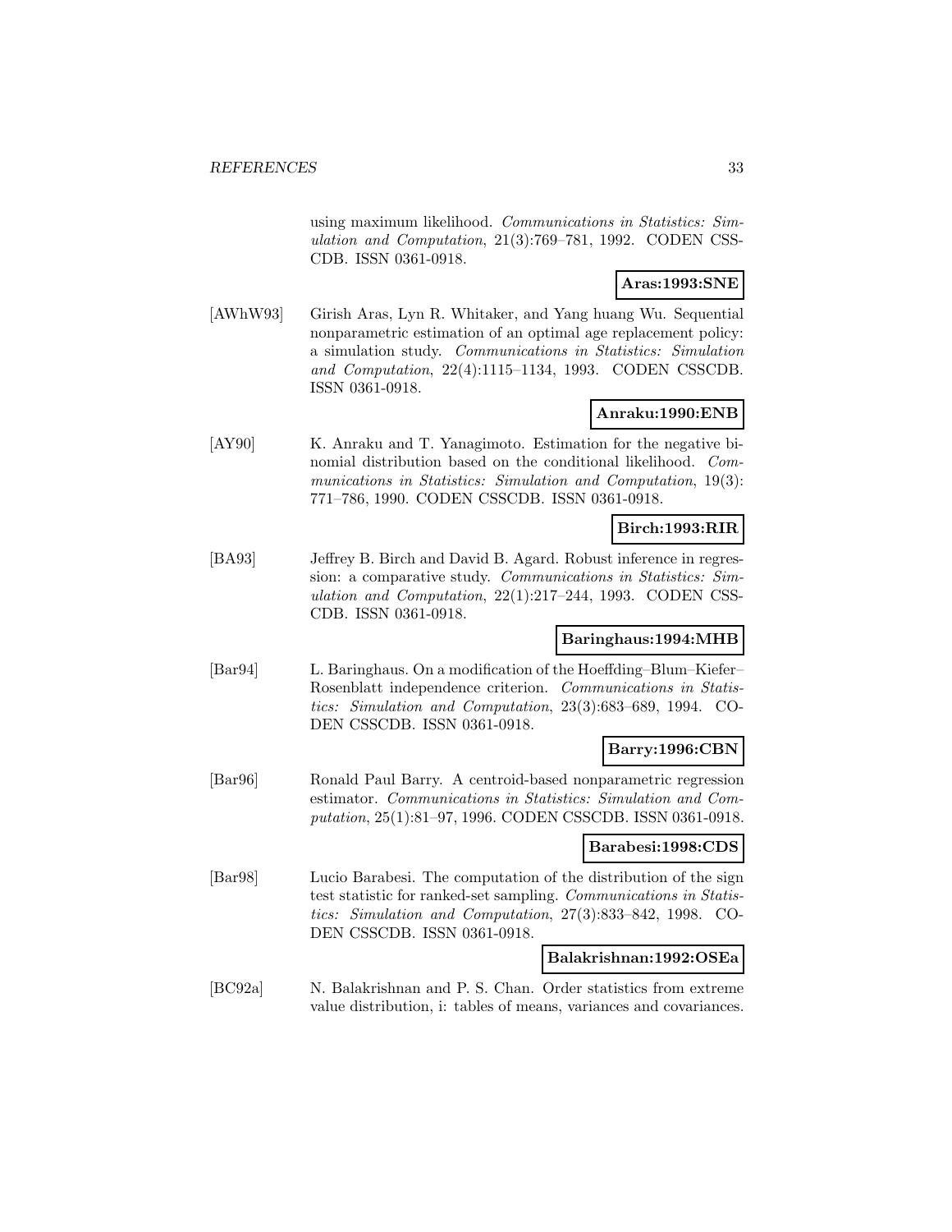using maximum likelihood. *Communications in Statistics: Simulation and Computation*, 21(3):769–781, 1992. CODEN CSSCDB. ISSN 0361-0918.

**Aras:1993:SNE**

[AWhW93] Girish Aras, Lyn R. Whitaker, and Yang huang Wu. Sequential nonparametric estimation of an optimal age replacement policy: a simulation study. *Communications in Statistics: Simulation and Computation*, 22(4):1115–1134, 1993. CODEN CSSCDB. ISSN 0361-0918.

**Anraku:1990:ENB**

[AY90] K. Anraku and T. Yanagimoto. Estimation for the negative binomial distribution based on the conditional likelihood. *Communications in Statistics: Simulation and Computation*, 19(3): 771–786, 1990. CODEN CSSCDB. ISSN 0361-0918.

**Birch:1993:RIR**

[BA93] Jeffrey B. Birch and David B. Agard. Robust inference in regression: a comparative study. *Communications in Statistics: Simulation and Computation*, 22(1):217–244, 1993. CODEN CSSCDB. ISSN 0361-0918.

**Baringhaus:1994:MHB**

[Bar94] L. Baringhaus. On a modification of the Hoeffding–Blum–Kiefer–Rosenblatt independence criterion. *Communications in Statistics: Simulation and Computation*, 23(3):683–689, 1994. CODEN CSSCDB. ISSN 0361-0918.

**Barry:1996:CBN**

[Bar96] Ronald Paul Barry. A centroid-based nonparametric regression estimator. *Communications in Statistics: Simulation and Computation*, 25(1):81–97, 1996. CODEN CSSCDB. ISSN 0361-0918.

**Barabesi:1998:CDS**

[Bar98] Lucio Barabesi. The computation of the distribution of the sign test statistic for ranked-set sampling. *Communications in Statistics: Simulation and Computation*, 27(3):833–842, 1998. CODEN CSSCDB. ISSN 0361-0918.

**Balakrishnan:1992:OSEa**

[BC92a] N. Balakrishnan and P. S. Chan. Order statistics from extreme value distribution, i: tables of means, variances and covariances.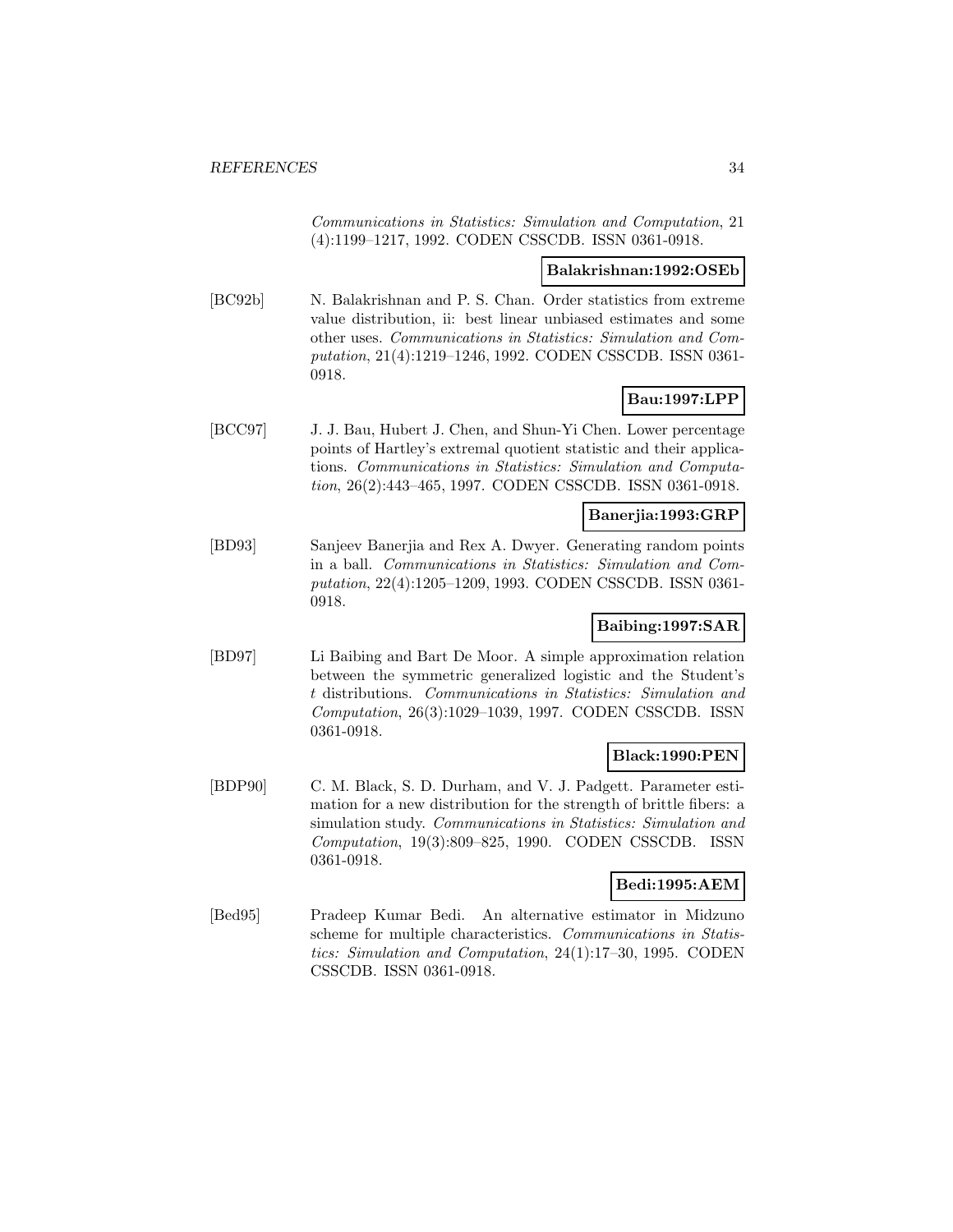*Communications in Statistics: Simulation and Computation*, 21 (4):1199–1217, 1992. CODEN CSSCDB. ISSN 0361-0918.

**Balakrishnan:1992:OSEb**

[BC92b] N. Balakrishnan and P. S. Chan. Order statistics from extreme value distribution, ii: best linear unbiased estimates and some other uses. *Communications in Statistics: Simulation and Computation*, 21(4):1219–1246, 1992. CODEN CSSCDB. ISSN 0361-0918.

**Bau:1997:LPP**

[BCC97] J. J. Bau, Hubert J. Chen, and Shun-Yi Chen. Lower percentage points of Hartley's extremal quotient statistic and their applications. *Communications in Statistics: Simulation and Computation*, 26(2):443–465, 1997. CODEN CSSCDB. ISSN 0361-0918.

**Banerjia:1993:GRP**

[BD93] Sanjeev Banerjia and Rex A. Dwyer. Generating random points in a ball. *Communications in Statistics: Simulation and Computation*, 22(4):1205–1209, 1993. CODEN CSSCDB. ISSN 0361-0918.

**Baibing:1997:SAR**

[BD97] Li Baibing and Bart De Moor. A simple approximation relation between the symmetric generalized logistic and the Student's *t* distributions. *Communications in Statistics: Simulation and Computation*, 26(3):1029–1039, 1997. CODEN CSSCDB. ISSN 0361-0918.

**Black:1990:PEN**

[BDP90] C. M. Black, S. D. Durham, and V. J. Padgett. Parameter estimation for a new distribution for the strength of brittle fibers: a simulation study. *Communications in Statistics: Simulation and Computation*, 19(3):809–825, 1990. CODEN CSSCDB. ISSN 0361-0918.

**Bedi:1995:AEM**

[Bed95] Pradeep Kumar Bedi. An alternative estimator in Midzuno scheme for multiple characteristics. *Communications in Statistics: Simulation and Computation*, 24(1):17–30, 1995. CODEN CSSCDB. ISSN 0361-0918.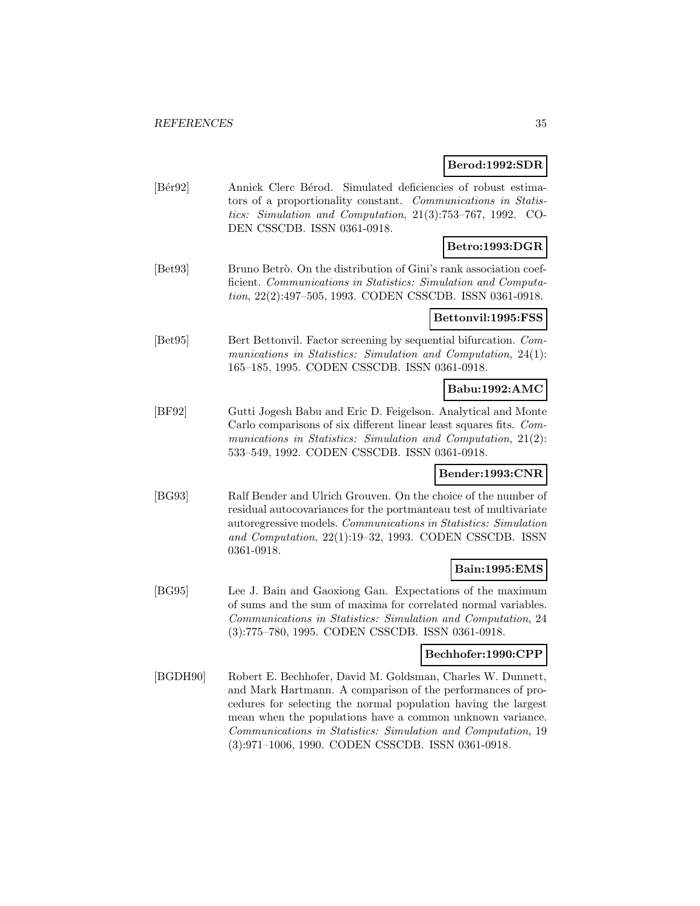**Berod:1992:SDR**

[Bér92] Annick Clerc Bérod. Simulated deficiencies of robust estimators of a proportionality constant. *Communications in Statistics: Simulation and Computation*, 21(3):753–767, 1992. CODEN CSSCDB. ISSN 0361-0918.

**Betro:1993:DGR**

[Bet93] Bruno Betrò. On the distribution of Gini's rank association coefficient. *Communications in Statistics: Simulation and Computation*, 22(2):497–505, 1993. CODEN CSSCDB. ISSN 0361-0918.

**Bettonvil:1995:FSS**

[Bet95] Bert Bettonvil. Factor screening by sequential bifurcation. *Communications in Statistics: Simulation and Computation*, 24(1): 165–185, 1995. CODEN CSSCDB. ISSN 0361-0918.

**Babu:1992:AMC**

[BF92] Gutti Jogesh Babu and Eric D. Feigelson. Analytical and Monte Carlo comparisons of six different linear least squares fits. *Communications in Statistics: Simulation and Computation*, 21(2): 533–549, 1992. CODEN CSSCDB. ISSN 0361-0918.

**Bender:1993:CNR**

[BG93] Ralf Bender and Ulrich Grouven. On the choice of the number of residual autocovariances for the portmanteau test of multivariate autoregressive models. *Communications in Statistics: Simulation and Computation*, 22(1):19–32, 1993. CODEN CSSCDB. ISSN 0361-0918.

**Bain:1995:EMS**

[BG95] Lee J. Bain and Gaoxiong Gan. Expectations of the maximum of sums and the sum of maxima for correlated normal variables. *Communications in Statistics: Simulation and Computation*, 24 (3):775–780, 1995. CODEN CSSCDB. ISSN 0361-0918.

**Bechhofer:1990:CPP**

[BGDH90] Robert E. Bechhofer, David M. Goldsman, Charles W. Dunnett, and Mark Hartmann. A comparison of the performances of procedures for selecting the normal population having the largest mean when the populations have a common unknown variance. *Communications in Statistics: Simulation and Computation*, 19 (3):971–1006, 1990. CODEN CSSCDB. ISSN 0361-0918.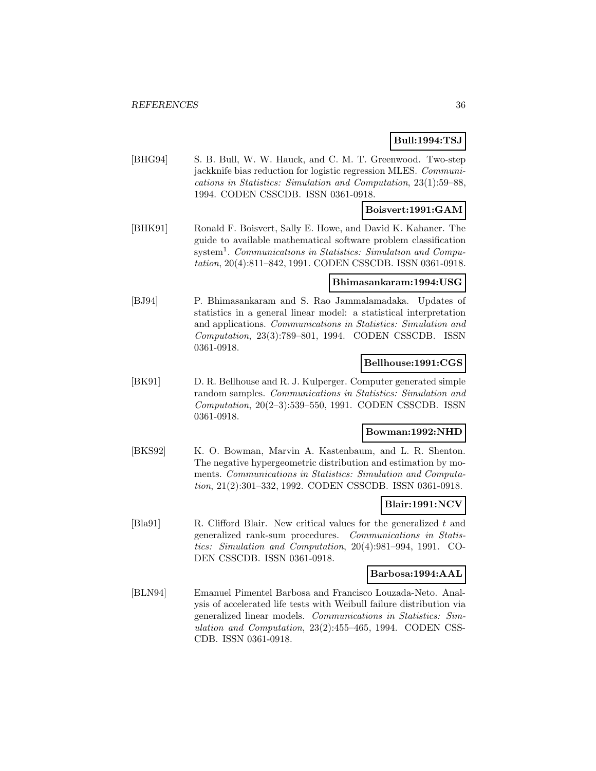**Bull:1994:TSJ**

[BHG94] S. B. Bull, W. W. Hauck, and C. M. T. Greenwood. Two-step jackknife bias reduction for logistic regression MLES. *Communications in Statistics: Simulation and Computation*, 23(1):59–88, 1994. CODEN CSSCDB. ISSN 0361-0918.

**Boisvert:1991:GAM**

[BHK91] Ronald F. Boisvert, Sally E. Howe, and David K. Kahaner. The guide to available mathematical software problem classification system[1]. *Communications in Statistics: Simulation and Computation*, 20(4):811–842, 1991. CODEN CSSCDB. ISSN 0361-0918.

**Bhimasankaram:1994:USG**

[BJ94] P. Bhimasankaram and S. Rao Jammalamadaka. Updates of statistics in a general linear model: a statistical interpretation and applications. *Communications in Statistics: Simulation and Computation*, 23(3):789–801, 1994. CODEN CSSCDB. ISSN 0361-0918.

**Bellhouse:1991:CGS**

[BK91] D. R. Bellhouse and R. J. Kulperger. Computer generated simple random samples. *Communications in Statistics: Simulation and Computation*, 20(2–3):539–550, 1991. CODEN CSSCDB. ISSN 0361-0918.

**Bowman:1992:NHD**

[BKS92] K. O. Bowman, Marvin A. Kastenbaum, and L. R. Shenton. The negative hypergeometric distribution and estimation by moments. *Communications in Statistics: Simulation and Computation*, 21(2):301–332, 1992. CODEN CSSCDB. ISSN 0361-0918.

**Blair:1991:NCV**

[Bla91] R. Clifford Blair. New critical values for the generalized $t$ and generalized rank-sum procedures. *Communications in Statistics: Simulation and Computation*, 20(4):981–994, 1991. CODEN CSSCDB. ISSN 0361-0918.

**Barbosa:1994:AAL**

[BLN94] Emanuel Pimentel Barbosa and Francisco Louzada-Neto. Analysis of accelerated life tests with Weibull failure distribution via generalized linear models. *Communications in Statistics: Simulation and Computation*, 23(2):455–465, 1994. CODEN CSSCDB. ISSN 0361-0918.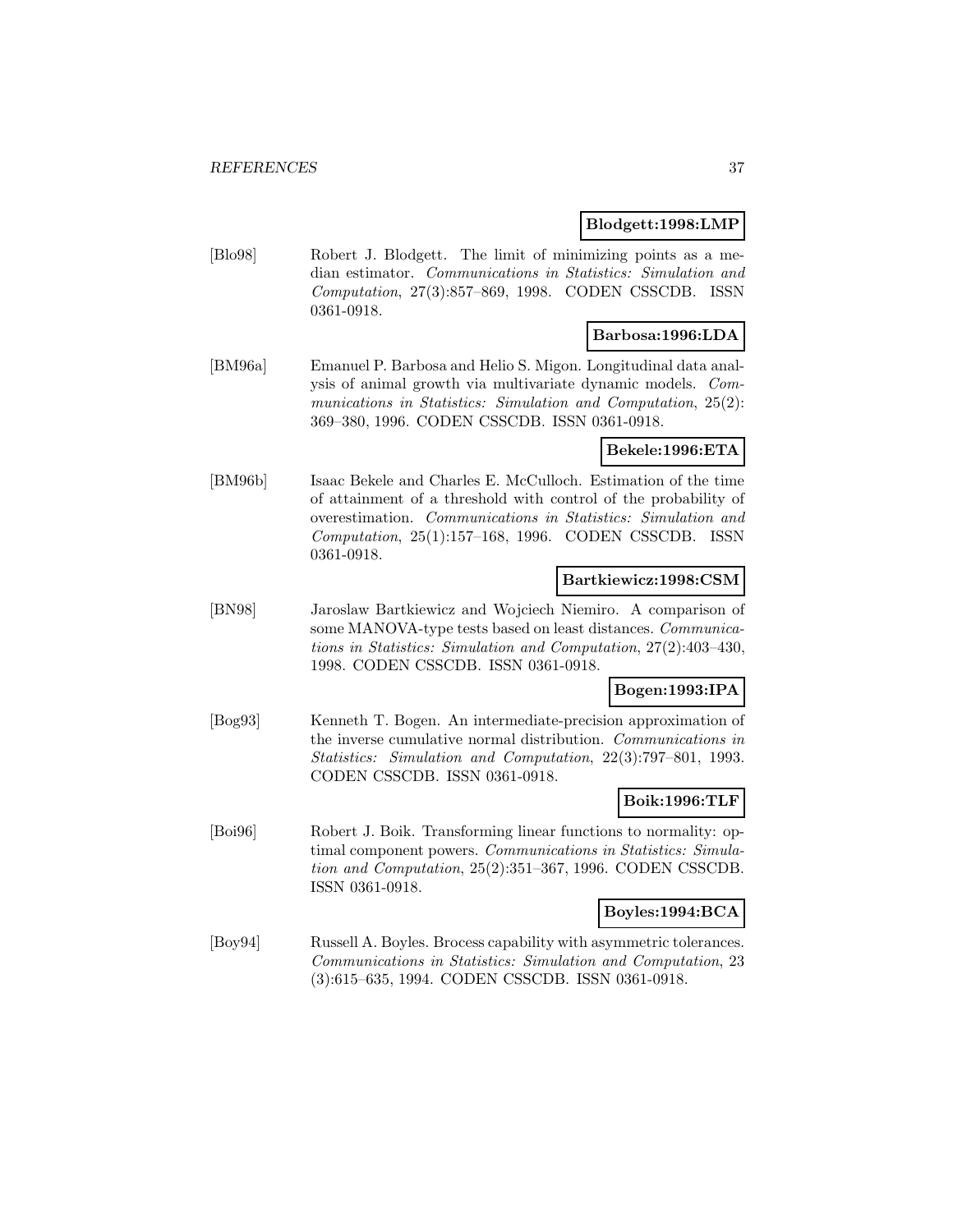**Blodgett:1998:LMP**

[Blo98] Robert J. Blodgett. The limit of minimizing points as a median estimator. *Communications in Statistics: Simulation and Computation*, 27(3):857–869, 1998. CODEN CSSCDB. ISSN 0361-0918.

**Barbosa:1996:LDA**

[BM96a] Emanuel P. Barbosa and Helio S. Migon. Longitudinal data analysis of animal growth via multivariate dynamic models. *Communications in Statistics: Simulation and Computation*, 25(2): 369–380, 1996. CODEN CSSCDB. ISSN 0361-0918.

**Bekele:1996:ETA**

[BM96b] Isaac Bekele and Charles E. McCulloch. Estimation of the time of attainment of a threshold with control of the probability of overestimation. *Communications in Statistics: Simulation and Computation*, 25(1):157–168, 1996. CODEN CSSCDB. ISSN 0361-0918.

**Bartkiewicz:1998:CSM**

[BN98] Jaroslaw Bartkiewicz and Wojciech Niemiro. A comparison of some MANOVA-type tests based on least distances. *Communications in Statistics: Simulation and Computation*, 27(2):403–430, 1998. CODEN CSSCDB. ISSN 0361-0918.

**Bogen:1993:IPA**

[Bog93] Kenneth T. Bogen. An intermediate-precision approximation of the inverse cumulative normal distribution. *Communications in Statistics: Simulation and Computation*, 22(3):797–801, 1993. CODEN CSSCDB. ISSN 0361-0918.

**Boik:1996:TLF**

[Boi96] Robert J. Boik. Transforming linear functions to normality: optimal component powers. *Communications in Statistics: Simulation and Computation*, 25(2):351–367, 1996. CODEN CSSCDB. ISSN 0361-0918.

**Boyles:1994:BCA**

[Boy94] Russell A. Boyles. Brocess capability with asymmetric tolerances. *Communications in Statistics: Simulation and Computation*, 23 (3):615–635, 1994. CODEN CSSCDB. ISSN 0361-0918.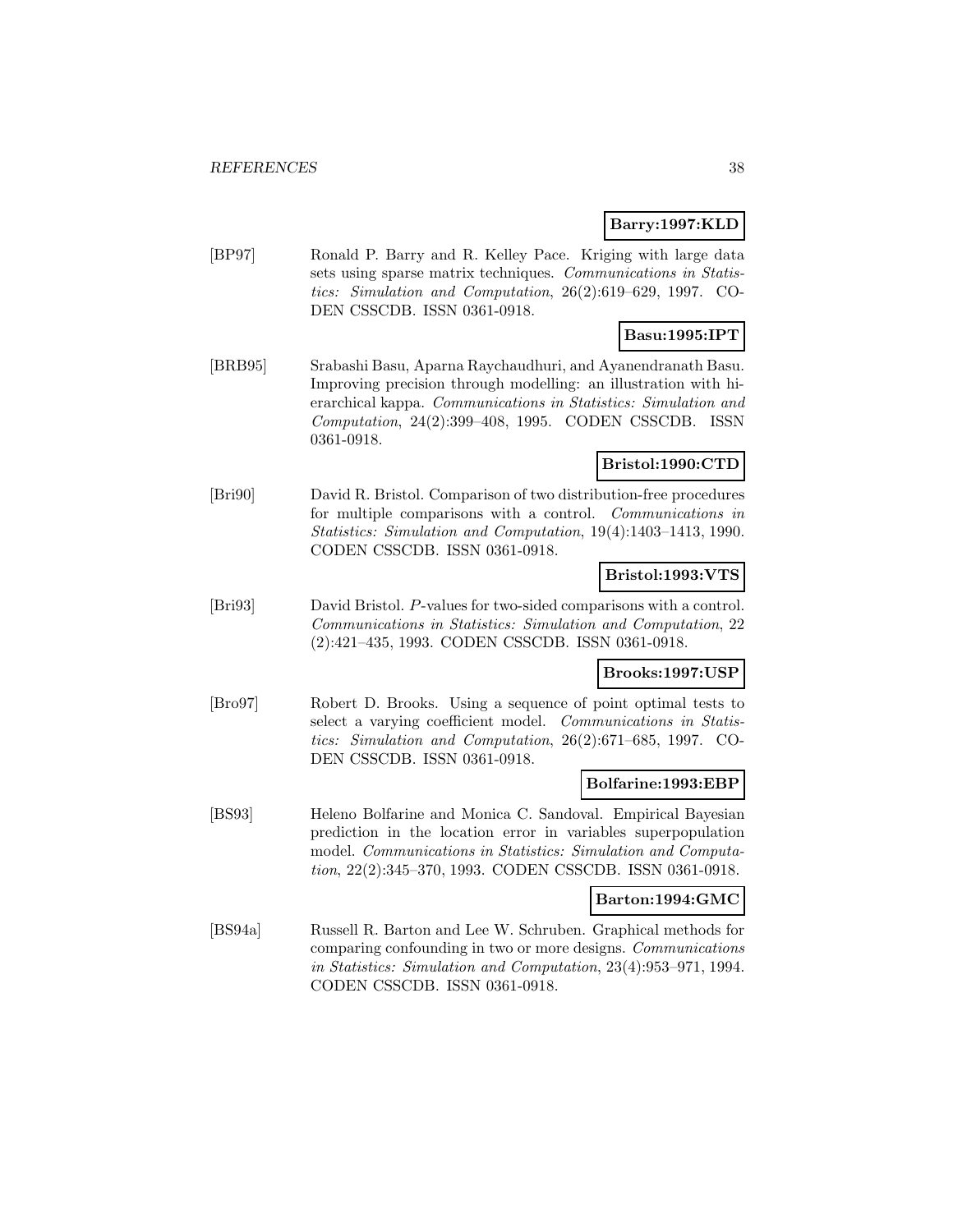**Barry:1997:KLD**

[BP97] Ronald P. Barry and R. Kelley Pace. Kriging with large data sets using sparse matrix techniques. *Communications in Statistics: Simulation and Computation*, 26(2):619–629, 1997. CODEN CSSCDB. ISSN 0361-0918.

**Basu:1995:IPT**

[BRB95] Srabashi Basu, Aparna Raychaudhuri, and Ayanendranath Basu. Improving precision through modelling: an illustration with hierarchical kappa. *Communications in Statistics: Simulation and Computation*, 24(2):399–408, 1995. CODEN CSSCDB. ISSN 0361-0918.

**Bristol:1990:CTD**

[Bri90] David R. Bristol. Comparison of two distribution-free procedures for multiple comparisons with a control. *Communications in Statistics: Simulation and Computation*, 19(4):1403–1413, 1990. CODEN CSSCDB. ISSN 0361-0918.

**Bristol:1993:VTS**

[Bri93] David Bristol. *P*-values for two-sided comparisons with a control. *Communications in Statistics: Simulation and Computation*, 22 (2):421–435, 1993. CODEN CSSCDB. ISSN 0361-0918.

**Brooks:1997:USP**

[Bro97] Robert D. Brooks. Using a sequence of point optimal tests to select a varying coefficient model. *Communications in Statistics: Simulation and Computation*, 26(2):671–685, 1997. CODEN CSSCDB. ISSN 0361-0918.

**Bolfarine:1993:EBP**

[BS93] Heleno Bolfarine and Monica C. Sandoval. Empirical Bayesian prediction in the location error in variables superpopulation model. *Communications in Statistics: Simulation and Computation*, 22(2):345–370, 1993. CODEN CSSCDB. ISSN 0361-0918.

**Barton:1994:GMC**

[BS94a] Russell R. Barton and Lee W. Schruben. Graphical methods for comparing confounding in two or more designs. *Communications in Statistics: Simulation and Computation*, 23(4):953–971, 1994. CODEN CSSCDB. ISSN 0361-0918.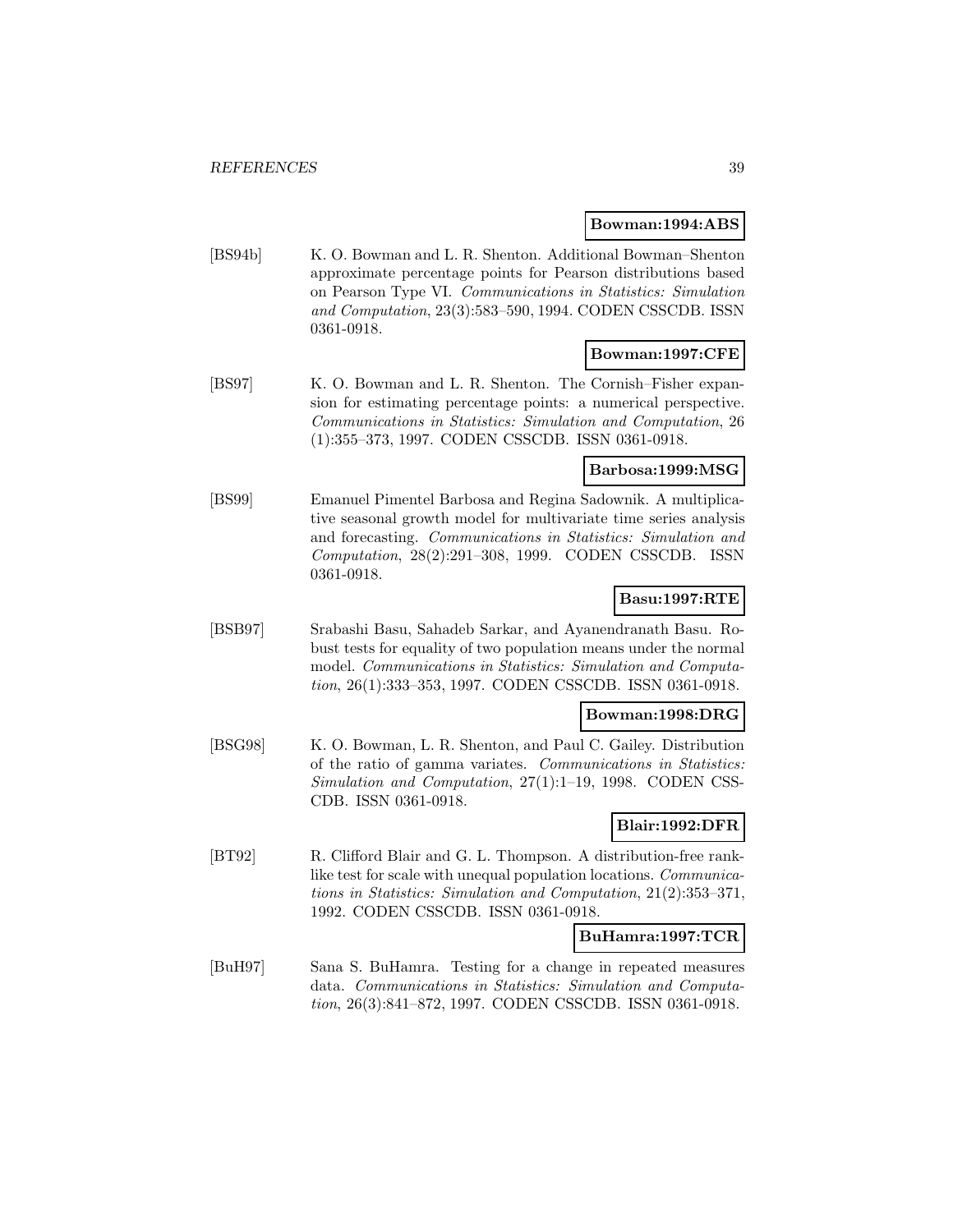**Bowman:1994:ABS**

[BS94b] K. O. Bowman and L. R. Shenton. Additional Bowman–Shenton approximate percentage points for Pearson distributions based on Pearson Type VI. *Communications in Statistics: Simulation and Computation*, 23(3):583–590, 1994. CODEN CSSCDB. ISSN 0361-0918.

**Bowman:1997:CFE**

[BS97] K. O. Bowman and L. R. Shenton. The Cornish–Fisher expansion for estimating percentage points: a numerical perspective. *Communications in Statistics: Simulation and Computation*, 26 (1):355–373, 1997. CODEN CSSCDB. ISSN 0361-0918.

**Barbosa:1999:MSG**

[BS99] Emanuel Pimentel Barbosa and Regina Sadownik. A multiplicative seasonal growth model for multivariate time series analysis and forecasting. *Communications in Statistics: Simulation and Computation*, 28(2):291–308, 1999. CODEN CSSCDB. ISSN 0361-0918.

**Basu:1997:RTE**

[BSB97] Srabashi Basu, Sahadeb Sarkar, and Ayanendranath Basu. Robust tests for equality of two population means under the normal model. *Communications in Statistics: Simulation and Computation*, 26(1):333–353, 1997. CODEN CSSCDB. ISSN 0361-0918.

**Bowman:1998:DRG**

[BSG98] K. O. Bowman, L. R. Shenton, and Paul C. Gailey. Distribution of the ratio of gamma variates. *Communications in Statistics: Simulation and Computation*, 27(1):1–19, 1998. CODEN CSSCDB. ISSN 0361-0918.

**Blair:1992:DFR**

[BT92] R. Clifford Blair and G. L. Thompson. A distribution-free rank-like test for scale with unequal population locations. *Communications in Statistics: Simulation and Computation*, 21(2):353–371, 1992. CODEN CSSCDB. ISSN 0361-0918.

**BuHamra:1997:TCR**

[BuH97] Sana S. BuHamra. Testing for a change in repeated measures data. *Communications in Statistics: Simulation and Computation*, 26(3):841–872, 1997. CODEN CSSCDB. ISSN 0361-0918.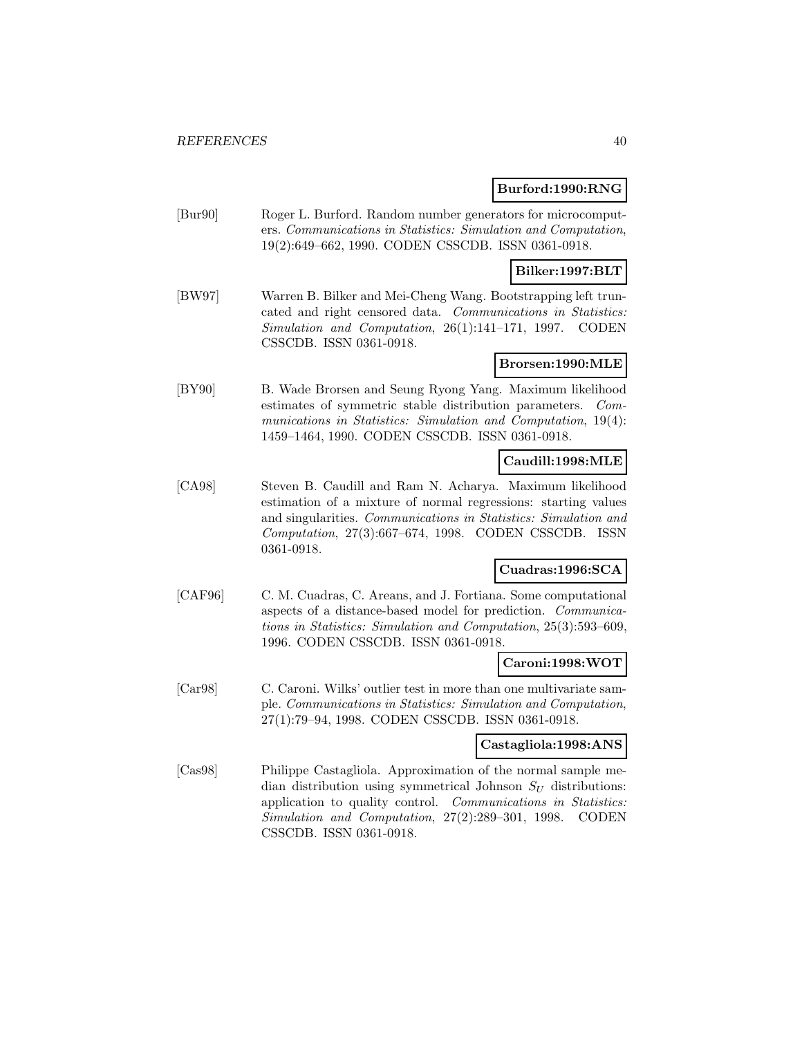**Burford:1990:RNG**

[Bur90] Roger L. Burford. Random number generators for microcomputers. *Communications in Statistics: Simulation and Computation*, 19(2):649–662, 1990. CODEN CSSCDB. ISSN 0361-0918.

**Bilker:1997:BLT**

[BW97] Warren B. Bilker and Mei-Cheng Wang. Bootstrapping left truncated and right censored data. *Communications in Statistics: Simulation and Computation*, 26(1):141–171, 1997. CODEN CSSCDB. ISSN 0361-0918.

**Brorsen:1990:MLE**

[BY90] B. Wade Brorsen and Seung Ryong Yang. Maximum likelihood estimates of symmetric stable distribution parameters. *Communications in Statistics: Simulation and Computation*, 19(4): 1459–1464, 1990. CODEN CSSCDB. ISSN 0361-0918.

**Caudill:1998:MLE**

[CA98] Steven B. Caudill and Ram N. Acharya. Maximum likelihood estimation of a mixture of normal regressions: starting values and singularities. *Communications in Statistics: Simulation and Computation*, 27(3):667–674, 1998. CODEN CSSCDB. ISSN 0361-0918.

**Cuadras:1996:SCA**

[CAF96] C. M. Cuadras, C. Areans, and J. Fortiana. Some computational aspects of a distance-based model for prediction. *Communications in Statistics: Simulation and Computation*, 25(3):593–609, 1996. CODEN CSSCDB. ISSN 0361-0918.

**Caroni:1998:WOT**

[Car98] C. Caroni. Wilks' outlier test in more than one multivariate sample. *Communications in Statistics: Simulation and Computation*, 27(1):79–94, 1998. CODEN CSSCDB. ISSN 0361-0918.

**Castagliola:1998:ANS**

[Cas98] Philippe Castagliola. Approximation of the normal sample median distribution using symmetrical Johnson $S_U$ distributions: application to quality control. *Communications in Statistics: Simulation and Computation*, 27(2):289–301, 1998. CODEN CSSCDB. ISSN 0361-0918.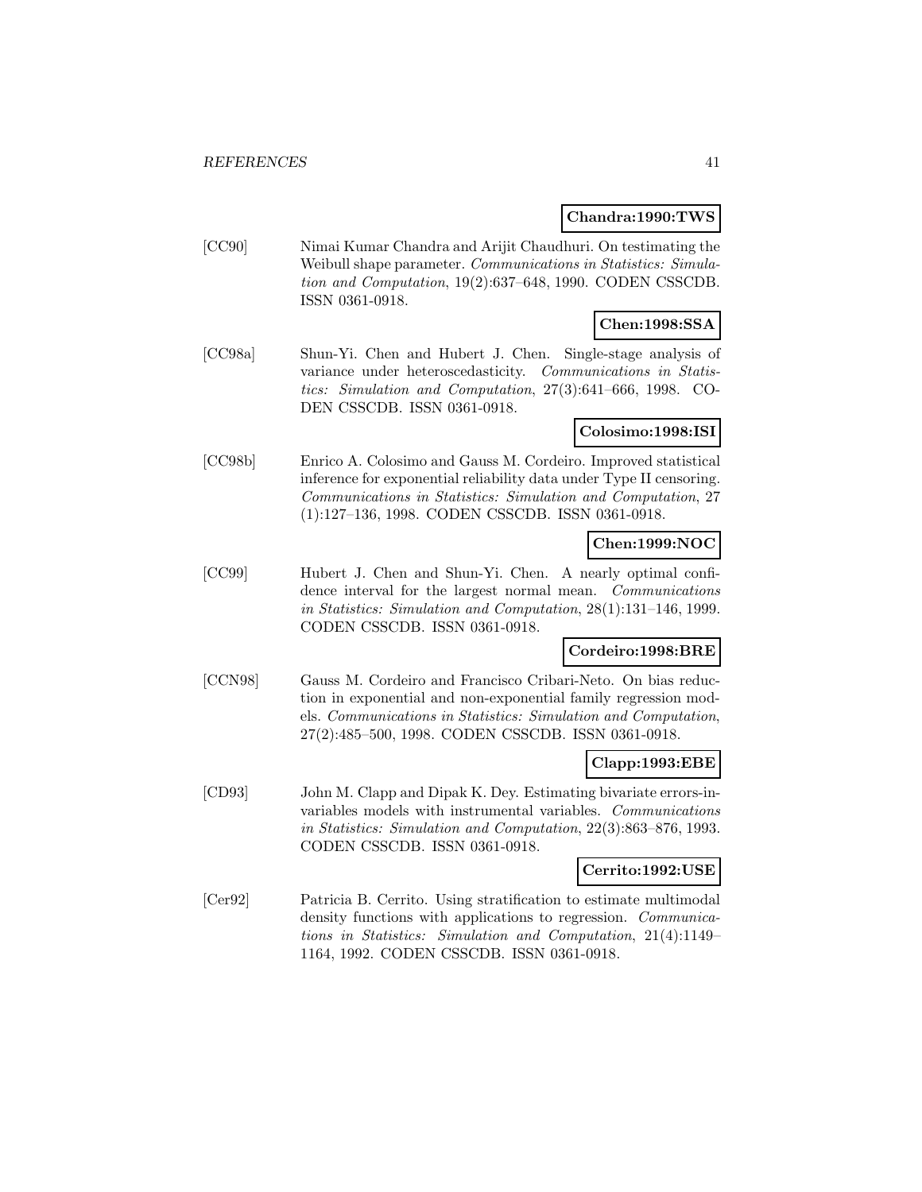**Chandra:1990:TWS**

[CC90] Nimai Kumar Chandra and Arijit Chaudhuri. On testimating the Weibull shape parameter. *Communications in Statistics: Simulation and Computation*, 19(2):637–648, 1990. CODEN CSSCDB. ISSN 0361-0918.

**Chen:1998:SSA**

[CC98a] Shun-Yi. Chen and Hubert J. Chen. Single-stage analysis of variance under heteroscedasticity. *Communications in Statistics: Simulation and Computation*, 27(3):641–666, 1998. CODEN CSSCDB. ISSN 0361-0918.

**Colosimo:1998:ISI**

[CC98b] Enrico A. Colosimo and Gauss M. Cordeiro. Improved statistical inference for exponential reliability data under Type II censoring. *Communications in Statistics: Simulation and Computation*, 27 (1):127–136, 1998. CODEN CSSCDB. ISSN 0361-0918.

**Chen:1999:NOC**

[CC99] Hubert J. Chen and Shun-Yi. Chen. A nearly optimal confidence interval for the largest normal mean. *Communications in Statistics: Simulation and Computation*, 28(1):131–146, 1999. CODEN CSSCDB. ISSN 0361-0918.

**Cordeiro:1998:BRE**

[CCN98] Gauss M. Cordeiro and Francisco Cribari-Neto. On bias reduction in exponential and non-exponential family regression models. *Communications in Statistics: Simulation and Computation*, 27(2):485–500, 1998. CODEN CSSCDB. ISSN 0361-0918.

**Clapp:1993:EBE**

[CD93] John M. Clapp and Dipak K. Dey. Estimating bivariate errors-in-variables models with instrumental variables. *Communications in Statistics: Simulation and Computation*, 22(3):863–876, 1993. CODEN CSSCDB. ISSN 0361-0918.

**Cerrito:1992:USE**

[Cer92] Patricia B. Cerrito. Using stratification to estimate multimodal density functions with applications to regression. *Communications in Statistics: Simulation and Computation*, 21(4):1149–1164, 1992. CODEN CSSCDB. ISSN 0361-0918.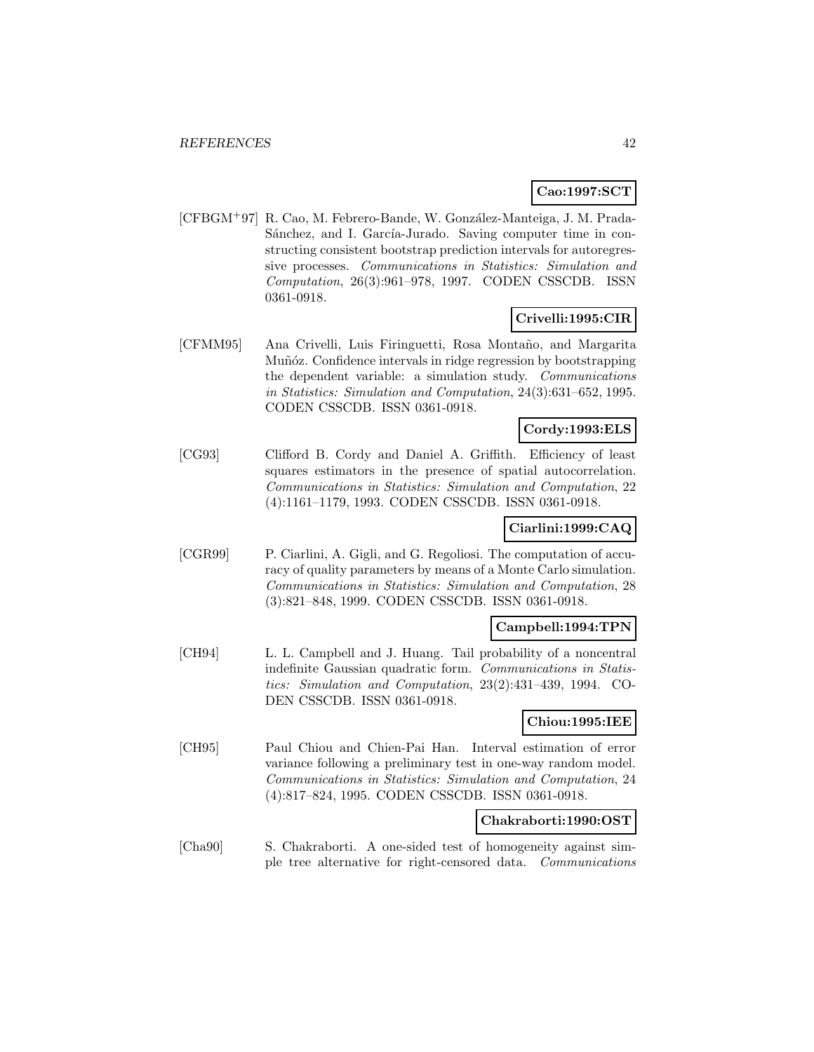**Cao:1997:SCT**

[CFBGM+97] R. Cao, M. Febrero-Bande, W. González-Manteiga, J. M. Prada-Sánchez, and I. García-Jurado. Saving computer time in constructing consistent bootstrap prediction intervals for autoregressive processes. *Communications in Statistics: Simulation and Computation*, 26(3):961–978, 1997. CODEN CSSCDB. ISSN 0361-0918.

**Crivelli:1995:CIR**

[CFMM95] Ana Crivelli, Luis Firinguetti, Rosa Montaño, and Margarita Muñóz. Confidence intervals in ridge regression by bootstrapping the dependent variable: a simulation study. *Communications in Statistics: Simulation and Computation*, 24(3):631–652, 1995. CODEN CSSCDB. ISSN 0361-0918.

**Cordy:1993:ELS**

[CG93] Clifford B. Cordy and Daniel A. Griffith. Efficiency of least squares estimators in the presence of spatial autocorrelation. *Communications in Statistics: Simulation and Computation*, 22 (4):1161–1179, 1993. CODEN CSSCDB. ISSN 0361-0918.

**Ciarlini:1999:CAQ**

[CGR99] P. Ciarlini, A. Gigli, and G. Regoliosi. The computation of accuracy of quality parameters by means of a Monte Carlo simulation. *Communications in Statistics: Simulation and Computation*, 28 (3):821–848, 1999. CODEN CSSCDB. ISSN 0361-0918.

**Campbell:1994:TPN**

[CH94] L. L. Campbell and J. Huang. Tail probability of a noncentral indefinite Gaussian quadratic form. *Communications in Statistics: Simulation and Computation*, 23(2):431–439, 1994. CODEN CSSCDB. ISSN 0361-0918.

**Chiou:1995:IEE**

[CH95] Paul Chiou and Chien-Pai Han. Interval estimation of error variance following a preliminary test in one-way random model. *Communications in Statistics: Simulation and Computation*, 24 (4):817–824, 1995. CODEN CSSCDB. ISSN 0361-0918.

**Chakraborti:1990:OST**

[Cha90] S. Chakraborti. A one-sided test of homogeneity against simple tree alternative for right-censored data. *Communications*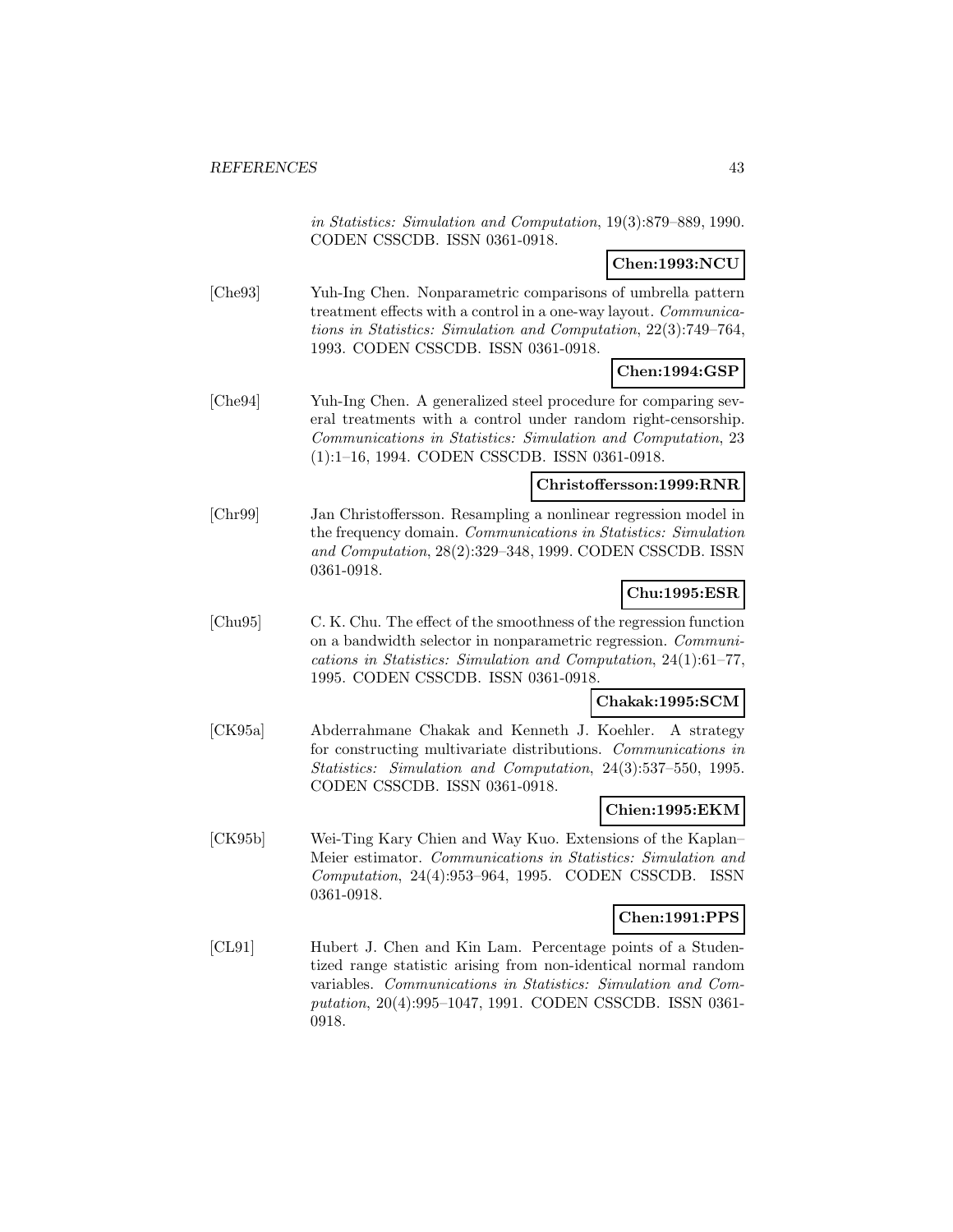*in Statistics: Simulation and Computation*, 19(3):879–889, 1990. CODEN CSSCDB. ISSN 0361-0918.

**Chen:1993:NCU**

[Che93] Yuh-Ing Chen. Nonparametric comparisons of umbrella pattern treatment effects with a control in a one-way layout. *Communications in Statistics: Simulation and Computation*, 22(3):749–764, 1993. CODEN CSSCDB. ISSN 0361-0918.

**Chen:1994:GSP**

[Che94] Yuh-Ing Chen. A generalized steel procedure for comparing several treatments with a control under random right-censorship. *Communications in Statistics: Simulation and Computation*, 23 (1):1–16, 1994. CODEN CSSCDB. ISSN 0361-0918.

**Christoffersson:1999:RNR**

[Chr99] Jan Christoffersson. Resampling a nonlinear regression model in the frequency domain. *Communications in Statistics: Simulation and Computation*, 28(2):329–348, 1999. CODEN CSSCDB. ISSN 0361-0918.

**Chu:1995:ESR**

[Chu95] C. K. Chu. The effect of the smoothness of the regression function on a bandwidth selector in nonparametric regression. *Communications in Statistics: Simulation and Computation*, 24(1):61–77, 1995. CODEN CSSCDB. ISSN 0361-0918.

**Chakak:1995:SCM**

[CK95a] Abderrahmane Chakak and Kenneth J. Koehler. A strategy for constructing multivariate distributions. *Communications in Statistics: Simulation and Computation*, 24(3):537–550, 1995. CODEN CSSCDB. ISSN 0361-0918.

**Chien:1995:EKM**

[CK95b] Wei-Ting Kary Chien and Way Kuo. Extensions of the Kaplan–Meier estimator. *Communications in Statistics: Simulation and Computation*, 24(4):953–964, 1995. CODEN CSSCDB. ISSN 0361-0918.

**Chen:1991:PPS**

[CL91] Hubert J. Chen and Kin Lam. Percentage points of a Studentized range statistic arising from non-identical normal random variables. *Communications in Statistics: Simulation and Computation*, 20(4):995–1047, 1991. CODEN CSSCDB. ISSN 0361-0918.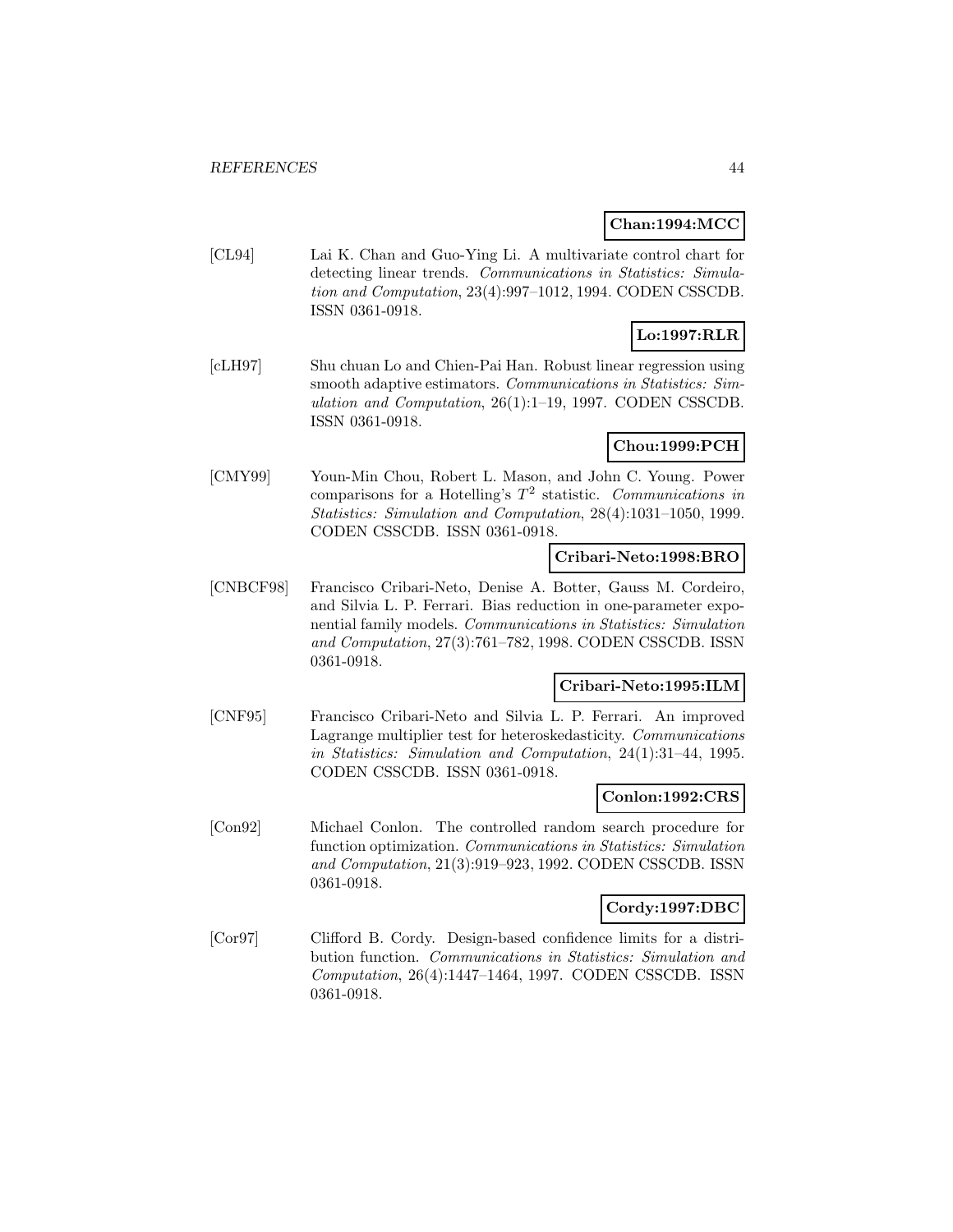**Chan:1994:MCC**

[CL94] Lai K. Chan and Guo-Ying Li. A multivariate control chart for detecting linear trends. *Communications in Statistics: Simulation and Computation*, 23(4):997–1012, 1994. CODEN CSSCDB. ISSN 0361-0918.

**Lo:1997:RLR**

[cLH97] Shu chuan Lo and Chien-Pai Han. Robust linear regression using smooth adaptive estimators. *Communications in Statistics: Simulation and Computation*, 26(1):1–19, 1997. CODEN CSSCDB. ISSN 0361-0918.

**Chou:1999:PCH**

[CMY99] Youn-Min Chou, Robert L. Mason, and John C. Young. Power comparisons for a Hotelling's $T^2$ statistic. *Communications in Statistics: Simulation and Computation*, 28(4):1031–1050, 1999. CODEN CSSCDB. ISSN 0361-0918.

**Cribari-Neto:1998:BRO**

[CNBCF98] Francisco Cribari-Neto, Denise A. Botter, Gauss M. Cordeiro, and Silvia L. P. Ferrari. Bias reduction in one-parameter exponential family models. *Communications in Statistics: Simulation and Computation*, 27(3):761–782, 1998. CODEN CSSCDB. ISSN 0361-0918.

**Cribari-Neto:1995:ILM**

[CNF95] Francisco Cribari-Neto and Silvia L. P. Ferrari. An improved Lagrange multiplier test for heteroskedasticity. *Communications in Statistics: Simulation and Computation*, 24(1):31–44, 1995. CODEN CSSCDB. ISSN 0361-0918.

**Conlon:1992:CRS**

[Con92] Michael Conlon. The controlled random search procedure for function optimization. *Communications in Statistics: Simulation and Computation*, 21(3):919–923, 1992. CODEN CSSCDB. ISSN 0361-0918.

**Cordy:1997:DBC**

[Cor97] Clifford B. Cordy. Design-based confidence limits for a distribution function. *Communications in Statistics: Simulation and Computation*, 26(4):1447–1464, 1997. CODEN CSSCDB. ISSN 0361-0918.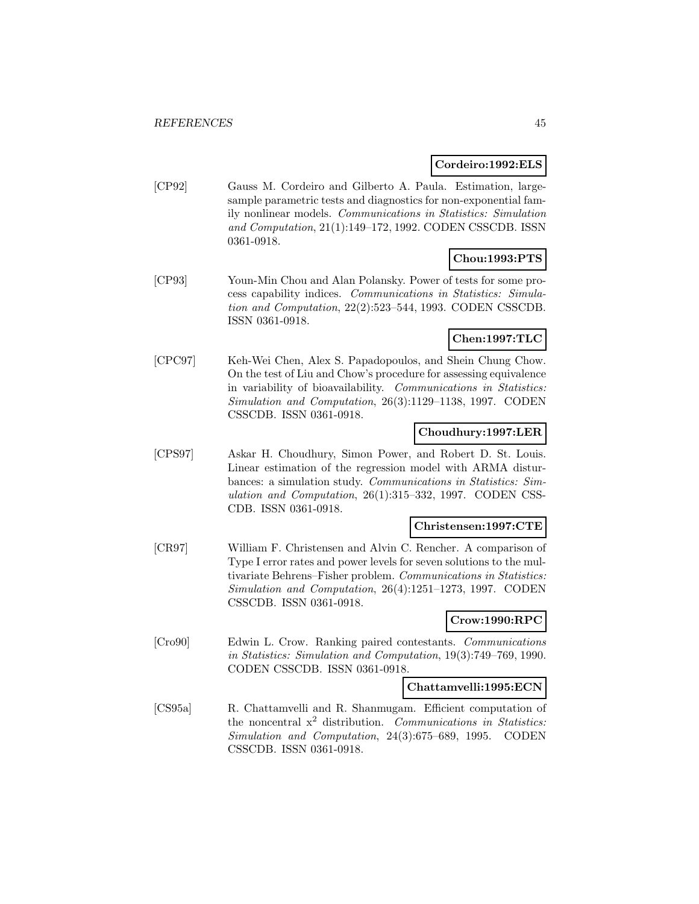**Cordeiro:1992:ELS**

[CP92] Gauss M. Cordeiro and Gilberto A. Paula. Estimation, large-sample parametric tests and diagnostics for non-exponential family nonlinear models. *Communications in Statistics: Simulation and Computation*, 21(1):149–172, 1992. CODEN CSSCDB. ISSN 0361-0918.

**Chou:1993:PTS**

[CP93] Youn-Min Chou and Alan Polansky. Power of tests for some process capability indices. *Communications in Statistics: Simulation and Computation*, 22(2):523–544, 1993. CODEN CSSCDB. ISSN 0361-0918.

**Chen:1997:TLC**

[CPC97] Keh-Wei Chen, Alex S. Papadopoulos, and Shein Chung Chow. On the test of Liu and Chow's procedure for assessing equivalence in variability of bioavailability. *Communications in Statistics: Simulation and Computation*, 26(3):1129–1138, 1997. CODEN CSSCDB. ISSN 0361-0918.

**Choudhury:1997:LER**

[CPS97] Askar H. Choudhury, Simon Power, and Robert D. St. Louis. Linear estimation of the regression model with ARMA disturbances: a simulation study. *Communications in Statistics: Simulation and Computation*, 26(1):315–332, 1997. CODEN CSSCDB. ISSN 0361-0918.

**Christensen:1997:CTE**

[CR97] William F. Christensen and Alvin C. Rencher. A comparison of Type I error rates and power levels for seven solutions to the multivariate Behrens–Fisher problem. *Communications in Statistics: Simulation and Computation*, 26(4):1251–1273, 1997. CODEN CSSCDB. ISSN 0361-0918.

**Crow:1990:RPC**

[Cro90] Edwin L. Crow. Ranking paired contestants. *Communications in Statistics: Simulation and Computation*, 19(3):749–769, 1990. CODEN CSSCDB. ISSN 0361-0918.

**Chattamvelli:1995:ECN**

[CS95a] R. Chattamvelli and R. Shanmugam. Efficient computation of the noncentral $x^2$ distribution. *Communications in Statistics: Simulation and Computation*, 24(3):675–689, 1995. CODEN CSSCDB. ISSN 0361-0918.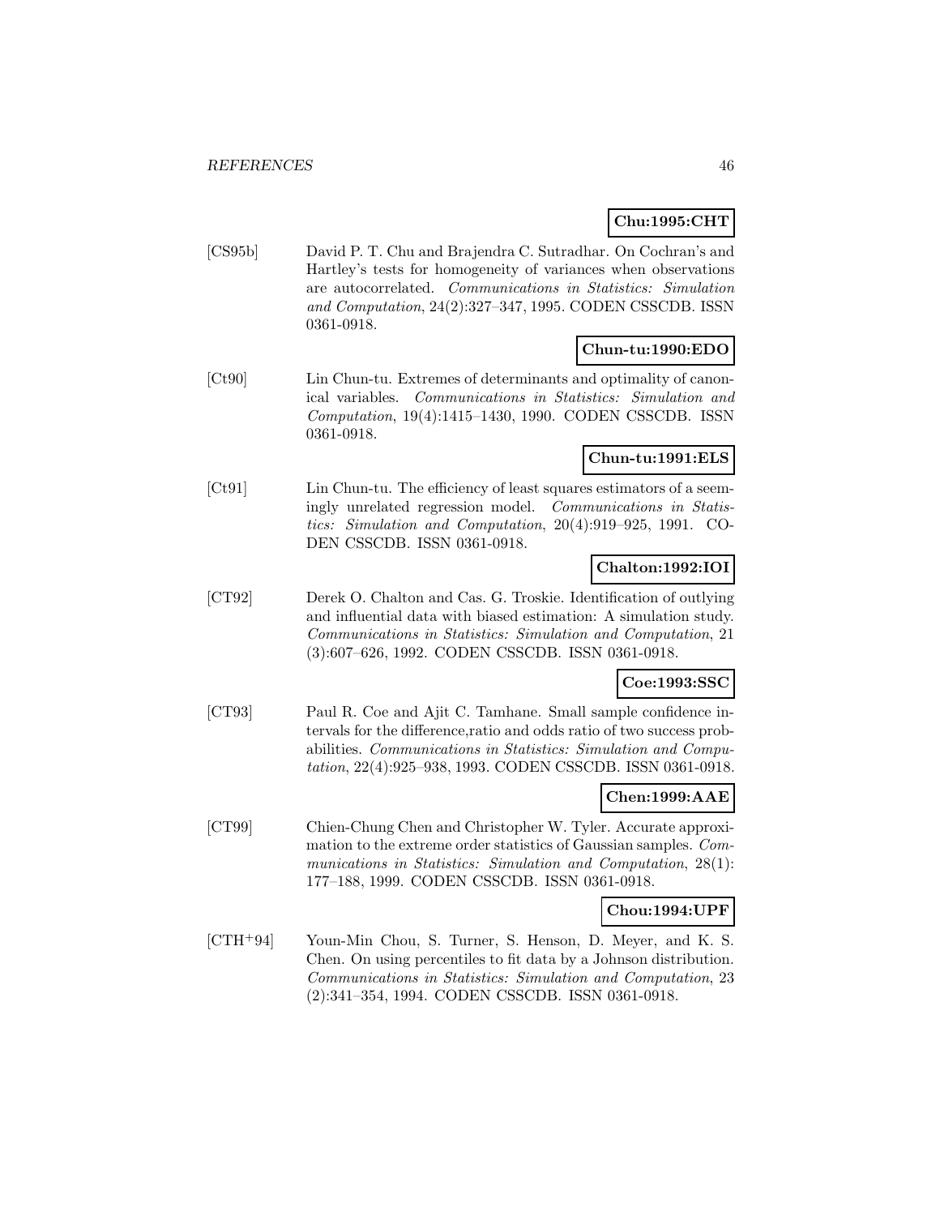**Chu:1995:CHT**

[CS95b] David P. T. Chu and Brajendra C. Sutradhar. On Cochran's and Hartley's tests for homogeneity of variances when observations are autocorrelated. *Communications in Statistics: Simulation and Computation*, 24(2):327–347, 1995. CODEN CSSCDB. ISSN 0361-0918.

**Chun-tu:1990:EDO**

[Ct90] Lin Chun-tu. Extremes of determinants and optimality of canonical variables. *Communications in Statistics: Simulation and Computation*, 19(4):1415–1430, 1990. CODEN CSSCDB. ISSN 0361-0918.

**Chun-tu:1991:ELS**

[Ct91] Lin Chun-tu. The efficiency of least squares estimators of a seemingly unrelated regression model. *Communications in Statistics: Simulation and Computation*, 20(4):919–925, 1991. CODEN CSSCDB. ISSN 0361-0918.

**Chalton:1992:IOI**

[CT92] Derek O. Chalton and Cas. G. Troskie. Identification of outlying and influential data with biased estimation: A simulation study. *Communications in Statistics: Simulation and Computation*, 21 (3):607–626, 1992. CODEN CSSCDB. ISSN 0361-0918.

**Coe:1993:SSC**

[CT93] Paul R. Coe and Ajit C. Tamhane. Small sample confidence intervals for the difference,ratio and odds ratio of two success probabilities. *Communications in Statistics: Simulation and Computation*, 22(4):925–938, 1993. CODEN CSSCDB. ISSN 0361-0918.

**Chen:1999:AAE**

[CT99] Chien-Chung Chen and Christopher W. Tyler. Accurate approximation to the extreme order statistics of Gaussian samples. *Communications in Statistics: Simulation and Computation*, 28(1): 177–188, 1999. CODEN CSSCDB. ISSN 0361-0918.

**Chou:1994:UPF**

[CTH+94] Youn-Min Chou, S. Turner, S. Henson, D. Meyer, and K. S. Chen. On using percentiles to fit data by a Johnson distribution. *Communications in Statistics: Simulation and Computation*, 23 (2):341–354, 1994. CODEN CSSCDB. ISSN 0361-0918.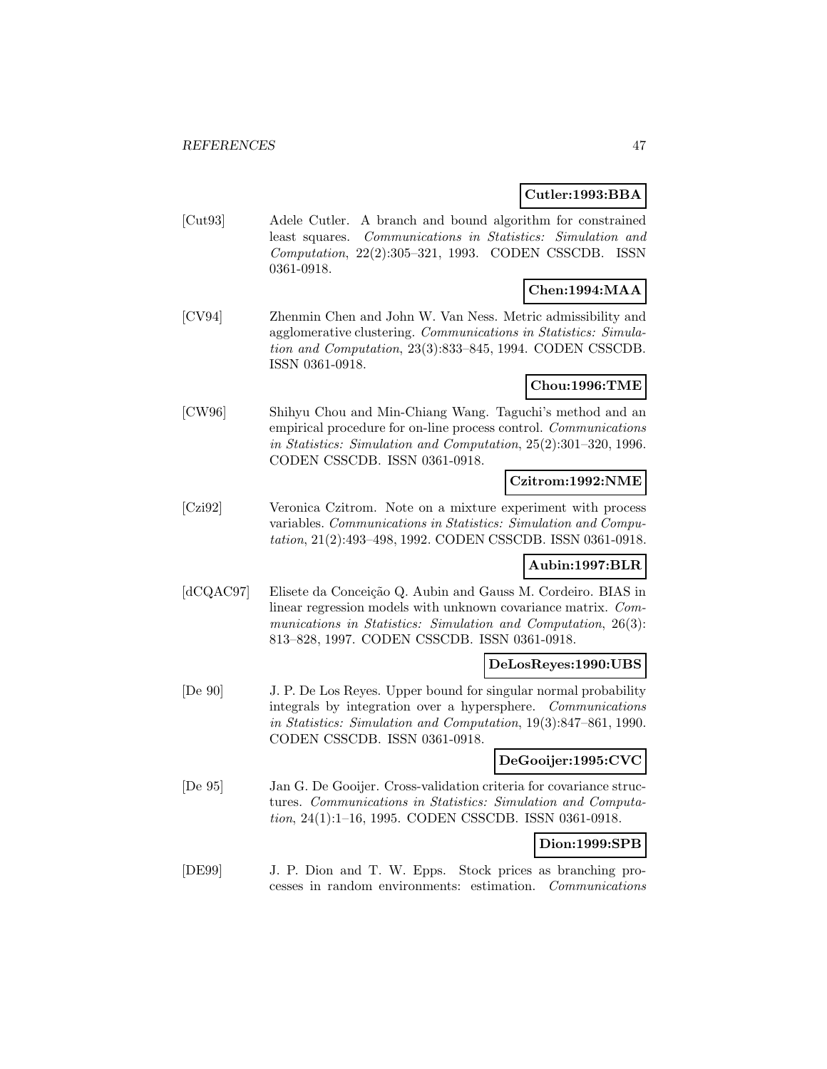**Cutler:1993:BBA**

[Cut93] Adele Cutler. A branch and bound algorithm for constrained least squares. *Communications in Statistics: Simulation and Computation*, 22(2):305–321, 1993. CODEN CSSCDB. ISSN 0361-0918.

**Chen:1994:MAA**

[CV94] Zhenmin Chen and John W. Van Ness. Metric admissibility and agglomerative clustering. *Communications in Statistics: Simulation and Computation*, 23(3):833–845, 1994. CODEN CSSCDB. ISSN 0361-0918.

**Chou:1996:TME**

[CW96] Shihyu Chou and Min-Chiang Wang. Taguchi's method and an empirical procedure for on-line process control. *Communications in Statistics: Simulation and Computation*, 25(2):301–320, 1996. CODEN CSSCDB. ISSN 0361-0918.

**Czitrom:1992:NME**

[Czi92] Veronica Czitrom. Note on a mixture experiment with process variables. *Communications in Statistics: Simulation and Computation*, 21(2):493–498, 1992. CODEN CSSCDB. ISSN 0361-0918.

**Aubin:1997:BLR**

[dCQAC97] Elisete da Conceição Q. Aubin and Gauss M. Cordeiro. BIAS in linear regression models with unknown covariance matrix. *Communications in Statistics: Simulation and Computation*, 26(3): 813–828, 1997. CODEN CSSCDB. ISSN 0361-0918.

**DeLosReyes:1990:UBS**

[De 90] J. P. De Los Reyes. Upper bound for singular normal probability integrals by integration over a hypersphere. *Communications in Statistics: Simulation and Computation*, 19(3):847–861, 1990. CODEN CSSCDB. ISSN 0361-0918.

**DeGooijer:1995:CVC**

[De 95] Jan G. De Gooijer. Cross-validation criteria for covariance structures. *Communications in Statistics: Simulation and Computation*, 24(1):1–16, 1995. CODEN CSSCDB. ISSN 0361-0918.

**Dion:1999:SPB**

[DE99] J. P. Dion and T. W. Epps. Stock prices as branching processes in random environments: estimation. *Communications*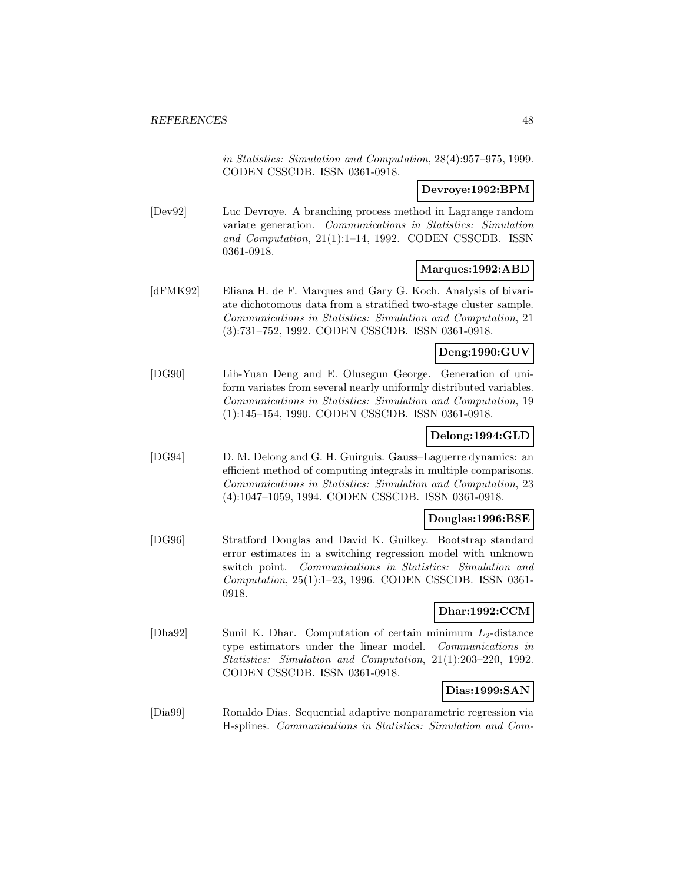*in Statistics: Simulation and Computation*, 28(4):957–975, 1999. CODEN CSSCDB. ISSN 0361-0918.

**Devroye:1992:BPM**

[Dev92] Luc Devroye. A branching process method in Lagrange random variate generation. *Communications in Statistics: Simulation and Computation*, 21(1):1–14, 1992. CODEN CSSCDB. ISSN 0361-0918.

**Marques:1992:ABD**

[dFMK92] Eliana H. de F. Marques and Gary G. Koch. Analysis of bivariate dichotomous data from a stratified two-stage cluster sample. *Communications in Statistics: Simulation and Computation*, 21 (3):731–752, 1992. CODEN CSSCDB. ISSN 0361-0918.

**Deng:1990:GUV**

[DG90] Lih-Yuan Deng and E. Olusegun George. Generation of uniform variates from several nearly uniformly distributed variables. *Communications in Statistics: Simulation and Computation*, 19 (1):145–154, 1990. CODEN CSSCDB. ISSN 0361-0918.

**Delong:1994:GLD**

[DG94] D. M. Delong and G. H. Guirguis. Gauss–Laguerre dynamics: an efficient method of computing integrals in multiple comparisons. *Communications in Statistics: Simulation and Computation*, 23 (4):1047–1059, 1994. CODEN CSSCDB. ISSN 0361-0918.

**Douglas:1996:BSE**

[DG96] Stratford Douglas and David K. Guilkey. Bootstrap standard error estimates in a switching regression model with unknown switch point. *Communications in Statistics: Simulation and Computation*, 25(1):1–23, 1996. CODEN CSSCDB. ISSN 0361-0918.

**Dhar:1992:CCM**

[Dha92] Sunil K. Dhar. Computation of certain minimum $L_2$-distance type estimators under the linear model. *Communications in Statistics: Simulation and Computation*, 21(1):203–220, 1992. CODEN CSSCDB. ISSN 0361-0918.

**Dias:1999:SAN**

[Dia99] Ronaldo Dias. Sequential adaptive nonparametric regression via H-splines. *Communications in Statistics: Simulation and Com-*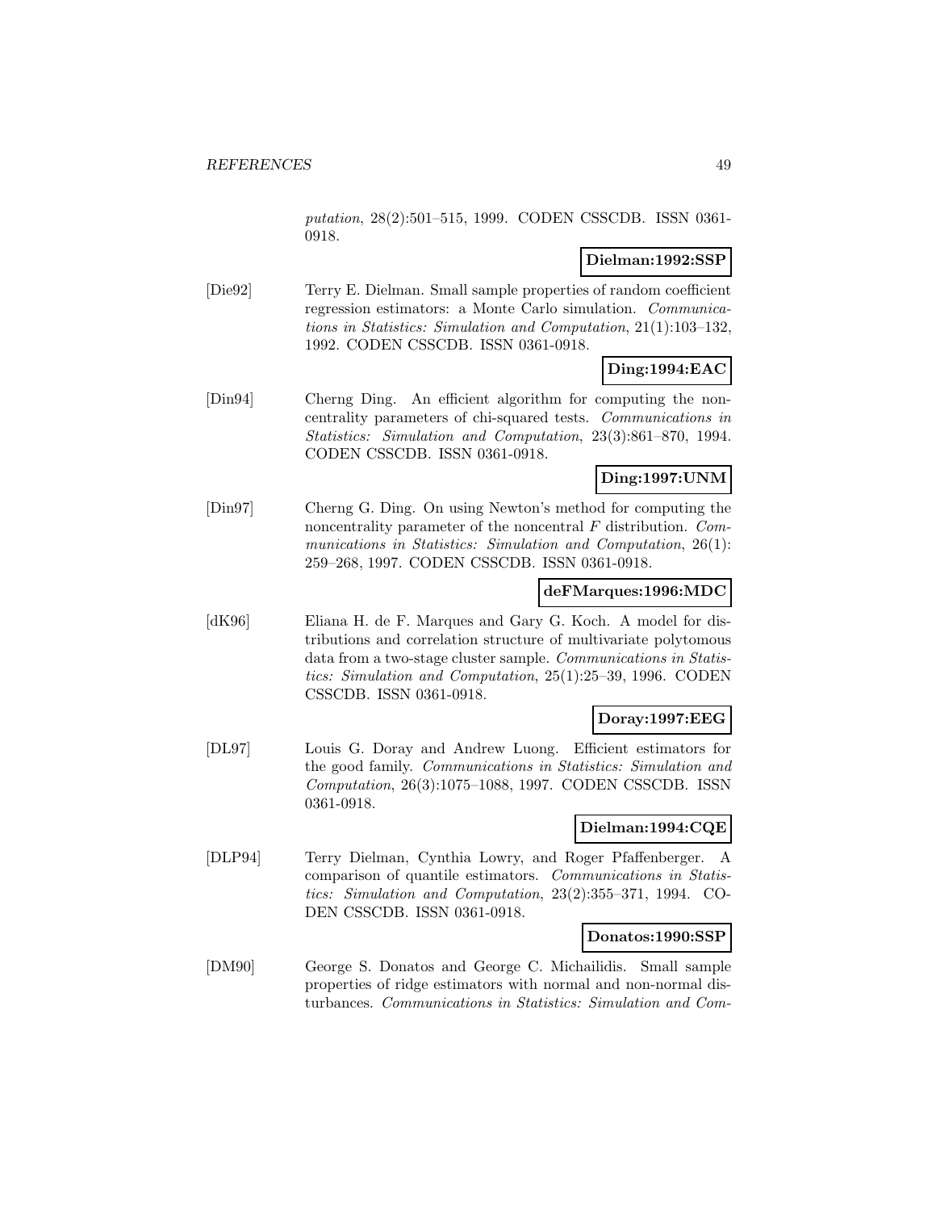*putation*, 28(2):501–515, 1999. CODEN CSSCDB. ISSN 0361-0918.

**Dielman:1992:SSP**

[Die92] Terry E. Dielman. Small sample properties of random coefficient regression estimators: a Monte Carlo simulation. *Communications in Statistics: Simulation and Computation*, 21(1):103–132, 1992. CODEN CSSCDB. ISSN 0361-0918.

**Ding:1994:EAC**

[Din94] Cherng Ding. An efficient algorithm for computing the noncentrality parameters of chi-squared tests. *Communications in Statistics: Simulation and Computation*, 23(3):861–870, 1994. CODEN CSSCDB. ISSN 0361-0918.

**Ding:1997:UNM**

[Din97] Cherng G. Ding. On using Newton's method for computing the noncentrality parameter of the noncentral $F$ distribution. *Communications in Statistics: Simulation and Computation*, 26(1): 259–268, 1997. CODEN CSSCDB. ISSN 0361-0918.

**deFMarques:1996:MDC**

[dK96] Eliana H. de F. Marques and Gary G. Koch. A model for distributions and correlation structure of multivariate polytomous data from a two-stage cluster sample. *Communications in Statistics: Simulation and Computation*, 25(1):25–39, 1996. CODEN CSSCDB. ISSN 0361-0918.

**Doray:1997:EEG**

[DL97] Louis G. Doray and Andrew Luong. Efficient estimators for the good family. *Communications in Statistics: Simulation and Computation*, 26(3):1075–1088, 1997. CODEN CSSCDB. ISSN 0361-0918.

**Dielman:1994:CQE**

[DLP94] Terry Dielman, Cynthia Lowry, and Roger Pfaffenberger. A comparison of quantile estimators. *Communications in Statistics: Simulation and Computation*, 23(2):355–371, 1994. CODEN CSSCDB. ISSN 0361-0918.

**Donatos:1990:SSP**

[DM90] George S. Donatos and George C. Michailidis. Small sample properties of ridge estimators with normal and non-normal disturbances. *Communications in Statistics: Simulation and Com-*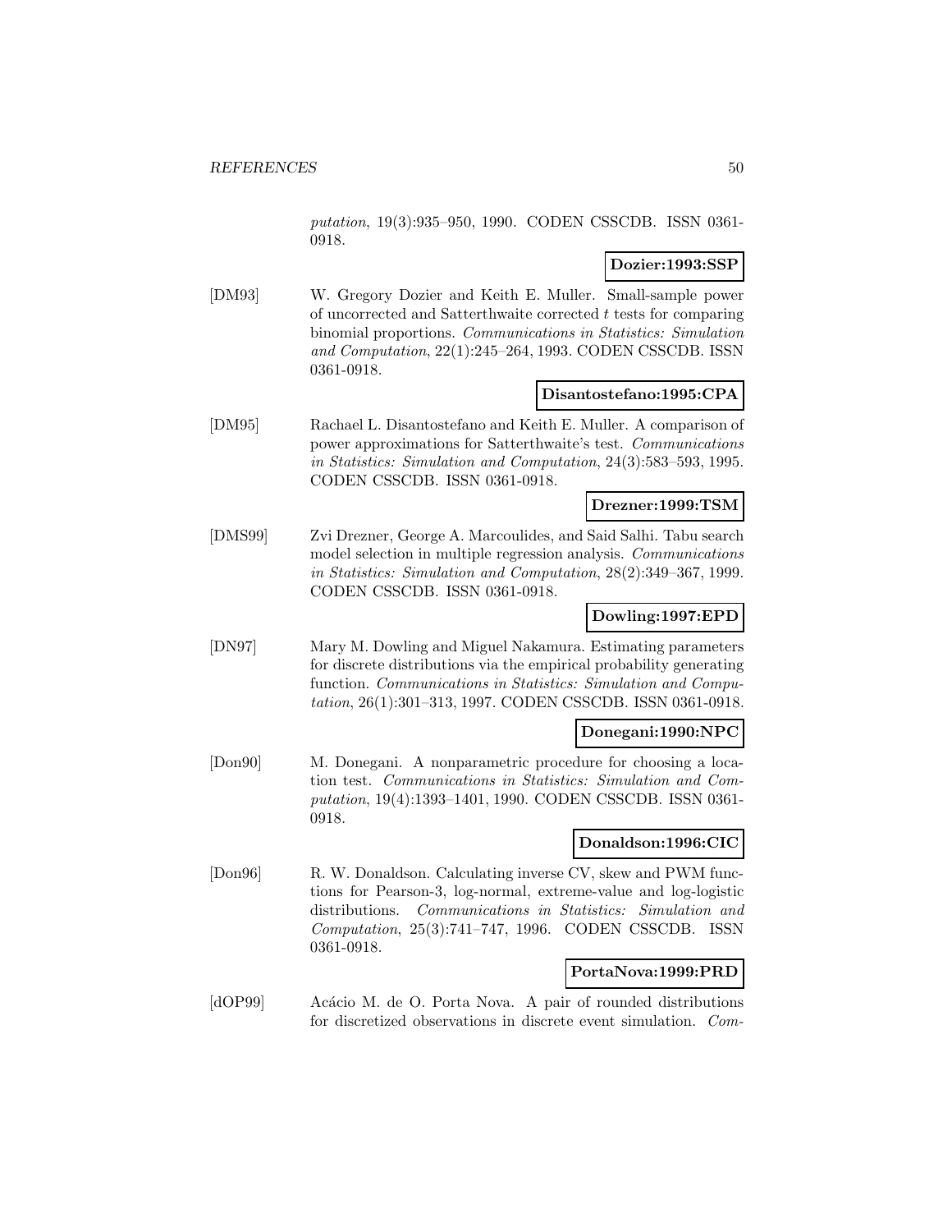*putation*, 19(3):935–950, 1990. CODEN CSSCDB. ISSN 0361-0918.

**Dozier:1993:SSP**

[DM93] W. Gregory Dozier and Keith E. Muller. Small-sample power of uncorrected and Satterthwaite corrected $t$ tests for comparing binomial proportions. *Communications in Statistics: Simulation and Computation*, 22(1):245–264, 1993. CODEN CSSCDB. ISSN 0361-0918.

**Disantostefano:1995:CPA**

[DM95] Rachael L. Disantostefano and Keith E. Muller. A comparison of power approximations for Satterthwaite's test. *Communications in Statistics: Simulation and Computation*, 24(3):583–593, 1995. CODEN CSSCDB. ISSN 0361-0918.

**Drezner:1999:TSM**

[DMS99] Zvi Drezner, George A. Marcoulides, and Said Salhi. Tabu search model selection in multiple regression analysis. *Communications in Statistics: Simulation and Computation*, 28(2):349–367, 1999. CODEN CSSCDB. ISSN 0361-0918.

**Dowling:1997:EPD**

[DN97] Mary M. Dowling and Miguel Nakamura. Estimating parameters for discrete distributions via the empirical probability generating function. *Communications in Statistics: Simulation and Computation*, 26(1):301–313, 1997. CODEN CSSCDB. ISSN 0361-0918.

**Donegani:1990:NPC**

[Don90] M. Donegani. A nonparametric procedure for choosing a location test. *Communications in Statistics: Simulation and Computation*, 19(4):1393–1401, 1990. CODEN CSSCDB. ISSN 0361-0918.

**Donaldson:1996:CIC**

[Don96] R. W. Donaldson. Calculating inverse CV, skew and PWM functions for Pearson-3, log-normal, extreme-value and log-logistic distributions. *Communications in Statistics: Simulation and Computation*, 25(3):741–747, 1996. CODEN CSSCDB. ISSN 0361-0918.

**PortaNova:1999:PRD**

[dOP99] Acácio M. de O. Porta Nova. A pair of rounded distributions for discretized observations in discrete event simulation. *Com-*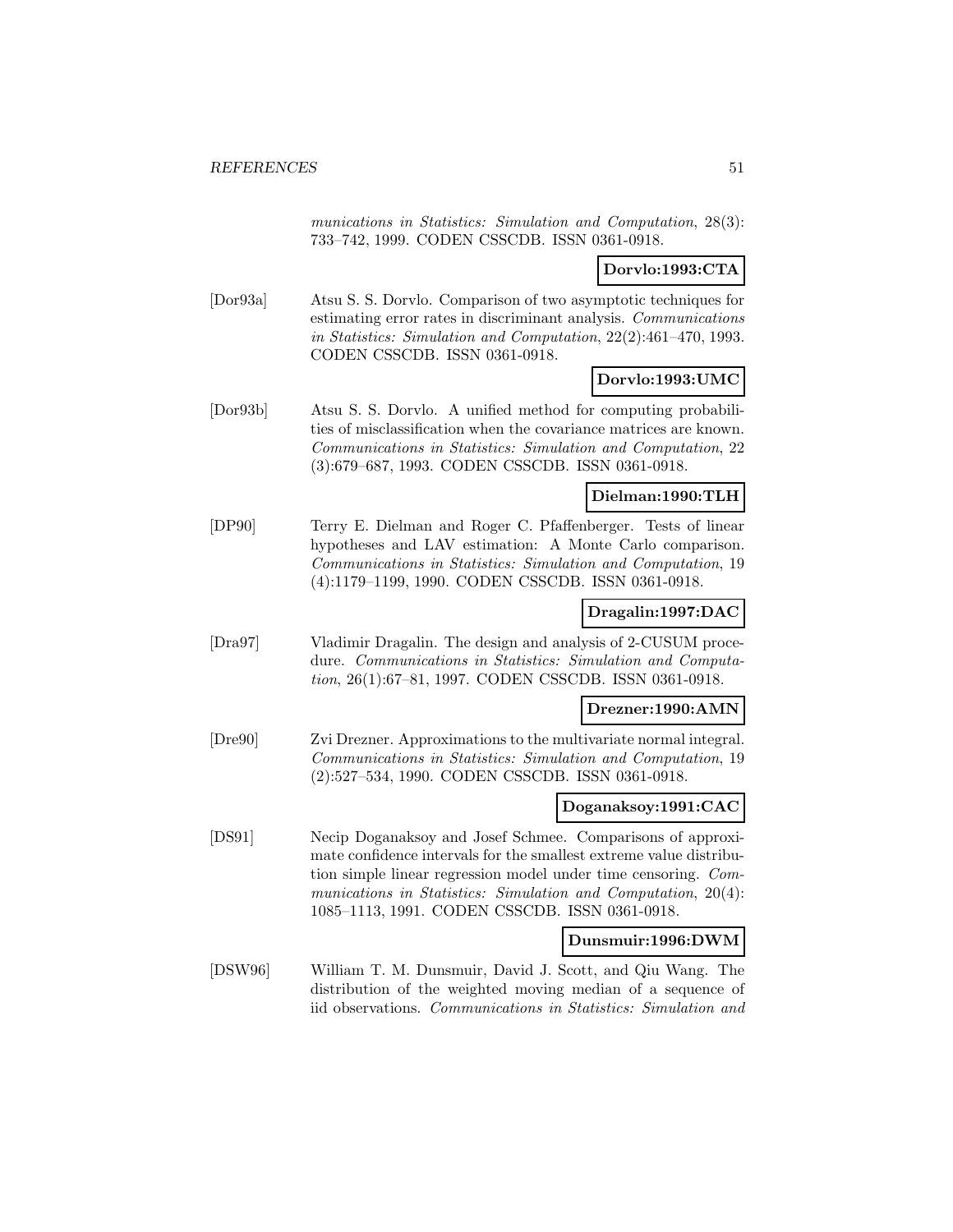*munications in Statistics: Simulation and Computation*, 28(3): 733–742, 1999. CODEN CSSCDB. ISSN 0361-0918.

**Dorvlo:1993:CTA**

[Dor93a] Atsu S. S. Dorvlo. Comparison of two asymptotic techniques for estimating error rates in discriminant analysis. *Communications in Statistics: Simulation and Computation*, 22(2):461–470, 1993. CODEN CSSCDB. ISSN 0361-0918.

**Dorvlo:1993:UMC**

[Dor93b] Atsu S. S. Dorvlo. A unified method for computing probabilities of misclassification when the covariance matrices are known. *Communications in Statistics: Simulation and Computation*, 22 (3):679–687, 1993. CODEN CSSCDB. ISSN 0361-0918.

**Dielman:1990:TLH**

[DP90] Terry E. Dielman and Roger C. Pfaffenberger. Tests of linear hypotheses and LAV estimation: A Monte Carlo comparison. *Communications in Statistics: Simulation and Computation*, 19 (4):1179–1199, 1990. CODEN CSSCDB. ISSN 0361-0918.

**Dragalin:1997:DAC**

[Dra97] Vladimir Dragalin. The design and analysis of 2-CUSUM procedure. *Communications in Statistics: Simulation and Computation*, 26(1):67–81, 1997. CODEN CSSCDB. ISSN 0361-0918.

**Drezner:1990:AMN**

[Dre90] Zvi Drezner. Approximations to the multivariate normal integral. *Communications in Statistics: Simulation and Computation*, 19 (2):527–534, 1990. CODEN CSSCDB. ISSN 0361-0918.

**Doganaksoy:1991:CAC**

[DS91] Necip Doganaksoy and Josef Schmee. Comparisons of approximate confidence intervals for the smallest extreme value distribution simple linear regression model under time censoring. *Communications in Statistics: Simulation and Computation*, 20(4): 1085–1113, 1991. CODEN CSSCDB. ISSN 0361-0918.

**Dunsmuir:1996:DWM**

[DSW96] William T. M. Dunsmuir, David J. Scott, and Qiu Wang. The distribution of the weighted moving median of a sequence of iid observations. *Communications in Statistics: Simulation and*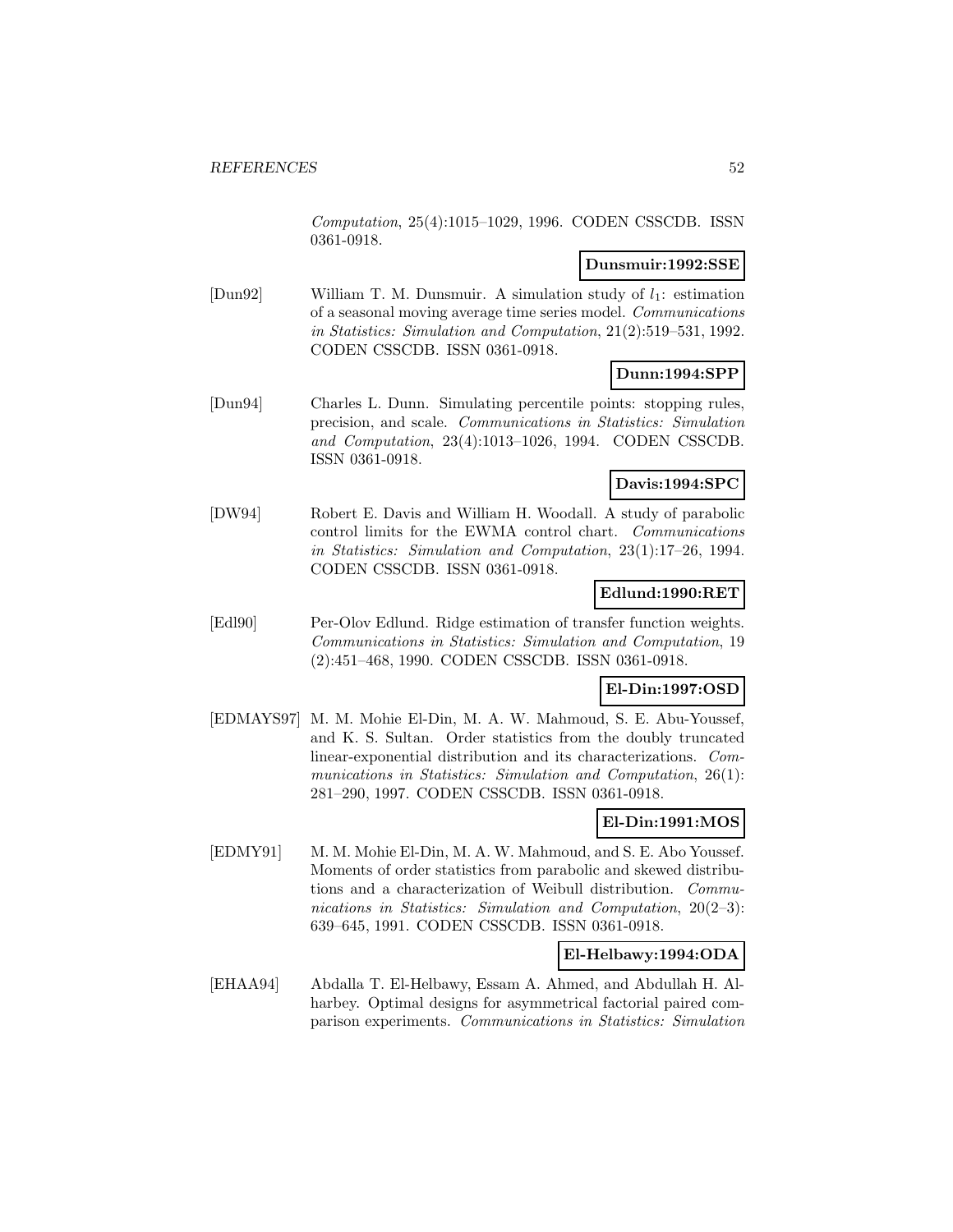*Computation*, 25(4):1015–1029, 1996. CODEN CSSCDB. ISSN 0361-0918.

**Dunsmuir:1992:SSE**

[Dun92] William T. M. Dunsmuir. A simulation study of $l_1$: estimation of a seasonal moving average time series model. *Communications in Statistics: Simulation and Computation*, 21(2):519–531, 1992. CODEN CSSCDB. ISSN 0361-0918.

**Dunn:1994:SPP**

[Dun94] Charles L. Dunn. Simulating percentile points: stopping rules, precision, and scale. *Communications in Statistics: Simulation and Computation*, 23(4):1013–1026, 1994. CODEN CSSCDB. ISSN 0361-0918.

**Davis:1994:SPC**

[DW94] Robert E. Davis and William H. Woodall. A study of parabolic control limits for the EWMA control chart. *Communications in Statistics: Simulation and Computation*, 23(1):17–26, 1994. CODEN CSSCDB. ISSN 0361-0918.

**Edlund:1990:RET**

[Edl90] Per-Olov Edlund. Ridge estimation of transfer function weights. *Communications in Statistics: Simulation and Computation*, 19 (2):451–468, 1990. CODEN CSSCDB. ISSN 0361-0918.

**El-Din:1997:OSD**

[EDMAYS97] M. M. Mohie El-Din, M. A. W. Mahmoud, S. E. Abu-Youssef, and K. S. Sultan. Order statistics from the doubly truncated linear-exponential distribution and its characterizations. *Communications in Statistics: Simulation and Computation*, 26(1): 281–290, 1997. CODEN CSSCDB. ISSN 0361-0918.

**El-Din:1991:MOS**

[EDMY91] M. M. Mohie El-Din, M. A. W. Mahmoud, and S. E. Abo Youssef. Moments of order statistics from parabolic and skewed distributions and a characterization of Weibull distribution. *Communications in Statistics: Simulation and Computation*, 20(2–3): 639–645, 1991. CODEN CSSCDB. ISSN 0361-0918.

**El-Helbawy:1994:ODA**

[EHAA94] Abdalla T. El-Helbawy, Essam A. Ahmed, and Abdullah H. Alharbey. Optimal designs for asymmetrical factorial paired comparison experiments. *Communications in Statistics: Simulation*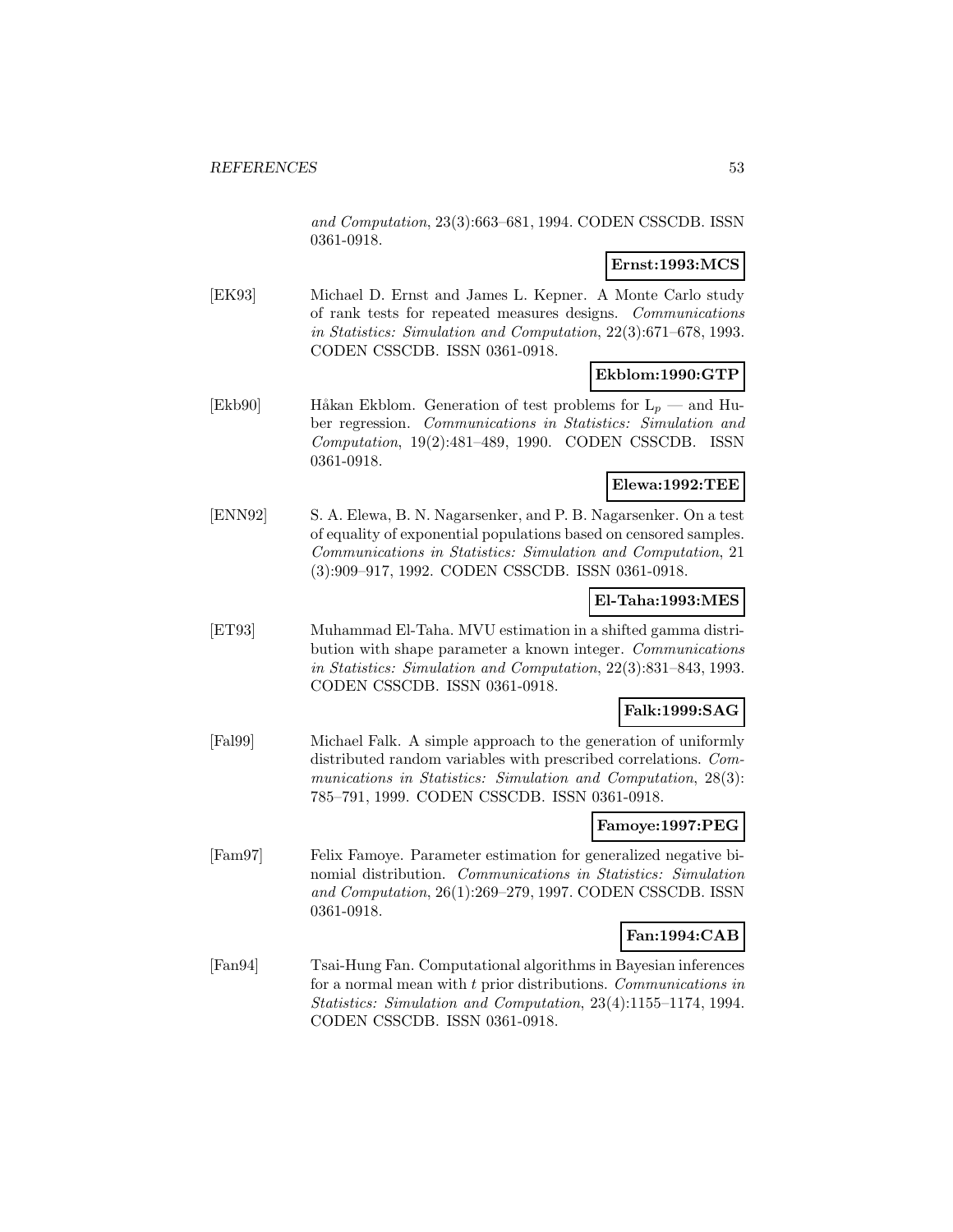*and Computation*, 23(3):663–681, 1994. CODEN CSSCDB. ISSN 0361-0918.

**Ernst:1993:MCS**

[EK93] Michael D. Ernst and James L. Kepner. A Monte Carlo study of rank tests for repeated measures designs. *Communications in Statistics: Simulation and Computation*, 22(3):671–678, 1993. CODEN CSSCDB. ISSN 0361-0918.

**Ekblom:1990:GTP**

[Ekb90] Håkan Ekblom. Generation of test problems for $L_p$ — and Huber regression. *Communications in Statistics: Simulation and Computation*, 19(2):481–489, 1990. CODEN CSSCDB. ISSN 0361-0918.

**Elewa:1992:TEE**

[ENN92] S. A. Elewa, B. N. Nagarsenker, and P. B. Nagarsenker. On a test of equality of exponential populations based on censored samples. *Communications in Statistics: Simulation and Computation*, 21 (3):909–917, 1992. CODEN CSSCDB. ISSN 0361-0918.

**El-Taha:1993:MES**

[ET93] Muhammad El-Taha. MVU estimation in a shifted gamma distribution with shape parameter a known integer. *Communications in Statistics: Simulation and Computation*, 22(3):831–843, 1993. CODEN CSSCDB. ISSN 0361-0918.

**Falk:1999:SAG**

[Fal99] Michael Falk. A simple approach to the generation of uniformly distributed random variables with prescribed correlations. *Communications in Statistics: Simulation and Computation*, 28(3): 785–791, 1999. CODEN CSSCDB. ISSN 0361-0918.

**Famoye:1997:PEG**

[Fam97] Felix Famoye. Parameter estimation for generalized negative binomial distribution. *Communications in Statistics: Simulation and Computation*, 26(1):269–279, 1997. CODEN CSSCDB. ISSN 0361-0918.

**Fan:1994:CAB**

[Fan94] Tsai-Hung Fan. Computational algorithms in Bayesian inferences for a normal mean with $t$ prior distributions. *Communications in Statistics: Simulation and Computation*, 23(4):1155–1174, 1994. CODEN CSSCDB. ISSN 0361-0918.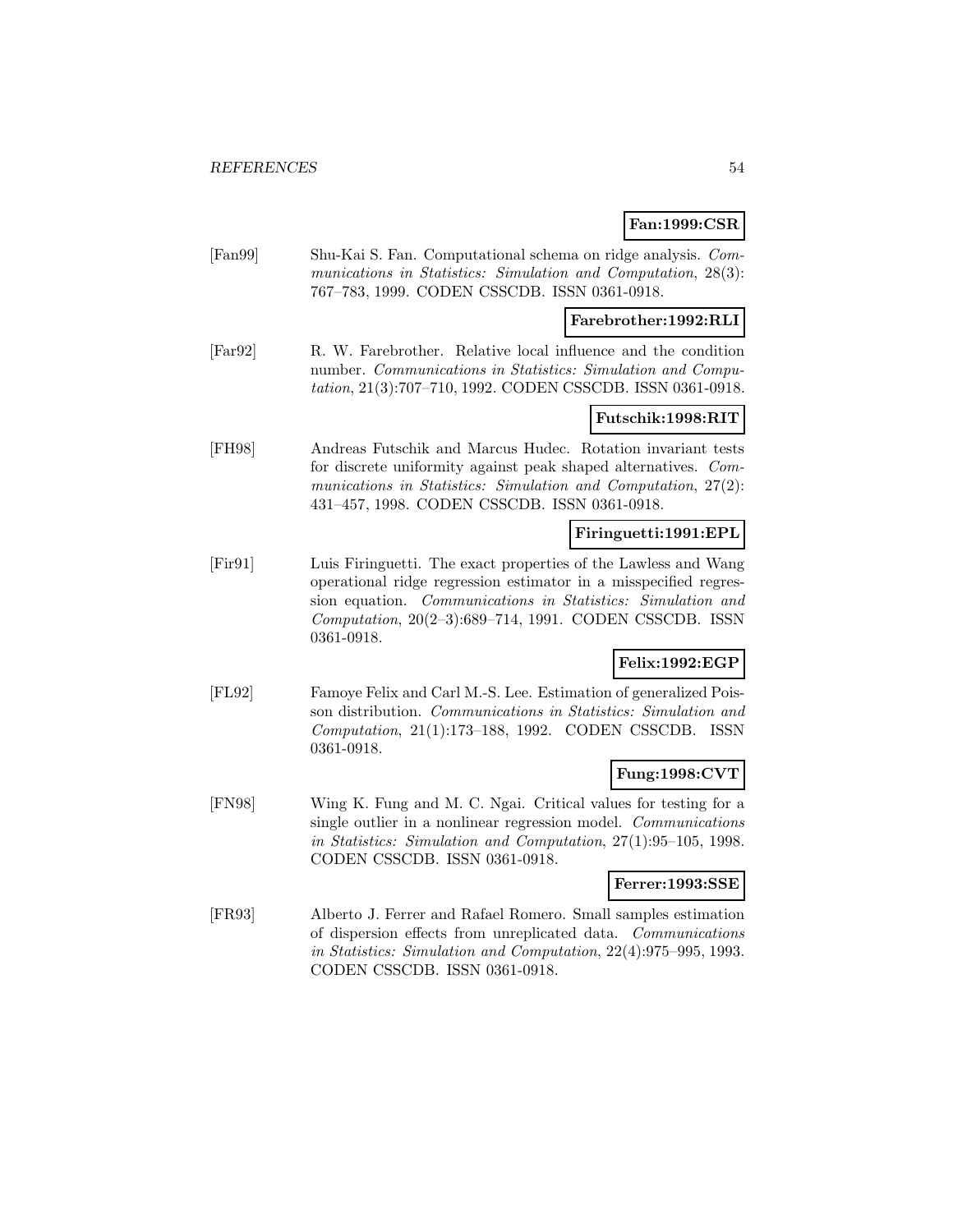**Fan:1999:CSR**

[Fan99] Shu-Kai S. Fan. Computational schema on ridge analysis. *Communications in Statistics: Simulation and Computation*, 28(3): 767–783, 1999. CODEN CSSCDB. ISSN 0361-0918.

**Farebrother:1992:RLI**

[Far92] R. W. Farebrother. Relative local influence and the condition number. *Communications in Statistics: Simulation and Computation*, 21(3):707–710, 1992. CODEN CSSCDB. ISSN 0361-0918.

**Futschik:1998:RIT**

[FH98] Andreas Futschik and Marcus Hudec. Rotation invariant tests for discrete uniformity against peak shaped alternatives. *Communications in Statistics: Simulation and Computation*, 27(2): 431–457, 1998. CODEN CSSCDB. ISSN 0361-0918.

**Firinguetti:1991:EPL**

[Fir91] Luis Firinguetti. The exact properties of the Lawless and Wang operational ridge regression estimator in a misspecified regression equation. *Communications in Statistics: Simulation and Computation*, 20(2–3):689–714, 1991. CODEN CSSCDB. ISSN 0361-0918.

**Felix:1992:EGP**

[FL92] Famoye Felix and Carl M.-S. Lee. Estimation of generalized Poisson distribution. *Communications in Statistics: Simulation and Computation*, 21(1):173–188, 1992. CODEN CSSCDB. ISSN 0361-0918.

**Fung:1998:CVT**

[FN98] Wing K. Fung and M. C. Ngai. Critical values for testing for a single outlier in a nonlinear regression model. *Communications in Statistics: Simulation and Computation*, 27(1):95–105, 1998. CODEN CSSCDB. ISSN 0361-0918.

**Ferrer:1993:SSE**

[FR93] Alberto J. Ferrer and Rafael Romero. Small samples estimation of dispersion effects from unreplicated data. *Communications in Statistics: Simulation and Computation*, 22(4):975–995, 1993. CODEN CSSCDB. ISSN 0361-0918.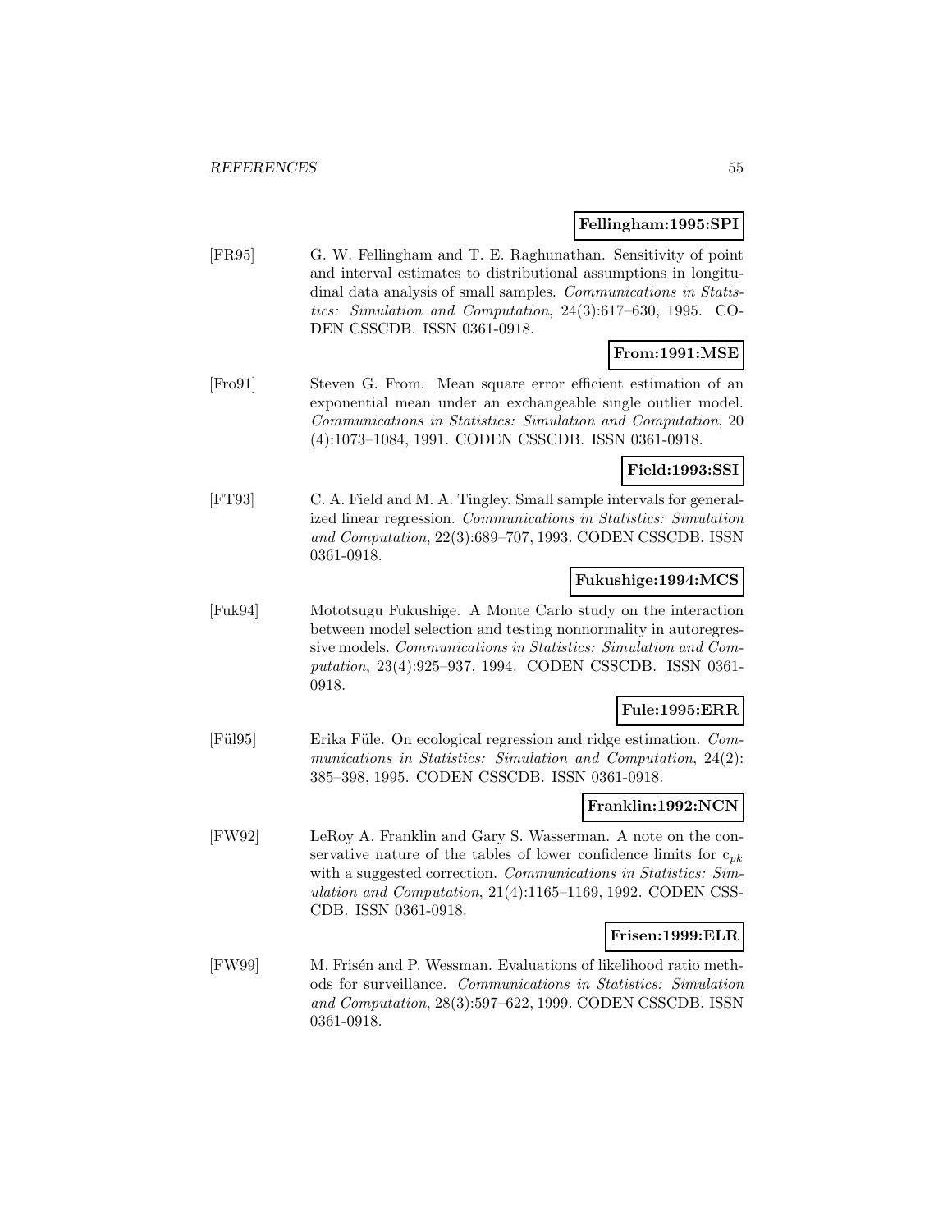**Fellingham:1995:SPI**

[FR95] G. W. Fellingham and T. E. Raghunathan. Sensitivity of point and interval estimates to distributional assumptions in longitudinal data analysis of small samples. *Communications in Statistics: Simulation and Computation*, 24(3):617–630, 1995. CODEN CSSCDB. ISSN 0361-0918.

**From:1991:MSE**

[Fro91] Steven G. From. Mean square error efficient estimation of an exponential mean under an exchangeable single outlier model. *Communications in Statistics: Simulation and Computation*, 20 (4):1073–1084, 1991. CODEN CSSCDB. ISSN 0361-0918.

**Field:1993:SSI**

[FT93] C. A. Field and M. A. Tingley. Small sample intervals for generalized linear regression. *Communications in Statistics: Simulation and Computation*, 22(3):689–707, 1993. CODEN CSSCDB. ISSN 0361-0918.

**Fukushige:1994:MCS**

[Fuk94] Mototsugu Fukushige. A Monte Carlo study on the interaction between model selection and testing nonnormality in autoregressive models. *Communications in Statistics: Simulation and Computation*, 23(4):925–937, 1994. CODEN CSSCDB. ISSN 0361-0918.

**Fule:1995:ERR**

[Fül95] Erika Füle. On ecological regression and ridge estimation. *Communications in Statistics: Simulation and Computation*, 24(2): 385–398, 1995. CODEN CSSCDB. ISSN 0361-0918.

**Franklin:1992:NCN**

[FW92] LeRoy A. Franklin and Gary S. Wasserman. A note on the conservative nature of the tables of lower confidence limits for $c_{pk}$ with a suggested correction. *Communications in Statistics: Simulation and Computation*, 21(4):1165–1169, 1992. CODEN CSSCDB. ISSN 0361-0918.

**Frisen:1999:ELR**

[FW99] M. Frisén and P. Wessman. Evaluations of likelihood ratio methods for surveillance. *Communications in Statistics: Simulation and Computation*, 28(3):597–622, 1999. CODEN CSSCDB. ISSN 0361-0918.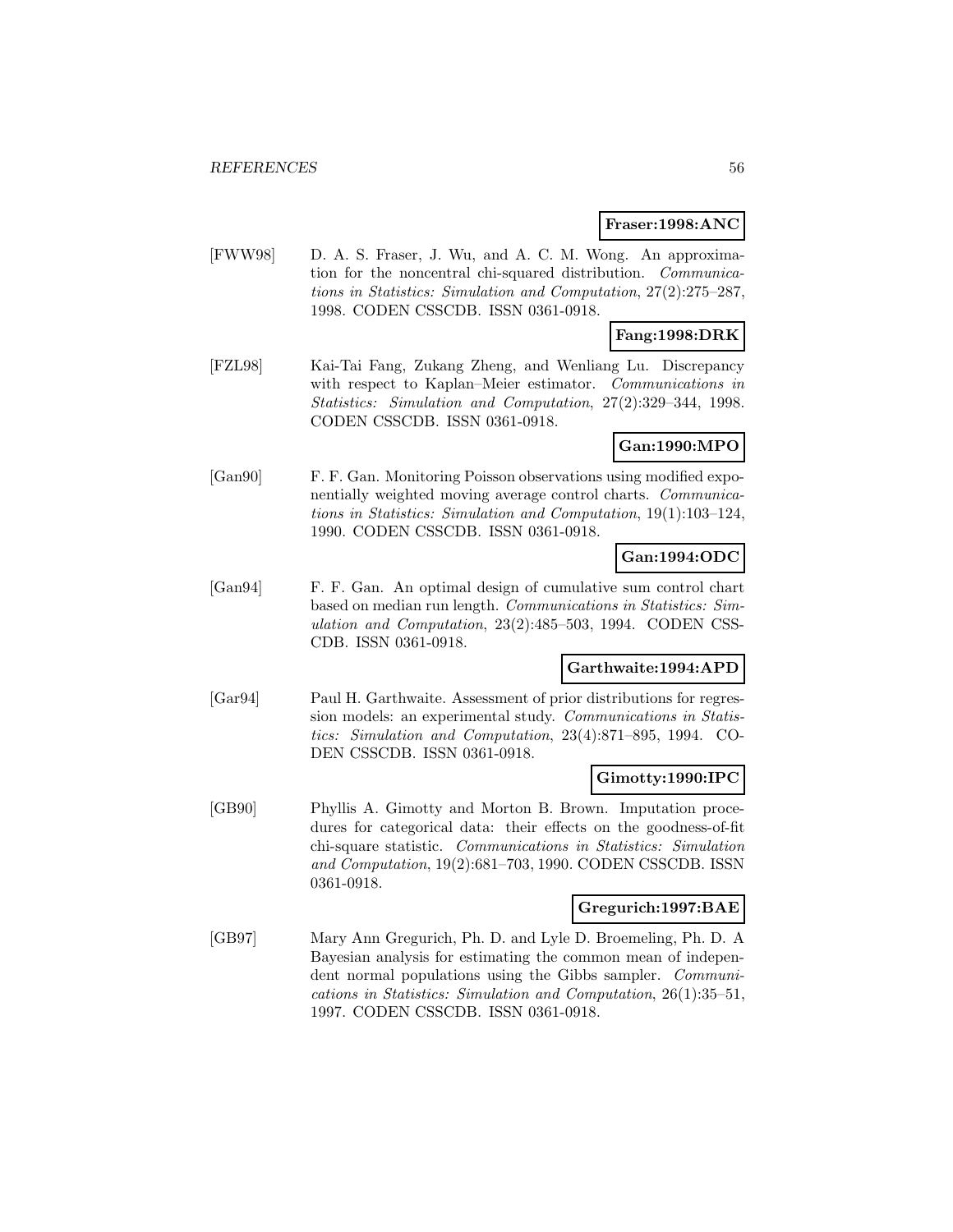**Fraser:1998:ANC**

[FWW98] D. A. S. Fraser, J. Wu, and A. C. M. Wong. An approximation for the noncentral chi-squared distribution. *Communications in Statistics: Simulation and Computation*, 27(2):275–287, 1998. CODEN CSSCDB. ISSN 0361-0918.

**Fang:1998:DRK**

[FZL98] Kai-Tai Fang, Zukang Zheng, and Wenliang Lu. Discrepancy with respect to Kaplan–Meier estimator. *Communications in Statistics: Simulation and Computation*, 27(2):329–344, 1998. CODEN CSSCDB. ISSN 0361-0918.

**Gan:1990:MPO**

[Gan90] F. F. Gan. Monitoring Poisson observations using modified exponentially weighted moving average control charts. *Communications in Statistics: Simulation and Computation*, 19(1):103–124, 1990. CODEN CSSCDB. ISSN 0361-0918.

**Gan:1994:ODC**

[Gan94] F. F. Gan. An optimal design of cumulative sum control chart based on median run length. *Communications in Statistics: Simulation and Computation*, 23(2):485–503, 1994. CODEN CSSCDB. ISSN 0361-0918.

**Garthwaite:1994:APD**

[Gar94] Paul H. Garthwaite. Assessment of prior distributions for regression models: an experimental study. *Communications in Statistics: Simulation and Computation*, 23(4):871–895, 1994. CODEN CSSCDB. ISSN 0361-0918.

**Gimotty:1990:IPC**

[GB90] Phyllis A. Gimotty and Morton B. Brown. Imputation procedures for categorical data: their effects on the goodness-of-fit chi-square statistic. *Communications in Statistics: Simulation and Computation*, 19(2):681–703, 1990. CODEN CSSCDB. ISSN 0361-0918.

**Gregurich:1997:BAE**

[GB97] Mary Ann Gregurich, Ph. D. and Lyle D. Broemeling, Ph. D. A Bayesian analysis for estimating the common mean of independent normal populations using the Gibbs sampler. *Communications in Statistics: Simulation and Computation*, 26(1):35–51, 1997. CODEN CSSCDB. ISSN 0361-0918.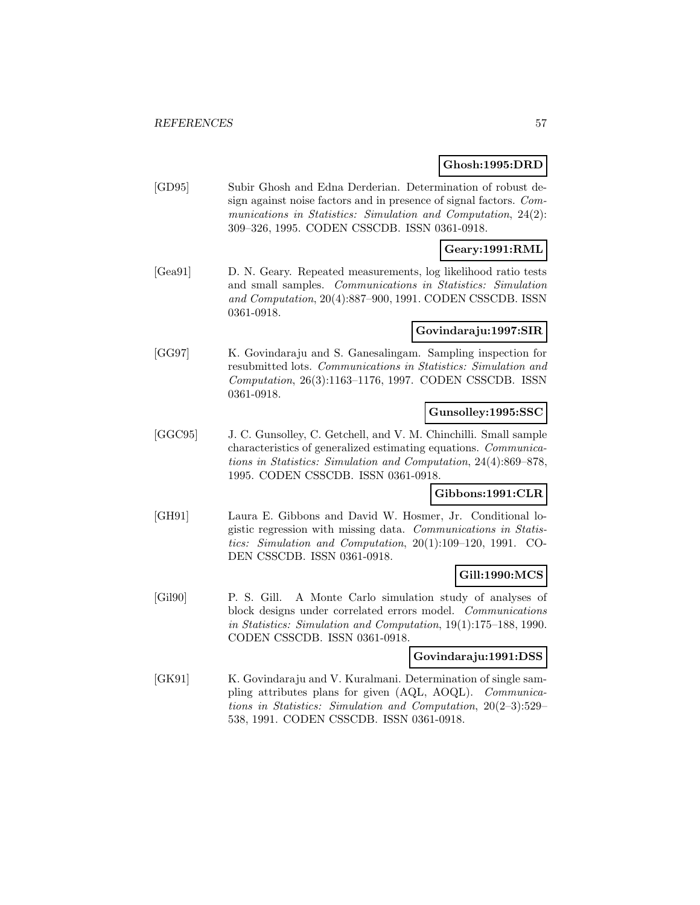**Ghosh:1995:DRD**

[GD95] Subir Ghosh and Edna Derderian. Determination of robust design against noise factors and in presence of signal factors. *Communications in Statistics: Simulation and Computation*, 24(2): 309–326, 1995. CODEN CSSCDB. ISSN 0361-0918.

**Geary:1991:RML**

[Gea91] D. N. Geary. Repeated measurements, log likelihood ratio tests and small samples. *Communications in Statistics: Simulation and Computation*, 20(4):887–900, 1991. CODEN CSSCDB. ISSN 0361-0918.

**Govindaraju:1997:SIR**

[GG97] K. Govindaraju and S. Ganesalingam. Sampling inspection for resubmitted lots. *Communications in Statistics: Simulation and Computation*, 26(3):1163–1176, 1997. CODEN CSSCDB. ISSN 0361-0918.

**Gunsolley:1995:SSC**

[GGC95] J. C. Gunsolley, C. Getchell, and V. M. Chinchilli. Small sample characteristics of generalized estimating equations. *Communications in Statistics: Simulation and Computation*, 24(4):869–878, 1995. CODEN CSSCDB. ISSN 0361-0918.

**Gibbons:1991:CLR**

[GH91] Laura E. Gibbons and David W. Hosmer, Jr. Conditional logistic regression with missing data. *Communications in Statistics: Simulation and Computation*, 20(1):109–120, 1991. CODEN CSSCDB. ISSN 0361-0918.

**Gill:1990:MCS**

[Gil90] P. S. Gill. A Monte Carlo simulation study of analyses of block designs under correlated errors model. *Communications in Statistics: Simulation and Computation*, 19(1):175–188, 1990. CODEN CSSCDB. ISSN 0361-0918.

**Govindaraju:1991:DSS**

[GK91] K. Govindaraju and V. Kuralmani. Determination of single sampling attributes plans for given (AQL, AOQL). *Communications in Statistics: Simulation and Computation*, 20(2–3):529–538, 1991. CODEN CSSCDB. ISSN 0361-0918.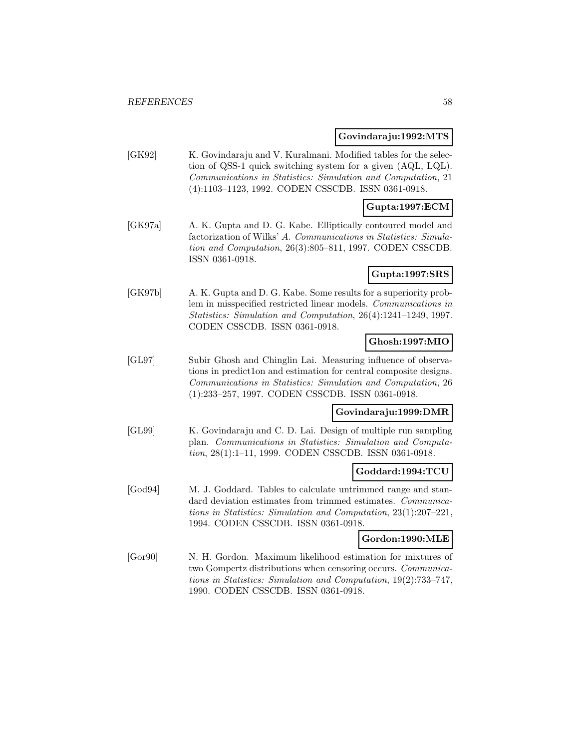**Govindaraju:1992:MTS**

[GK92] K. Govindaraju and V. Kuralmani. Modified tables for the selection of QSS-1 quick switching system for a given (AQL, LQL). *Communications in Statistics: Simulation and Computation*, 21 (4):1103–1123, 1992. CODEN CSSCDB. ISSN 0361-0918.

**Gupta:1997:ECM**

[GK97a] A. K. Gupta and D. G. Kabe. Elliptically contoured model and factorization of Wilks' *A*. *Communications in Statistics: Simulation and Computation*, 26(3):805–811, 1997. CODEN CSSCDB. ISSN 0361-0918.

**Gupta:1997:SRS**

[GK97b] A. K. Gupta and D. G. Kabe. Some results for a superiority problem in misspecified restricted linear models. *Communications in Statistics: Simulation and Computation*, 26(4):1241–1249, 1997. CODEN CSSCDB. ISSN 0361-0918.

**Ghosh:1997:MIO**

[GL97] Subir Ghosh and Chinglin Lai. Measuring influence of observations in predict1on and estimation for central composite designs. *Communications in Statistics: Simulation and Computation*, 26 (1):233–257, 1997. CODEN CSSCDB. ISSN 0361-0918.

**Govindaraju:1999:DMR**

[GL99] K. Govindaraju and C. D. Lai. Design of multiple run sampling plan. *Communications in Statistics: Simulation and Computation*, 28(1):1–11, 1999. CODEN CSSCDB. ISSN 0361-0918.

**Goddard:1994:TCU**

[God94] M. J. Goddard. Tables to calculate untrimmed range and standard deviation estimates from trimmed estimates. *Communications in Statistics: Simulation and Computation*, 23(1):207–221, 1994. CODEN CSSCDB. ISSN 0361-0918.

**Gordon:1990:MLE**

[Gor90] N. H. Gordon. Maximum likelihood estimation for mixtures of two Gompertz distributions when censoring occurs. *Communications in Statistics: Simulation and Computation*, 19(2):733–747, 1990. CODEN CSSCDB. ISSN 0361-0918.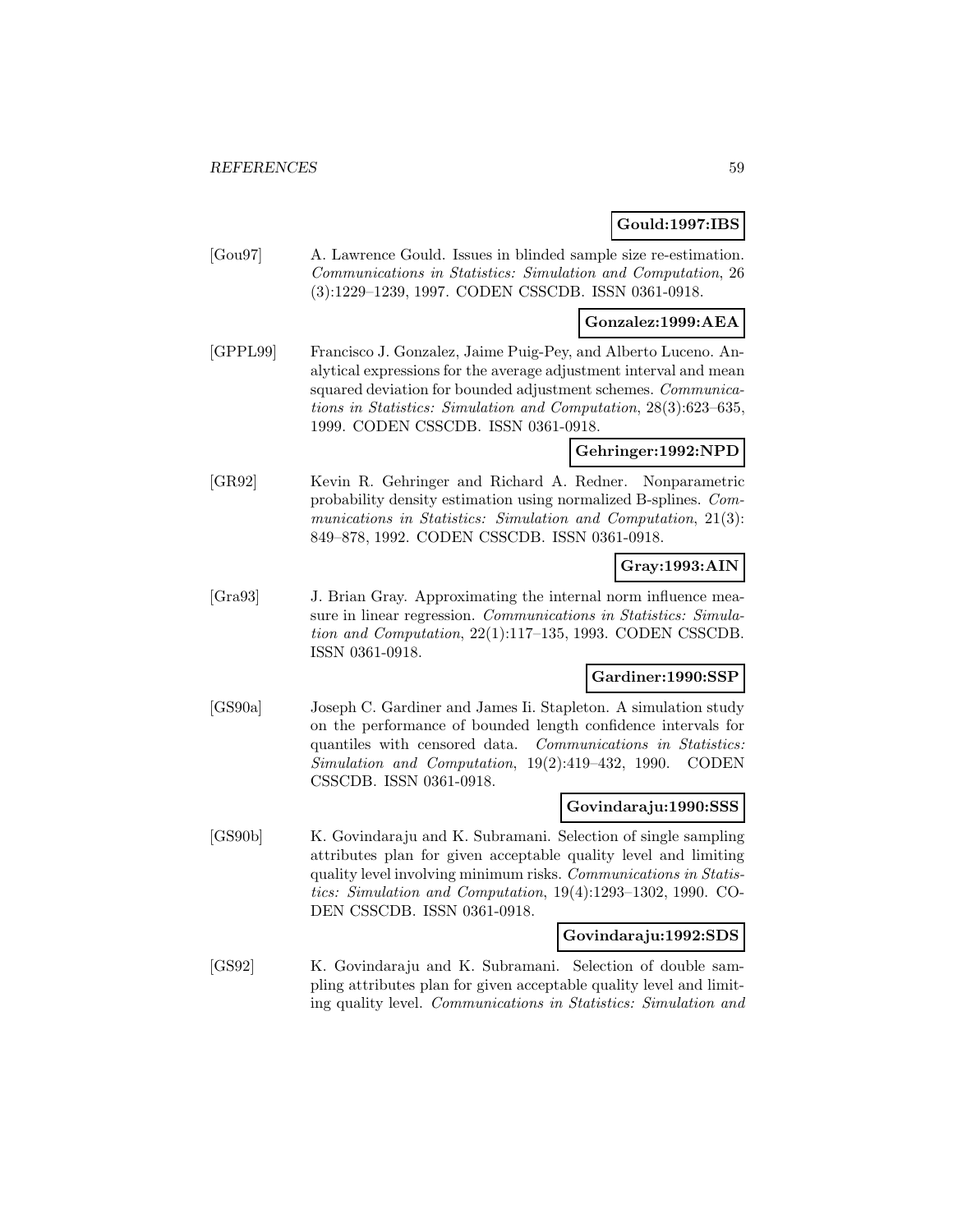**Gould:1997:IBS**

[Gou97] A. Lawrence Gould. Issues in blinded sample size re-estimation. *Communications in Statistics: Simulation and Computation*, 26 (3):1229–1239, 1997. CODEN CSSCDB. ISSN 0361-0918.

**Gonzalez:1999:AEA**

[GPPL99] Francisco J. Gonzalez, Jaime Puig-Pey, and Alberto Luceno. Analytical expressions for the average adjustment interval and mean squared deviation for bounded adjustment schemes. *Communications in Statistics: Simulation and Computation*, 28(3):623–635, 1999. CODEN CSSCDB. ISSN 0361-0918.

**Gehringer:1992:NPD**

[GR92] Kevin R. Gehringer and Richard A. Redner. Nonparametric probability density estimation using normalized B-splines. *Communications in Statistics: Simulation and Computation*, 21(3): 849–878, 1992. CODEN CSSCDB. ISSN 0361-0918.

**Gray:1993:AIN**

[Gra93] J. Brian Gray. Approximating the internal norm influence measure in linear regression. *Communications in Statistics: Simulation and Computation*, 22(1):117–135, 1993. CODEN CSSCDB. ISSN 0361-0918.

**Gardiner:1990:SSP**

[GS90a] Joseph C. Gardiner and James Ii. Stapleton. A simulation study on the performance of bounded length confidence intervals for quantiles with censored data. *Communications in Statistics: Simulation and Computation*, 19(2):419–432, 1990. CODEN CSSCDB. ISSN 0361-0918.

**Govindaraju:1990:SSS**

[GS90b] K. Govindaraju and K. Subramani. Selection of single sampling attributes plan for given acceptable quality level and limiting quality level involving minimum risks. *Communications in Statistics: Simulation and Computation*, 19(4):1293–1302, 1990. CODEN CSSCDB. ISSN 0361-0918.

**Govindaraju:1992:SDS**

[GS92] K. Govindaraju and K. Subramani. Selection of double sampling attributes plan for given acceptable quality level and limiting quality level. *Communications in Statistics: Simulation and*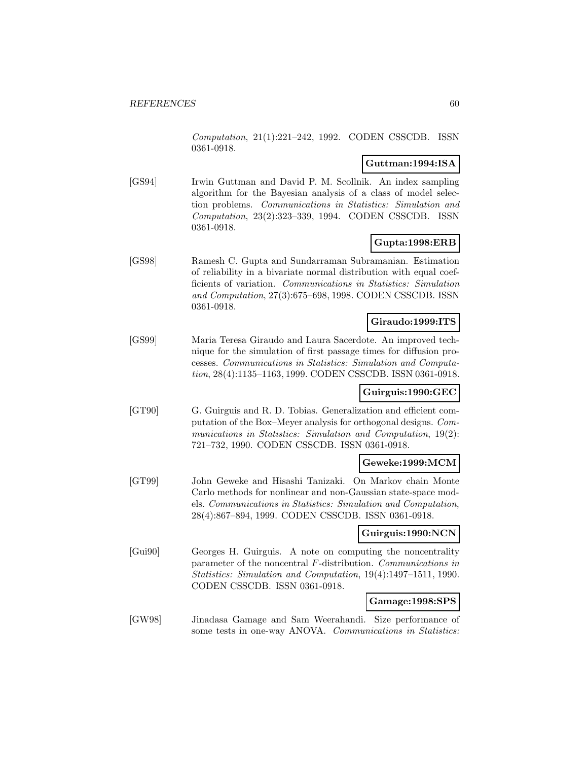*Computation*, 21(1):221–242, 1992. CODEN CSSCDB. ISSN 0361-0918.

**Guttman:1994:ISA**

[GS94] Irwin Guttman and David P. M. Scollnik. An index sampling algorithm for the Bayesian analysis of a class of model selection problems. *Communications in Statistics: Simulation and Computation*, 23(2):323–339, 1994. CODEN CSSCDB. ISSN 0361-0918.

**Gupta:1998:ERB**

[GS98] Ramesh C. Gupta and Sundarraman Subramanian. Estimation of reliability in a bivariate normal distribution with equal coefficients of variation. *Communications in Statistics: Simulation and Computation*, 27(3):675–698, 1998. CODEN CSSCDB. ISSN 0361-0918.

**Giraudo:1999:ITS**

[GS99] Maria Teresa Giraudo and Laura Sacerdote. An improved technique for the simulation of first passage times for diffusion processes. *Communications in Statistics: Simulation and Computation*, 28(4):1135–1163, 1999. CODEN CSSCDB. ISSN 0361-0918.

**Guirguis:1990:GEC**

[GT90] G. Guirguis and R. D. Tobias. Generalization and efficient computation of the Box–Meyer analysis for orthogonal designs. *Communications in Statistics: Simulation and Computation*, 19(2): 721–732, 1990. CODEN CSSCDB. ISSN 0361-0918.

**Geweke:1999:MCM**

[GT99] John Geweke and Hisashi Tanizaki. On Markov chain Monte Carlo methods for nonlinear and non-Gaussian state-space models. *Communications in Statistics: Simulation and Computation*, 28(4):867–894, 1999. CODEN CSSCDB. ISSN 0361-0918.

**Guirguis:1990:NCN**

[Gui90] Georges H. Guirguis. A note on computing the noncentrality parameter of the noncentral $F$-distribution. *Communications in Statistics: Simulation and Computation*, 19(4):1497–1511, 1990. CODEN CSSCDB. ISSN 0361-0918.

**Gamage:1998:SPS**

[GW98] Jinadasa Gamage and Sam Weerahandi. Size performance of some tests in one-way ANOVA. *Communications in Statistics:*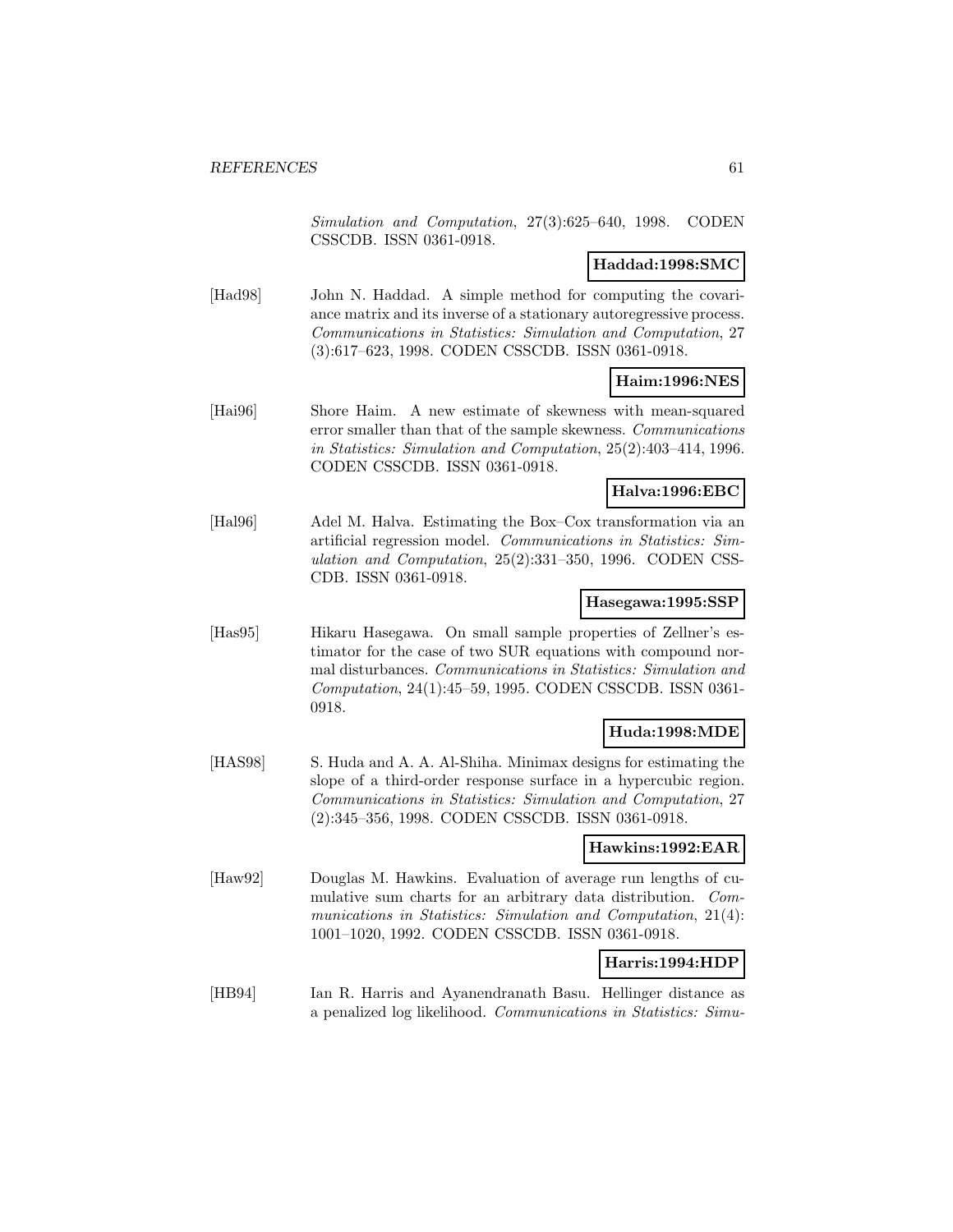*Simulation and Computation*, 27(3):625–640, 1998. CODEN CSSCDB. ISSN 0361-0918.

**Haddad:1998:SMC**

[Had98] John N. Haddad. A simple method for computing the covariance matrix and its inverse of a stationary autoregressive process. *Communications in Statistics: Simulation and Computation*, 27 (3):617–623, 1998. CODEN CSSCDB. ISSN 0361-0918.

**Haim:1996:NES**

[Hai96] Shore Haim. A new estimate of skewness with mean-squared error smaller than that of the sample skewness. *Communications in Statistics: Simulation and Computation*, 25(2):403–414, 1996. CODEN CSSCDB. ISSN 0361-0918.

**Halva:1996:EBC**

[Hal96] Adel M. Halva. Estimating the Box–Cox transformation via an artificial regression model. *Communications in Statistics: Simulation and Computation*, 25(2):331–350, 1996. CODEN CSSCDB. ISSN 0361-0918.

**Hasegawa:1995:SSP**

[Has95] Hikaru Hasegawa. On small sample properties of Zellner's estimator for the case of two SUR equations with compound normal disturbances. *Communications in Statistics: Simulation and Computation*, 24(1):45–59, 1995. CODEN CSSCDB. ISSN 0361-0918.

**Huda:1998:MDE**

[HAS98] S. Huda and A. A. Al-Shiha. Minimax designs for estimating the slope of a third-order response surface in a hypercubic region. *Communications in Statistics: Simulation and Computation*, 27 (2):345–356, 1998. CODEN CSSCDB. ISSN 0361-0918.

**Hawkins:1992:EAR**

[Haw92] Douglas M. Hawkins. Evaluation of average run lengths of cumulative sum charts for an arbitrary data distribution. *Communications in Statistics: Simulation and Computation*, 21(4): 1001–1020, 1992. CODEN CSSCDB. ISSN 0361-0918.

**Harris:1994:HDP**

[HB94] Ian R. Harris and Ayanendranath Basu. Hellinger distance as a penalized log likelihood. *Communications in Statistics: Simu-*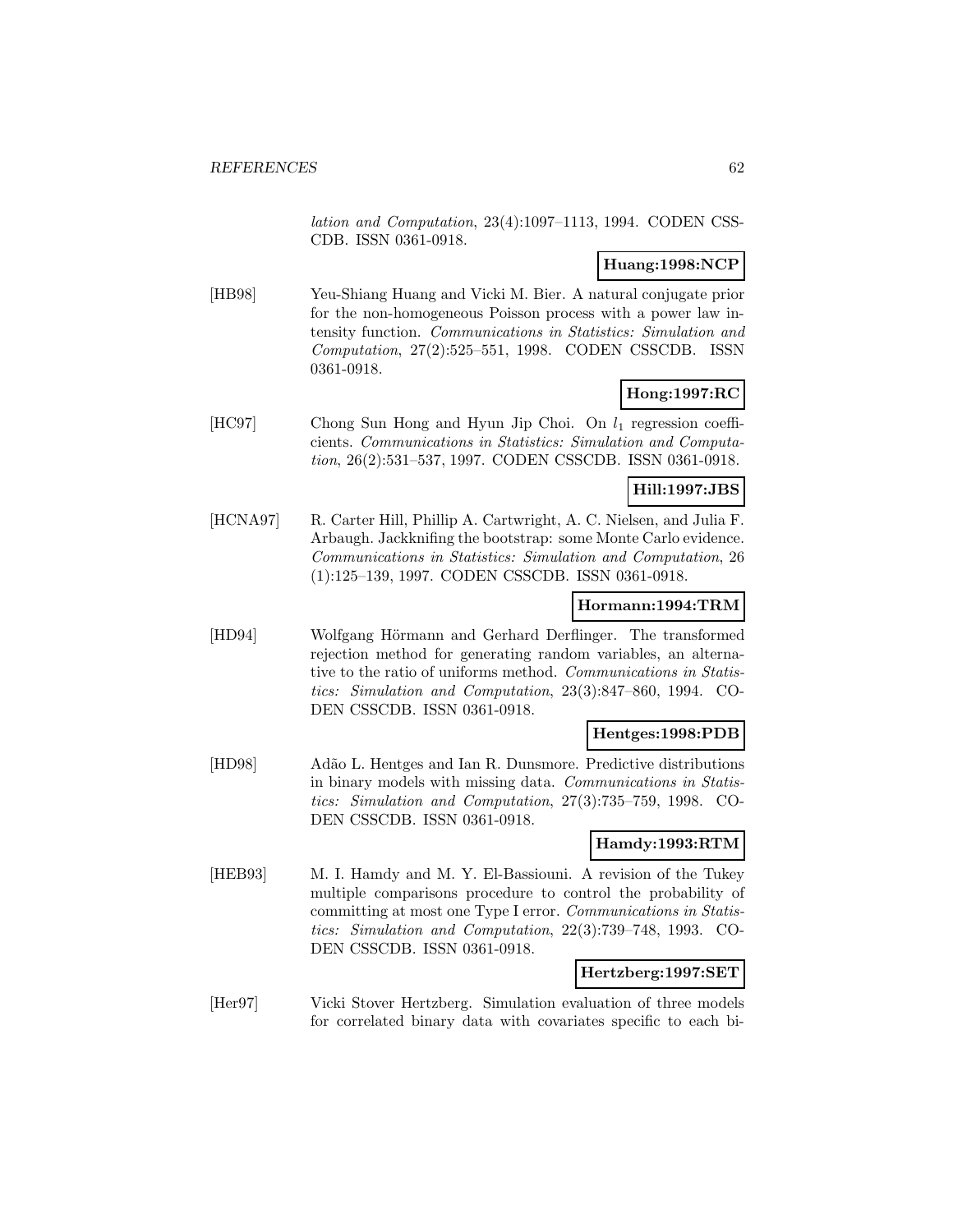*lation and Computation*, 23(4):1097–1113, 1994. CODEN CSSCDB. ISSN 0361-0918.

**Huang:1998:NCP**

[HB98] Yeu-Shiang Huang and Vicki M. Bier. A natural conjugate prior for the non-homogeneous Poisson process with a power law intensity function. *Communications in Statistics: Simulation and Computation*, 27(2):525–551, 1998. CODEN CSSCDB. ISSN 0361-0918.

**Hong:1997:RC**

[HC97] Chong Sun Hong and Hyun Jip Choi. On $l_1$ regression coefficients. *Communications in Statistics: Simulation and Computation*, 26(2):531–537, 1997. CODEN CSSCDB. ISSN 0361-0918.

**Hill:1997:JBS**

[HCNA97] R. Carter Hill, Phillip A. Cartwright, A. C. Nielsen, and Julia F. Arbaugh. Jackknifing the bootstrap: some Monte Carlo evidence. *Communications in Statistics: Simulation and Computation*, 26 (1):125–139, 1997. CODEN CSSCDB. ISSN 0361-0918.

**Hormann:1994:TRM**

[HD94] Wolfgang Hörmann and Gerhard Derflinger. The transformed rejection method for generating random variables, an alternative to the ratio of uniforms method. *Communications in Statistics: Simulation and Computation*, 23(3):847–860, 1994. CODEN CSSCDB. ISSN 0361-0918.

**Hentges:1998:PDB**

[HD98] Adão L. Hentges and Ian R. Dunsmore. Predictive distributions in binary models with missing data. *Communications in Statistics: Simulation and Computation*, 27(3):735–759, 1998. CODEN CSSCDB. ISSN 0361-0918.

**Hamdy:1993:RTM**

[HEB93] M. I. Hamdy and M. Y. El-Bassiouni. A revision of the Tukey multiple comparisons procedure to control the probability of committing at most one Type I error. *Communications in Statistics: Simulation and Computation*, 22(3):739–748, 1993. CODEN CSSCDB. ISSN 0361-0918.

**Hertzberg:1997:SET**

[Her97] Vicki Stover Hertzberg. Simulation evaluation of three models for correlated binary data with covariates specific to each bi-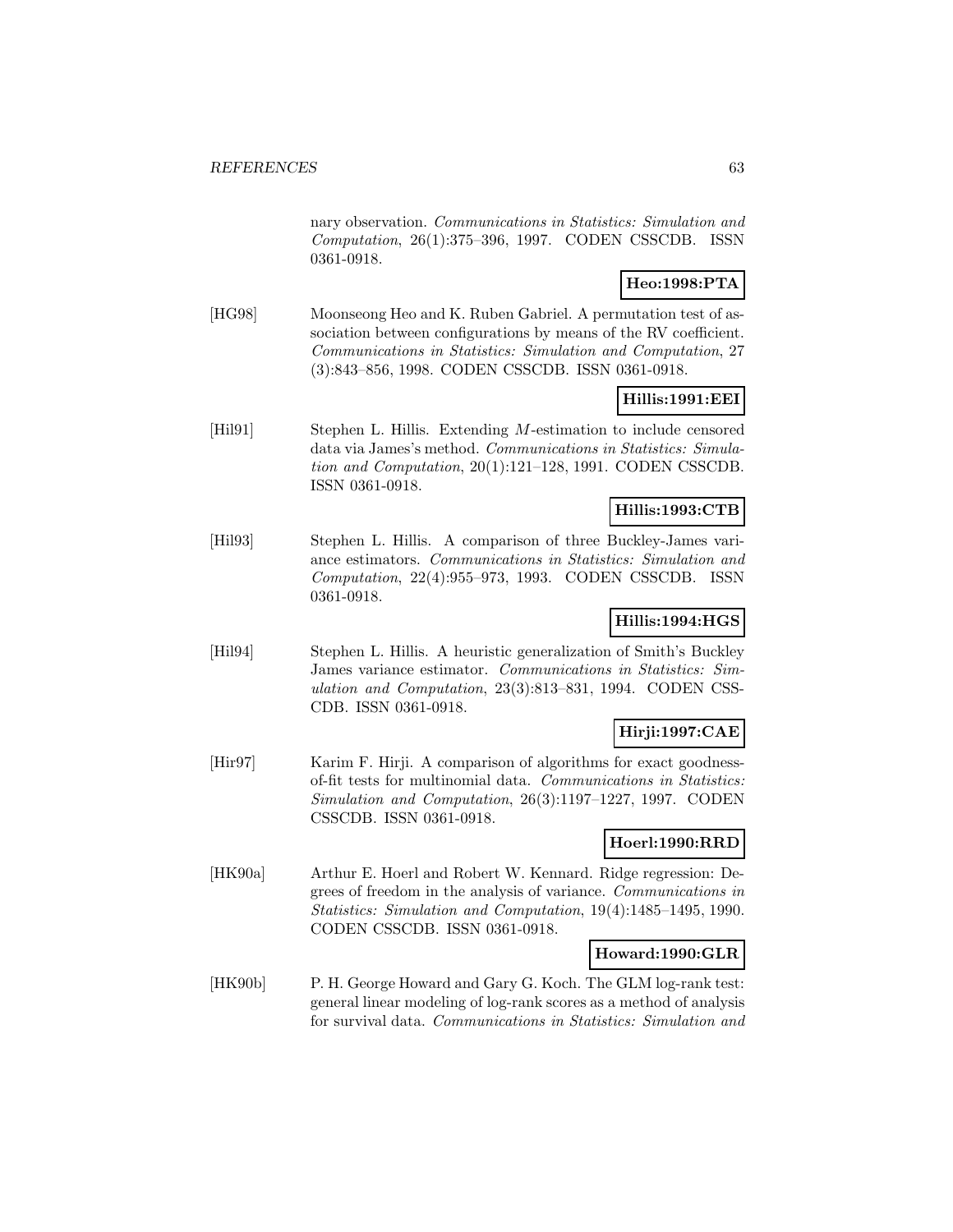nary observation. *Communications in Statistics: Simulation and Computation*, 26(1):375–396, 1997. CODEN CSSCDB. ISSN 0361-0918.

**Heo:1998:PTA**

[HG98] Moonseong Heo and K. Ruben Gabriel. A permutation test of association between configurations by means of the RV coefficient. *Communications in Statistics: Simulation and Computation*, 27 (3):843–856, 1998. CODEN CSSCDB. ISSN 0361-0918.

**Hillis:1991:EEI**

[Hil91] Stephen L. Hillis. Extending $M$-estimation to include censored data via James's method. *Communications in Statistics: Simulation and Computation*, 20(1):121–128, 1991. CODEN CSSCDB. ISSN 0361-0918.

**Hillis:1993:CTB**

[Hil93] Stephen L. Hillis. A comparison of three Buckley-James variance estimators. *Communications in Statistics: Simulation and Computation*, 22(4):955–973, 1993. CODEN CSSCDB. ISSN 0361-0918.

**Hillis:1994:HGS**

[Hil94] Stephen L. Hillis. A heuristic generalization of Smith's Buckley James variance estimator. *Communications in Statistics: Simulation and Computation*, 23(3):813–831, 1994. CODEN CSSCDB. ISSN 0361-0918.

**Hirji:1997:CAE**

[Hir97] Karim F. Hirji. A comparison of algorithms for exact goodness-of-fit tests for multinomial data. *Communications in Statistics: Simulation and Computation*, 26(3):1197–1227, 1997. CODEN CSSCDB. ISSN 0361-0918.

**Hoerl:1990:RRD**

[HK90a] Arthur E. Hoerl and Robert W. Kennard. Ridge regression: Degrees of freedom in the analysis of variance. *Communications in Statistics: Simulation and Computation*, 19(4):1485–1495, 1990. CODEN CSSCDB. ISSN 0361-0918.

**Howard:1990:GLR**

[HK90b] P. H. George Howard and Gary G. Koch. The GLM log-rank test: general linear modeling of log-rank scores as a method of analysis for survival data. *Communications in Statistics: Simulation and*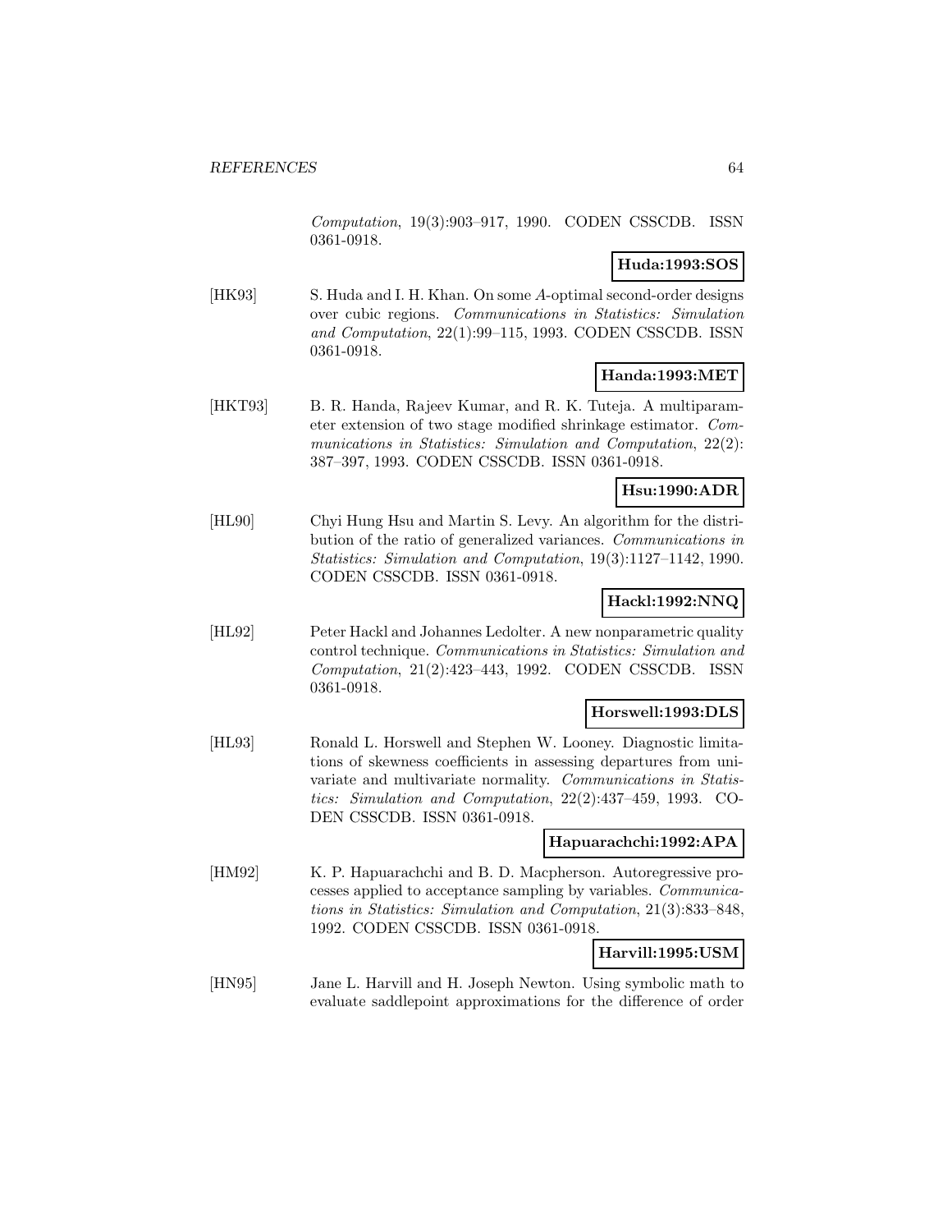*Computation*, 19(3):903–917, 1990. CODEN CSSCDB. ISSN 0361-0918.

**Huda:1993:SOS**

[HK93] S. Huda and I. H. Khan. On some *A*-optimal second-order designs over cubic regions. *Communications in Statistics: Simulation and Computation*, 22(1):99–115, 1993. CODEN CSSCDB. ISSN 0361-0918.

**Handa:1993:MET**

[HKT93] B. R. Handa, Rajeev Kumar, and R. K. Tuteja. A multiparameter extension of two stage modified shrinkage estimator. *Communications in Statistics: Simulation and Computation*, 22(2): 387–397, 1993. CODEN CSSCDB. ISSN 0361-0918.

**Hsu:1990:ADR**

[HL90] Chyi Hung Hsu and Martin S. Levy. An algorithm for the distribution of the ratio of generalized variances. *Communications in Statistics: Simulation and Computation*, 19(3):1127–1142, 1990. CODEN CSSCDB. ISSN 0361-0918.

**Hackl:1992:NNQ**

[HL92] Peter Hackl and Johannes Ledolter. A new nonparametric quality control technique. *Communications in Statistics: Simulation and Computation*, 21(2):423–443, 1992. CODEN CSSCDB. ISSN 0361-0918.

**Horswell:1993:DLS**

[HL93] Ronald L. Horswell and Stephen W. Looney. Diagnostic limitations of skewness coefficients in assessing departures from univariate and multivariate normality. *Communications in Statistics: Simulation and Computation*, 22(2):437–459, 1993. CODEN CSSCDB. ISSN 0361-0918.

**Hapuarachchi:1992:APA**

[HM92] K. P. Hapuarachchi and B. D. Macpherson. Autoregressive processes applied to acceptance sampling by variables. *Communications in Statistics: Simulation and Computation*, 21(3):833–848, 1992. CODEN CSSCDB. ISSN 0361-0918.

**Harvill:1995:USM**

[HN95] Jane L. Harvill and H. Joseph Newton. Using symbolic math to evaluate saddlepoint approximations for the difference of order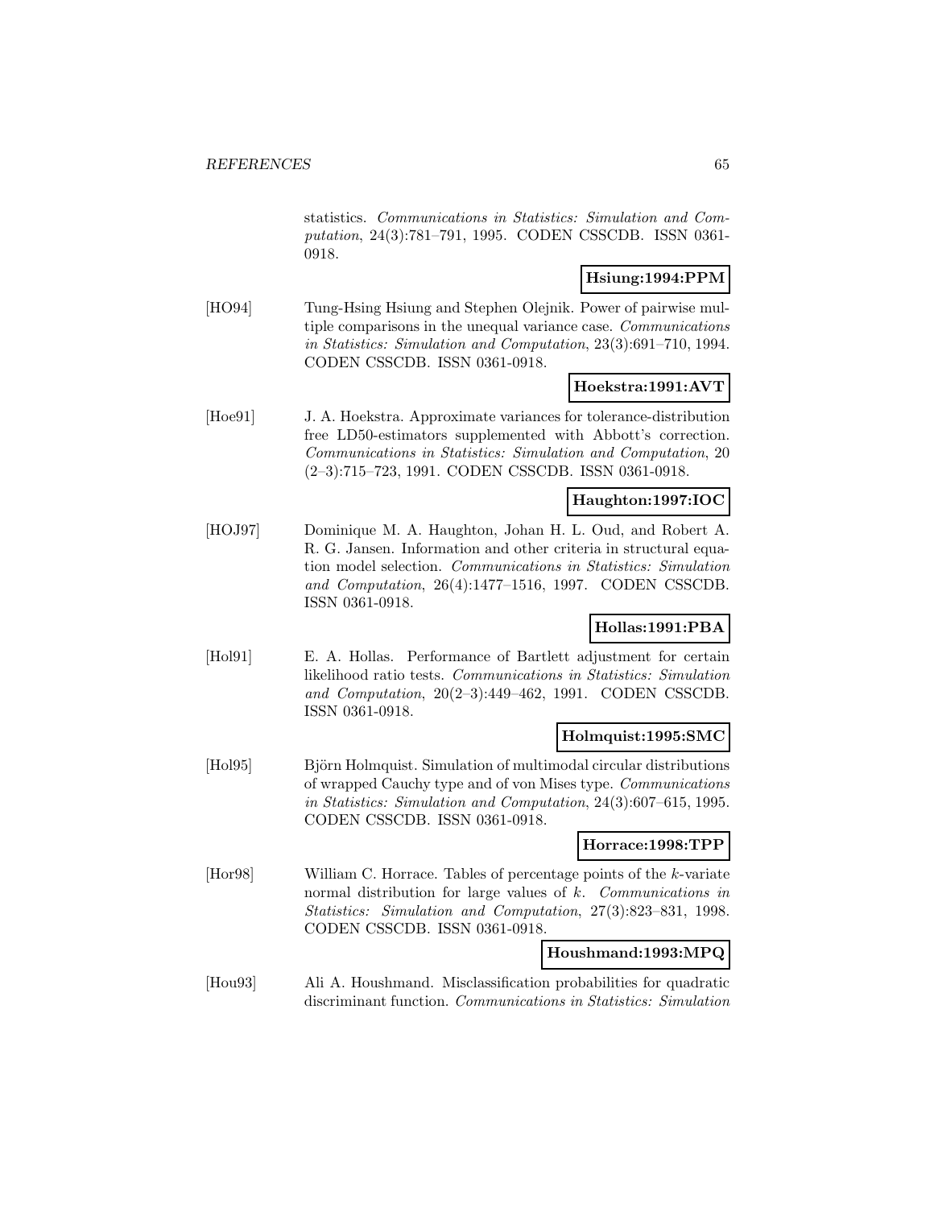statistics. *Communications in Statistics: Simulation and Computation*, 24(3):781–791, 1995. CODEN CSSCDB. ISSN 0361-0918.

**Hsiung:1994:PPM**

[HO94] Tung-Hsing Hsiung and Stephen Olejnik. Power of pairwise multiple comparisons in the unequal variance case. *Communications in Statistics: Simulation and Computation*, 23(3):691–710, 1994. CODEN CSSCDB. ISSN 0361-0918.

**Hoekstra:1991:AVT**

[Hoe91] J. A. Hoekstra. Approximate variances for tolerance-distribution free LD50-estimators supplemented with Abbott's correction. *Communications in Statistics: Simulation and Computation*, 20 (2–3):715–723, 1991. CODEN CSSCDB. ISSN 0361-0918.

**Haughton:1997:IOC**

[HOJ97] Dominique M. A. Haughton, Johan H. L. Oud, and Robert A. R. G. Jansen. Information and other criteria in structural equation model selection. *Communications in Statistics: Simulation and Computation*, 26(4):1477–1516, 1997. CODEN CSSCDB. ISSN 0361-0918.

**Hollas:1991:PBA**

[Hol91] E. A. Hollas. Performance of Bartlett adjustment for certain likelihood ratio tests. *Communications in Statistics: Simulation and Computation*, 20(2–3):449–462, 1991. CODEN CSSCDB. ISSN 0361-0918.

**Holmquist:1995:SMC**

[Hol95] Björn Holmquist. Simulation of multimodal circular distributions of wrapped Cauchy type and of von Mises type. *Communications in Statistics: Simulation and Computation*, 24(3):607–615, 1995. CODEN CSSCDB. ISSN 0361-0918.

**Horrace:1998:TPP**

[Hor98] William C. Horrace. Tables of percentage points of the $k$-variate normal distribution for large values of $k$. *Communications in Statistics: Simulation and Computation*, 27(3):823–831, 1998. CODEN CSSCDB. ISSN 0361-0918.

**Houshmand:1993:MPQ**

[Hou93] Ali A. Houshmand. Misclassification probabilities for quadratic discriminant function. *Communications in Statistics: Simulation*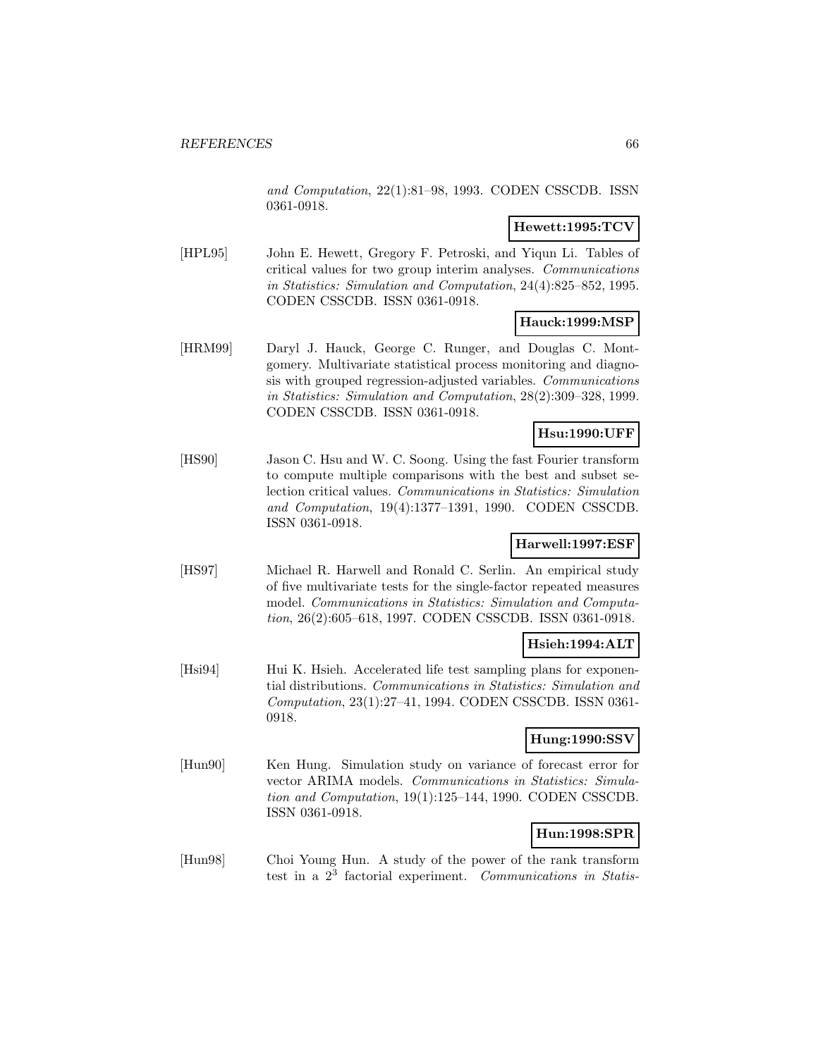*and Computation*, 22(1):81–98, 1993. CODEN CSSCDB. ISSN 0361-0918.

**Hewett:1995:TCV**

[HPL95] John E. Hewett, Gregory F. Petroski, and Yiqun Li. Tables of critical values for two group interim analyses. *Communications in Statistics: Simulation and Computation*, 24(4):825–852, 1995. CODEN CSSCDB. ISSN 0361-0918.

**Hauck:1999:MSP**

[HRM99] Daryl J. Hauck, George C. Runger, and Douglas C. Montgomery. Multivariate statistical process monitoring and diagnosis with grouped regression-adjusted variables. *Communications in Statistics: Simulation and Computation*, 28(2):309–328, 1999. CODEN CSSCDB. ISSN 0361-0918.

**Hsu:1990:UFF**

[HS90] Jason C. Hsu and W. C. Soong. Using the fast Fourier transform to compute multiple comparisons with the best and subset selection critical values. *Communications in Statistics: Simulation and Computation*, 19(4):1377–1391, 1990. CODEN CSSCDB. ISSN 0361-0918.

**Harwell:1997:ESF**

[HS97] Michael R. Harwell and Ronald C. Serlin. An empirical study of five multivariate tests for the single-factor repeated measures model. *Communications in Statistics: Simulation and Computation*, 26(2):605–618, 1997. CODEN CSSCDB. ISSN 0361-0918.

**Hsieh:1994:ALT**

[Hsi94] Hui K. Hsieh. Accelerated life test sampling plans for exponential distributions. *Communications in Statistics: Simulation and Computation*, 23(1):27–41, 1994. CODEN CSSCDB. ISSN 0361-0918.

**Hung:1990:SSV**

[Hun90] Ken Hung. Simulation study on variance of forecast error for vector ARIMA models. *Communications in Statistics: Simulation and Computation*, 19(1):125–144, 1990. CODEN CSSCDB. ISSN 0361-0918.

**Hun:1998:SPR**

[Hun98] Choi Young Hun. A study of the power of the rank transform test in a $2^3$ factorial experiment. *Communications in Statis-*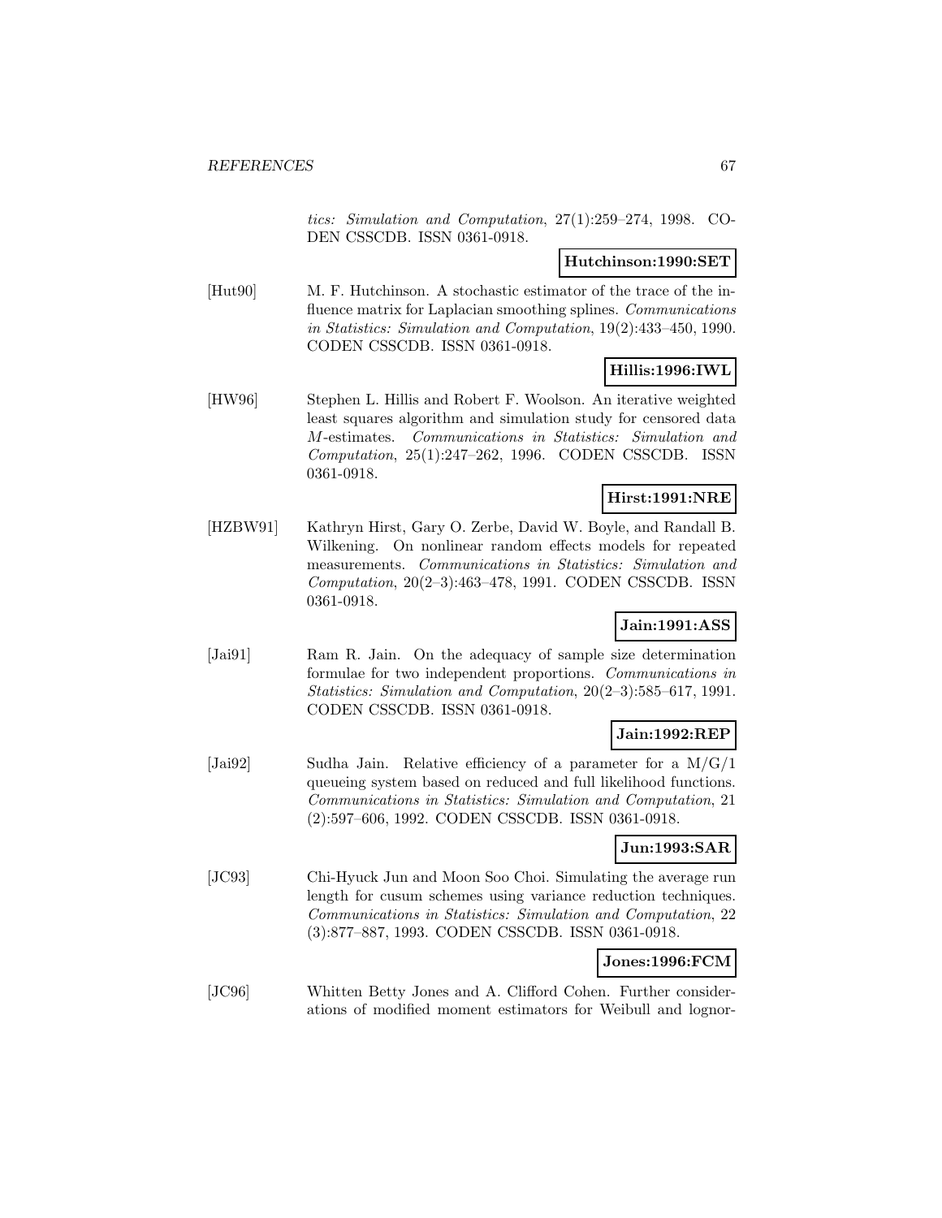*tics: Simulation and Computation*, 27(1):259–274, 1998. CODEN CSSCDB. ISSN 0361-0918.

**Hutchinson:1990:SET**

[Hut90] M. F. Hutchinson. A stochastic estimator of the trace of the influence matrix for Laplacian smoothing splines. *Communications in Statistics: Simulation and Computation*, 19(2):433–450, 1990. CODEN CSSCDB. ISSN 0361-0918.

**Hillis:1996:IWL**

[HW96] Stephen L. Hillis and Robert F. Woolson. An iterative weighted least squares algorithm and simulation study for censored data $M$-estimates. *Communications in Statistics: Simulation and Computation*, 25(1):247–262, 1996. CODEN CSSCDB. ISSN 0361-0918.

**Hirst:1991:NRE**

[HZBW91] Kathryn Hirst, Gary O. Zerbe, David W. Boyle, and Randall B. Wilkening. On nonlinear random effects models for repeated measurements. *Communications in Statistics: Simulation and Computation*, 20(2–3):463–478, 1991. CODEN CSSCDB. ISSN 0361-0918.

**Jain:1991:ASS**

[Jai91] Ram R. Jain. On the adequacy of sample size determination formulae for two independent proportions. *Communications in Statistics: Simulation and Computation*, 20(2–3):585–617, 1991. CODEN CSSCDB. ISSN 0361-0918.

**Jain:1992:REP**

[Jai92] Sudha Jain. Relative efficiency of a parameter for a M/G/1 queueing system based on reduced and full likelihood functions. *Communications in Statistics: Simulation and Computation*, 21 (2):597–606, 1992. CODEN CSSCDB. ISSN 0361-0918.

**Jun:1993:SAR**

[JC93] Chi-Hyuck Jun and Moon Soo Choi. Simulating the average run length for cusum schemes using variance reduction techniques. *Communications in Statistics: Simulation and Computation*, 22 (3):877–887, 1993. CODEN CSSCDB. ISSN 0361-0918.

**Jones:1996:FCM**

[JC96] Whitten Betty Jones and A. Clifford Cohen. Further considerations of modified moment estimators for Weibull and lognor-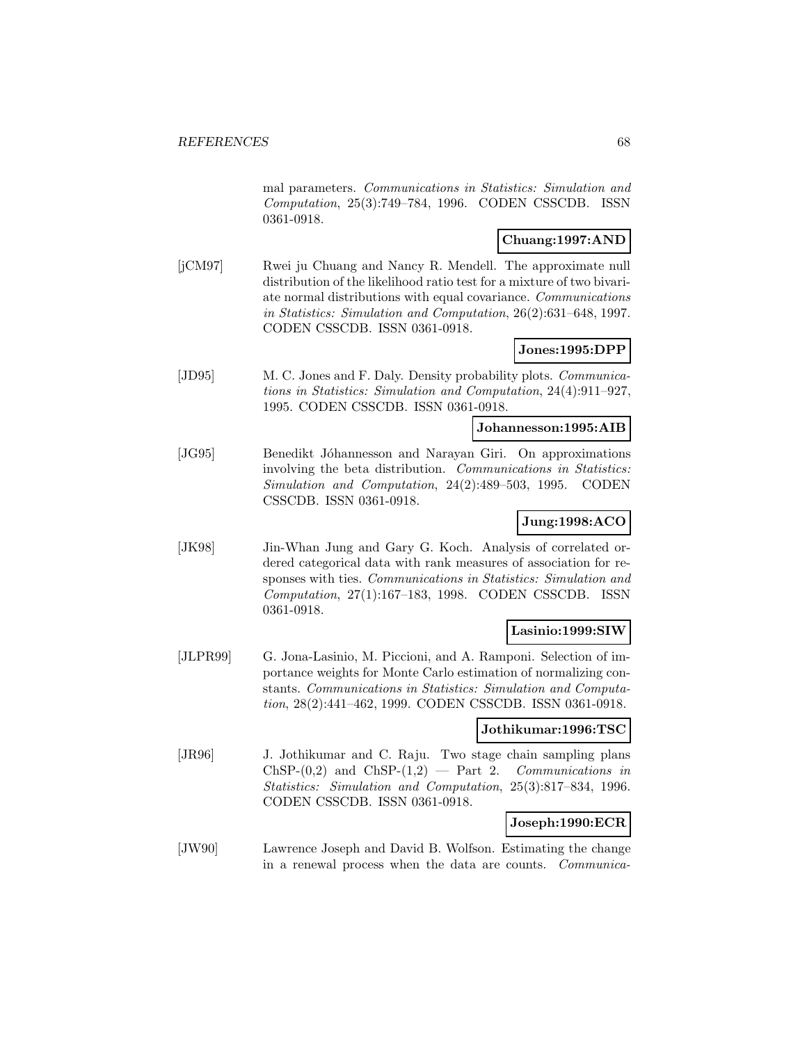mal parameters. *Communications in Statistics: Simulation and Computation*, 25(3):749–784, 1996. CODEN CSSCDB. ISSN 0361-0918.

**Chuang:1997:AND**

[jCM97] Rwei ju Chuang and Nancy R. Mendell. The approximate null distribution of the likelihood ratio test for a mixture of two bivariate normal distributions with equal covariance. *Communications in Statistics: Simulation and Computation*, 26(2):631–648, 1997. CODEN CSSCDB. ISSN 0361-0918.

**Jones:1995:DPP**

[JD95] M. C. Jones and F. Daly. Density probability plots. *Communications in Statistics: Simulation and Computation*, 24(4):911–927, 1995. CODEN CSSCDB. ISSN 0361-0918.

**Johannesson:1995:AIB**

[JG95] Benedikt Jóhannesson and Narayan Giri. On approximations involving the beta distribution. *Communications in Statistics: Simulation and Computation*, 24(2):489–503, 1995. CODEN CSSCDB. ISSN 0361-0918.

**Jung:1998:ACO**

[JK98] Jin-Whan Jung and Gary G. Koch. Analysis of correlated ordered categorical data with rank measures of association for responses with ties. *Communications in Statistics: Simulation and Computation*, 27(1):167–183, 1998. CODEN CSSCDB. ISSN 0361-0918.

**Lasinio:1999:SIW**

[JLPR99] G. Jona-Lasinio, M. Piccioni, and A. Ramponi. Selection of importance weights for Monte Carlo estimation of normalizing constants. *Communications in Statistics: Simulation and Computation*, 28(2):441–462, 1999. CODEN CSSCDB. ISSN 0361-0918.

**Jothikumar:1996:TSC**

[JR96] J. Jothikumar and C. Raju. Two stage chain sampling plans ChSP-(0,2) and ChSP-(1,2) — Part 2. *Communications in Statistics: Simulation and Computation*, 25(3):817–834, 1996. CODEN CSSCDB. ISSN 0361-0918.

**Joseph:1990:ECR**

[JW90] Lawrence Joseph and David B. Wolfson. Estimating the change in a renewal process when the data are counts. *Communica-*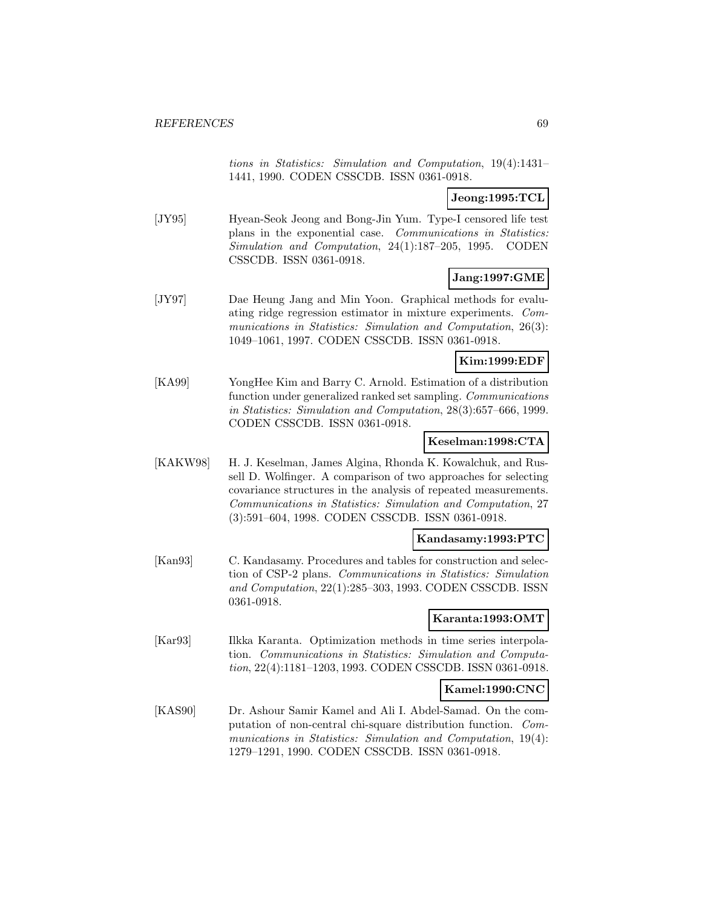*tions in Statistics: Simulation and Computation*, 19(4):1431–1441, 1990. CODEN CSSCDB. ISSN 0361-0918.

**Jeong:1995:TCL**

[JY95] Hyean-Seok Jeong and Bong-Jin Yum. Type-I censored life test plans in the exponential case. *Communications in Statistics: Simulation and Computation*, 24(1):187–205, 1995. CODEN CSSCDB. ISSN 0361-0918.

**Jang:1997:GME**

[JY97] Dae Heung Jang and Min Yoon. Graphical methods for evaluating ridge regression estimator in mixture experiments. *Communications in Statistics: Simulation and Computation*, 26(3): 1049–1061, 1997. CODEN CSSCDB. ISSN 0361-0918.

**Kim:1999:EDF**

[KA99] YongHee Kim and Barry C. Arnold. Estimation of a distribution function under generalized ranked set sampling. *Communications in Statistics: Simulation and Computation*, 28(3):657–666, 1999. CODEN CSSCDB. ISSN 0361-0918.

**Keselman:1998:CTA**

[KAKW98] H. J. Keselman, James Algina, Rhonda K. Kowalchuk, and Russell D. Wolfinger. A comparison of two approaches for selecting covariance structures in the analysis of repeated measurements. *Communications in Statistics: Simulation and Computation*, 27 (3):591–604, 1998. CODEN CSSCDB. ISSN 0361-0918.

**Kandasamy:1993:PTC**

[Kan93] C. Kandasamy. Procedures and tables for construction and selection of CSP-2 plans. *Communications in Statistics: Simulation and Computation*, 22(1):285–303, 1993. CODEN CSSCDB. ISSN 0361-0918.

**Karanta:1993:OMT**

[Kar93] Ilkka Karanta. Optimization methods in time series interpolation. *Communications in Statistics: Simulation and Computation*, 22(4):1181–1203, 1993. CODEN CSSCDB. ISSN 0361-0918.

**Kamel:1990:CNC**

[KAS90] Dr. Ashour Samir Kamel and Ali I. Abdel-Samad. On the computation of non-central chi-square distribution function. *Communications in Statistics: Simulation and Computation*, 19(4): 1279–1291, 1990. CODEN CSSCDB. ISSN 0361-0918.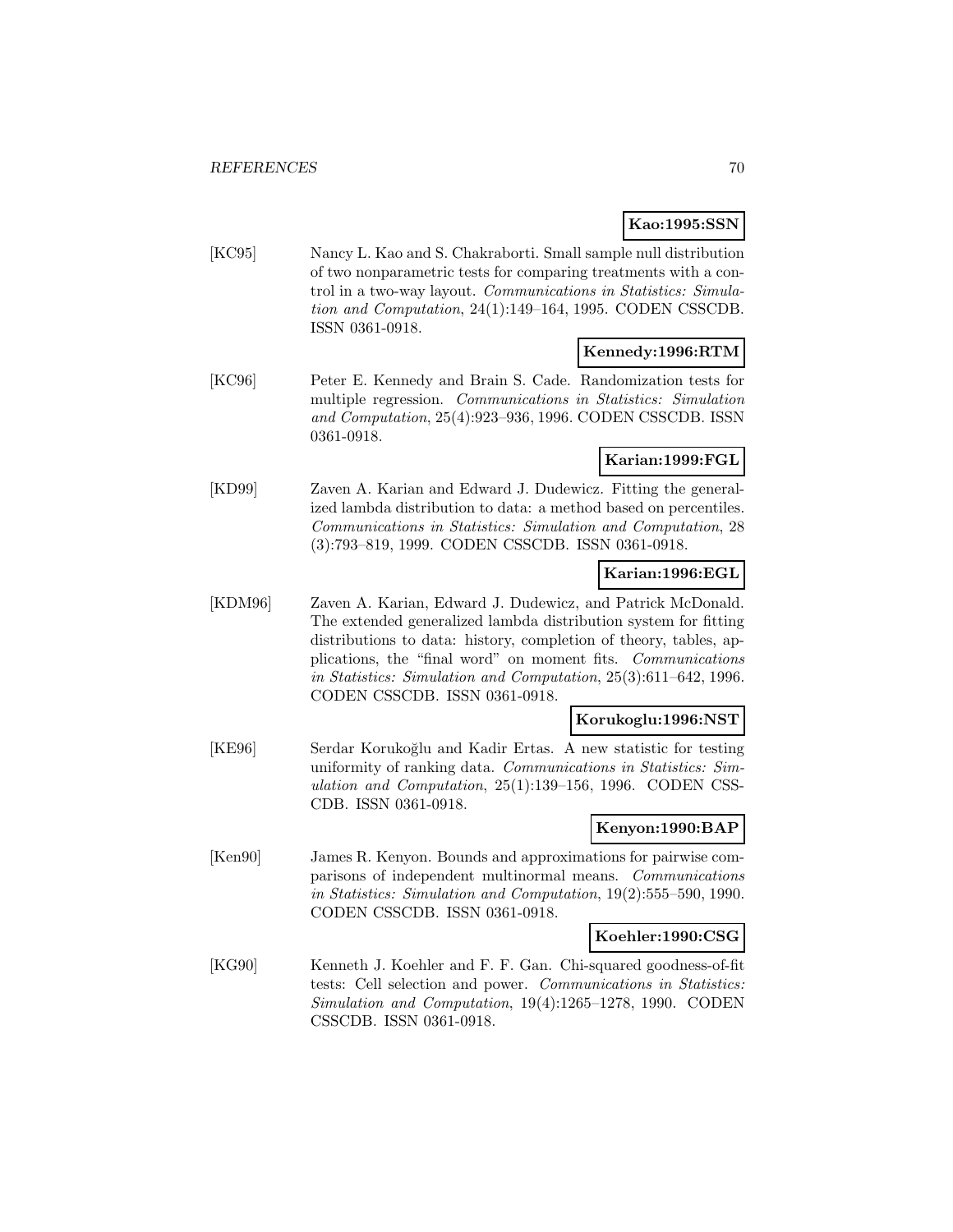**Kao:1995:SSN**

[KC95] Nancy L. Kao and S. Chakraborti. Small sample null distribution of two nonparametric tests for comparing treatments with a control in a two-way layout. *Communications in Statistics: Simulation and Computation*, 24(1):149–164, 1995. CODEN CSSCDB. ISSN 0361-0918.

**Kennedy:1996:RTM**

[KC96] Peter E. Kennedy and Brain S. Cade. Randomization tests for multiple regression. *Communications in Statistics: Simulation and Computation*, 25(4):923–936, 1996. CODEN CSSCDB. ISSN 0361-0918.

**Karian:1999:FGL**

[KD99] Zaven A. Karian and Edward J. Dudewicz. Fitting the generalized lambda distribution to data: a method based on percentiles. *Communications in Statistics: Simulation and Computation*, 28 (3):793–819, 1999. CODEN CSSCDB. ISSN 0361-0918.

**Karian:1996:EGL**

[KDM96] Zaven A. Karian, Edward J. Dudewicz, and Patrick McDonald. The extended generalized lambda distribution system for fitting distributions to data: history, completion of theory, tables, applications, the "final word" on moment fits. *Communications in Statistics: Simulation and Computation*, 25(3):611–642, 1996. CODEN CSSCDB. ISSN 0361-0918.

**Korukoglu:1996:NST**

[KE96] Serdar Korukoğlu and Kadir Ertas. A new statistic for testing uniformity of ranking data. *Communications in Statistics: Simulation and Computation*, 25(1):139–156, 1996. CODEN CSSCDB. ISSN 0361-0918.

**Kenyon:1990:BAP**

[Ken90] James R. Kenyon. Bounds and approximations for pairwise comparisons of independent multinormal means. *Communications in Statistics: Simulation and Computation*, 19(2):555–590, 1990. CODEN CSSCDB. ISSN 0361-0918.

**Koehler:1990:CSG**

[KG90] Kenneth J. Koehler and F. F. Gan. Chi-squared goodness-of-fit tests: Cell selection and power. *Communications in Statistics: Simulation and Computation*, 19(4):1265–1278, 1990. CODEN CSSCDB. ISSN 0361-0918.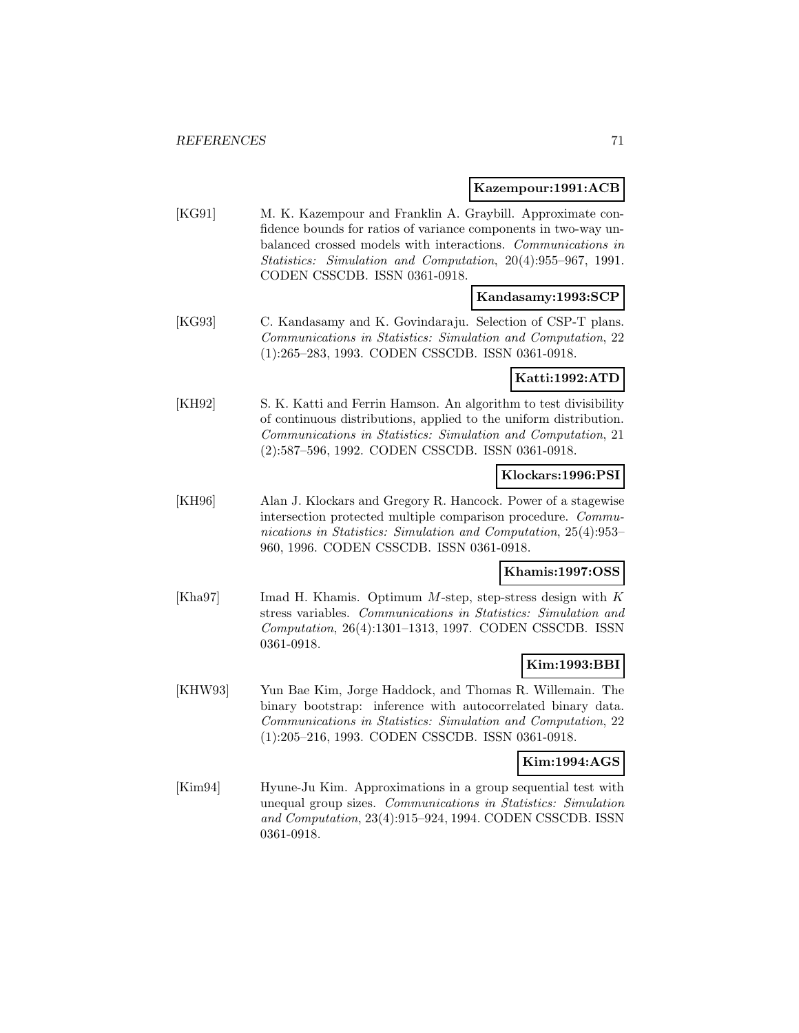**Kazempour:1991:ACB**

[KG91] M. K. Kazempour and Franklin A. Graybill. Approximate confidence bounds for ratios of variance components in two-way unbalanced crossed models with interactions. *Communications in Statistics: Simulation and Computation*, 20(4):955–967, 1991. CODEN CSSCDB. ISSN 0361-0918.

**Kandasamy:1993:SCP**

[KG93] C. Kandasamy and K. Govindaraju. Selection of CSP-T plans. *Communications in Statistics: Simulation and Computation*, 22 (1):265–283, 1993. CODEN CSSCDB. ISSN 0361-0918.

**Katti:1992:ATD**

[KH92] S. K. Katti and Ferrin Hamson. An algorithm to test divisibility of continuous distributions, applied to the uniform distribution. *Communications in Statistics: Simulation and Computation*, 21 (2):587–596, 1992. CODEN CSSCDB. ISSN 0361-0918.

**Klockars:1996:PSI**

[KH96] Alan J. Klockars and Gregory R. Hancock. Power of a stagewise intersection protected multiple comparison procedure. *Communications in Statistics: Simulation and Computation*, 25(4):953–960, 1996. CODEN CSSCDB. ISSN 0361-0918.

**Khamis:1997:OSS**

[Kha97] Imad H. Khamis. Optimum $M$-step, step-stress design with $K$ stress variables. *Communications in Statistics: Simulation and Computation*, 26(4):1301–1313, 1997. CODEN CSSCDB. ISSN 0361-0918.

**Kim:1993:BBI**

[KHW93] Yun Bae Kim, Jorge Haddock, and Thomas R. Willemain. The binary bootstrap: inference with autocorrelated binary data. *Communications in Statistics: Simulation and Computation*, 22 (1):205–216, 1993. CODEN CSSCDB. ISSN 0361-0918.

**Kim:1994:AGS**

[Kim94] Hyune-Ju Kim. Approximations in a group sequential test with unequal group sizes. *Communications in Statistics: Simulation and Computation*, 23(4):915–924, 1994. CODEN CSSCDB. ISSN 0361-0918.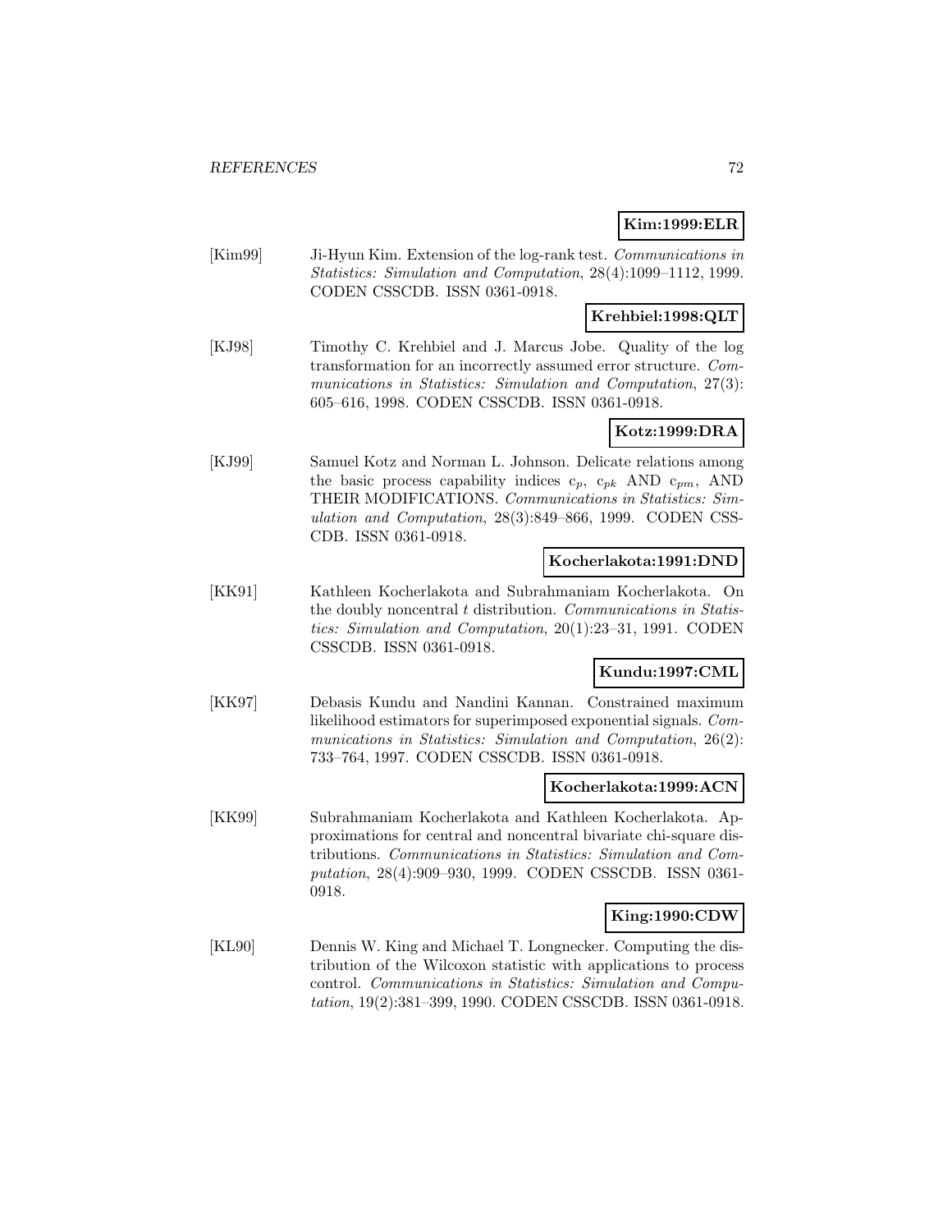**Kim:1999:ELR**

[Kim99] Ji-Hyun Kim. Extension of the log-rank test. *Communications in Statistics: Simulation and Computation*, 28(4):1099–1112, 1999. CODEN CSSCDB. ISSN 0361-0918.

**Krehbiel:1998:QLT**

[KJ98] Timothy C. Krehbiel and J. Marcus Jobe. Quality of the log transformation for an incorrectly assumed error structure. *Communications in Statistics: Simulation and Computation*, 27(3): 605–616, 1998. CODEN CSSCDB. ISSN 0361-0918.

**Kotz:1999:DRA**

[KJ99] Samuel Kotz and Norman L. Johnson. Delicate relations among the basic process capability indices $c_p$, $c_{pk}$ AND $c_{pm}$, AND THEIR MODIFICATIONS. *Communications in Statistics: Simulation and Computation*, 28(3):849–866, 1999. CODEN CSSCDB. ISSN 0361-0918.

**Kocherlakota:1991:DND**

[KK91] Kathleen Kocherlakota and Subrahmaniam Kocherlakota. On the doubly noncentral $t$ distribution. *Communications in Statistics: Simulation and Computation*, 20(1):23–31, 1991. CODEN CSSCDB. ISSN 0361-0918.

**Kundu:1997:CML**

[KK97] Debasis Kundu and Nandini Kannan. Constrained maximum likelihood estimators for superimposed exponential signals. *Communications in Statistics: Simulation and Computation*, 26(2): 733–764, 1997. CODEN CSSCDB. ISSN 0361-0918.

**Kocherlakota:1999:ACN**

[KK99] Subrahmaniam Kocherlakota and Kathleen Kocherlakota. Approximations for central and noncentral bivariate chi-square distributions. *Communications in Statistics: Simulation and Computation*, 28(4):909–930, 1999. CODEN CSSCDB. ISSN 0361-0918.

**King:1990:CDW**

[KL90] Dennis W. King and Michael T. Longnecker. Computing the distribution of the Wilcoxon statistic with applications to process control. *Communications in Statistics: Simulation and Computation*, 19(2):381–399, 1990. CODEN CSSCDB. ISSN 0361-0918.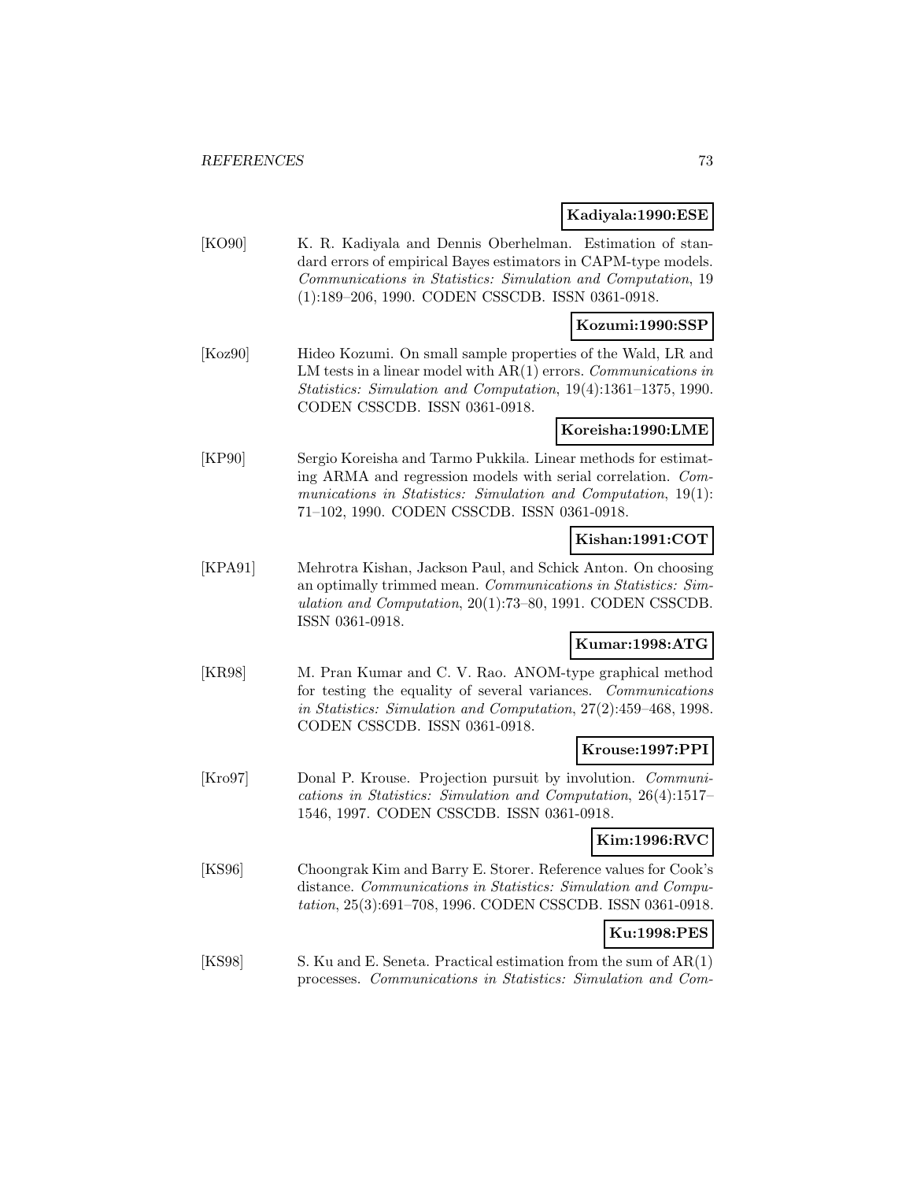**Kadiyala:1990:ESE**

[KO90] K. R. Kadiyala and Dennis Oberhelman. Estimation of standard errors of empirical Bayes estimators in CAPM-type models. *Communications in Statistics: Simulation and Computation*, 19 (1):189–206, 1990. CODEN CSSCDB. ISSN 0361-0918.

**Kozumi:1990:SSP**

[Koz90] Hideo Kozumi. On small sample properties of the Wald, LR and LM tests in a linear model with AR(1) errors. *Communications in Statistics: Simulation and Computation*, 19(4):1361–1375, 1990. CODEN CSSCDB. ISSN 0361-0918.

**Koreisha:1990:LME**

[KP90] Sergio Koreisha and Tarmo Pukkila. Linear methods for estimating ARMA and regression models with serial correlation. *Communications in Statistics: Simulation and Computation*, 19(1): 71–102, 1990. CODEN CSSCDB. ISSN 0361-0918.

**Kishan:1991:COT**

[KPA91] Mehrotra Kishan, Jackson Paul, and Schick Anton. On choosing an optimally trimmed mean. *Communications in Statistics: Simulation and Computation*, 20(1):73–80, 1991. CODEN CSSCDB. ISSN 0361-0918.

**Kumar:1998:ATG**

[KR98] M. Pran Kumar and C. V. Rao. ANOM-type graphical method for testing the equality of several variances. *Communications in Statistics: Simulation and Computation*, 27(2):459–468, 1998. CODEN CSSCDB. ISSN 0361-0918.

**Krouse:1997:PPI**

[Kro97] Donal P. Krouse. Projection pursuit by involution. *Communications in Statistics: Simulation and Computation*, 26(4):1517–1546, 1997. CODEN CSSCDB. ISSN 0361-0918.

**Kim:1996:RVC**

[KS96] Choongrak Kim and Barry E. Storer. Reference values for Cook's distance. *Communications in Statistics: Simulation and Computation*, 25(3):691–708, 1996. CODEN CSSCDB. ISSN 0361-0918.

**Ku:1998:PES**

[KS98] S. Ku and E. Seneta. Practical estimation from the sum of AR(1) processes. *Communications in Statistics: Simulation and Com-*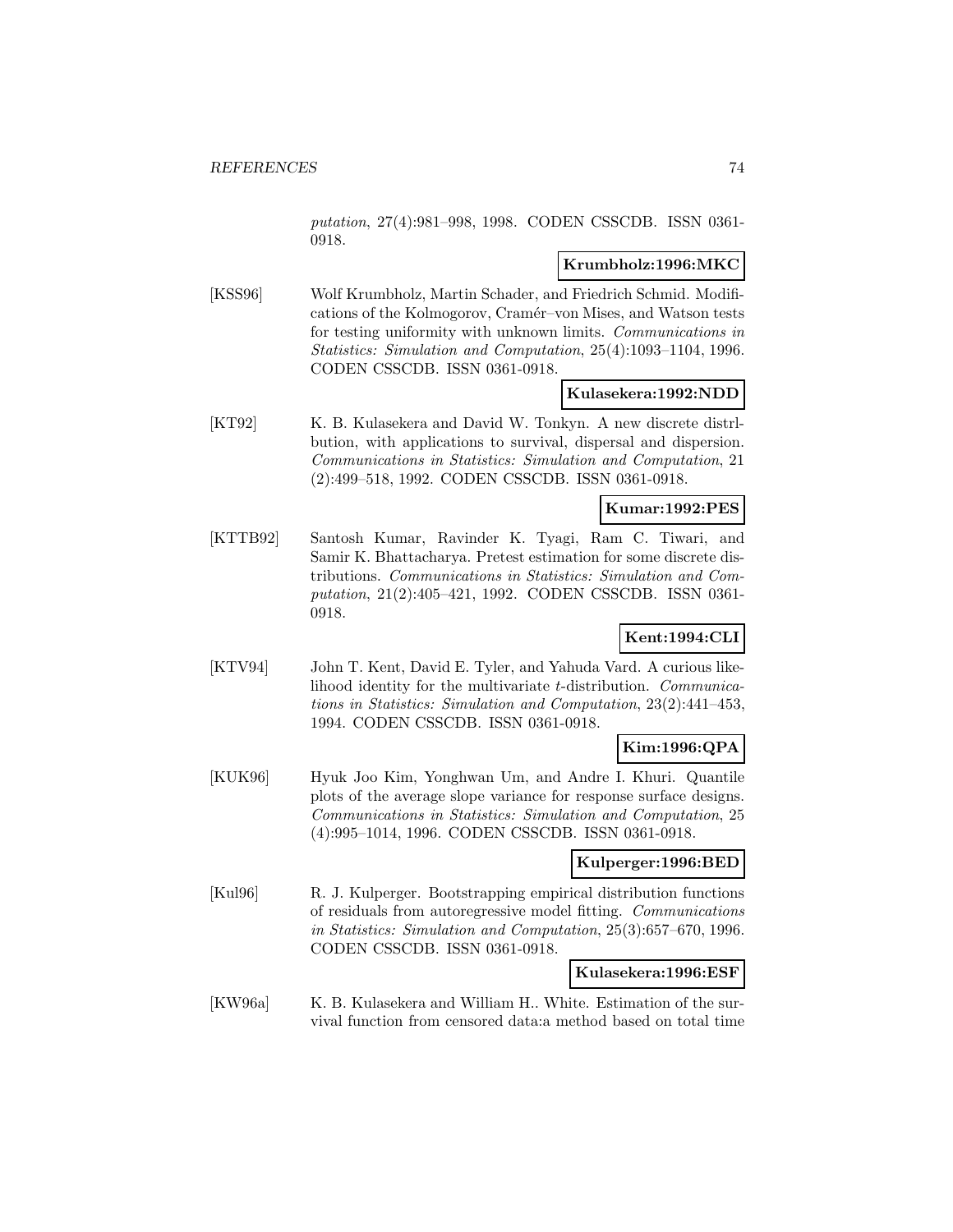*putation*, 27(4):981–998, 1998. CODEN CSSCDB. ISSN 0361-0918.

**Krumbholz:1996:MKC**

[KSS96] Wolf Krumbholz, Martin Schader, and Friedrich Schmid. Modifications of the Kolmogorov, Cramér–von Mises, and Watson tests for testing uniformity with unknown limits. *Communications in Statistics: Simulation and Computation*, 25(4):1093–1104, 1996. CODEN CSSCDB. ISSN 0361-0918.

**Kulasekera:1992:NDD**

[KT92] K. B. Kulasekera and David W. Tonkyn. A new discrete distrlbution, with applications to survival, dispersal and dispersion. *Communications in Statistics: Simulation and Computation*, 21 (2):499–518, 1992. CODEN CSSCDB. ISSN 0361-0918.

**Kumar:1992:PES**

[KTTB92] Santosh Kumar, Ravinder K. Tyagi, Ram C. Tiwari, and Samir K. Bhattacharya. Pretest estimation for some discrete distributions. *Communications in Statistics: Simulation and Computation*, 21(2):405–421, 1992. CODEN CSSCDB. ISSN 0361-0918.

**Kent:1994:CLI**

[KTV94] John T. Kent, David E. Tyler, and Yahuda Vard. A curious likelihood identity for the multivariate $t$-distribution. *Communications in Statistics: Simulation and Computation*, 23(2):441–453, 1994. CODEN CSSCDB. ISSN 0361-0918.

**Kim:1996:QPA**

[KUK96] Hyuk Joo Kim, Yonghwan Um, and Andre I. Khuri. Quantile plots of the average slope variance for response surface designs. *Communications in Statistics: Simulation and Computation*, 25 (4):995–1014, 1996. CODEN CSSCDB. ISSN 0361-0918.

**Kulperger:1996:BED**

[Kul96] R. J. Kulperger. Bootstrapping empirical distribution functions of residuals from autoregressive model fitting. *Communications in Statistics: Simulation and Computation*, 25(3):657–670, 1996. CODEN CSSCDB. ISSN 0361-0918.

**Kulasekera:1996:ESF**

[KW96a] K. B. Kulasekera and William H.. White. Estimation of the survival function from censored data:a method based on total time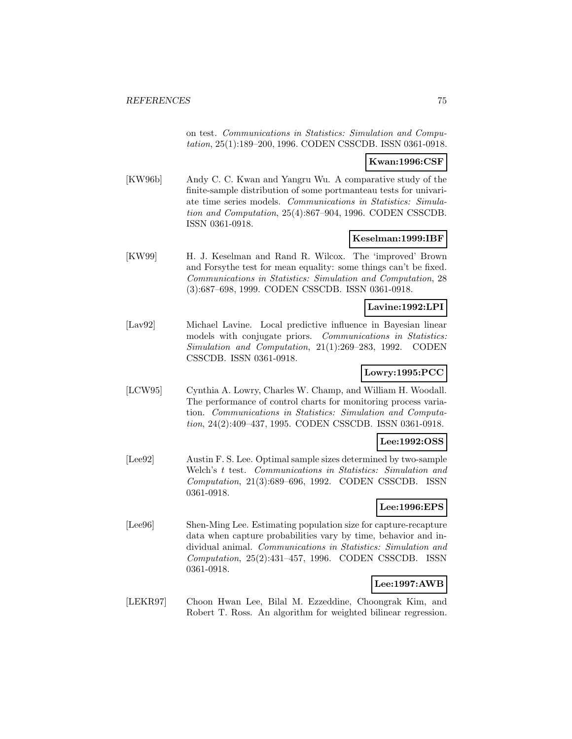on test. *Communications in Statistics: Simulation and Computation*, 25(1):189–200, 1996. CODEN CSSCDB. ISSN 0361-0918.

**Kwan:1996:CSF**

[KW96b] Andy C. C. Kwan and Yangru Wu. A comparative study of the finite-sample distribution of some portmanteau tests for univariate time series models. *Communications in Statistics: Simulation and Computation*, 25(4):867–904, 1996. CODEN CSSCDB. ISSN 0361-0918.

**Keselman:1999:IBF**

[KW99] H. J. Keselman and Rand R. Wilcox. The 'improved' Brown and Forsythe test for mean equality: some things can't be fixed. *Communications in Statistics: Simulation and Computation*, 28 (3):687–698, 1999. CODEN CSSCDB. ISSN 0361-0918.

**Lavine:1992:LPI**

[Lav92] Michael Lavine. Local predictive influence in Bayesian linear models with conjugate priors. *Communications in Statistics: Simulation and Computation*, 21(1):269–283, 1992. CODEN CSSCDB. ISSN 0361-0918.

**Lowry:1995:PCC**

[LCW95] Cynthia A. Lowry, Charles W. Champ, and William H. Woodall. The performance of control charts for monitoring process variation. *Communications in Statistics: Simulation and Computation*, 24(2):409–437, 1995. CODEN CSSCDB. ISSN 0361-0918.

**Lee:1992:OSS**

[Lee92] Austin F. S. Lee. Optimal sample sizes determined by two-sample Welch's *t* test. *Communications in Statistics: Simulation and Computation*, 21(3):689–696, 1992. CODEN CSSCDB. ISSN 0361-0918.

**Lee:1996:EPS**

[Lee96] Shen-Ming Lee. Estimating population size for capture-recapture data when capture probabilities vary by time, behavior and individual animal. *Communications in Statistics: Simulation and Computation*, 25(2):431–457, 1996. CODEN CSSCDB. ISSN 0361-0918.

**Lee:1997:AWB**

[LEKR97] Choon Hwan Lee, Bilal M. Ezzeddine, Choongrak Kim, and Robert T. Ross. An algorithm for weighted bilinear regression.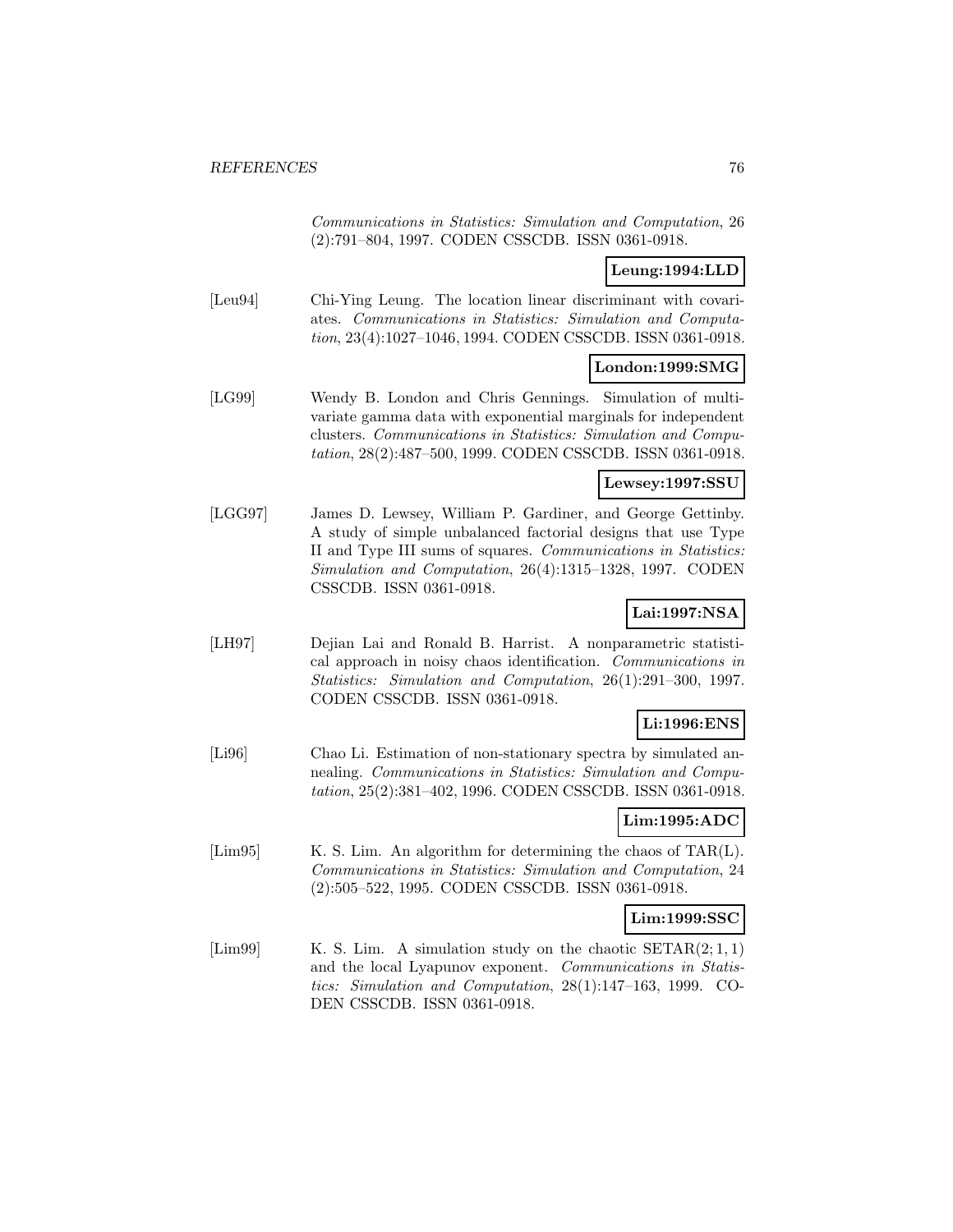Communications in Statistics: Simulation and Computation, 26 (2):791–804, 1997. CODEN CSSCDB. ISSN 0361-0918.

**Leung:1994:LLD**

[Leu94] Chi-Ying Leung. The location linear discriminant with covariates. *Communications in Statistics: Simulation and Computation*, 23(4):1027–1046, 1994. CODEN CSSCDB. ISSN 0361-0918.

**London:1999:SMG**

[LG99] Wendy B. London and Chris Gennings. Simulation of multivariate gamma data with exponential marginals for independent clusters. *Communications in Statistics: Simulation and Computation*, 28(2):487–500, 1999. CODEN CSSCDB. ISSN 0361-0918.

**Lewsey:1997:SSU**

[LGG97] James D. Lewsey, William P. Gardiner, and George Gettinby. A study of simple unbalanced factorial designs that use Type II and Type III sums of squares. *Communications in Statistics: Simulation and Computation*, 26(4):1315–1328, 1997. CODEN CSSCDB. ISSN 0361-0918.

**Lai:1997:NSA**

[LH97] Dejian Lai and Ronald B. Harrist. A nonparametric statistical approach in noisy chaos identification. *Communications in Statistics: Simulation and Computation*, 26(1):291–300, 1997. CODEN CSSCDB. ISSN 0361-0918.

**Li:1996:ENS**

[Li96] Chao Li. Estimation of non-stationary spectra by simulated annealing. *Communications in Statistics: Simulation and Computation*, 25(2):381–402, 1996. CODEN CSSCDB. ISSN 0361-0918.

**Lim:1995:ADC**

[Lim95] K. S. Lim. An algorithm for determining the chaos of TAR(L). *Communications in Statistics: Simulation and Computation*, 24 (2):505–522, 1995. CODEN CSSCDB. ISSN 0361-0918.

**Lim:1999:SSC**

[Lim99] K. S. Lim. A simulation study on the chaotic SETAR$(2;1,1)$ and the local Lyapunov exponent. *Communications in Statistics: Simulation and Computation*, 28(1):147–163, 1999. CODEN CSSCDB. ISSN 0361-0918.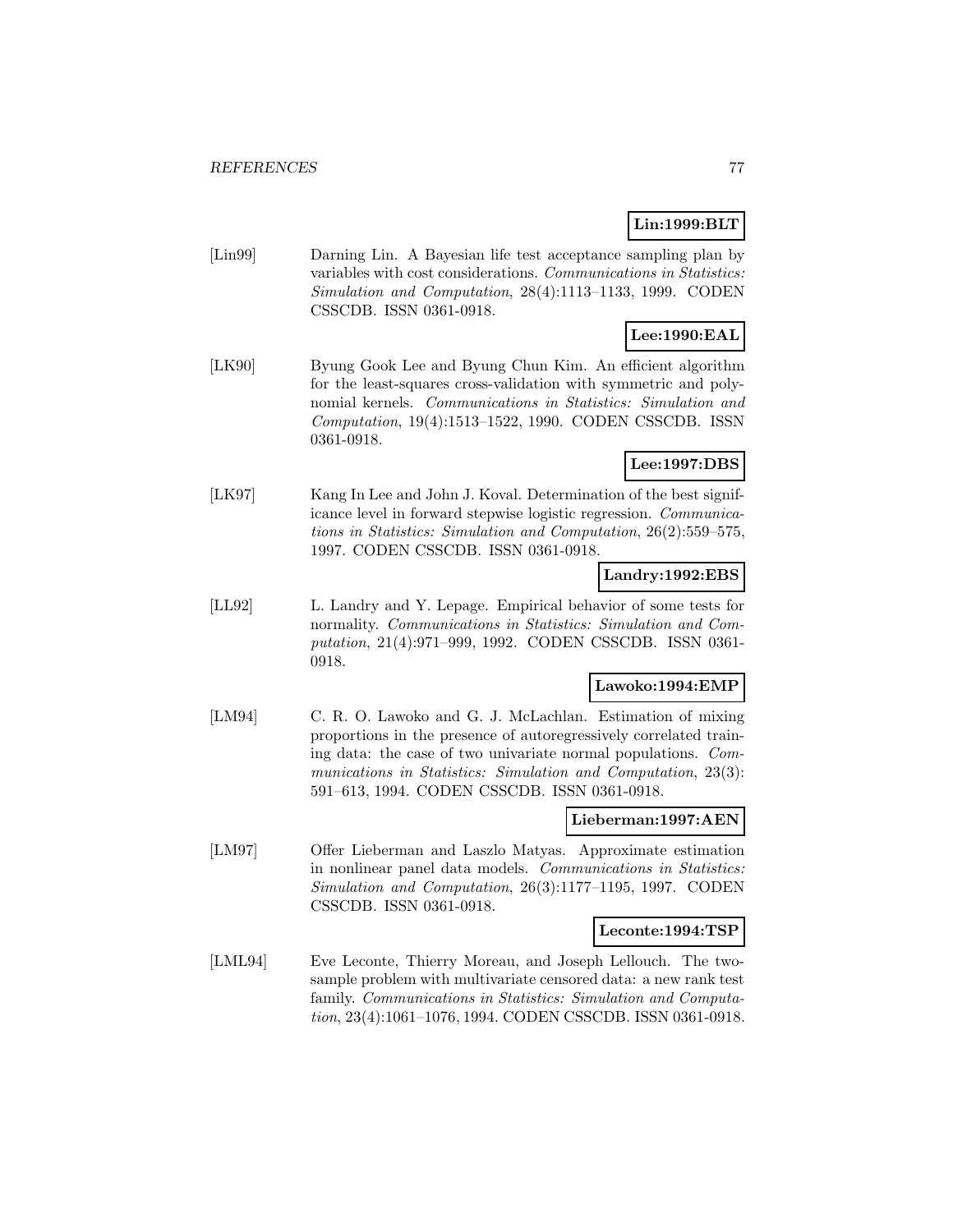**Lin:1999:BLT**

[Lin99] Darning Lin. A Bayesian life test acceptance sampling plan by variables with cost considerations. *Communications in Statistics: Simulation and Computation*, 28(4):1113–1133, 1999. CODEN CSSCDB. ISSN 0361-0918.

**Lee:1990:EAL**

[LK90] Byung Gook Lee and Byung Chun Kim. An efficient algorithm for the least-squares cross-validation with symmetric and polynomial kernels. *Communications in Statistics: Simulation and Computation*, 19(4):1513–1522, 1990. CODEN CSSCDB. ISSN 0361-0918.

**Lee:1997:DBS**

[LK97] Kang In Lee and John J. Koval. Determination of the best significance level in forward stepwise logistic regression. *Communications in Statistics: Simulation and Computation*, 26(2):559–575, 1997. CODEN CSSCDB. ISSN 0361-0918.

**Landry:1992:EBS**

[LL92] L. Landry and Y. Lepage. Empirical behavior of some tests for normality. *Communications in Statistics: Simulation and Computation*, 21(4):971–999, 1992. CODEN CSSCDB. ISSN 0361-0918.

**Lawoko:1994:EMP**

[LM94] C. R. O. Lawoko and G. J. McLachlan. Estimation of mixing proportions in the presence of autoregressively correlated training data: the case of two univariate normal populations. *Communications in Statistics: Simulation and Computation*, 23(3): 591–613, 1994. CODEN CSSCDB. ISSN 0361-0918.

**Lieberman:1997:AEN**

[LM97] Offer Lieberman and Laszlo Matyas. Approximate estimation in nonlinear panel data models. *Communications in Statistics: Simulation and Computation*, 26(3):1177–1195, 1997. CODEN CSSCDB. ISSN 0361-0918.

**Leconte:1994:TSP**

[LML94] Eve Leconte, Thierry Moreau, and Joseph Lellouch. The two-sample problem with multivariate censored data: a new rank test family. *Communications in Statistics: Simulation and Computation*, 23(4):1061–1076, 1994. CODEN CSSCDB. ISSN 0361-0918.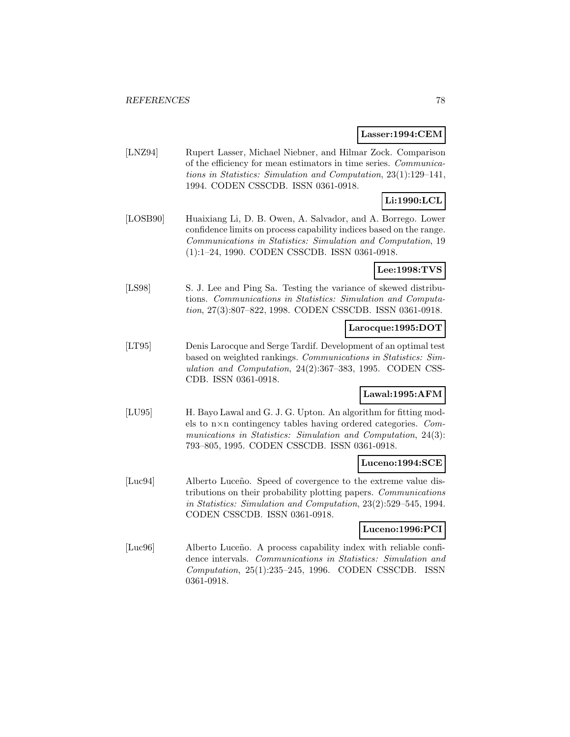**Lasser:1994:CEM**

[LNZ94] Rupert Lasser, Michael Niebner, and Hilmar Zock. Comparison of the efficiency for mean estimators in time series. *Communications in Statistics: Simulation and Computation*, 23(1):129–141, 1994. CODEN CSSCDB. ISSN 0361-0918.

**Li:1990:LCL**

[LOSB90] Huaixiang Li, D. B. Owen, A. Salvador, and A. Borrego. Lower confidence limits on process capability indices based on the range. *Communications in Statistics: Simulation and Computation*, 19 (1):1–24, 1990. CODEN CSSCDB. ISSN 0361-0918.

**Lee:1998:TVS**

[LS98] S. J. Lee and Ping Sa. Testing the variance of skewed distributions. *Communications in Statistics: Simulation and Computation*, 27(3):807–822, 1998. CODEN CSSCDB. ISSN 0361-0918.

**Larocque:1995:DOT**

[LT95] Denis Larocque and Serge Tardif. Development of an optimal test based on weighted rankings. *Communications in Statistics: Simulation and Computation*, 24(2):367–383, 1995. CODEN CSSCDB. ISSN 0361-0918.

**Lawal:1995:AFM**

[LU95] H. Bayo Lawal and G. J. G. Upton. An algorithm for fitting models to n×n contingency tables having ordered categories. *Communications in Statistics: Simulation and Computation*, 24(3): 793–805, 1995. CODEN CSSCDB. ISSN 0361-0918.

**Luceno:1994:SCE**

[Luc94] Alberto Luceño. Speed of covergence to the extreme value distributions on their probability plotting papers. *Communications in Statistics: Simulation and Computation*, 23(2):529–545, 1994. CODEN CSSCDB. ISSN 0361-0918.

**Luceno:1996:PCI**

[Luc96] Alberto Luceño. A process capability index with reliable confidence intervals. *Communications in Statistics: Simulation and Computation*, 25(1):235–245, 1996. CODEN CSSCDB. ISSN 0361-0918.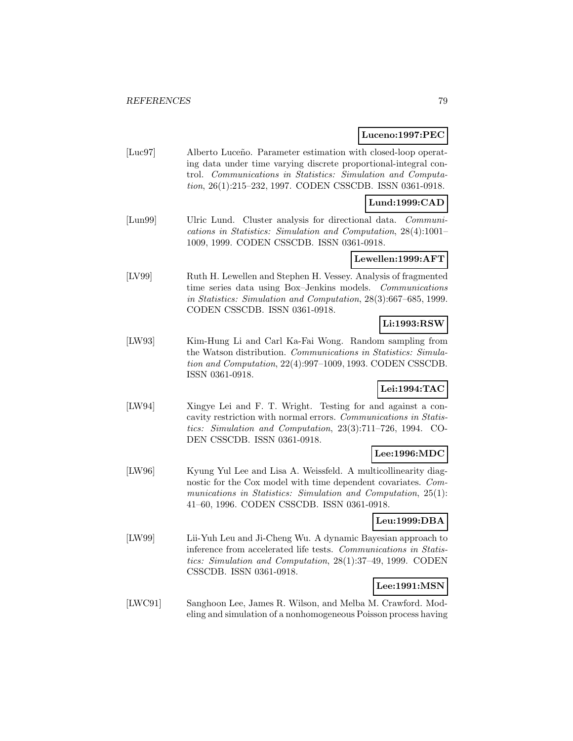**Luceno:1997:PEC**

[Luc97] Alberto Luceño. Parameter estimation with closed-loop operating data under time varying discrete proportional-integral control. *Communications in Statistics: Simulation and Computation*, 26(1):215–232, 1997. CODEN CSSCDB. ISSN 0361-0918.

**Lund:1999:CAD**

[Lun99] Ulric Lund. Cluster analysis for directional data. *Communications in Statistics: Simulation and Computation*, 28(4):1001–1009, 1999. CODEN CSSCDB. ISSN 0361-0918.

**Lewellen:1999:AFT**

[LV99] Ruth H. Lewellen and Stephen H. Vessey. Analysis of fragmented time series data using Box–Jenkins models. *Communications in Statistics: Simulation and Computation*, 28(3):667–685, 1999. CODEN CSSCDB. ISSN 0361-0918.

**Li:1993:RSW**

[LW93] Kim-Hung Li and Carl Ka-Fai Wong. Random sampling from the Watson distribution. *Communications in Statistics: Simulation and Computation*, 22(4):997–1009, 1993. CODEN CSSCDB. ISSN 0361-0918.

**Lei:1994:TAC**

[LW94] Xingye Lei and F. T. Wright. Testing for and against a concavity restriction with normal errors. *Communications in Statistics: Simulation and Computation*, 23(3):711–726, 1994. CODEN CSSCDB. ISSN 0361-0918.

**Lee:1996:MDC**

[LW96] Kyung Yul Lee and Lisa A. Weissfeld. A multicollinearity diagnostic for the Cox model with time dependent covariates. *Communications in Statistics: Simulation and Computation*, 25(1): 41–60, 1996. CODEN CSSCDB. ISSN 0361-0918.

**Leu:1999:DBA**

[LW99] Lii-Yuh Leu and Ji-Cheng Wu. A dynamic Bayesian approach to inference from accelerated life tests. *Communications in Statistics: Simulation and Computation*, 28(1):37–49, 1999. CODEN CSSCDB. ISSN 0361-0918.

**Lee:1991:MSN**

[LWC91] Sanghoon Lee, James R. Wilson, and Melba M. Crawford. Modeling and simulation of a nonhomogeneous Poisson process having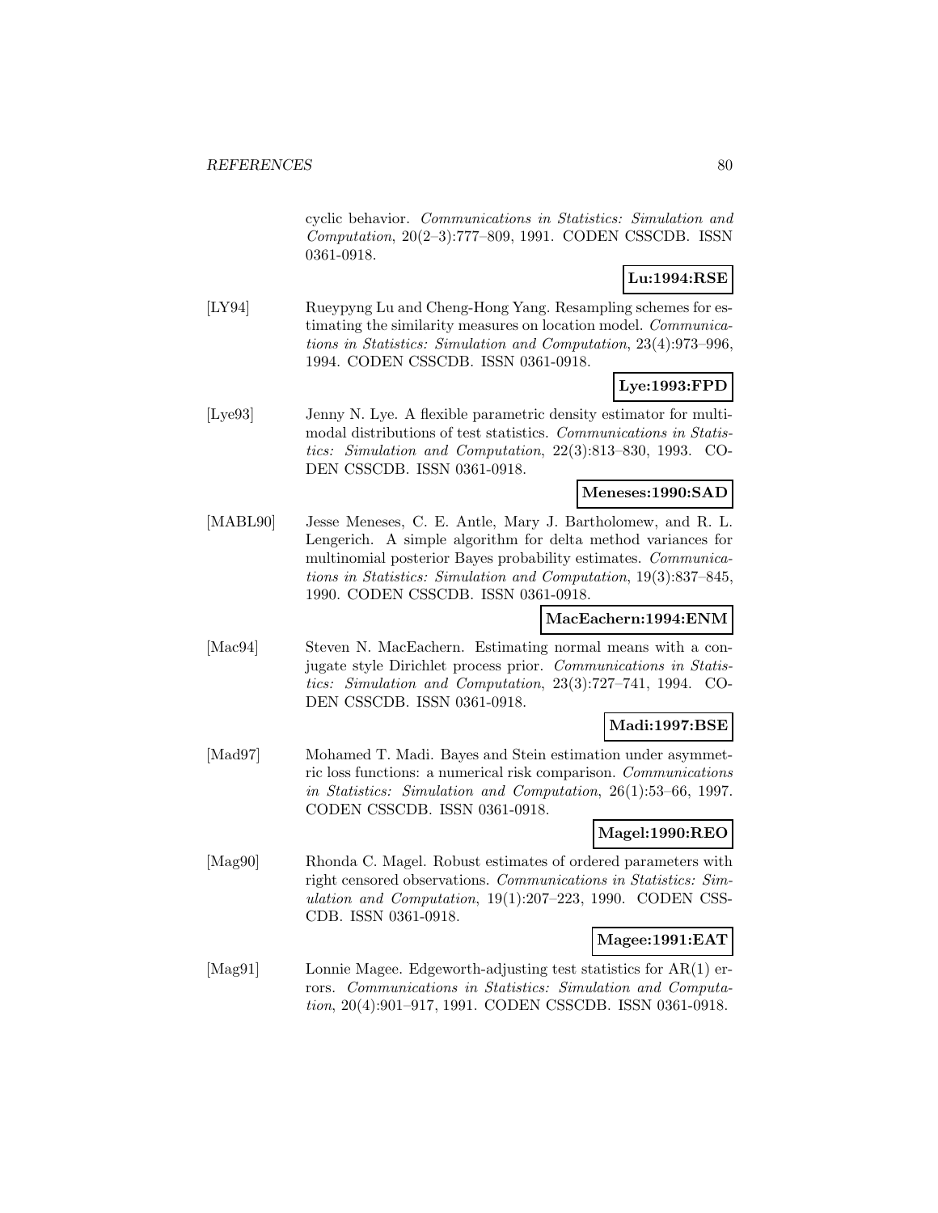cyclic behavior. *Communications in Statistics: Simulation and Computation*, 20(2–3):777–809, 1991. CODEN CSSCDB. ISSN 0361-0918.

**Lu:1994:RSE**

[LY94] Rueypyng Lu and Cheng-Hong Yang. Resampling schemes for estimating the similarity measures on location model. *Communications in Statistics: Simulation and Computation*, 23(4):973–996, 1994. CODEN CSSCDB. ISSN 0361-0918.

**Lye:1993:FPD**

[Lye93] Jenny N. Lye. A flexible parametric density estimator for multimodal distributions of test statistics. *Communications in Statistics: Simulation and Computation*, 22(3):813–830, 1993. CODEN CSSCDB. ISSN 0361-0918.

**Meneses:1990:SAD**

[MABL90] Jesse Meneses, C. E. Antle, Mary J. Bartholomew, and R. L. Lengerich. A simple algorithm for delta method variances for multinomial posterior Bayes probability estimates. *Communications in Statistics: Simulation and Computation*, 19(3):837–845, 1990. CODEN CSSCDB. ISSN 0361-0918.

**MacEachern:1994:ENM**

[Mac94] Steven N. MacEachern. Estimating normal means with a conjugate style Dirichlet process prior. *Communications in Statistics: Simulation and Computation*, 23(3):727–741, 1994. CODEN CSSCDB. ISSN 0361-0918.

**Madi:1997:BSE**

[Mad97] Mohamed T. Madi. Bayes and Stein estimation under asymmetric loss functions: a numerical risk comparison. *Communications in Statistics: Simulation and Computation*, 26(1):53–66, 1997. CODEN CSSCDB. ISSN 0361-0918.

**Magel:1990:REO**

[Mag90] Rhonda C. Magel. Robust estimates of ordered parameters with right censored observations. *Communications in Statistics: Simulation and Computation*, 19(1):207–223, 1990. CODEN CSSCDB. ISSN 0361-0918.

**Magee:1991:EAT**

[Mag91] Lonnie Magee. Edgeworth-adjusting test statistics for AR(1) errors. *Communications in Statistics: Simulation and Computation*, 20(4):901–917, 1991. CODEN CSSCDB. ISSN 0361-0918.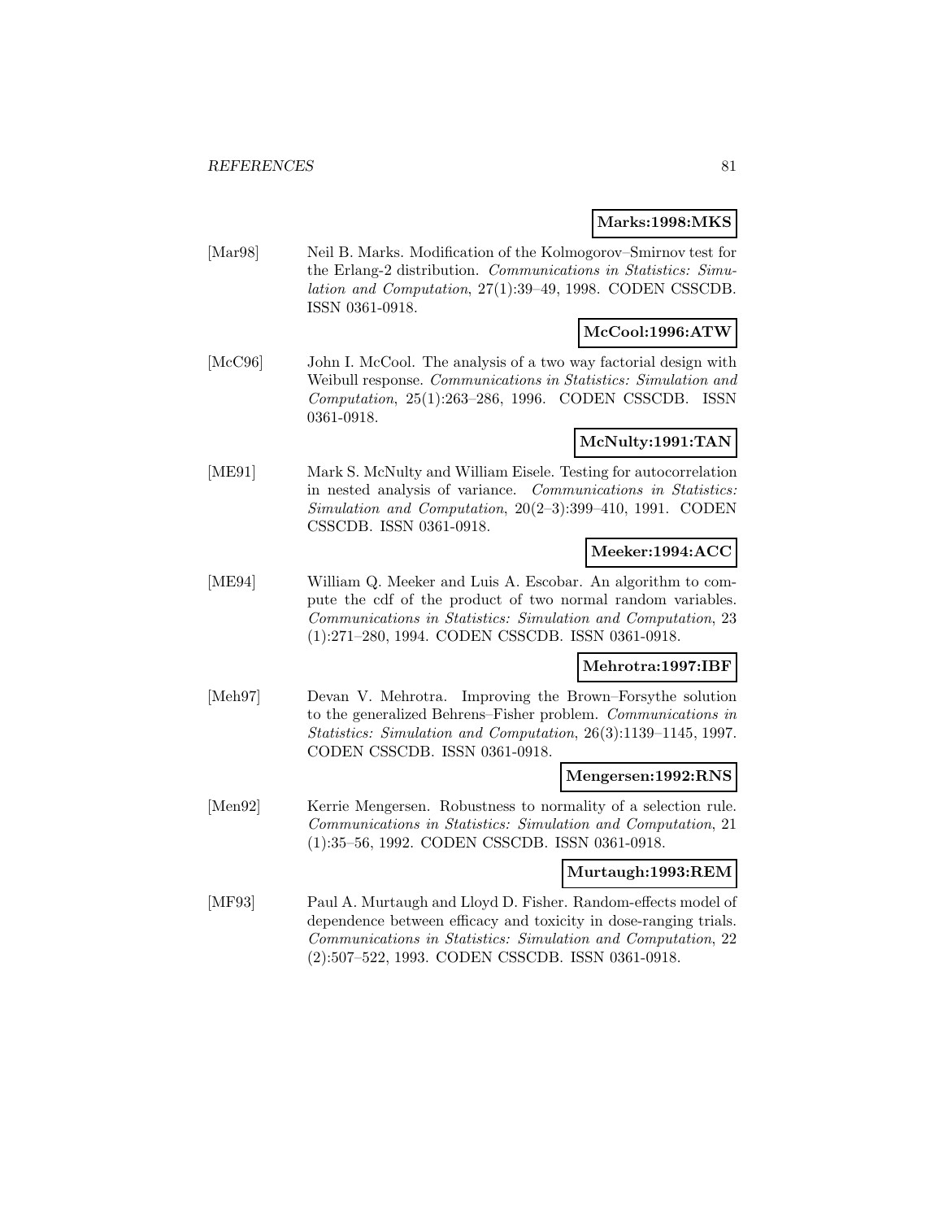**Marks:1998:MKS**

[Mar98] Neil B. Marks. Modification of the Kolmogorov–Smirnov test for the Erlang-2 distribution. *Communications in Statistics: Simulation and Computation*, 27(1):39–49, 1998. CODEN CSSCDB. ISSN 0361-0918.

**McCool:1996:ATW**

[McC96] John I. McCool. The analysis of a two way factorial design with Weibull response. *Communications in Statistics: Simulation and Computation*, 25(1):263–286, 1996. CODEN CSSCDB. ISSN 0361-0918.

**McNulty:1991:TAN**

[ME91] Mark S. McNulty and William Eisele. Testing for autocorrelation in nested analysis of variance. *Communications in Statistics: Simulation and Computation*, 20(2–3):399–410, 1991. CODEN CSSCDB. ISSN 0361-0918.

**Meeker:1994:ACC**

[ME94] William Q. Meeker and Luis A. Escobar. An algorithm to compute the cdf of the product of two normal random variables. *Communications in Statistics: Simulation and Computation*, 23 (1):271–280, 1994. CODEN CSSCDB. ISSN 0361-0918.

**Mehrotra:1997:IBF**

[Meh97] Devan V. Mehrotra. Improving the Brown–Forsythe solution to the generalized Behrens–Fisher problem. *Communications in Statistics: Simulation and Computation*, 26(3):1139–1145, 1997. CODEN CSSCDB. ISSN 0361-0918.

**Mengersen:1992:RNS**

[Men92] Kerrie Mengersen. Robustness to normality of a selection rule. *Communications in Statistics: Simulation and Computation*, 21 (1):35–56, 1992. CODEN CSSCDB. ISSN 0361-0918.

**Murtaugh:1993:REM**

[MF93] Paul A. Murtaugh and Lloyd D. Fisher. Random-effects model of dependence between efficacy and toxicity in dose-ranging trials. *Communications in Statistics: Simulation and Computation*, 22 (2):507–522, 1993. CODEN CSSCDB. ISSN 0361-0918.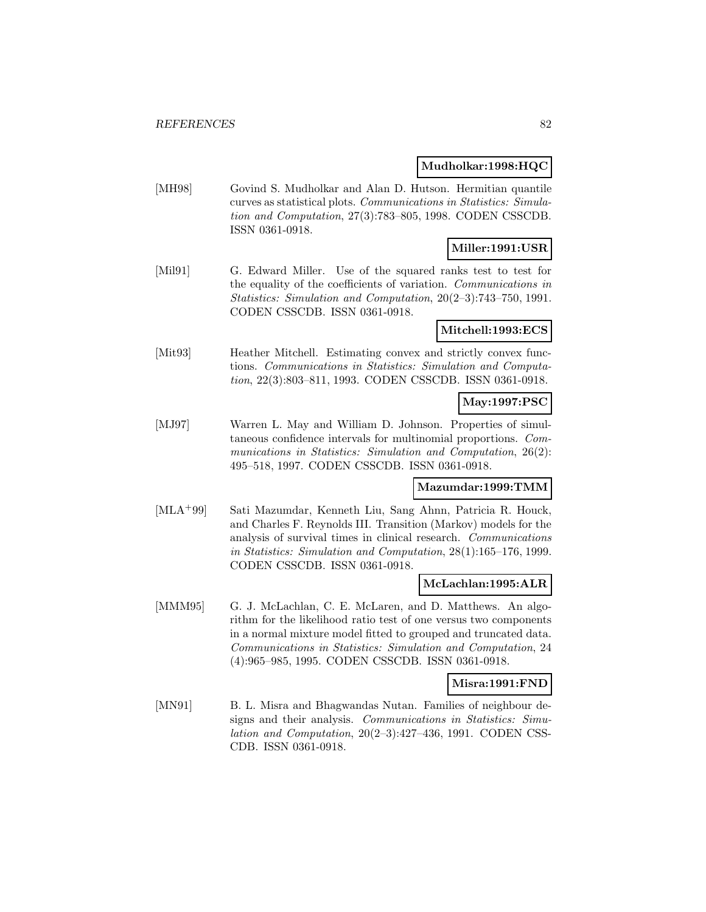**Mudholkar:1998:HQC**

[MH98] Govind S. Mudholkar and Alan D. Hutson. Hermitian quantile curves as statistical plots. *Communications in Statistics: Simulation and Computation*, 27(3):783–805, 1998. CODEN CSSCDB. ISSN 0361-0918.

**Miller:1991:USR**

[Mil91] G. Edward Miller. Use of the squared ranks test to test for the equality of the coefficients of variation. *Communications in Statistics: Simulation and Computation*, 20(2–3):743–750, 1991. CODEN CSSCDB. ISSN 0361-0918.

**Mitchell:1993:ECS**

[Mit93] Heather Mitchell. Estimating convex and strictly convex functions. *Communications in Statistics: Simulation and Computation*, 22(3):803–811, 1993. CODEN CSSCDB. ISSN 0361-0918.

**May:1997:PSC**

[MJ97] Warren L. May and William D. Johnson. Properties of simultaneous confidence intervals for multinomial proportions. *Communications in Statistics: Simulation and Computation*, 26(2): 495–518, 1997. CODEN CSSCDB. ISSN 0361-0918.

**Mazumdar:1999:TMM**

[MLA+99] Sati Mazumdar, Kenneth Liu, Sang Ahnn, Patricia R. Houck, and Charles F. Reynolds III. Transition (Markov) models for the analysis of survival times in clinical research. *Communications in Statistics: Simulation and Computation*, 28(1):165–176, 1999. CODEN CSSCDB. ISSN 0361-0918.

**McLachlan:1995:ALR**

[MMM95] G. J. McLachlan, C. E. McLaren, and D. Matthews. An algorithm for the likelihood ratio test of one versus two components in a normal mixture model fitted to grouped and truncated data. *Communications in Statistics: Simulation and Computation*, 24 (4):965–985, 1995. CODEN CSSCDB. ISSN 0361-0918.

**Misra:1991:FND**

[MN91] B. L. Misra and Bhagwandas Nutan. Families of neighbour designs and their analysis. *Communications in Statistics: Simulation and Computation*, 20(2–3):427–436, 1991. CODEN CSSCDB. ISSN 0361-0918.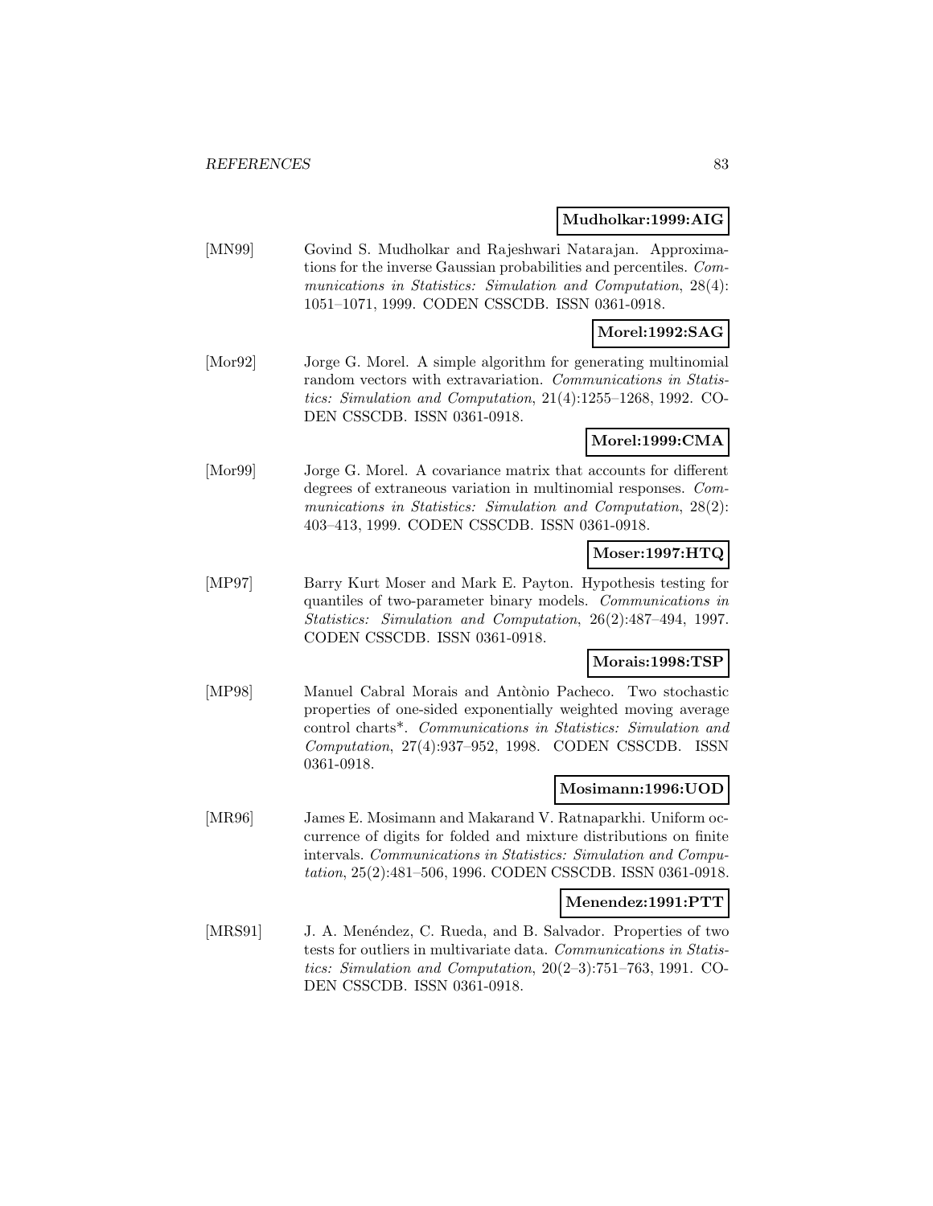**Mudholkar:1999:AIG**

[MN99] Govind S. Mudholkar and Rajeshwari Natarajan. Approximations for the inverse Gaussian probabilities and percentiles. *Communications in Statistics: Simulation and Computation*, 28(4): 1051–1071, 1999. CODEN CSSCDB. ISSN 0361-0918.

**Morel:1992:SAG**

[Mor92] Jorge G. Morel. A simple algorithm for generating multinomial random vectors with extravariation. *Communications in Statistics: Simulation and Computation*, 21(4):1255–1268, 1992. CODEN CSSCDB. ISSN 0361-0918.

**Morel:1999:CMA**

[Mor99] Jorge G. Morel. A covariance matrix that accounts for different degrees of extraneous variation in multinomial responses. *Communications in Statistics: Simulation and Computation*, 28(2): 403–413, 1999. CODEN CSSCDB. ISSN 0361-0918.

**Moser:1997:HTQ**

[MP97] Barry Kurt Moser and Mark E. Payton. Hypothesis testing for quantiles of two-parameter binary models. *Communications in Statistics: Simulation and Computation*, 26(2):487–494, 1997. CODEN CSSCDB. ISSN 0361-0918.

**Morais:1998:TSP**

[MP98] Manuel Cabral Morais and Antònio Pacheco. Two stochastic properties of one-sided exponentially weighted moving average control charts*. *Communications in Statistics: Simulation and Computation*, 27(4):937–952, 1998. CODEN CSSCDB. ISSN 0361-0918.

**Mosimann:1996:UOD**

[MR96] James E. Mosimann and Makarand V. Ratnaparkhi. Uniform occurrence of digits for folded and mixture distributions on finite intervals. *Communications in Statistics: Simulation and Computation*, 25(2):481–506, 1996. CODEN CSSCDB. ISSN 0361-0918.

**Menendez:1991:PTT**

[MRS91] J. A. Menéndez, C. Rueda, and B. Salvador. Properties of two tests for outliers in multivariate data. *Communications in Statistics: Simulation and Computation*, 20(2–3):751–763, 1991. CODEN CSSCDB. ISSN 0361-0918.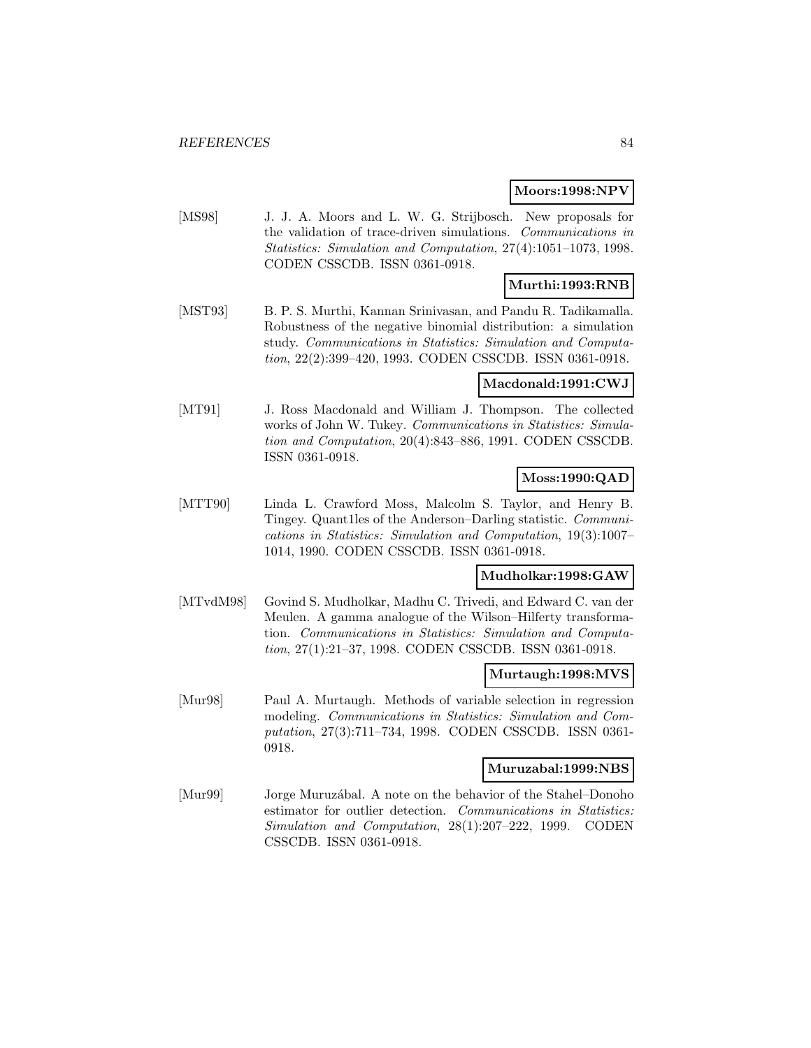**Moors:1998:NPV**

[MS98] J. J. A. Moors and L. W. G. Strijbosch. New proposals for the validation of trace-driven simulations. *Communications in Statistics: Simulation and Computation*, 27(4):1051–1073, 1998. CODEN CSSCDB. ISSN 0361-0918.

**Murthi:1993:RNB**

[MST93] B. P. S. Murthi, Kannan Srinivasan, and Pandu R. Tadikamalla. Robustness of the negative binomial distribution: a simulation study. *Communications in Statistics: Simulation and Computation*, 22(2):399–420, 1993. CODEN CSSCDB. ISSN 0361-0918.

**Macdonald:1991:CWJ**

[MT91] J. Ross Macdonald and William J. Thompson. The collected works of John W. Tukey. *Communications in Statistics: Simulation and Computation*, 20(4):843–886, 1991. CODEN CSSCDB. ISSN 0361-0918.

**Moss:1990:QAD**

[MTT90] Linda L. Crawford Moss, Malcolm S. Taylor, and Henry B. Tingey. Quant1les of the Anderson–Darling statistic. *Communications in Statistics: Simulation and Computation*, 19(3):1007–1014, 1990. CODEN CSSCDB. ISSN 0361-0918.

**Mudholkar:1998:GAW**

[MTvdM98] Govind S. Mudholkar, Madhu C. Trivedi, and Edward C. van der Meulen. A gamma analogue of the Wilson–Hilferty transformation. *Communications in Statistics: Simulation and Computation*, 27(1):21–37, 1998. CODEN CSSCDB. ISSN 0361-0918.

**Murtaugh:1998:MVS**

[Mur98] Paul A. Murtaugh. Methods of variable selection in regression modeling. *Communications in Statistics: Simulation and Computation*, 27(3):711–734, 1998. CODEN CSSCDB. ISSN 0361-0918.

**Muruzabal:1999:NBS**

[Mur99] Jorge Muruzábal. A note on the behavior of the Stahel–Donoho estimator for outlier detection. *Communications in Statistics: Simulation and Computation*, 28(1):207–222, 1999. CODEN CSSCDB. ISSN 0361-0918.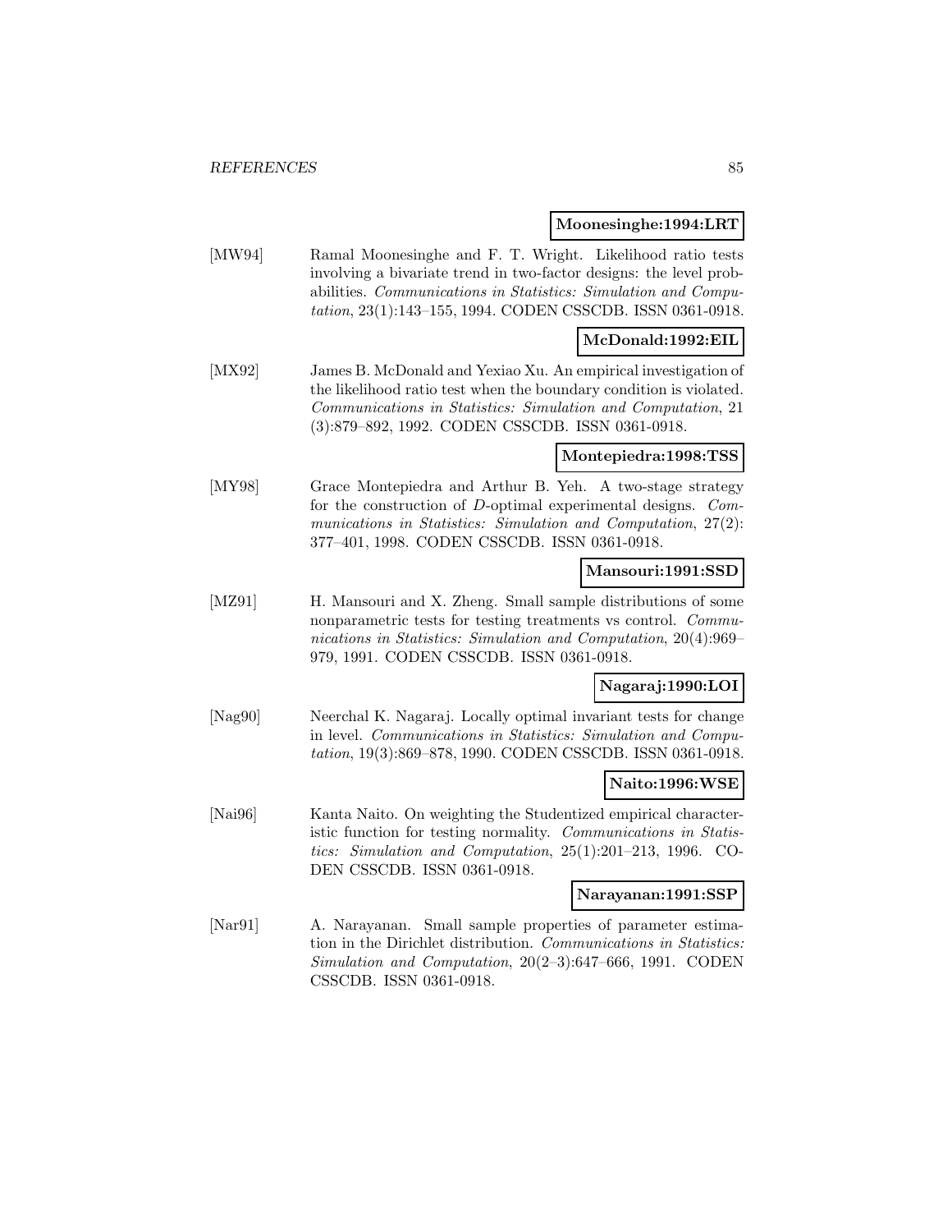**Moonesinghe:1994:LRT**

[MW94] Ramal Moonesinghe and F. T. Wright. Likelihood ratio tests involving a bivariate trend in two-factor designs: the level probabilities. *Communications in Statistics: Simulation and Computation*, 23(1):143–155, 1994. CODEN CSSCDB. ISSN 0361-0918.

**McDonald:1992:EIL**

[MX92] James B. McDonald and Yexiao Xu. An empirical investigation of the likelihood ratio test when the boundary condition is violated. *Communications in Statistics: Simulation and Computation*, 21 (3):879–892, 1992. CODEN CSSCDB. ISSN 0361-0918.

**Montepiedra:1998:TSS**

[MY98] Grace Montepiedra and Arthur B. Yeh. A two-stage strategy for the construction of $D$-optimal experimental designs. *Communications in Statistics: Simulation and Computation*, 27(2): 377–401, 1998. CODEN CSSCDB. ISSN 0361-0918.

**Mansouri:1991:SSD**

[MZ91] H. Mansouri and X. Zheng. Small sample distributions of some nonparametric tests for testing treatments vs control. *Communications in Statistics: Simulation and Computation*, 20(4):969–979, 1991. CODEN CSSCDB. ISSN 0361-0918.

**Nagaraj:1990:LOI**

[Nag90] Neerchal K. Nagaraj. Locally optimal invariant tests for change in level. *Communications in Statistics: Simulation and Computation*, 19(3):869–878, 1990. CODEN CSSCDB. ISSN 0361-0918.

**Naito:1996:WSE**

[Nai96] Kanta Naito. On weighting the Studentized empirical characteristic function for testing normality. *Communications in Statistics: Simulation and Computation*, 25(1):201–213, 1996. CODEN CSSCDB. ISSN 0361-0918.

**Narayanan:1991:SSP**

[Nar91] A. Narayanan. Small sample properties of parameter estimation in the Dirichlet distribution. *Communications in Statistics: Simulation and Computation*, 20(2–3):647–666, 1991. CODEN CSSCDB. ISSN 0361-0918.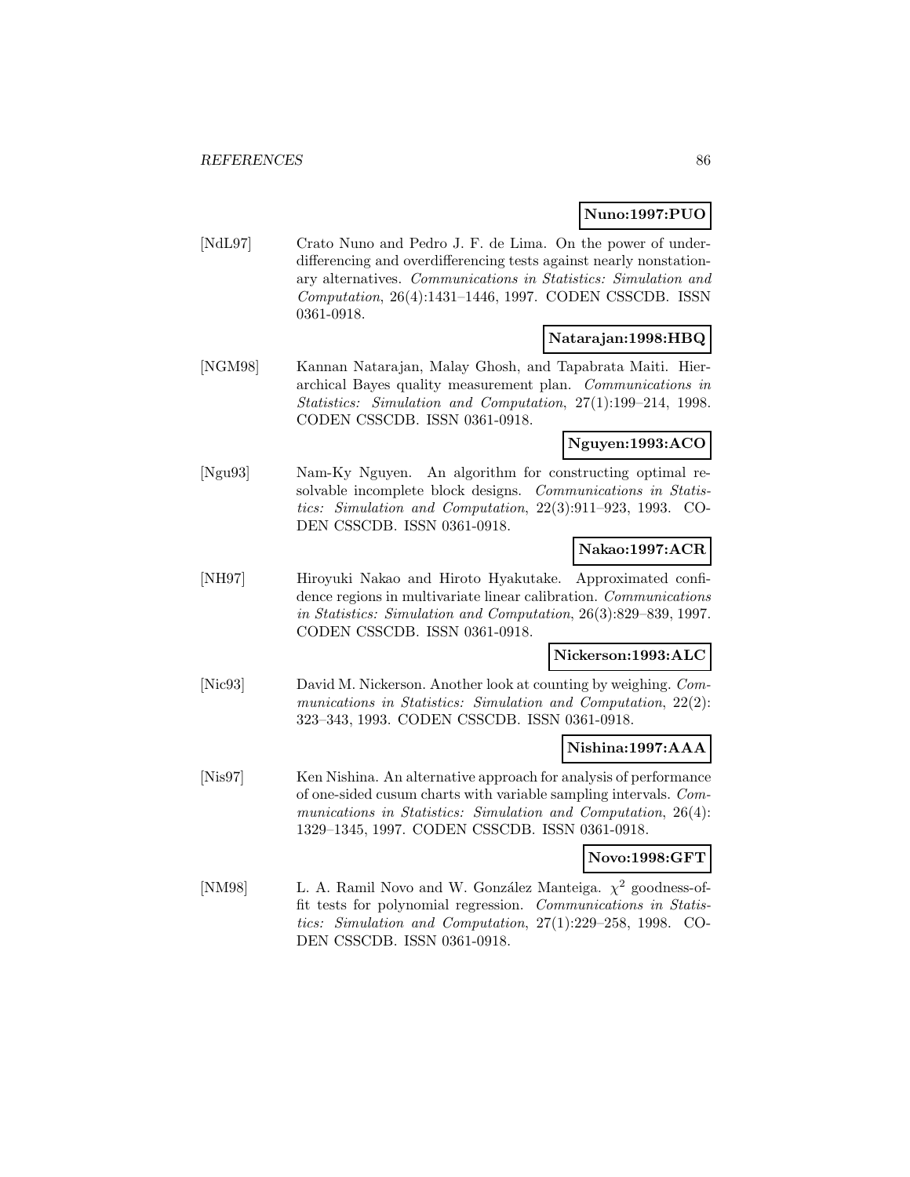**Nuno:1997:PUO**

[NdL97] Crato Nuno and Pedro J. F. de Lima. On the power of underdifferencing and overdifferencing tests against nearly nonstationary alternatives. *Communications in Statistics: Simulation and Computation*, 26(4):1431–1446, 1997. CODEN CSSCDB. ISSN 0361-0918.

**Natarajan:1998:HBQ**

[NGM98] Kannan Natarajan, Malay Ghosh, and Tapabrata Maiti. Hierarchical Bayes quality measurement plan. *Communications in Statistics: Simulation and Computation*, 27(1):199–214, 1998. CODEN CSSCDB. ISSN 0361-0918.

**Nguyen:1993:ACO**

[Ngu93] Nam-Ky Nguyen. An algorithm for constructing optimal resolvable incomplete block designs. *Communications in Statistics: Simulation and Computation*, 22(3):911–923, 1993. CODEN CSSCDB. ISSN 0361-0918.

**Nakao:1997:ACR**

[NH97] Hiroyuki Nakao and Hiroto Hyakutake. Approximated confidence regions in multivariate linear calibration. *Communications in Statistics: Simulation and Computation*, 26(3):829–839, 1997. CODEN CSSCDB. ISSN 0361-0918.

**Nickerson:1993:ALC**

[Nic93] David M. Nickerson. Another look at counting by weighing. *Communications in Statistics: Simulation and Computation*, 22(2): 323–343, 1993. CODEN CSSCDB. ISSN 0361-0918.

**Nishina:1997:AAA**

[Nis97] Ken Nishina. An alternative approach for analysis of performance of one-sided cusum charts with variable sampling intervals. *Communications in Statistics: Simulation and Computation*, 26(4): 1329–1345, 1997. CODEN CSSCDB. ISSN 0361-0918.

**Novo:1998:GFT**

[NM98] L. A. Ramil Novo and W. González Manteiga. $\chi^2$ goodness-of-fit tests for polynomial regression. *Communications in Statistics: Simulation and Computation*, 27(1):229–258, 1998. CODEN CSSCDB. ISSN 0361-0918.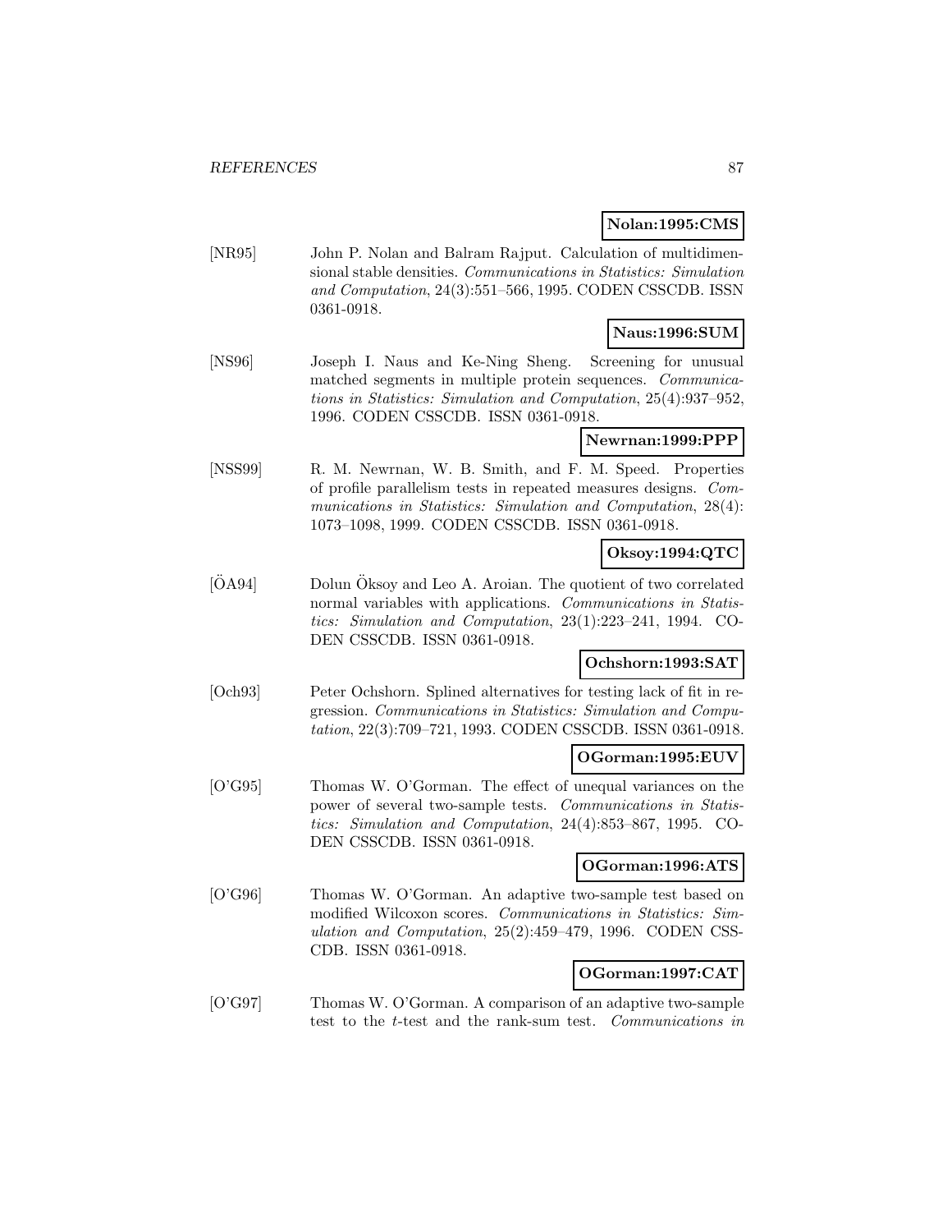**Nolan:1995:CMS**

[NR95] John P. Nolan and Balram Rajput. Calculation of multidimensional stable densities. *Communications in Statistics: Simulation and Computation*, 24(3):551–566, 1995. CODEN CSSCDB. ISSN 0361-0918.

**Naus:1996:SUM**

[NS96] Joseph I. Naus and Ke-Ning Sheng. Screening for unusual matched segments in multiple protein sequences. *Communications in Statistics: Simulation and Computation*, 25(4):937–952, 1996. CODEN CSSCDB. ISSN 0361-0918.

**Newrnan:1999:PPP**

[NSS99] R. M. Newrnan, W. B. Smith, and F. M. Speed. Properties of profile parallelism tests in repeated measures designs. *Communications in Statistics: Simulation and Computation*, 28(4): 1073–1098, 1999. CODEN CSSCDB. ISSN 0361-0918.

**Oksoy:1994:QTC**

[ÖA94] Dolun Öksoy and Leo A. Aroian. The quotient of two correlated normal variables with applications. *Communications in Statistics: Simulation and Computation*, 23(1):223–241, 1994. CODEN CSSCDB. ISSN 0361-0918.

**Ochshorn:1993:SAT**

[Och93] Peter Ochshorn. Splined alternatives for testing lack of fit in regression. *Communications in Statistics: Simulation and Computation*, 22(3):709–721, 1993. CODEN CSSCDB. ISSN 0361-0918.

**OGorman:1995:EUV**

[O'G95] Thomas W. O'Gorman. The effect of unequal variances on the power of several two-sample tests. *Communications in Statistics: Simulation and Computation*, 24(4):853–867, 1995. CODEN CSSCDB. ISSN 0361-0918.

**OGorman:1996:ATS**

[O'G96] Thomas W. O'Gorman. An adaptive two-sample test based on modified Wilcoxon scores. *Communications in Statistics: Simulation and Computation*, 25(2):459–479, 1996. CODEN CSSCDB. ISSN 0361-0918.

**OGorman:1997:CAT**

[O'G97] Thomas W. O'Gorman. A comparison of an adaptive two-sample test to the $t$-test and the rank-sum test. *Communications in*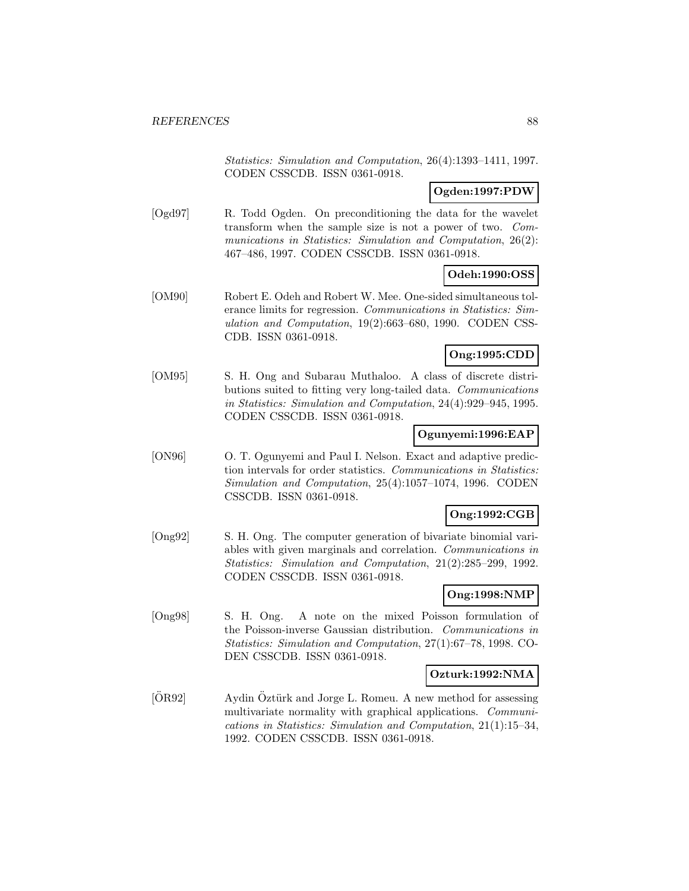*Statistics: Simulation and Computation*, 26(4):1393–1411, 1997. CODEN CSSCDB. ISSN 0361-0918.

**Ogden:1997:PDW**

[Ogd97] R. Todd Ogden. On preconditioning the data for the wavelet transform when the sample size is not a power of two. *Communications in Statistics: Simulation and Computation*, 26(2): 467–486, 1997. CODEN CSSCDB. ISSN 0361-0918.

**Odeh:1990:OSS**

[OM90] Robert E. Odeh and Robert W. Mee. One-sided simultaneous tolerance limits for regression. *Communications in Statistics: Simulation and Computation*, 19(2):663–680, 1990. CODEN CSSCDB. ISSN 0361-0918.

**Ong:1995:CDD**

[OM95] S. H. Ong and Subarau Muthaloo. A class of discrete distributions suited to fitting very long-tailed data. *Communications in Statistics: Simulation and Computation*, 24(4):929–945, 1995. CODEN CSSCDB. ISSN 0361-0918.

**Ogunyemi:1996:EAP**

[ON96] O. T. Ogunyemi and Paul I. Nelson. Exact and adaptive prediction intervals for order statistics. *Communications in Statistics: Simulation and Computation*, 25(4):1057–1074, 1996. CODEN CSSCDB. ISSN 0361-0918.

**Ong:1992:CGB**

[Ong92] S. H. Ong. The computer generation of bivariate binomial variables with given marginals and correlation. *Communications in Statistics: Simulation and Computation*, 21(2):285–299, 1992. CODEN CSSCDB. ISSN 0361-0918.

**Ong:1998:NMP**

[Ong98] S. H. Ong. A note on the mixed Poisson formulation of the Poisson-inverse Gaussian distribution. *Communications in Statistics: Simulation and Computation*, 27(1):67–78, 1998. CODEN CSSCDB. ISSN 0361-0918.

**Ozturk:1992:NMA**

[ÖR92] Aydin Öztürk and Jorge L. Romeu. A new method for assessing multivariate normality with graphical applications. *Communications in Statistics: Simulation and Computation*, 21(1):15–34, 1992. CODEN CSSCDB. ISSN 0361-0918.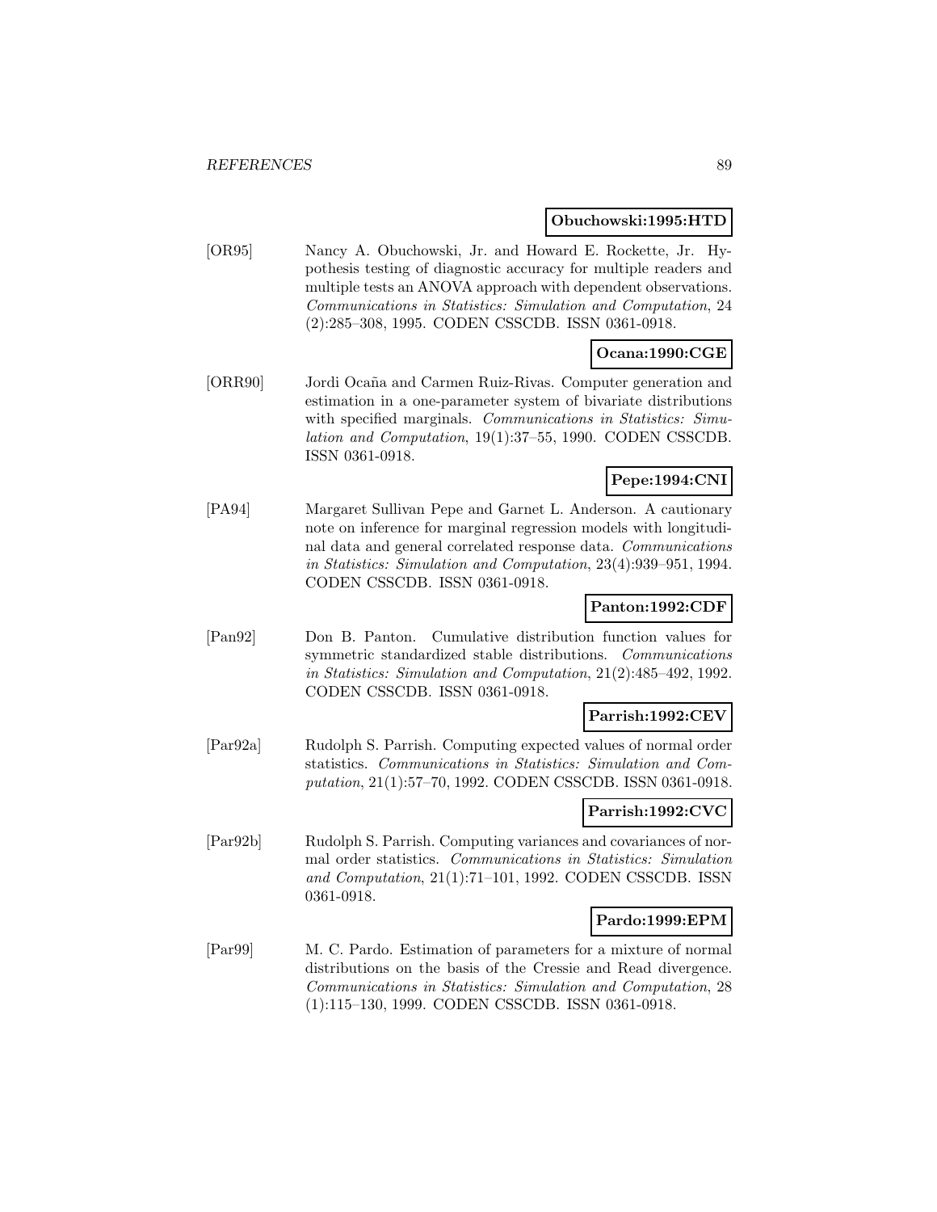**Obuchowski:1995:HTD**

[OR95] Nancy A. Obuchowski, Jr. and Howard E. Rockette, Jr. Hypothesis testing of diagnostic accuracy for multiple readers and multiple tests an ANOVA approach with dependent observations. *Communications in Statistics: Simulation and Computation*, 24 (2):285–308, 1995. CODEN CSSCDB. ISSN 0361-0918.

**Ocana:1990:CGE**

[ORR90] Jordi Ocaña and Carmen Ruiz-Rivas. Computer generation and estimation in a one-parameter system of bivariate distributions with specified marginals. *Communications in Statistics: Simulation and Computation*, 19(1):37–55, 1990. CODEN CSSCDB. ISSN 0361-0918.

**Pepe:1994:CNI**

[PA94] Margaret Sullivan Pepe and Garnet L. Anderson. A cautionary note on inference for marginal regression models with longitudinal data and general correlated response data. *Communications in Statistics: Simulation and Computation*, 23(4):939–951, 1994. CODEN CSSCDB. ISSN 0361-0918.

**Panton:1992:CDF**

[Pan92] Don B. Panton. Cumulative distribution function values for symmetric standardized stable distributions. *Communications in Statistics: Simulation and Computation*, 21(2):485–492, 1992. CODEN CSSCDB. ISSN 0361-0918.

**Parrish:1992:CEV**

[Par92a] Rudolph S. Parrish. Computing expected values of normal order statistics. *Communications in Statistics: Simulation and Computation*, 21(1):57–70, 1992. CODEN CSSCDB. ISSN 0361-0918.

**Parrish:1992:CVC**

[Par92b] Rudolph S. Parrish. Computing variances and covariances of normal order statistics. *Communications in Statistics: Simulation and Computation*, 21(1):71–101, 1992. CODEN CSSCDB. ISSN 0361-0918.

**Pardo:1999:EPM**

[Par99] M. C. Pardo. Estimation of parameters for a mixture of normal distributions on the basis of the Cressie and Read divergence. *Communications in Statistics: Simulation and Computation*, 28 (1):115–130, 1999. CODEN CSSCDB. ISSN 0361-0918.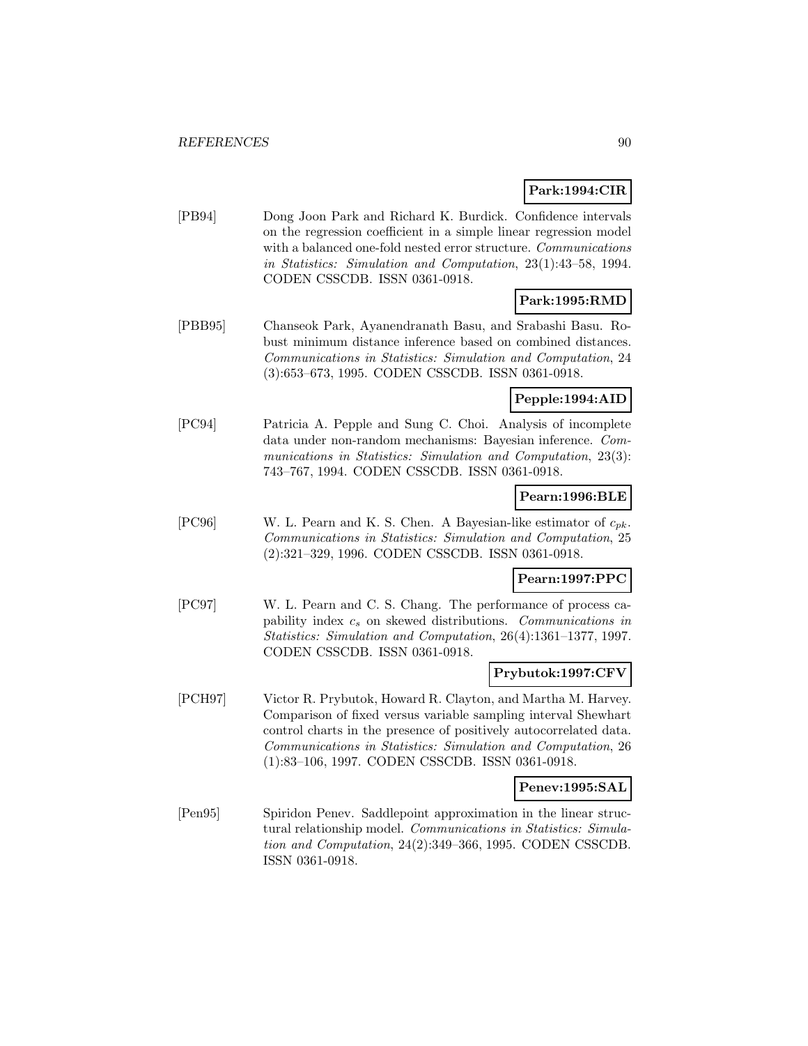**Park:1994:CIR**

[PB94] Dong Joon Park and Richard K. Burdick. Confidence intervals on the regression coefficient in a simple linear regression model with a balanced one-fold nested error structure. *Communications in Statistics: Simulation and Computation*, 23(1):43–58, 1994. CODEN CSSCDB. ISSN 0361-0918.

**Park:1995:RMD**

[PBB95] Chanseok Park, Ayanendranath Basu, and Srabashi Basu. Robust minimum distance inference based on combined distances. *Communications in Statistics: Simulation and Computation*, 24 (3):653–673, 1995. CODEN CSSCDB. ISSN 0361-0918.

**Pepple:1994:AID**

[PC94] Patricia A. Pepple and Sung C. Choi. Analysis of incomplete data under non-random mechanisms: Bayesian inference. *Communications in Statistics: Simulation and Computation*, 23(3): 743–767, 1994. CODEN CSSCDB. ISSN 0361-0918.

**Pearn:1996:BLE**

[PC96] W. L. Pearn and K. S. Chen. A Bayesian-like estimator of $c_{pk}$. *Communications in Statistics: Simulation and Computation*, 25 (2):321–329, 1996. CODEN CSSCDB. ISSN 0361-0918.

**Pearn:1997:PPC**

[PC97] W. L. Pearn and C. S. Chang. The performance of process capability index $c_s$ on skewed distributions. *Communications in Statistics: Simulation and Computation*, 26(4):1361–1377, 1997. CODEN CSSCDB. ISSN 0361-0918.

**Prybutok:1997:CFV**

[PCH97] Victor R. Prybutok, Howard R. Clayton, and Martha M. Harvey. Comparison of fixed versus variable sampling interval Shewhart control charts in the presence of positively autocorrelated data. *Communications in Statistics: Simulation and Computation*, 26 (1):83–106, 1997. CODEN CSSCDB. ISSN 0361-0918.

**Penev:1995:SAL**

[Pen95] Spiridon Penev. Saddlepoint approximation in the linear structural relationship model. *Communications in Statistics: Simulation and Computation*, 24(2):349–366, 1995. CODEN CSSCDB. ISSN 0361-0918.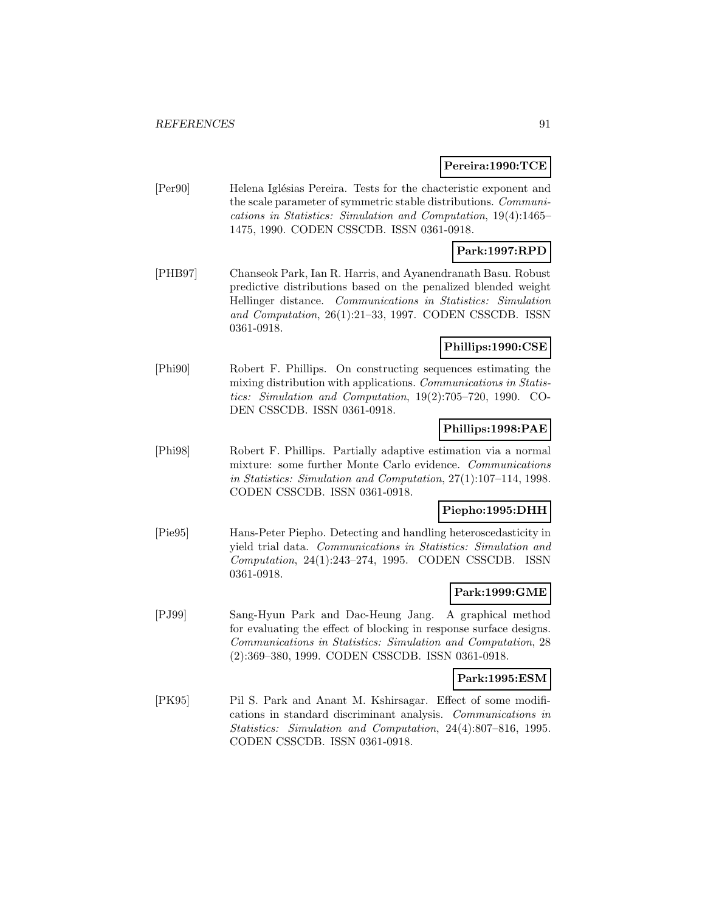**Pereira:1990:TCE**

[Per90] Helena Iglésias Pereira. Tests for the chacteristic exponent and the scale parameter of symmetric stable distributions. *Communications in Statistics: Simulation and Computation*, 19(4):1465–1475, 1990. CODEN CSSCDB. ISSN 0361-0918.

**Park:1997:RPD**

[PHB97] Chanseok Park, Ian R. Harris, and Ayanendranath Basu. Robust predictive distributions based on the penalized blended weight Hellinger distance. *Communications in Statistics: Simulation and Computation*, 26(1):21–33, 1997. CODEN CSSCDB. ISSN 0361-0918.

**Phillips:1990:CSE**

[Phi90] Robert F. Phillips. On constructing sequences estimating the mixing distribution with applications. *Communications in Statistics: Simulation and Computation*, 19(2):705–720, 1990. CODEN CSSCDB. ISSN 0361-0918.

**Phillips:1998:PAE**

[Phi98] Robert F. Phillips. Partially adaptive estimation via a normal mixture: some further Monte Carlo evidence. *Communications in Statistics: Simulation and Computation*, 27(1):107–114, 1998. CODEN CSSCDB. ISSN 0361-0918.

**Piepho:1995:DHH**

[Pie95] Hans-Peter Piepho. Detecting and handling heteroscedasticity in yield trial data. *Communications in Statistics: Simulation and Computation*, 24(1):243–274, 1995. CODEN CSSCDB. ISSN 0361-0918.

**Park:1999:GME**

[PJ99] Sang-Hyun Park and Dae-Heung Jang. A graphical method for evaluating the effect of blocking in response surface designs. *Communications in Statistics: Simulation and Computation*, 28(2):369–380, 1999. CODEN CSSCDB. ISSN 0361-0918.

**Park:1995:ESM**

[PK95] Pil S. Park and Anant M. Kshirsagar. Effect of some modifications in standard discriminant analysis. *Communications in Statistics: Simulation and Computation*, 24(4):807–816, 1995. CODEN CSSCDB. ISSN 0361-0918.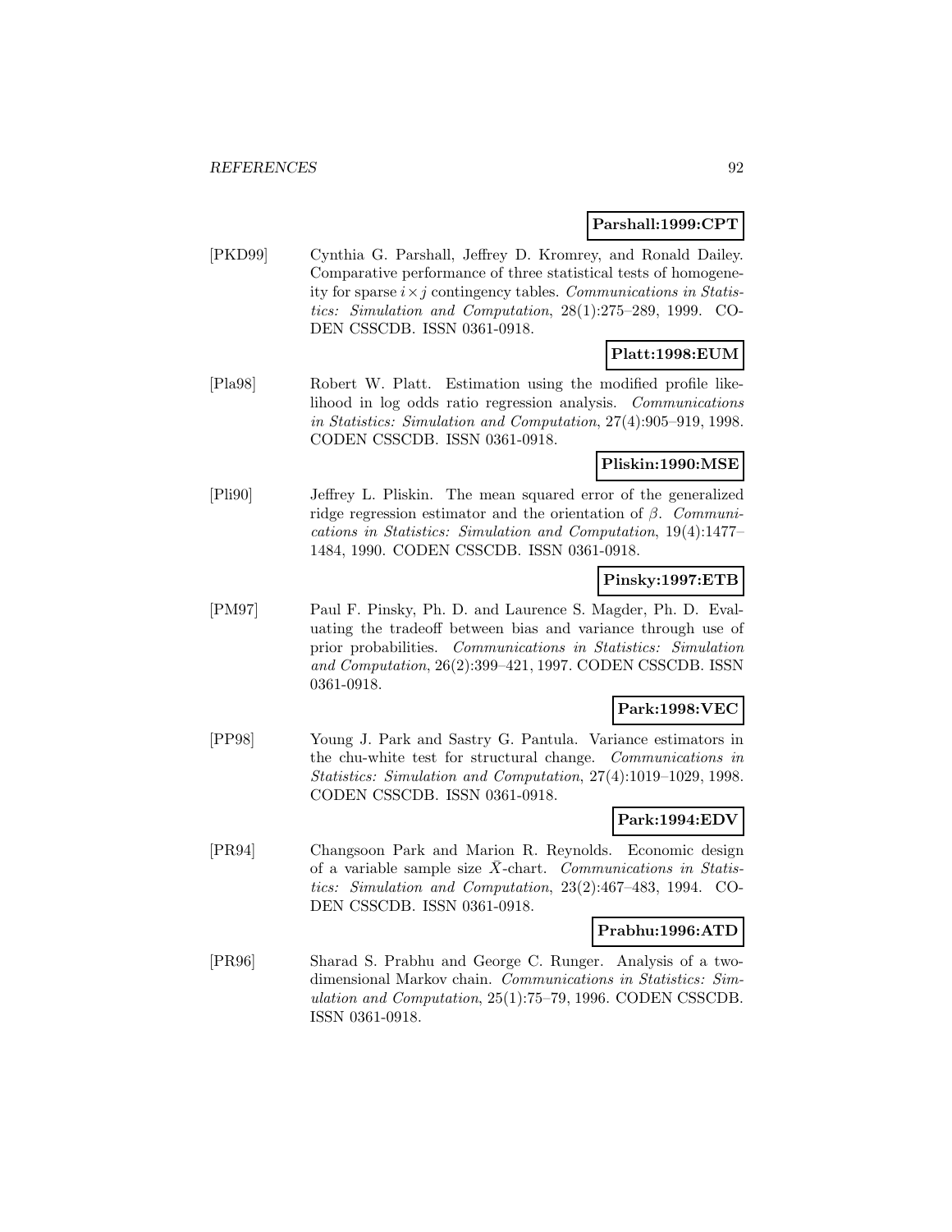**Parshall:1999:CPT**

[PKD99] Cynthia G. Parshall, Jeffrey D. Kromrey, and Ronald Dailey. Comparative performance of three statistical tests of homogeneity for sparse $i \times j$ contingency tables. *Communications in Statistics: Simulation and Computation*, 28(1):275–289, 1999. CODEN CSSCDB. ISSN 0361-0918.

**Platt:1998:EUM**

[Pla98] Robert W. Platt. Estimation using the modified profile likelihood in log odds ratio regression analysis. *Communications in Statistics: Simulation and Computation*, 27(4):905–919, 1998. CODEN CSSCDB. ISSN 0361-0918.

**Pliskin:1990:MSE**

[Pli90] Jeffrey L. Pliskin. The mean squared error of the generalized ridge regression estimator and the orientation of $\beta$. *Communications in Statistics: Simulation and Computation*, 19(4):1477–1484, 1990. CODEN CSSCDB. ISSN 0361-0918.

**Pinsky:1997:ETB**

[PM97] Paul F. Pinsky, Ph. D. and Laurence S. Magder, Ph. D. Evaluating the tradeoff between bias and variance through use of prior probabilities. *Communications in Statistics: Simulation and Computation*, 26(2):399–421, 1997. CODEN CSSCDB. ISSN 0361-0918.

**Park:1998:VEC**

[PP98] Young J. Park and Sastry G. Pantula. Variance estimators in the chu-white test for structural change. *Communications in Statistics: Simulation and Computation*, 27(4):1019–1029, 1998. CODEN CSSCDB. ISSN 0361-0918.

**Park:1994:EDV**

[PR94] Changsoon Park and Marion R. Reynolds. Economic design of a variable sample size $\bar{X}$-chart. *Communications in Statistics: Simulation and Computation*, 23(2):467–483, 1994. CODEN CSSCDB. ISSN 0361-0918.

**Prabhu:1996:ATD**

[PR96] Sharad S. Prabhu and George C. Runger. Analysis of a two-dimensional Markov chain. *Communications in Statistics: Simulation and Computation*, 25(1):75–79, 1996. CODEN CSSCDB. ISSN 0361-0918.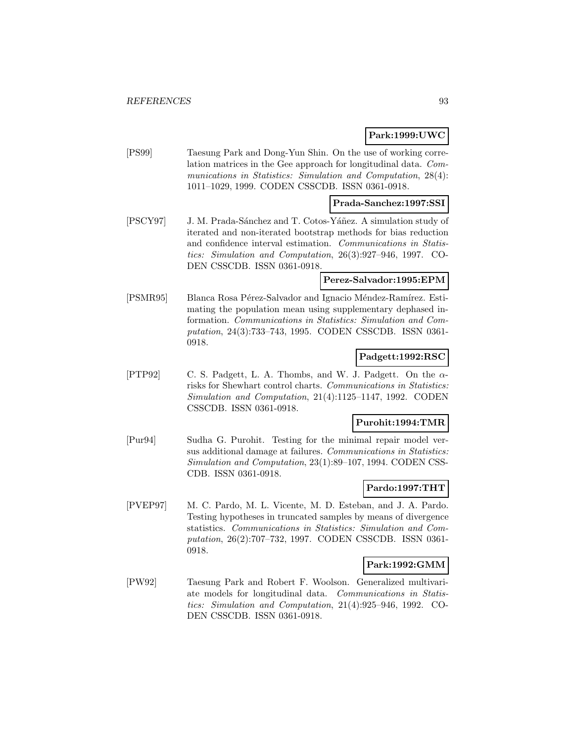**Park:1999:UWC**

[PS99] Taesung Park and Dong-Yun Shin. On the use of working correlation matrices in the Gee approach for longitudinal data. *Communications in Statistics: Simulation and Computation*, 28(4): 1011–1029, 1999. CODEN CSSCDB. ISSN 0361-0918.

**Prada-Sanchez:1997:SSI**

[PSCY97] J. M. Prada-Sánchez and T. Cotos-Yáñez. A simulation study of iterated and non-iterated bootstrap methods for bias reduction and confidence interval estimation. *Communications in Statistics: Simulation and Computation*, 26(3):927–946, 1997. CODEN CSSCDB. ISSN 0361-0918.

**Perez-Salvador:1995:EPM**

[PSMR95] Blanca Rosa Pérez-Salvador and Ignacio Méndez-Ramírez. Estimating the population mean using supplementary dephased information. *Communications in Statistics: Simulation and Computation*, 24(3):733–743, 1995. CODEN CSSCDB. ISSN 0361-0918.

**Padgett:1992:RSC**

[PTP92] C. S. Padgett, L. A. Thombs, and W. J. Padgett. On the $\alpha$-risks for Shewhart control charts. *Communications in Statistics: Simulation and Computation*, 21(4):1125–1147, 1992. CODEN CSSCDB. ISSN 0361-0918.

**Purohit:1994:TMR**

[Pur94] Sudha G. Purohit. Testing for the minimal repair model versus additional damage at failures. *Communications in Statistics: Simulation and Computation*, 23(1):89–107, 1994. CODEN CSSCDB. ISSN 0361-0918.

**Pardo:1997:THT**

[PVEP97] M. C. Pardo, M. L. Vicente, M. D. Esteban, and J. A. Pardo. Testing hypotheses in truncated samples by means of divergence statistics. *Communications in Statistics: Simulation and Computation*, 26(2):707–732, 1997. CODEN CSSCDB. ISSN 0361-0918.

**Park:1992:GMM**

[PW92] Taesung Park and Robert F. Woolson. Generalized multivariate models for longitudinal data. *Communications in Statistics: Simulation and Computation*, 21(4):925–946, 1992. CODEN CSSCDB. ISSN 0361-0918.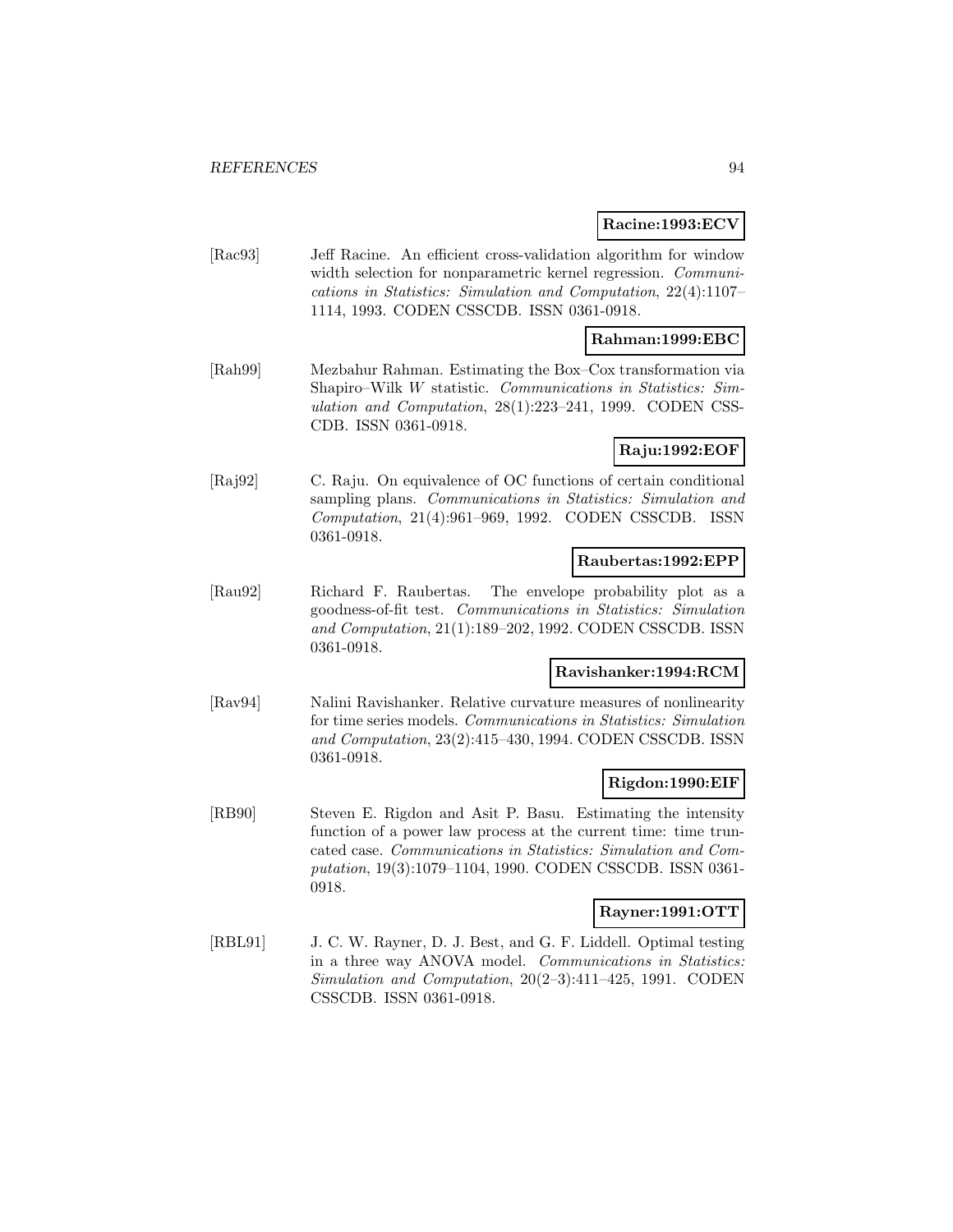**Racine:1993:ECV**

[Rac93] Jeff Racine. An efficient cross-validation algorithm for window width selection for nonparametric kernel regression. *Communications in Statistics: Simulation and Computation*, 22(4):1107–1114, 1993. CODEN CSSCDB. ISSN 0361-0918.

**Rahman:1999:EBC**

[Rah99] Mezbahur Rahman. Estimating the Box–Cox transformation via Shapiro–Wilk $W$ statistic. *Communications in Statistics: Simulation and Computation*, 28(1):223–241, 1999. CODEN CSSCDB. ISSN 0361-0918.

**Raju:1992:EOF**

[Raj92] C. Raju. On equivalence of OC functions of certain conditional sampling plans. *Communications in Statistics: Simulation and Computation*, 21(4):961–969, 1992. CODEN CSSCDB. ISSN 0361-0918.

**Raubertas:1992:EPP**

[Rau92] Richard F. Raubertas. The envelope probability plot as a goodness-of-fit test. *Communications in Statistics: Simulation and Computation*, 21(1):189–202, 1992. CODEN CSSCDB. ISSN 0361-0918.

**Ravishanker:1994:RCM**

[Rav94] Nalini Ravishanker. Relative curvature measures of nonlinearity for time series models. *Communications in Statistics: Simulation and Computation*, 23(2):415–430, 1994. CODEN CSSCDB. ISSN 0361-0918.

**Rigdon:1990:EIF**

[RB90] Steven E. Rigdon and Asit P. Basu. Estimating the intensity function of a power law process at the current time: time truncated case. *Communications in Statistics: Simulation and Computation*, 19(3):1079–1104, 1990. CODEN CSSCDB. ISSN 0361-0918.

**Rayner:1991:OTT**

[RBL91] J. C. W. Rayner, D. J. Best, and G. F. Liddell. Optimal testing in a three way ANOVA model. *Communications in Statistics: Simulation and Computation*, 20(2–3):411–425, 1991. CODEN CSSCDB. ISSN 0361-0918.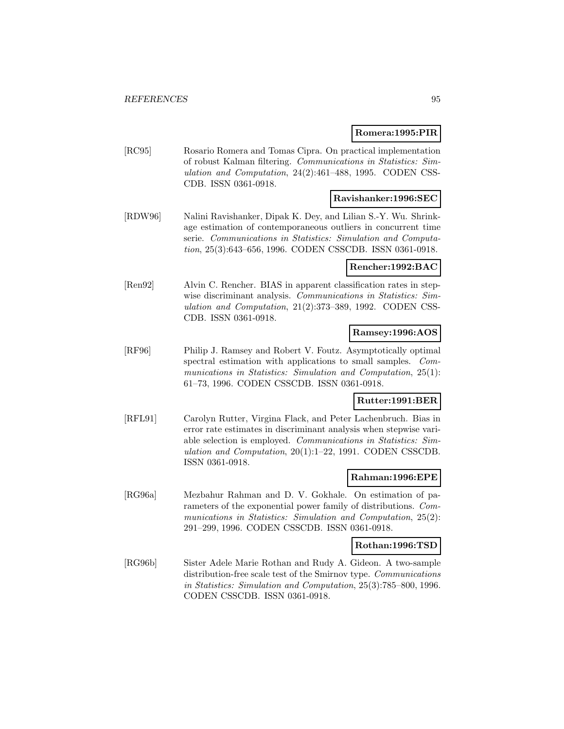**Romera:1995:PIR**

[RC95] Rosario Romera and Tomas Cipra. On practical implementation of robust Kalman filtering. *Communications in Statistics: Simulation and Computation*, 24(2):461–488, 1995. CODEN CSSCDB. ISSN 0361-0918.

**Ravishanker:1996:SEC**

[RDW96] Nalini Ravishanker, Dipak K. Dey, and Lilian S.-Y. Wu. Shrinkage estimation of contemporaneous outliers in concurrent time serie. *Communications in Statistics: Simulation and Computation*, 25(3):643–656, 1996. CODEN CSSCDB. ISSN 0361-0918.

**Rencher:1992:BAC**

[Ren92] Alvin C. Rencher. BIAS in apparent classification rates in stepwise discriminant analysis. *Communications in Statistics: Simulation and Computation*, 21(2):373–389, 1992. CODEN CSSCDB. ISSN 0361-0918.

**Ramsey:1996:AOS**

[RF96] Philip J. Ramsey and Robert V. Foutz. Asymptotically optimal spectral estimation with applications to small samples. *Communications in Statistics: Simulation and Computation*, 25(1): 61–73, 1996. CODEN CSSCDB. ISSN 0361-0918.

**Rutter:1991:BER**

[RFL91] Carolyn Rutter, Virgina Flack, and Peter Lachenbruch. Bias in error rate estimates in discriminant analysis when stepwise variable selection is employed. *Communications in Statistics: Simulation and Computation*, 20(1):1–22, 1991. CODEN CSSCDB. ISSN 0361-0918.

**Rahman:1996:EPE**

[RG96a] Mezbahur Rahman and D. V. Gokhale. On estimation of parameters of the exponential power family of distributions. *Communications in Statistics: Simulation and Computation*, 25(2): 291–299, 1996. CODEN CSSCDB. ISSN 0361-0918.

**Rothan:1996:TSD**

[RG96b] Sister Adele Marie Rothan and Rudy A. Gideon. A two-sample distribution-free scale test of the Smirnov type. *Communications in Statistics: Simulation and Computation*, 25(3):785–800, 1996. CODEN CSSCDB. ISSN 0361-0918.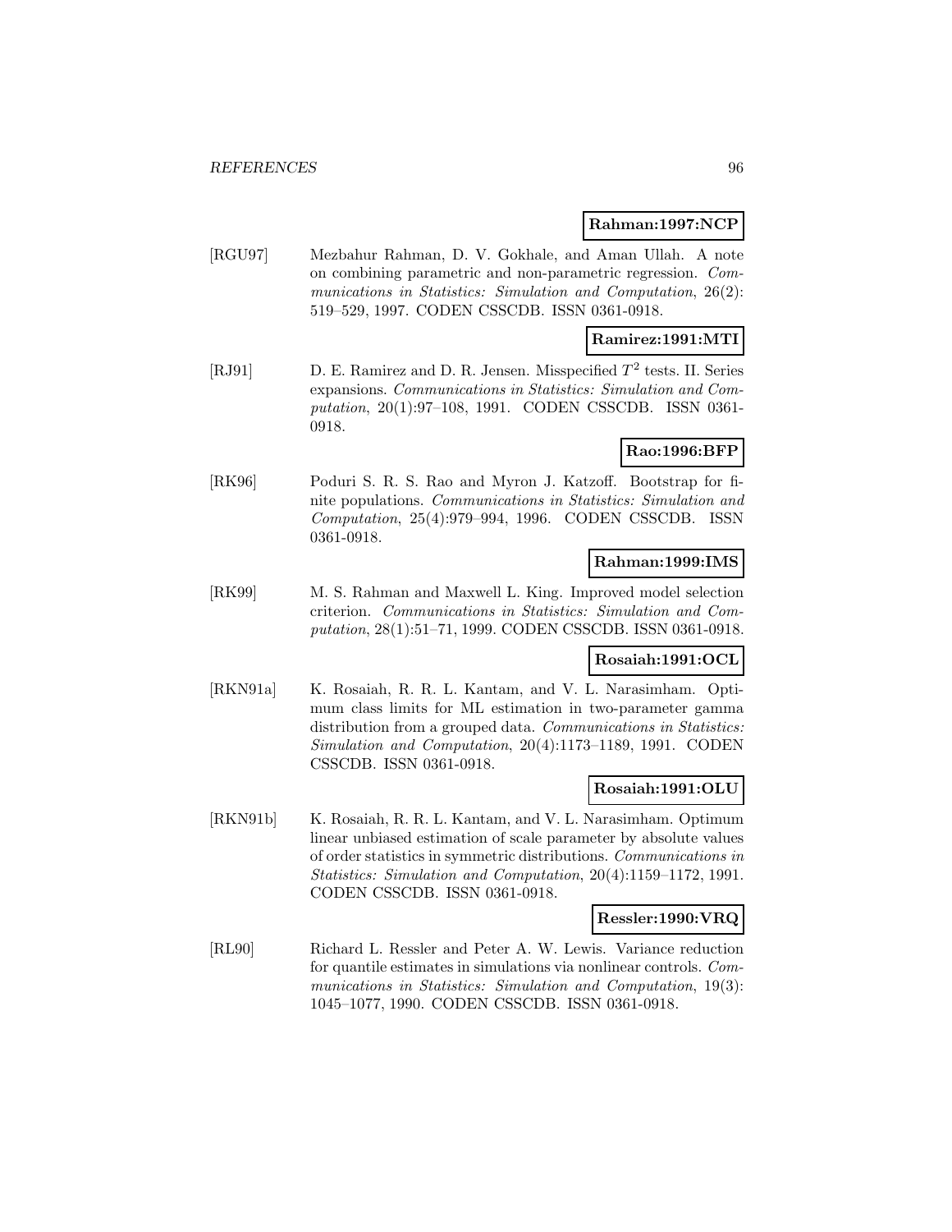**Rahman:1997:NCP**

[RGU97] Mezbahur Rahman, D. V. Gokhale, and Aman Ullah. A note on combining parametric and non-parametric regression. *Communications in Statistics: Simulation and Computation*, 26(2): 519–529, 1997. CODEN CSSCDB. ISSN 0361-0918.

**Ramirez:1991:MTI**

[RJ91] D. E. Ramirez and D. R. Jensen. Misspecified $T^2$ tests. II. Series expansions. *Communications in Statistics: Simulation and Computation*, 20(1):97–108, 1991. CODEN CSSCDB. ISSN 0361-0918.

**Rao:1996:BFP**

[RK96] Poduri S. R. S. Rao and Myron J. Katzoff. Bootstrap for finite populations. *Communications in Statistics: Simulation and Computation*, 25(4):979–994, 1996. CODEN CSSCDB. ISSN 0361-0918.

**Rahman:1999:IMS**

[RK99] M. S. Rahman and Maxwell L. King. Improved model selection criterion. *Communications in Statistics: Simulation and Computation*, 28(1):51–71, 1999. CODEN CSSCDB. ISSN 0361-0918.

**Rosaiah:1991:OCL**

[RKN91a] K. Rosaiah, R. R. L. Kantam, and V. L. Narasimham. Optimum class limits for ML estimation in two-parameter gamma distribution from a grouped data. *Communications in Statistics: Simulation and Computation*, 20(4):1173–1189, 1991. CODEN CSSCDB. ISSN 0361-0918.

**Rosaiah:1991:OLU**

[RKN91b] K. Rosaiah, R. R. L. Kantam, and V. L. Narasimham. Optimum linear unbiased estimation of scale parameter by absolute values of order statistics in symmetric distributions. *Communications in Statistics: Simulation and Computation*, 20(4):1159–1172, 1991. CODEN CSSCDB. ISSN 0361-0918.

**Ressler:1990:VRQ**

[RL90] Richard L. Ressler and Peter A. W. Lewis. Variance reduction for quantile estimates in simulations via nonlinear controls. *Communications in Statistics: Simulation and Computation*, 19(3): 1045–1077, 1990. CODEN CSSCDB. ISSN 0361-0918.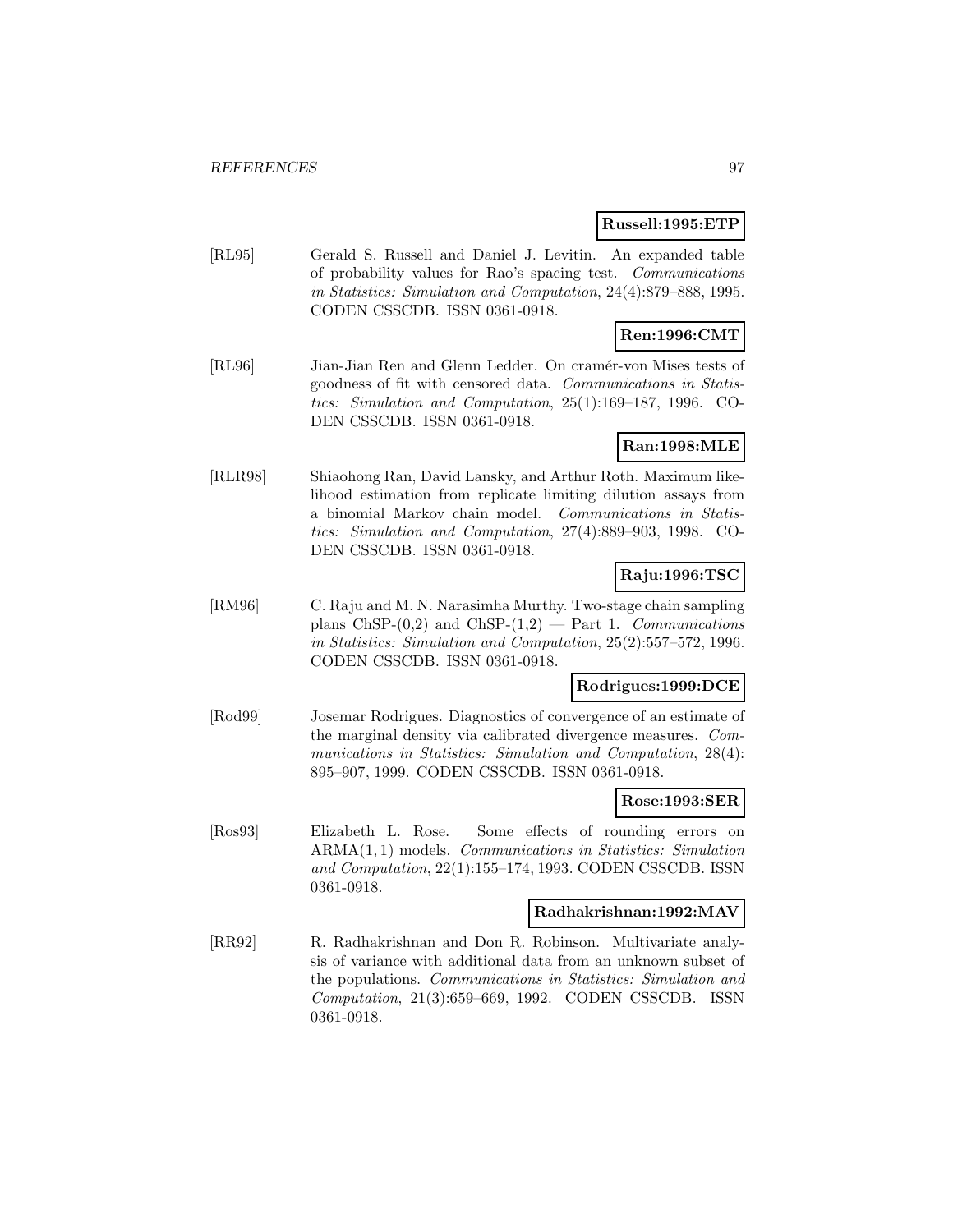**Russell:1995:ETP**

[RL95] Gerald S. Russell and Daniel J. Levitin. An expanded table of probability values for Rao's spacing test. *Communications in Statistics: Simulation and Computation*, 24(4):879–888, 1995. CODEN CSSCDB. ISSN 0361-0918.

**Ren:1996:CMT**

[RL96] Jian-Jian Ren and Glenn Ledder. On cramér-von Mises tests of goodness of fit with censored data. *Communications in Statistics: Simulation and Computation*, 25(1):169–187, 1996. CODEN CSSCDB. ISSN 0361-0918.

**Ran:1998:MLE**

[RLR98] Shiaohong Ran, David Lansky, and Arthur Roth. Maximum likelihood estimation from replicate limiting dilution assays from a binomial Markov chain model. *Communications in Statistics: Simulation and Computation*, 27(4):889–903, 1998. CODEN CSSCDB. ISSN 0361-0918.

**Raju:1996:TSC**

[RM96] C. Raju and M. N. Narasimha Murthy. Two-stage chain sampling plans ChSP-(0,2) and ChSP-(1,2) — Part 1. *Communications in Statistics: Simulation and Computation*, 25(2):557–572, 1996. CODEN CSSCDB. ISSN 0361-0918.

**Rodrigues:1999:DCE**

[Rod99] Josemar Rodrigues. Diagnostics of convergence of an estimate of the marginal density via calibrated divergence measures. *Communications in Statistics: Simulation and Computation*, 28(4): 895–907, 1999. CODEN CSSCDB. ISSN 0361-0918.

**Rose:1993:SER**

[Ros93] Elizabeth L. Rose. Some effects of rounding errors on ARMA$(1,1)$ models. *Communications in Statistics: Simulation and Computation*, 22(1):155–174, 1993. CODEN CSSCDB. ISSN 0361-0918.

**Radhakrishnan:1992:MAV**

[RR92] R. Radhakrishnan and Don R. Robinson. Multivariate analysis of variance with additional data from an unknown subset of the populations. *Communications in Statistics: Simulation and Computation*, 21(3):659–669, 1992. CODEN CSSCDB. ISSN 0361-0918.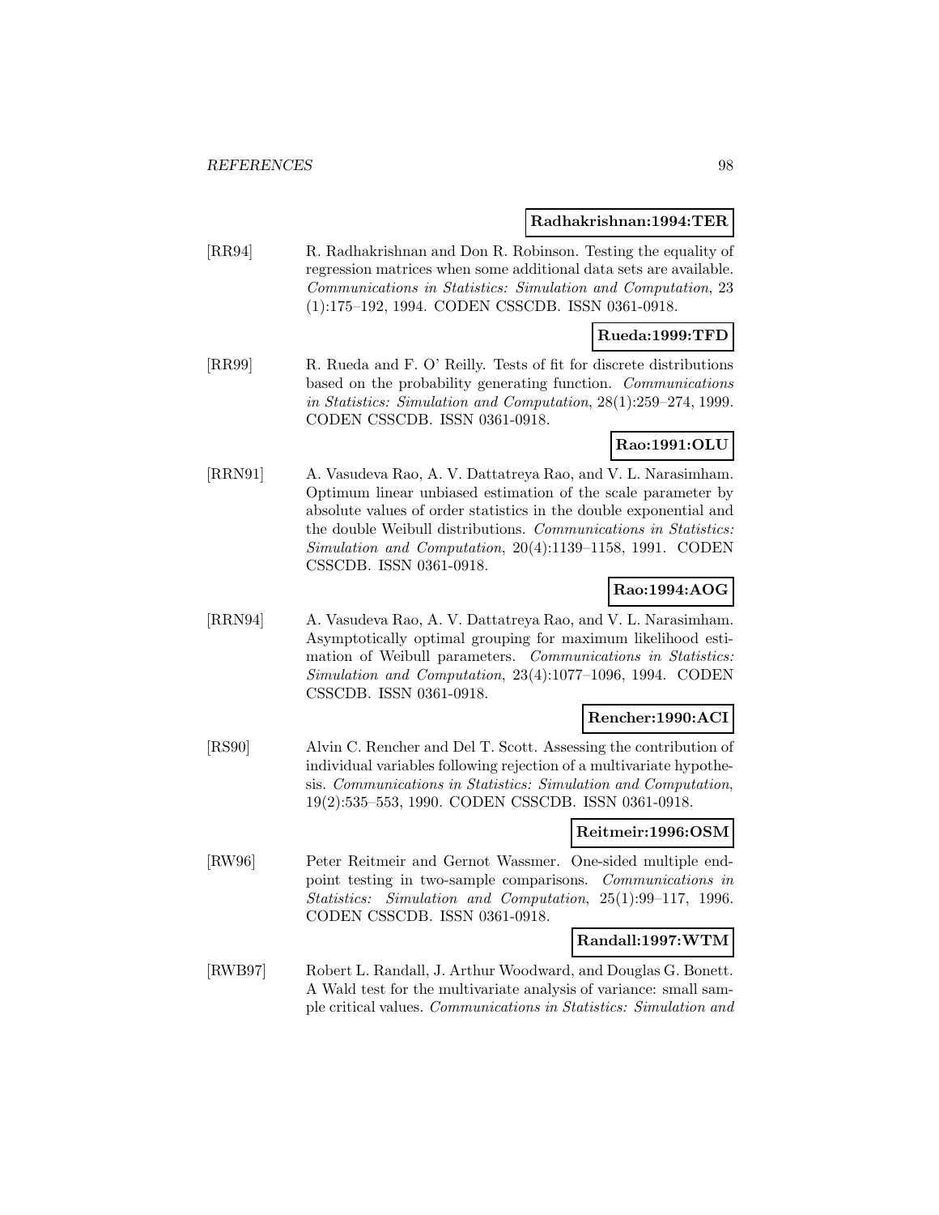**Radhakrishnan:1994:TER**

[RR94] R. Radhakrishnan and Don R. Robinson. Testing the equality of regression matrices when some additional data sets are available. *Communications in Statistics: Simulation and Computation*, 23 (1):175–192, 1994. CODEN CSSCDB. ISSN 0361-0918.

**Rueda:1999:TFD**

[RR99] R. Rueda and F. O' Reilly. Tests of fit for discrete distributions based on the probability generating function. *Communications in Statistics: Simulation and Computation*, 28(1):259–274, 1999. CODEN CSSCDB. ISSN 0361-0918.

**Rao:1991:OLU**

[RRN91] A. Vasudeva Rao, A. V. Dattatreya Rao, and V. L. Narasimham. Optimum linear unbiased estimation of the scale parameter by absolute values of order statistics in the double exponential and the double Weibull distributions. *Communications in Statistics: Simulation and Computation*, 20(4):1139–1158, 1991. CODEN CSSCDB. ISSN 0361-0918.

**Rao:1994:AOG**

[RRN94] A. Vasudeva Rao, A. V. Dattatreya Rao, and V. L. Narasimham. Asymptotically optimal grouping for maximum likelihood estimation of Weibull parameters. *Communications in Statistics: Simulation and Computation*, 23(4):1077–1096, 1994. CODEN CSSCDB. ISSN 0361-0918.

**Rencher:1990:ACI**

[RS90] Alvin C. Rencher and Del T. Scott. Assessing the contribution of individual variables following rejection of a multivariate hypothesis. *Communications in Statistics: Simulation and Computation*, 19(2):535–553, 1990. CODEN CSSCDB. ISSN 0361-0918.

**Reitmeir:1996:OSM**

[RW96] Peter Reitmeir and Gernot Wassmer. One-sided multiple endpoint testing in two-sample comparisons. *Communications in Statistics: Simulation and Computation*, 25(1):99–117, 1996. CODEN CSSCDB. ISSN 0361-0918.

**Randall:1997:WTM**

[RWB97] Robert L. Randall, J. Arthur Woodward, and Douglas G. Bonett. A Wald test for the multivariate analysis of variance: small sample critical values. *Communications in Statistics: Simulation and*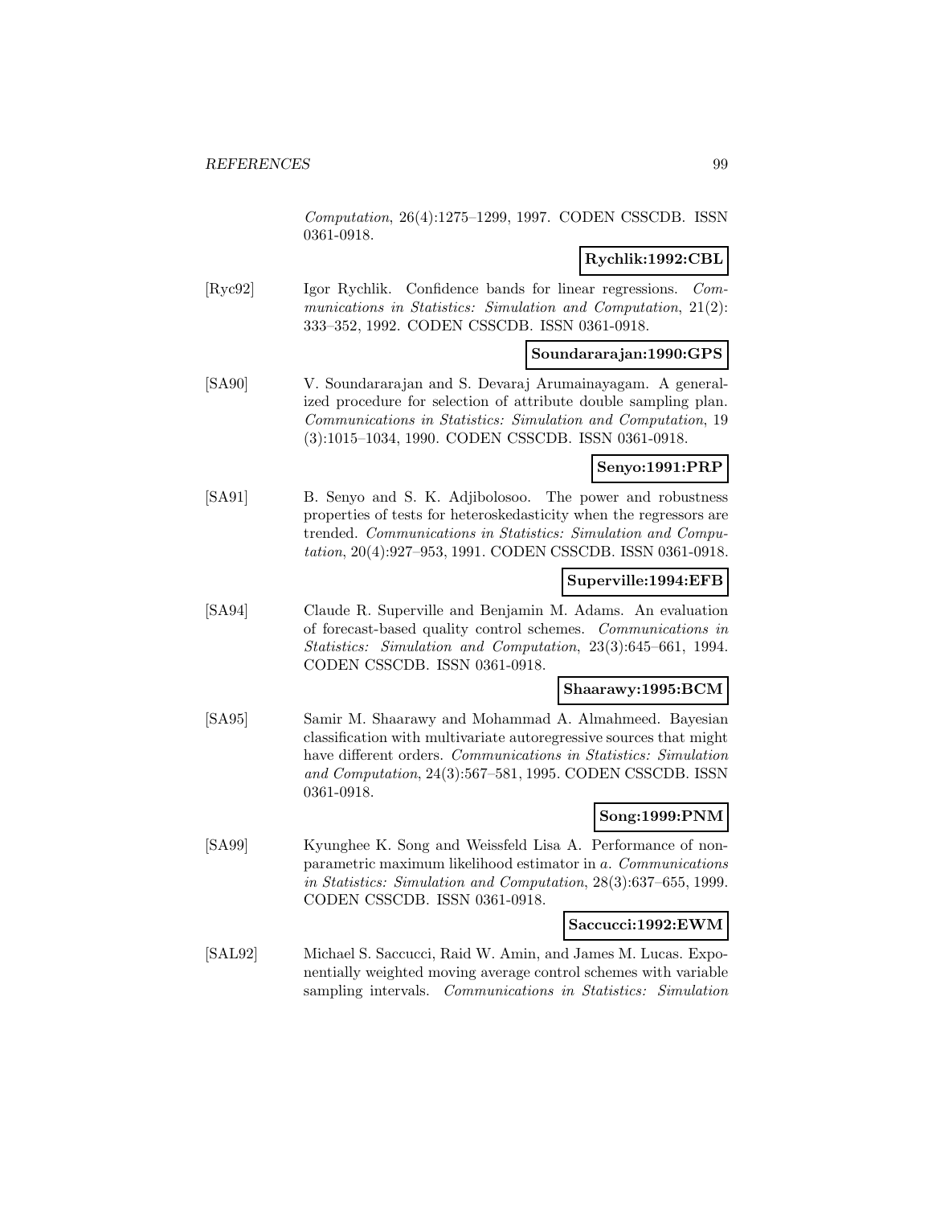*Computation*, 26(4):1275–1299, 1997. CODEN CSSCDB. ISSN 0361-0918.

**Rychlik:1992:CBL**

[Ryc92] Igor Rychlik. Confidence bands for linear regressions. *Communications in Statistics: Simulation and Computation*, 21(2): 333–352, 1992. CODEN CSSCDB. ISSN 0361-0918.

**Soundararajan:1990:GPS**

[SA90] V. Soundararajan and S. Devaraj Arumainayagam. A generalized procedure for selection of attribute double sampling plan. *Communications in Statistics: Simulation and Computation*, 19 (3):1015–1034, 1990. CODEN CSSCDB. ISSN 0361-0918.

**Senyo:1991:PRP**

[SA91] B. Senyo and S. K. Adjibolosoo. The power and robustness properties of tests for heteroskedasticity when the regressors are trended. *Communications in Statistics: Simulation and Computation*, 20(4):927–953, 1991. CODEN CSSCDB. ISSN 0361-0918.

**Superville:1994:EFB**

[SA94] Claude R. Superville and Benjamin M. Adams. An evaluation of forecast-based quality control schemes. *Communications in Statistics: Simulation and Computation*, 23(3):645–661, 1994. CODEN CSSCDB. ISSN 0361-0918.

**Shaarawy:1995:BCM**

[SA95] Samir M. Shaarawy and Mohammad A. Almahmeed. Bayesian classification with multivariate autoregressive sources that might have different orders. *Communications in Statistics: Simulation and Computation*, 24(3):567–581, 1995. CODEN CSSCDB. ISSN 0361-0918.

**Song:1999:PNM**

[SA99] Kyunghee K. Song and Weissfeld Lisa A. Performance of nonparametric maximum likelihood estimator in *a*. *Communications in Statistics: Simulation and Computation*, 28(3):637–655, 1999. CODEN CSSCDB. ISSN 0361-0918.

**Saccucci:1992:EWM**

[SAL92] Michael S. Saccucci, Raid W. Amin, and James M. Lucas. Exponentially weighted moving average control schemes with variable sampling intervals. *Communications in Statistics: Simulation*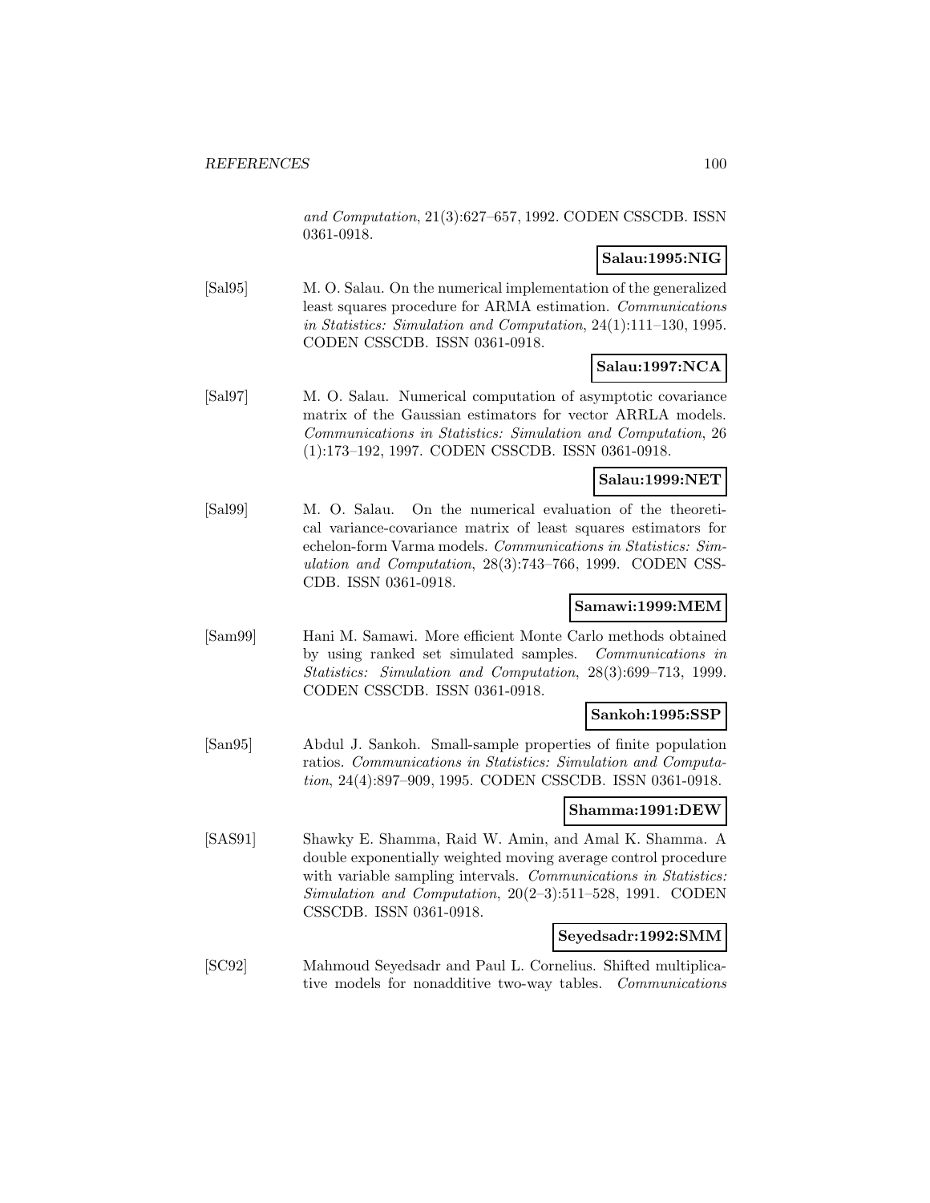*and Computation*, 21(3):627–657, 1992. CODEN CSSCDB. ISSN 0361-0918.

**Salau:1995:NIG**

[Sal95] M. O. Salau. On the numerical implementation of the generalized least squares procedure for ARMA estimation. *Communications in Statistics: Simulation and Computation*, 24(1):111–130, 1995. CODEN CSSCDB. ISSN 0361-0918.

**Salau:1997:NCA**

[Sal97] M. O. Salau. Numerical computation of asymptotic covariance matrix of the Gaussian estimators for vector ARRLA models. *Communications in Statistics: Simulation and Computation*, 26 (1):173–192, 1997. CODEN CSSCDB. ISSN 0361-0918.

**Salau:1999:NET**

[Sal99] M. O. Salau. On the numerical evaluation of the theoretical variance-covariance matrix of least squares estimators for echelon-form Varma models. *Communications in Statistics: Simulation and Computation*, 28(3):743–766, 1999. CODEN CSSCDB. ISSN 0361-0918.

**Samawi:1999:MEM**

[Sam99] Hani M. Samawi. More efficient Monte Carlo methods obtained by using ranked set simulated samples. *Communications in Statistics: Simulation and Computation*, 28(3):699–713, 1999. CODEN CSSCDB. ISSN 0361-0918.

**Sankoh:1995:SSP**

[San95] Abdul J. Sankoh. Small-sample properties of finite population ratios. *Communications in Statistics: Simulation and Computation*, 24(4):897–909, 1995. CODEN CSSCDB. ISSN 0361-0918.

**Shamma:1991:DEW**

[SAS91] Shawky E. Shamma, Raid W. Amin, and Amal K. Shamma. A double exponentially weighted moving average control procedure with variable sampling intervals. *Communications in Statistics: Simulation and Computation*, 20(2–3):511–528, 1991. CODEN CSSCDB. ISSN 0361-0918.

**Seyedsadr:1992:SMM**

[SC92] Mahmoud Seyedsadr and Paul L. Cornelius. Shifted multiplicative models for nonadditive two-way tables. *Communications*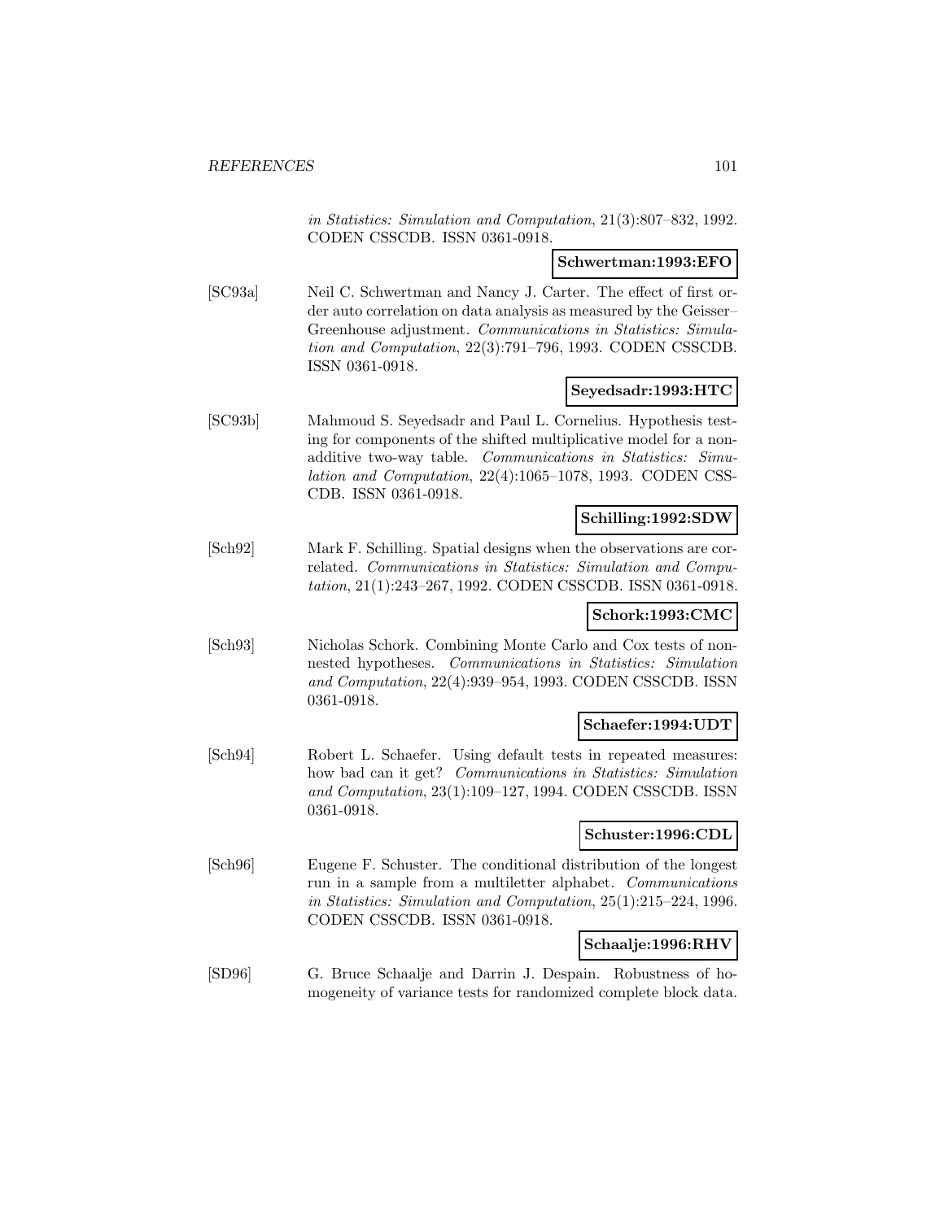in Statistics: Simulation and Computation*, 21(3):807–832, 1992. CODEN CSSCDB. ISSN 0361-0918.

**Schwertman:1993:EFO**

[SC93a] Neil C. Schwertman and Nancy J. Carter. The effect of first order auto correlation on data analysis as measured by the Geisser–Greenhouse adjustment. *Communications in Statistics: Simulation and Computation*, 22(3):791–796, 1993. CODEN CSSCDB. ISSN 0361-0918.

**Seyedsadr:1993:HTC**

[SC93b] Mahmoud S. Seyedsadr and Paul L. Cornelius. Hypothesis testing for components of the shifted multiplicative model for a nonadditive two-way table. *Communications in Statistics: Simulation and Computation*, 22(4):1065–1078, 1993. CODEN CSSCDB. ISSN 0361-0918.

**Schilling:1992:SDW**

[Sch92] Mark F. Schilling. Spatial designs when the observations are correlated. *Communications in Statistics: Simulation and Computation*, 21(1):243–267, 1992. CODEN CSSCDB. ISSN 0361-0918.

**Schork:1993:CMC**

[Sch93] Nicholas Schork. Combining Monte Carlo and Cox tests of nonnested hypotheses. *Communications in Statistics: Simulation and Computation*, 22(4):939–954, 1993. CODEN CSSCDB. ISSN 0361-0918.

**Schaefer:1994:UDT**

[Sch94] Robert L. Schaefer. Using default tests in repeated measures: how bad can it get? *Communications in Statistics: Simulation and Computation*, 23(1):109–127, 1994. CODEN CSSCDB. ISSN 0361-0918.

**Schuster:1996:CDL**

[Sch96] Eugene F. Schuster. The conditional distribution of the longest run in a sample from a multiletter alphabet. *Communications in Statistics: Simulation and Computation*, 25(1):215–224, 1996. CODEN CSSCDB. ISSN 0361-0918.

**Schaalje:1996:RHV**

[SD96] G. Bruce Schaalje and Darrin J. Despain. Robustness of homogeneity of variance tests for randomized complete block data.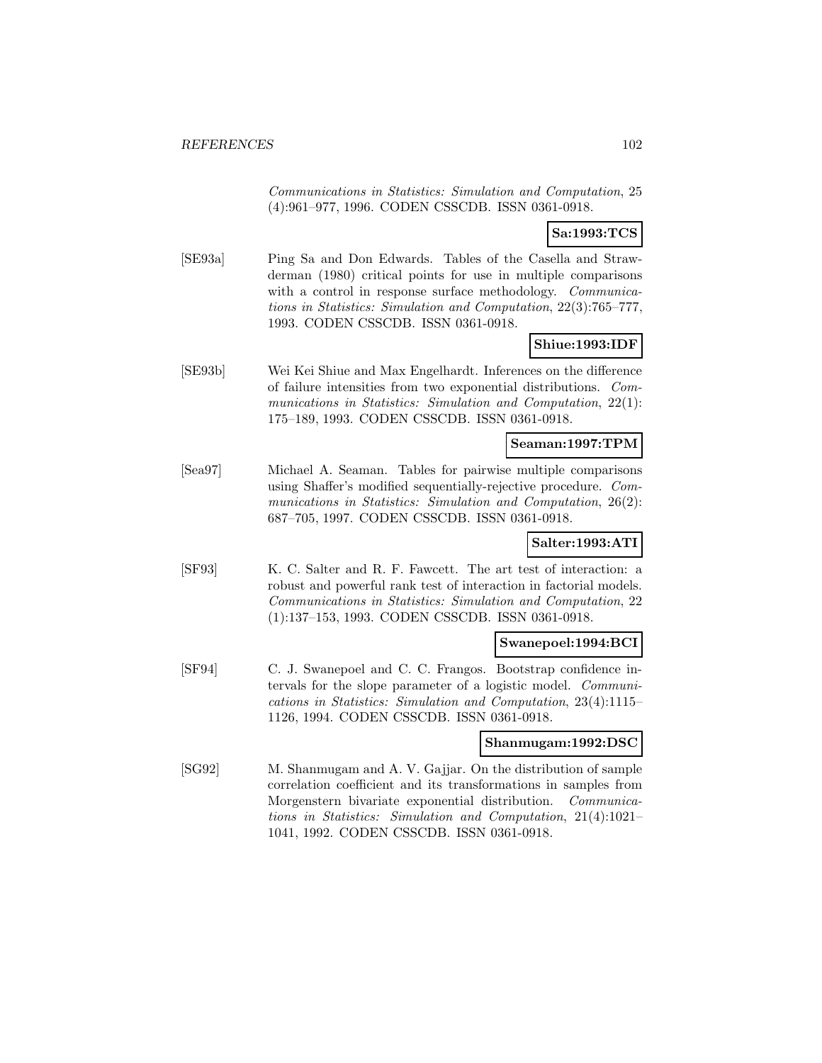*Communications in Statistics: Simulation and Computation*, 25 (4):961–977, 1996. CODEN CSSCDB. ISSN 0361-0918.

**Sa:1993:TCS**

[SE93a] Ping Sa and Don Edwards. Tables of the Casella and Strawderman (1980) critical points for use in multiple comparisons with a control in response surface methodology. *Communications in Statistics: Simulation and Computation*, 22(3):765–777, 1993. CODEN CSSCDB. ISSN 0361-0918.

**Shiue:1993:IDF**

[SE93b] Wei Kei Shiue and Max Engelhardt. Inferences on the difference of failure intensities from two exponential distributions. *Communications in Statistics: Simulation and Computation*, 22(1): 175–189, 1993. CODEN CSSCDB. ISSN 0361-0918.

**Seaman:1997:TPM**

[Sea97] Michael A. Seaman. Tables for pairwise multiple comparisons using Shaffer's modified sequentially-rejective procedure. *Communications in Statistics: Simulation and Computation*, 26(2): 687–705, 1997. CODEN CSSCDB. ISSN 0361-0918.

**Salter:1993:ATI**

[SF93] K. C. Salter and R. F. Fawcett. The art test of interaction: a robust and powerful rank test of interaction in factorial models. *Communications in Statistics: Simulation and Computation*, 22 (1):137–153, 1993. CODEN CSSCDB. ISSN 0361-0918.

**Swanepoel:1994:BCI**

[SF94] C. J. Swanepoel and C. C. Frangos. Bootstrap confidence intervals for the slope parameter of a logistic model. *Communications in Statistics: Simulation and Computation*, 23(4):1115–1126, 1994. CODEN CSSCDB. ISSN 0361-0918.

**Shanmugam:1992:DSC**

[SG92] M. Shanmugam and A. V. Gajjar. On the distribution of sample correlation coefficient and its transformations in samples from Morgenstern bivariate exponential distribution. *Communications in Statistics: Simulation and Computation*, 21(4):1021–1041, 1992. CODEN CSSCDB. ISSN 0361-0918.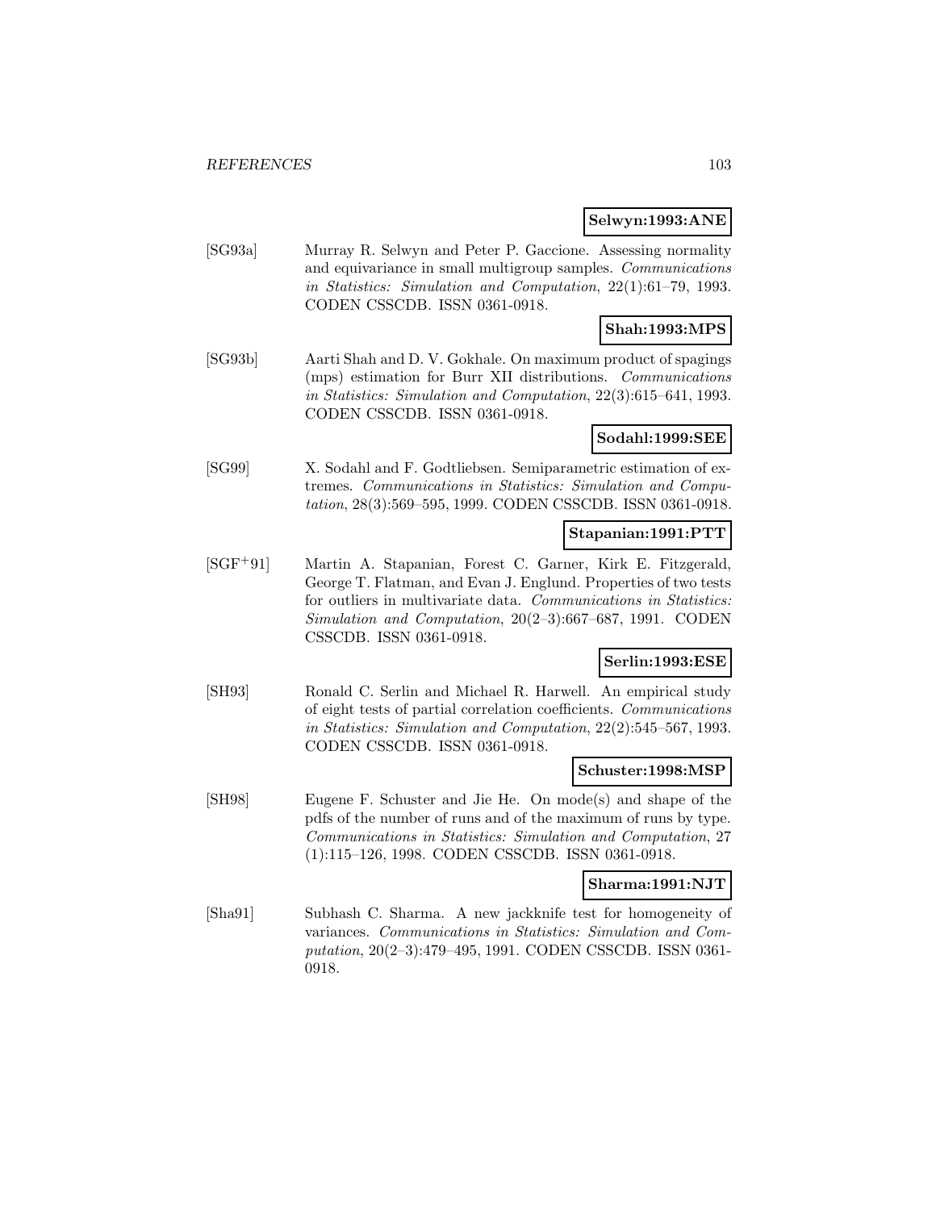**Selwyn:1993:ANE**

[SG93a] Murray R. Selwyn and Peter P. Gaccione. Assessing normality and equivariance in small multigroup samples. *Communications in Statistics: Simulation and Computation*, 22(1):61–79, 1993. CODEN CSSCDB. ISSN 0361-0918.

**Shah:1993:MPS**

[SG93b] Aarti Shah and D. V. Gokhale. On maximum product of spagings (mps) estimation for Burr XII distributions. *Communications in Statistics: Simulation and Computation*, 22(3):615–641, 1993. CODEN CSSCDB. ISSN 0361-0918.

**Sodahl:1999:SEE**

[SG99] X. Sodahl and F. Godtliebsen. Semiparametric estimation of extremes. *Communications in Statistics: Simulation and Computation*, 28(3):569–595, 1999. CODEN CSSCDB. ISSN 0361-0918.

**Stapanian:1991:PTT**

[SGF+91] Martin A. Stapanian, Forest C. Garner, Kirk E. Fitzgerald, George T. Flatman, and Evan J. Englund. Properties of two tests for outliers in multivariate data. *Communications in Statistics: Simulation and Computation*, 20(2–3):667–687, 1991. CODEN CSSCDB. ISSN 0361-0918.

**Serlin:1993:ESE**

[SH93] Ronald C. Serlin and Michael R. Harwell. An empirical study of eight tests of partial correlation coefficients. *Communications in Statistics: Simulation and Computation*, 22(2):545–567, 1993. CODEN CSSCDB. ISSN 0361-0918.

**Schuster:1998:MSP**

[SH98] Eugene F. Schuster and Jie He. On mode(s) and shape of the pdfs of the number of runs and of the maximum of runs by type. *Communications in Statistics: Simulation and Computation*, 27 (1):115–126, 1998. CODEN CSSCDB. ISSN 0361-0918.

**Sharma:1991:NJT**

[Sha91] Subhash C. Sharma. A new jackknife test for homogeneity of variances. *Communications in Statistics: Simulation and Computation*, 20(2–3):479–495, 1991. CODEN CSSCDB. ISSN 0361-0918.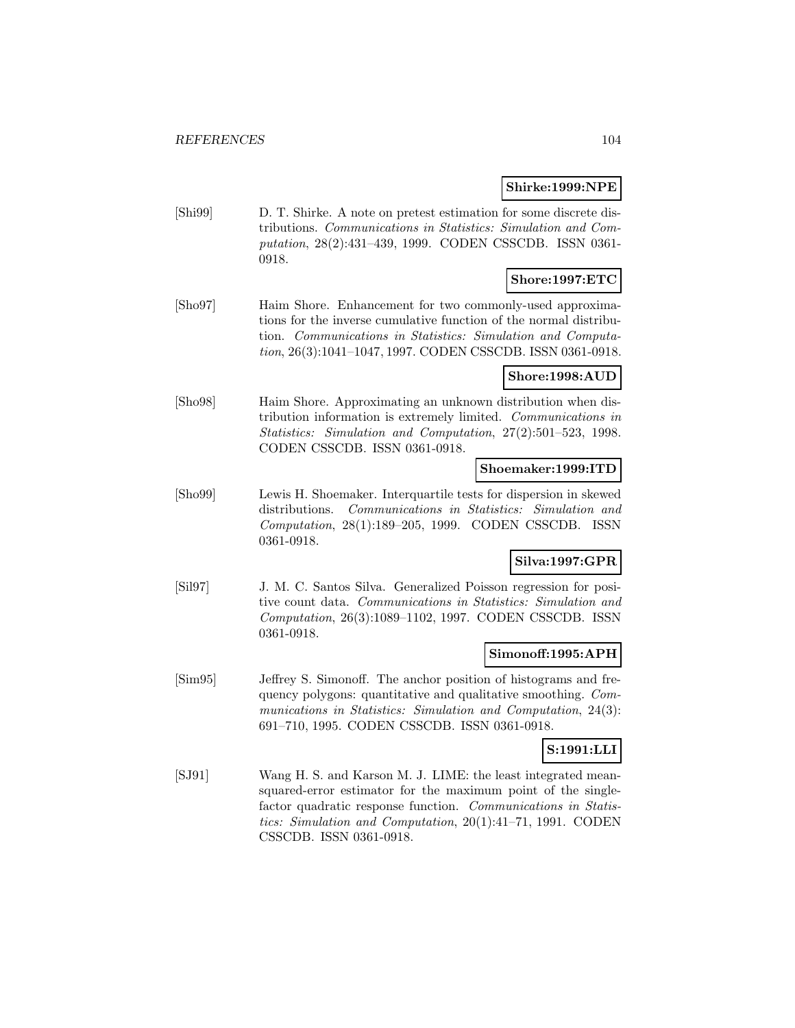**Shirke:1999:NPE**

[Shi99] D. T. Shirke. A note on pretest estimation for some discrete distributions. *Communications in Statistics: Simulation and Computation*, 28(2):431–439, 1999. CODEN CSSCDB. ISSN 0361-0918.

**Shore:1997:ETC**

[Sho97] Haim Shore. Enhancement for two commonly-used approximations for the inverse cumulative function of the normal distribution. *Communications in Statistics: Simulation and Computation*, 26(3):1041–1047, 1997. CODEN CSSCDB. ISSN 0361-0918.

**Shore:1998:AUD**

[Sho98] Haim Shore. Approximating an unknown distribution when distribution information is extremely limited. *Communications in Statistics: Simulation and Computation*, 27(2):501–523, 1998. CODEN CSSCDB. ISSN 0361-0918.

**Shoemaker:1999:ITD**

[Sho99] Lewis H. Shoemaker. Interquartile tests for dispersion in skewed distributions. *Communications in Statistics: Simulation and Computation*, 28(1):189–205, 1999. CODEN CSSCDB. ISSN 0361-0918.

**Silva:1997:GPR**

[Sil97] J. M. C. Santos Silva. Generalized Poisson regression for positive count data. *Communications in Statistics: Simulation and Computation*, 26(3):1089–1102, 1997. CODEN CSSCDB. ISSN 0361-0918.

**Simonoff:1995:APH**

[Sim95] Jeffrey S. Simonoff. The anchor position of histograms and frequency polygons: quantitative and qualitative smoothing. *Communications in Statistics: Simulation and Computation*, 24(3): 691–710, 1995. CODEN CSSCDB. ISSN 0361-0918.

**S:1991:LLI**

[SJ91] Wang H. S. and Karson M. J. LIME: the least integrated mean-squared-error estimator for the maximum point of the single-factor quadratic response function. *Communications in Statistics: Simulation and Computation*, 20(1):41–71, 1991. CODEN CSSCDB. ISSN 0361-0918.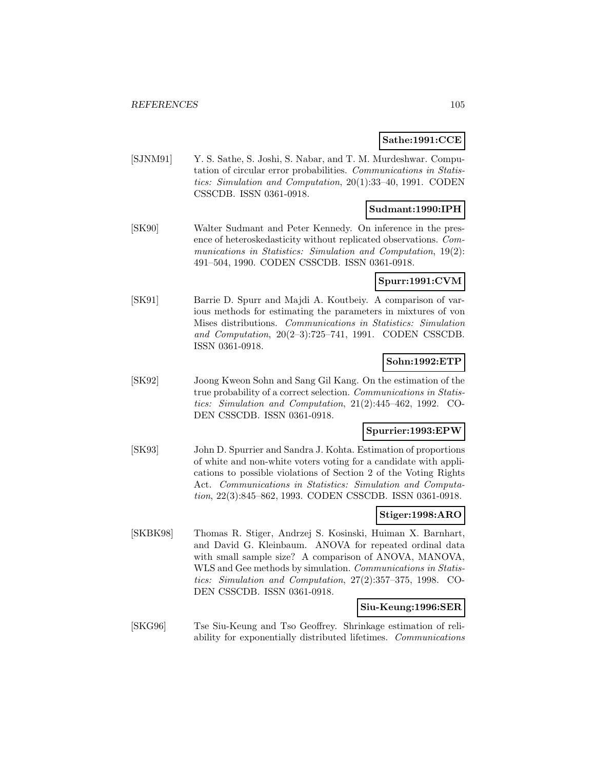**Sathe:1991:CCE**

[SJNM91] Y. S. Sathe, S. Joshi, S. Nabar, and T. M. Murdeshwar. Computation of circular error probabilities. *Communications in Statistics: Simulation and Computation*, 20(1):33–40, 1991. CODEN CSSCDB. ISSN 0361-0918.

**Sudmant:1990:IPH**

[SK90] Walter Sudmant and Peter Kennedy. On inference in the presence of heteroskedasticity without replicated observations. *Communications in Statistics: Simulation and Computation*, 19(2): 491–504, 1990. CODEN CSSCDB. ISSN 0361-0918.

**Spurr:1991:CVM**

[SK91] Barrie D. Spurr and Majdi A. Koutbeiy. A comparison of various methods for estimating the parameters in mixtures of von Mises distributions. *Communications in Statistics: Simulation and Computation*, 20(2–3):725–741, 1991. CODEN CSSCDB. ISSN 0361-0918.

**Sohn:1992:ETP**

[SK92] Joong Kweon Sohn and Sang Gil Kang. On the estimation of the true probability of a correct selection. *Communications in Statistics: Simulation and Computation*, 21(2):445–462, 1992. CODEN CSSCDB. ISSN 0361-0918.

**Spurrier:1993:EPW**

[SK93] John D. Spurrier and Sandra J. Kohta. Estimation of proportions of white and non-white voters voting for a candidate with applications to possible violations of Section 2 of the Voting Rights Act. *Communications in Statistics: Simulation and Computation*, 22(3):845–862, 1993. CODEN CSSCDB. ISSN 0361-0918.

**Stiger:1998:ARO**

[SKBK98] Thomas R. Stiger, Andrzej S. Kosinski, Huiman X. Barnhart, and David G. Kleinbaum. ANOVA for repeated ordinal data with small sample size? A comparison of ANOVA, MANOVA, WLS and Gee methods by simulation. *Communications in Statistics: Simulation and Computation*, 27(2):357–375, 1998. CODEN CSSCDB. ISSN 0361-0918.

**Siu-Keung:1996:SER**

[SKG96] Tse Siu-Keung and Tso Geoffrey. Shrinkage estimation of reliability for exponentially distributed lifetimes. *Communications*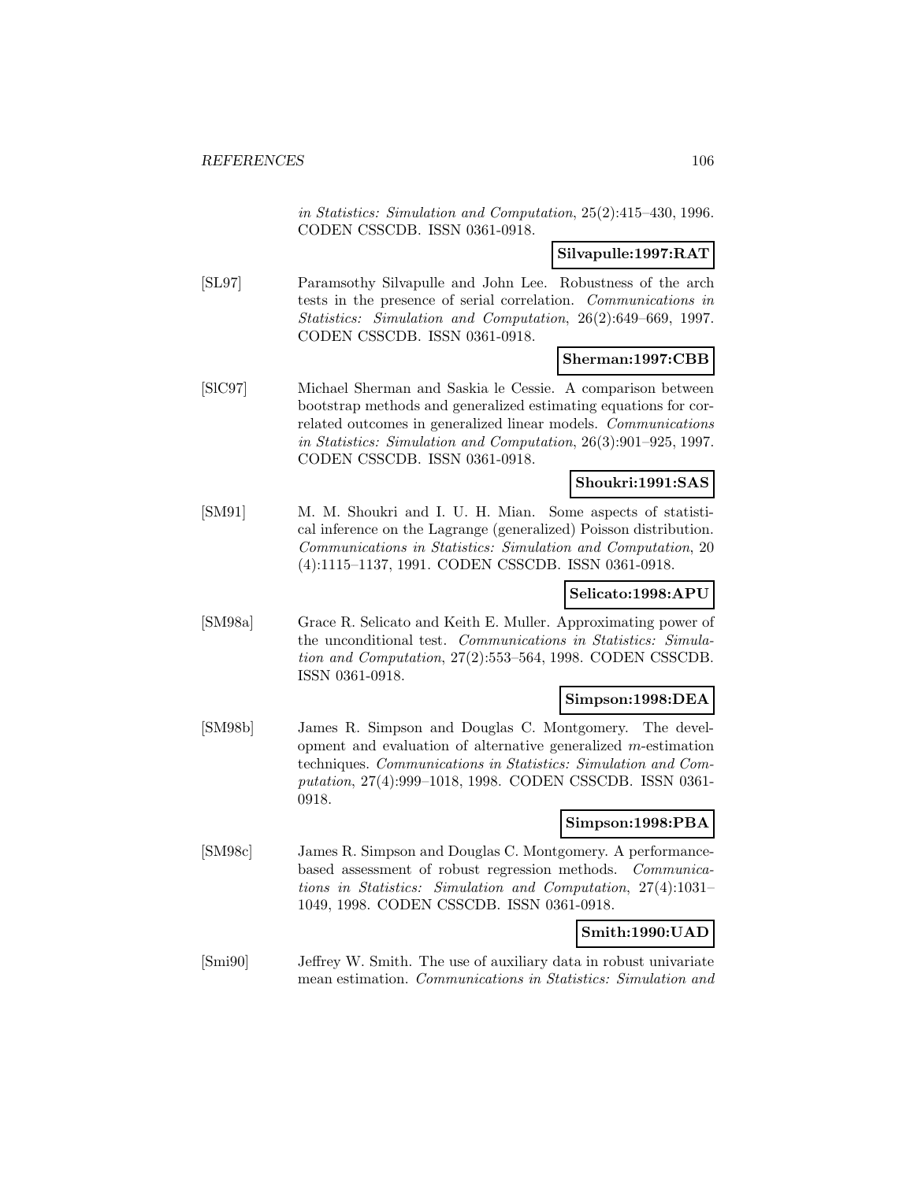in Statistics: Simulation and Computation, 25(2):415–430, 1996. CODEN CSSCDB. ISSN 0361-0918.

**Silvapulle:1997:RAT**

[SL97] Paramsothy Silvapulle and John Lee. Robustness of the arch tests in the presence of serial correlation. *Communications in Statistics: Simulation and Computation*, 26(2):649–669, 1997. CODEN CSSCDB. ISSN 0361-0918.

**Sherman:1997:CBB**

[SlC97] Michael Sherman and Saskia le Cessie. A comparison between bootstrap methods and generalized estimating equations for correlated outcomes in generalized linear models. *Communications in Statistics: Simulation and Computation*, 26(3):901–925, 1997. CODEN CSSCDB. ISSN 0361-0918.

**Shoukri:1991:SAS**

[SM91] M. M. Shoukri and I. U. H. Mian. Some aspects of statistical inference on the Lagrange (generalized) Poisson distribution. *Communications in Statistics: Simulation and Computation*, 20 (4):1115–1137, 1991. CODEN CSSCDB. ISSN 0361-0918.

**Selicato:1998:APU**

[SM98a] Grace R. Selicato and Keith E. Muller. Approximating power of the unconditional test. *Communications in Statistics: Simulation and Computation*, 27(2):553–564, 1998. CODEN CSSCDB. ISSN 0361-0918.

**Simpson:1998:DEA**

[SM98b] James R. Simpson and Douglas C. Montgomery. The development and evaluation of alternative generalized $m$-estimation techniques. *Communications in Statistics: Simulation and Computation*, 27(4):999–1018, 1998. CODEN CSSCDB. ISSN 0361-0918.

**Simpson:1998:PBA**

[SM98c] James R. Simpson and Douglas C. Montgomery. A performance-based assessment of robust regression methods. *Communications in Statistics: Simulation and Computation*, 27(4):1031–1049, 1998. CODEN CSSCDB. ISSN 0361-0918.

**Smith:1990:UAD**

[Smi90] Jeffrey W. Smith. The use of auxiliary data in robust univariate mean estimation. *Communications in Statistics: Simulation and*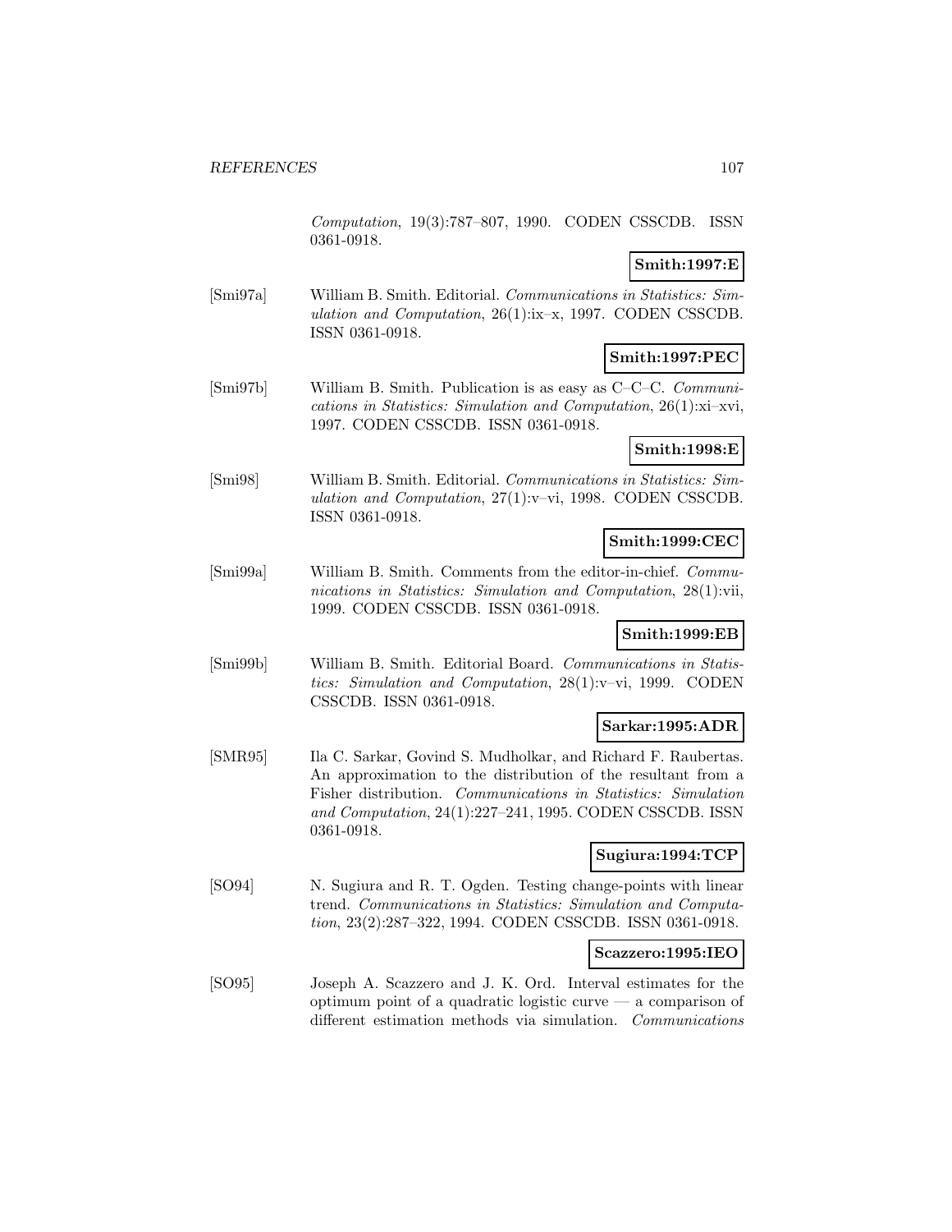*Computation*, 19(3):787–807, 1990. CODEN CSSCDB. ISSN 0361-0918.

**Smith:1997:E**

[Smi97a] William B. Smith. Editorial. *Communications in Statistics: Simulation and Computation*, 26(1):ix–x, 1997. CODEN CSSCDB. ISSN 0361-0918.

**Smith:1997:PEC**

[Smi97b] William B. Smith. Publication is as easy as C–C–C. *Communications in Statistics: Simulation and Computation*, 26(1):xi–xvi, 1997. CODEN CSSCDB. ISSN 0361-0918.

**Smith:1998:E**

[Smi98] William B. Smith. Editorial. *Communications in Statistics: Simulation and Computation*, 27(1):v–vi, 1998. CODEN CSSCDB. ISSN 0361-0918.

**Smith:1999:CEC**

[Smi99a] William B. Smith. Comments from the editor-in-chief. *Communications in Statistics: Simulation and Computation*, 28(1):vii, 1999. CODEN CSSCDB. ISSN 0361-0918.

**Smith:1999:EB**

[Smi99b] William B. Smith. Editorial Board. *Communications in Statistics: Simulation and Computation*, 28(1):v–vi, 1999. CODEN CSSCDB. ISSN 0361-0918.

**Sarkar:1995:ADR**

[SMR95] Ila C. Sarkar, Govind S. Mudholkar, and Richard F. Raubertas. An approximation to the distribution of the resultant from a Fisher distribution. *Communications in Statistics: Simulation and Computation*, 24(1):227–241, 1995. CODEN CSSCDB. ISSN 0361-0918.

**Sugiura:1994:TCP**

[SO94] N. Sugiura and R. T. Ogden. Testing change-points with linear trend. *Communications in Statistics: Simulation and Computation*, 23(2):287–322, 1994. CODEN CSSCDB. ISSN 0361-0918.

**Scazzero:1995:IEO**

[SO95] Joseph A. Scazzero and J. K. Ord. Interval estimates for the optimum point of a quadratic logistic curve — a comparison of different estimation methods via simulation. *Communications*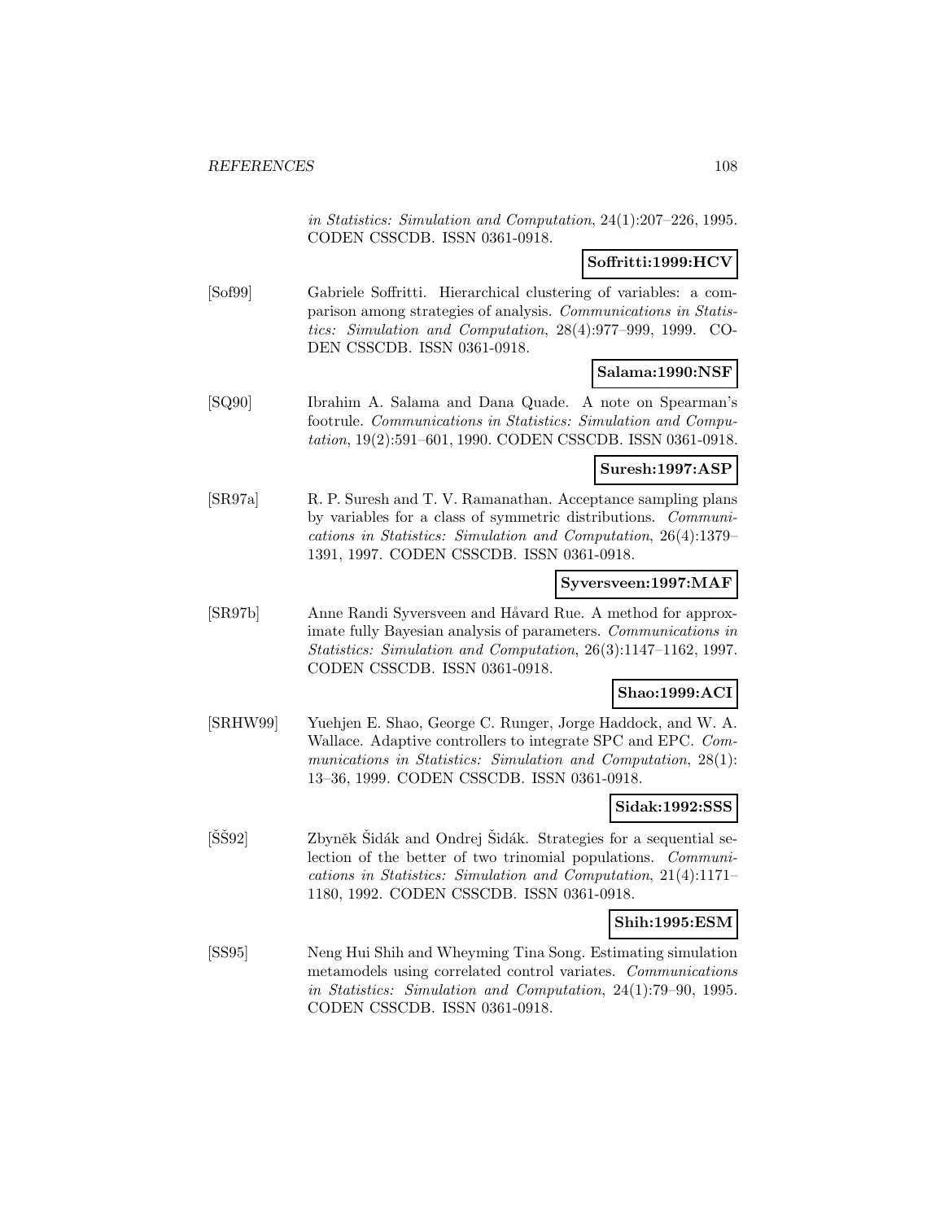in Statistics: Simulation and Computation, 24(1):207–226, 1995. CODEN CSSCDB. ISSN 0361-0918.

**Soffritti:1999:HCV**

[Sof99] Gabriele Soffritti. Hierarchical clustering of variables: a comparison among strategies of analysis. *Communications in Statistics: Simulation and Computation*, 28(4):977–999, 1999. CODEN CSSCDB. ISSN 0361-0918.

**Salama:1990:NSF**

[SQ90] Ibrahim A. Salama and Dana Quade. A note on Spearman's footrule. *Communications in Statistics: Simulation and Computation*, 19(2):591–601, 1990. CODEN CSSCDB. ISSN 0361-0918.

**Suresh:1997:ASP**

[SR97a] R. P. Suresh and T. V. Ramanathan. Acceptance sampling plans by variables for a class of symmetric distributions. *Communications in Statistics: Simulation and Computation*, 26(4):1379–1391, 1997. CODEN CSSCDB. ISSN 0361-0918.

**Syversveen:1997:MAF**

[SR97b] Anne Randi Syversveen and Håvard Rue. A method for approximate fully Bayesian analysis of parameters. *Communications in Statistics: Simulation and Computation*, 26(3):1147–1162, 1997. CODEN CSSCDB. ISSN 0361-0918.

**Shao:1999:ACI**

[SRHW99] Yuehjen E. Shao, George C. Runger, Jorge Haddock, and W. A. Wallace. Adaptive controllers to integrate SPC and EPC. *Communications in Statistics: Simulation and Computation*, 28(1): 13–36, 1999. CODEN CSSCDB. ISSN 0361-0918.

**Sidak:1992:SSS**

[ŠŠ92] Zbyněk Šidák and Ondrej Šidák. Strategies for a sequential selection of the better of two trinomial populations. *Communications in Statistics: Simulation and Computation*, 21(4):1171–1180, 1992. CODEN CSSCDB. ISSN 0361-0918.

**Shih:1995:ESM**

[SS95] Neng Hui Shih and Wheyming Tina Song. Estimating simulation metamodels using correlated control variates. *Communications in Statistics: Simulation and Computation*, 24(1):79–90, 1995. CODEN CSSCDB. ISSN 0361-0918.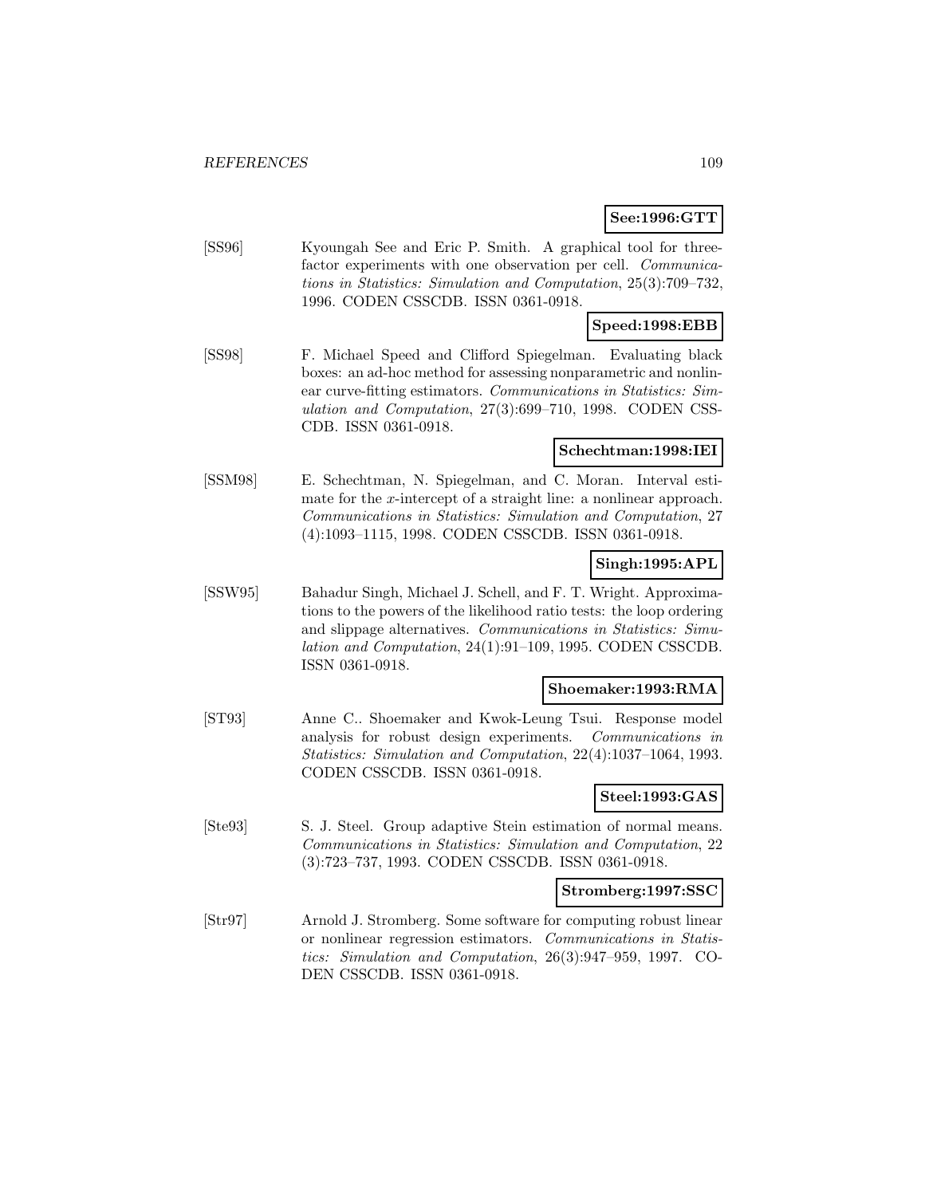**See:1996:GTT**

[SS96] Kyoungah See and Eric P. Smith. A graphical tool for three-factor experiments with one observation per cell. *Communications in Statistics: Simulation and Computation*, 25(3):709–732, 1996. CODEN CSSCDB. ISSN 0361-0918.

**Speed:1998:EBB**

[SS98] F. Michael Speed and Clifford Spiegelman. Evaluating black boxes: an ad-hoc method for assessing nonparametric and nonlinear curve-fitting estimators. *Communications in Statistics: Simulation and Computation*, 27(3):699–710, 1998. CODEN CSSCDB. ISSN 0361-0918.

**Schechtman:1998:IEI**

[SSM98] E. Schechtman, N. Spiegelman, and C. Moran. Interval estimate for the $x$-intercept of a straight line: a nonlinear approach. *Communications in Statistics: Simulation and Computation*, 27 (4):1093–1115, 1998. CODEN CSSCDB. ISSN 0361-0918.

**Singh:1995:APL**

[SSW95] Bahadur Singh, Michael J. Schell, and F. T. Wright. Approximations to the powers of the likelihood ratio tests: the loop ordering and slippage alternatives. *Communications in Statistics: Simulation and Computation*, 24(1):91–109, 1995. CODEN CSSCDB. ISSN 0361-0918.

**Shoemaker:1993:RMA**

[ST93] Anne C.. Shoemaker and Kwok-Leung Tsui. Response model analysis for robust design experiments. *Communications in Statistics: Simulation and Computation*, 22(4):1037–1064, 1993. CODEN CSSCDB. ISSN 0361-0918.

**Steel:1993:GAS**

[Ste93] S. J. Steel. Group adaptive Stein estimation of normal means. *Communications in Statistics: Simulation and Computation*, 22 (3):723–737, 1993. CODEN CSSCDB. ISSN 0361-0918.

**Stromberg:1997:SSC**

[Str97] Arnold J. Stromberg. Some software for computing robust linear or nonlinear regression estimators. *Communications in Statistics: Simulation and Computation*, 26(3):947–959, 1997. CODEN CSSCDB. ISSN 0361-0918.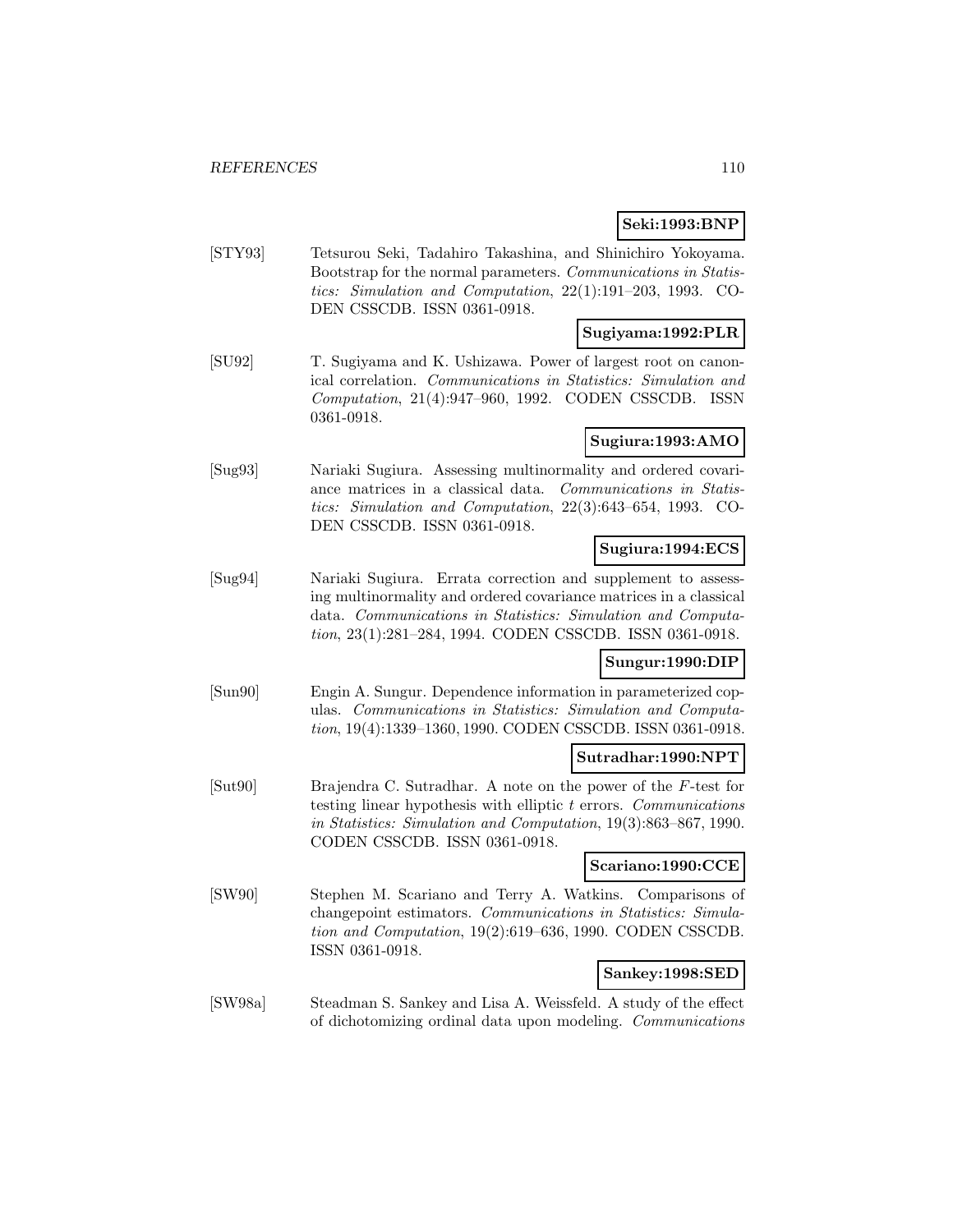**Seki:1993:BNP**

[STY93] Tetsurou Seki, Tadahiro Takashina, and Shinichiro Yokoyama. Bootstrap for the normal parameters. *Communications in Statistics: Simulation and Computation*, 22(1):191–203, 1993. CODEN CSSCDB. ISSN 0361-0918.

**Sugiyama:1992:PLR**

[SU92] T. Sugiyama and K. Ushizawa. Power of largest root on canonical correlation. *Communications in Statistics: Simulation and Computation*, 21(4):947–960, 1992. CODEN CSSCDB. ISSN 0361-0918.

**Sugiura:1993:AMO**

[Sug93] Nariaki Sugiura. Assessing multinormality and ordered covariance matrices in a classical data. *Communications in Statistics: Simulation and Computation*, 22(3):643–654, 1993. CODEN CSSCDB. ISSN 0361-0918.

**Sugiura:1994:ECS**

[Sug94] Nariaki Sugiura. Errata correction and supplement to assessing multinormality and ordered covariance matrices in a classical data. *Communications in Statistics: Simulation and Computation*, 23(1):281–284, 1994. CODEN CSSCDB. ISSN 0361-0918.

**Sungur:1990:DIP**

[Sun90] Engin A. Sungur. Dependence information in parameterized copulas. *Communications in Statistics: Simulation and Computation*, 19(4):1339–1360, 1990. CODEN CSSCDB. ISSN 0361-0918.

**Sutradhar:1990:NPT**

[Sut90] Brajendra C. Sutradhar. A note on the power of the $F$-test for testing linear hypothesis with elliptic $t$ errors. *Communications in Statistics: Simulation and Computation*, 19(3):863–867, 1990. CODEN CSSCDB. ISSN 0361-0918.

**Scariano:1990:CCE**

[SW90] Stephen M. Scariano and Terry A. Watkins. Comparisons of changepoint estimators. *Communications in Statistics: Simulation and Computation*, 19(2):619–636, 1990. CODEN CSSCDB. ISSN 0361-0918.

**Sankey:1998:SED**

[SW98a] Steadman S. Sankey and Lisa A. Weissfeld. A study of the effect of dichotomizing ordinal data upon modeling. *Communications*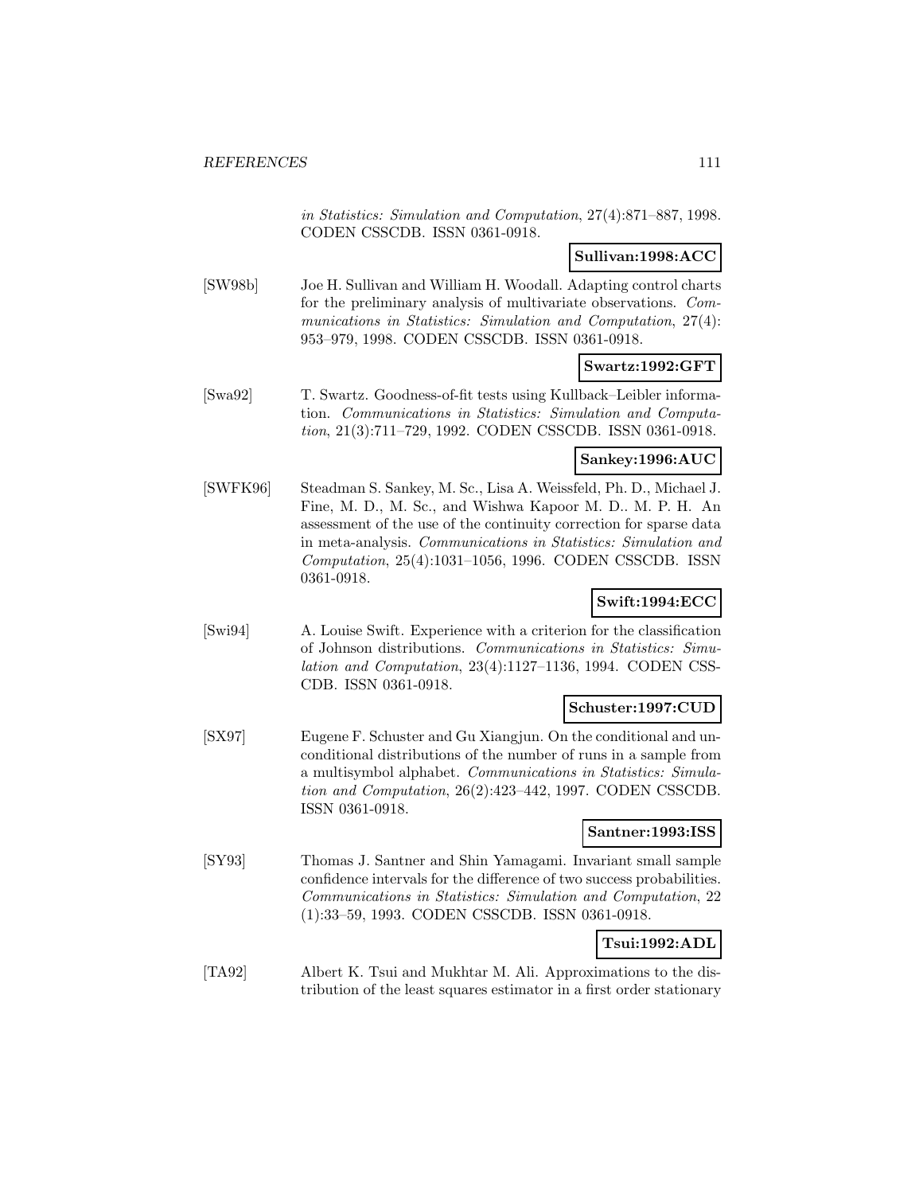*in Statistics: Simulation and Computation*, 27(4):871–887, 1998. CODEN CSSCDB. ISSN 0361-0918.

**Sullivan:1998:ACC**

[SW98b] Joe H. Sullivan and William H. Woodall. Adapting control charts for the preliminary analysis of multivariate observations. *Communications in Statistics: Simulation and Computation*, 27(4): 953–979, 1998. CODEN CSSCDB. ISSN 0361-0918.

**Swartz:1992:GFT**

[Swa92] T. Swartz. Goodness-of-fit tests using Kullback–Leibler information. *Communications in Statistics: Simulation and Computation*, 21(3):711–729, 1992. CODEN CSSCDB. ISSN 0361-0918.

**Sankey:1996:AUC**

[SWFK96] Steadman S. Sankey, M. Sc., Lisa A. Weissfeld, Ph. D., Michael J. Fine, M. D., M. Sc., and Wishwa Kapoor M. D.. M. P. H. An assessment of the use of the continuity correction for sparse data in meta-analysis. *Communications in Statistics: Simulation and Computation*, 25(4):1031–1056, 1996. CODEN CSSCDB. ISSN 0361-0918.

**Swift:1994:ECC**

[Swi94] A. Louise Swift. Experience with a criterion for the classification of Johnson distributions. *Communications in Statistics: Simulation and Computation*, 23(4):1127–1136, 1994. CODEN CSSCDB. ISSN 0361-0918.

**Schuster:1997:CUD**

[SX97] Eugene F. Schuster and Gu Xiangjun. On the conditional and unconditional distributions of the number of runs in a sample from a multisymbol alphabet. *Communications in Statistics: Simulation and Computation*, 26(2):423–442, 1997. CODEN CSSCDB. ISSN 0361-0918.

**Santner:1993:ISS**

[SY93] Thomas J. Santner and Shin Yamagami. Invariant small sample confidence intervals for the difference of two success probabilities. *Communications in Statistics: Simulation and Computation*, 22 (1):33–59, 1993. CODEN CSSCDB. ISSN 0361-0918.

**Tsui:1992:ADL**

[TA92] Albert K. Tsui and Mukhtar M. Ali. Approximations to the distribution of the least squares estimator in a first order stationary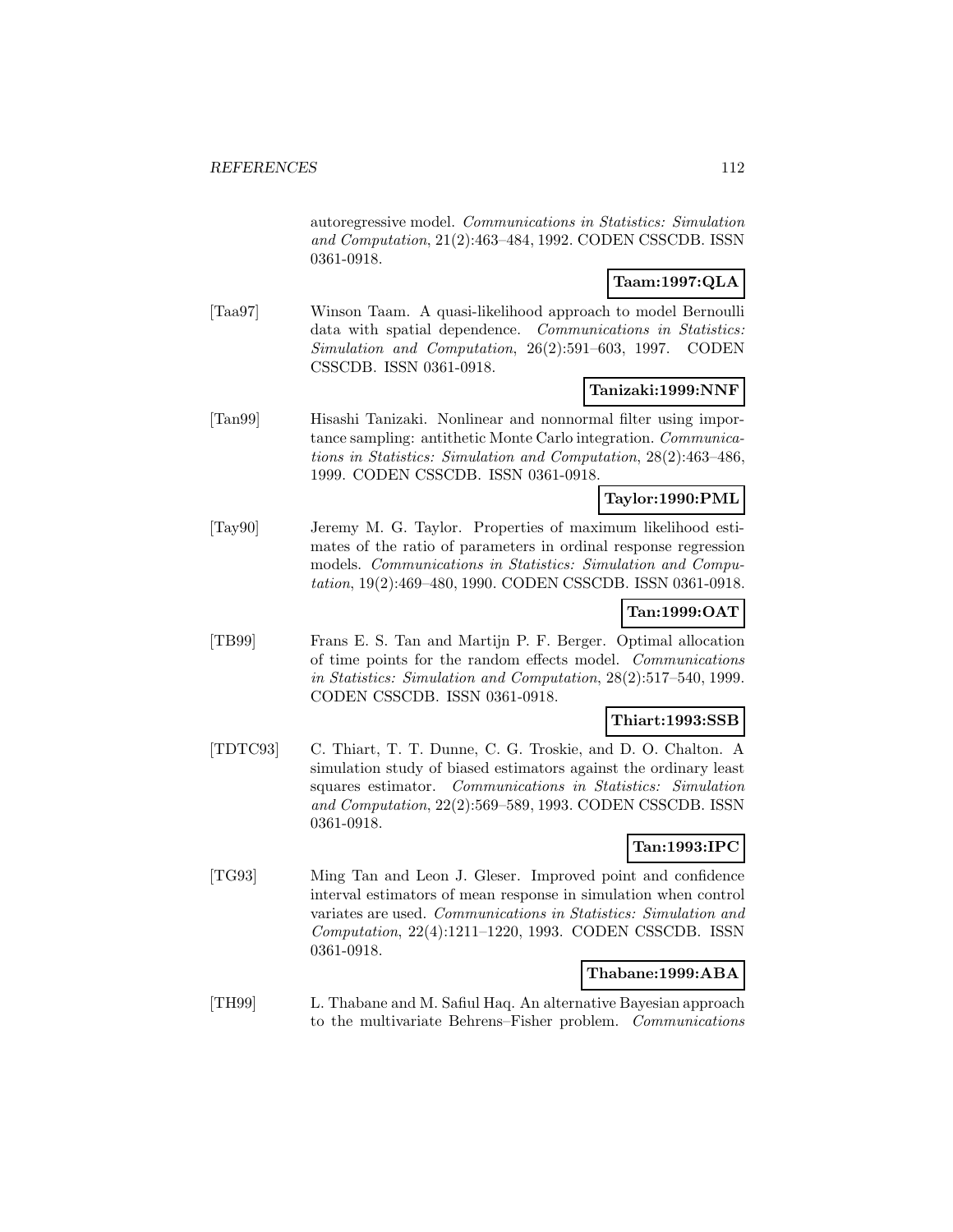autoregressive model. *Communications in Statistics: Simulation and Computation*, 21(2):463–484, 1992. CODEN CSSCDB. ISSN 0361-0918.

**Taam:1997:QLA**

[Taa97] Winson Taam. A quasi-likelihood approach to model Bernoulli data with spatial dependence. *Communications in Statistics: Simulation and Computation*, 26(2):591–603, 1997. CODEN CSSCDB. ISSN 0361-0918.

**Tanizaki:1999:NNF**

[Tan99] Hisashi Tanizaki. Nonlinear and nonnormal filter using importance sampling: antithetic Monte Carlo integration. *Communications in Statistics: Simulation and Computation*, 28(2):463–486, 1999. CODEN CSSCDB. ISSN 0361-0918.

**Taylor:1990:PML**

[Tay90] Jeremy M. G. Taylor. Properties of maximum likelihood estimates of the ratio of parameters in ordinal response regression models. *Communications in Statistics: Simulation and Computation*, 19(2):469–480, 1990. CODEN CSSCDB. ISSN 0361-0918.

**Tan:1999:OAT**

[TB99] Frans E. S. Tan and Martijn P. F. Berger. Optimal allocation of time points for the random effects model. *Communications in Statistics: Simulation and Computation*, 28(2):517–540, 1999. CODEN CSSCDB. ISSN 0361-0918.

**Thiart:1993:SSB**

[TDTC93] C. Thiart, T. T. Dunne, C. G. Troskie, and D. O. Chalton. A simulation study of biased estimators against the ordinary least squares estimator. *Communications in Statistics: Simulation and Computation*, 22(2):569–589, 1993. CODEN CSSCDB. ISSN 0361-0918.

**Tan:1993:IPC**

[TG93] Ming Tan and Leon J. Gleser. Improved point and confidence interval estimators of mean response in simulation when control variates are used. *Communications in Statistics: Simulation and Computation*, 22(4):1211–1220, 1993. CODEN CSSCDB. ISSN 0361-0918.

**Thabane:1999:ABA**

[TH99] L. Thabane and M. Safiul Haq. An alternative Bayesian approach to the multivariate Behrens–Fisher problem. *Communications*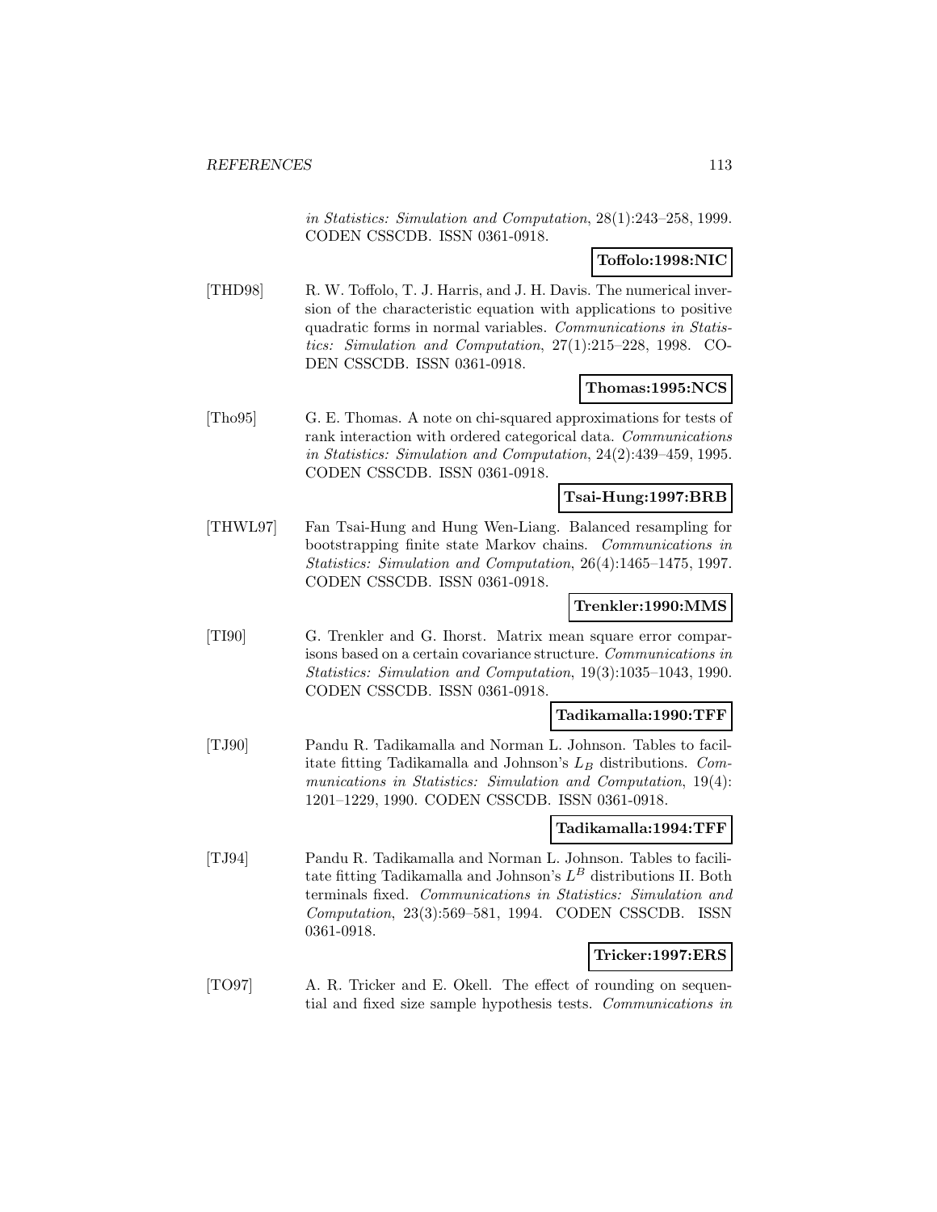in Statistics: Simulation and Computation, 28(1):243–258, 1999. CODEN CSSCDB. ISSN 0361-0918.

**Toffolo:1998:NIC**

[THD98] R. W. Toffolo, T. J. Harris, and J. H. Davis. The numerical inversion of the characteristic equation with applications to positive quadratic forms in normal variables. *Communications in Statistics: Simulation and Computation*, 27(1):215–228, 1998. CODEN CSSCDB. ISSN 0361-0918.

**Thomas:1995:NCS**

[Tho95] G. E. Thomas. A note on chi-squared approximations for tests of rank interaction with ordered categorical data. *Communications in Statistics: Simulation and Computation*, 24(2):439–459, 1995. CODEN CSSCDB. ISSN 0361-0918.

**Tsai-Hung:1997:BRB**

[THWL97] Fan Tsai-Hung and Hung Wen-Liang. Balanced resampling for bootstrapping finite state Markov chains. *Communications in Statistics: Simulation and Computation*, 26(4):1465–1475, 1997. CODEN CSSCDB. ISSN 0361-0918.

**Trenkler:1990:MMS**

[TI90] G. Trenkler and G. Ihorst. Matrix mean square error comparisons based on a certain covariance structure. *Communications in Statistics: Simulation and Computation*, 19(3):1035–1043, 1990. CODEN CSSCDB. ISSN 0361-0918.

**Tadikamalla:1990:TFF**

[TJ90] Pandu R. Tadikamalla and Norman L. Johnson. Tables to facilitate fitting Tadikamalla and Johnson's $L_B$ distributions. *Communications in Statistics: Simulation and Computation*, 19(4): 1201–1229, 1990. CODEN CSSCDB. ISSN 0361-0918.

**Tadikamalla:1994:TFF**

[TJ94] Pandu R. Tadikamalla and Norman L. Johnson. Tables to facilitate fitting Tadikamalla and Johnson's $L^B$ distributions II. Both terminals fixed. *Communications in Statistics: Simulation and Computation*, 23(3):569–581, 1994. CODEN CSSCDB. ISSN 0361-0918.

**Tricker:1997:ERS**

[TO97] A. R. Tricker and E. Okell. The effect of rounding on sequential and fixed size sample hypothesis tests. *Communications in*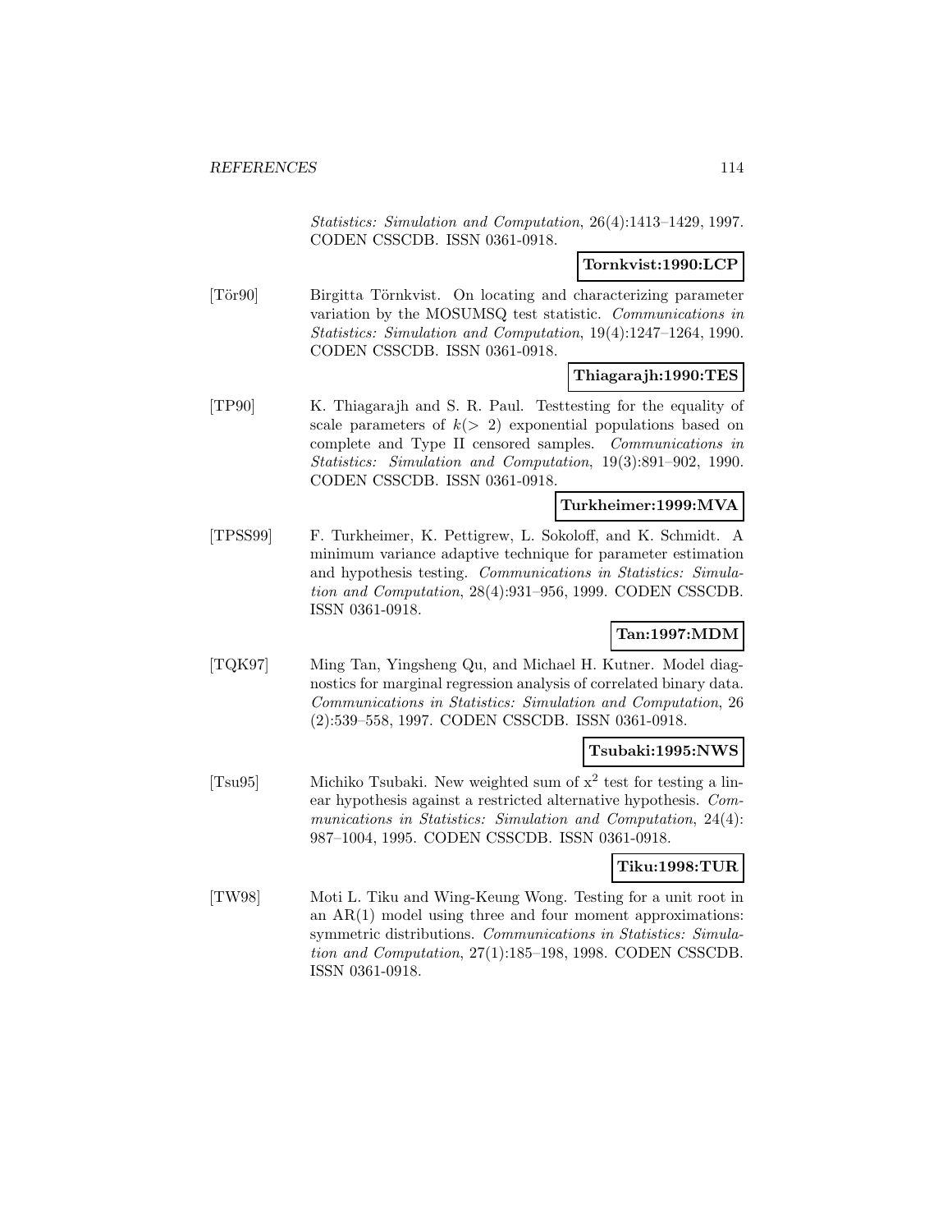*Statistics: Simulation and Computation*, 26(4):1413–1429, 1997. CODEN CSSCDB. ISSN 0361-0918.

**Tornkvist:1990:LCP**

[Tör90] Birgitta Törnkvist. On locating and characterizing parameter variation by the MOSUMSQ test statistic. *Communications in Statistics: Simulation and Computation*, 19(4):1247–1264, 1990. CODEN CSSCDB. ISSN 0361-0918.

**Thiagarajh:1990:TES**

[TP90] K. Thiagarajh and S. R. Paul. Testtesting for the equality of scale parameters of $k(> 2)$ exponential populations based on complete and Type II censored samples. *Communications in Statistics: Simulation and Computation*, 19(3):891–902, 1990. CODEN CSSCDB. ISSN 0361-0918.

**Turkheimer:1999:MVA**

[TPSS99] F. Turkheimer, K. Pettigrew, L. Sokoloff, and K. Schmidt. A minimum variance adaptive technique for parameter estimation and hypothesis testing. *Communications in Statistics: Simulation and Computation*, 28(4):931–956, 1999. CODEN CSSCDB. ISSN 0361-0918.

**Tan:1997:MDM**

[TQK97] Ming Tan, Yingsheng Qu, and Michael H. Kutner. Model diagnostics for marginal regression analysis of correlated binary data. *Communications in Statistics: Simulation and Computation*, 26 (2):539–558, 1997. CODEN CSSCDB. ISSN 0361-0918.

**Tsubaki:1995:NWS**

[Tsu95] Michiko Tsubaki. New weighted sum of $x^2$ test for testing a linear hypothesis against a restricted alternative hypothesis. *Communications in Statistics: Simulation and Computation*, 24(4): 987–1004, 1995. CODEN CSSCDB. ISSN 0361-0918.

**Tiku:1998:TUR**

[TW98] Moti L. Tiku and Wing-Keung Wong. Testing for a unit root in an AR(1) model using three and four moment approximations: symmetric distributions. *Communications in Statistics: Simulation and Computation*, 27(1):185–198, 1998. CODEN CSSCDB. ISSN 0361-0918.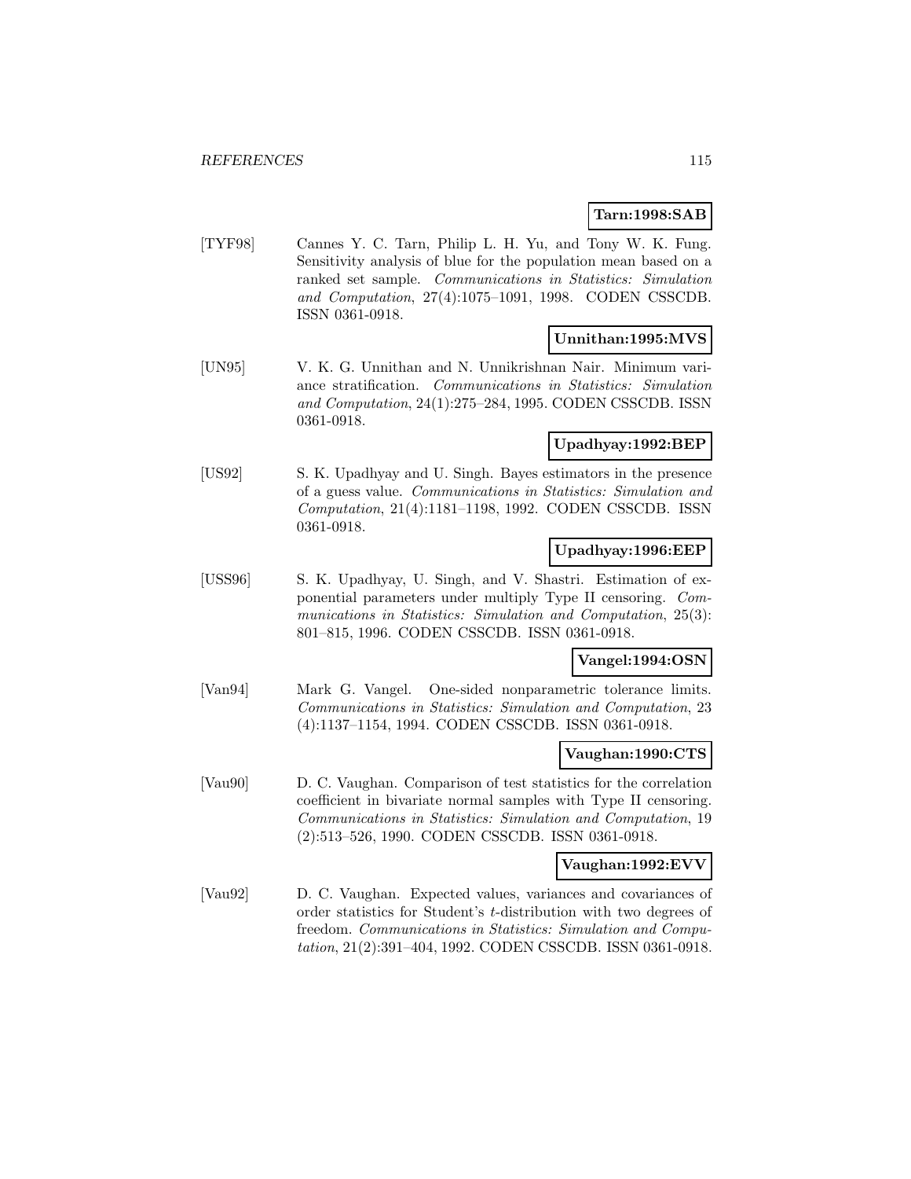**Tarn:1998:SAB**

[TYF98] Cannes Y. C. Tarn, Philip L. H. Yu, and Tony W. K. Fung. Sensitivity analysis of blue for the population mean based on a ranked set sample. *Communications in Statistics: Simulation and Computation*, 27(4):1075–1091, 1998. CODEN CSSCDB. ISSN 0361-0918.

**Unnithan:1995:MVS**

[UN95] V. K. G. Unnithan and N. Unnikrishnan Nair. Minimum variance stratification. *Communications in Statistics: Simulation and Computation*, 24(1):275–284, 1995. CODEN CSSCDB. ISSN 0361-0918.

**Upadhyay:1992:BEP**

[US92] S. K. Upadhyay and U. Singh. Bayes estimators in the presence of a guess value. *Communications in Statistics: Simulation and Computation*, 21(4):1181–1198, 1992. CODEN CSSCDB. ISSN 0361-0918.

**Upadhyay:1996:EEP**

[USS96] S. K. Upadhyay, U. Singh, and V. Shastri. Estimation of exponential parameters under multiply Type II censoring. *Communications in Statistics: Simulation and Computation*, 25(3): 801–815, 1996. CODEN CSSCDB. ISSN 0361-0918.

**Vangel:1994:OSN**

[Van94] Mark G. Vangel. One-sided nonparametric tolerance limits. *Communications in Statistics: Simulation and Computation*, 23 (4):1137–1154, 1994. CODEN CSSCDB. ISSN 0361-0918.

**Vaughan:1990:CTS**

[Vau90] D. C. Vaughan. Comparison of test statistics for the correlation coefficient in bivariate normal samples with Type II censoring. *Communications in Statistics: Simulation and Computation*, 19 (2):513–526, 1990. CODEN CSSCDB. ISSN 0361-0918.

**Vaughan:1992:EVV**

[Vau92] D. C. Vaughan. Expected values, variances and covariances of order statistics for Student's $t$-distribution with two degrees of freedom. *Communications in Statistics: Simulation and Computation*, 21(2):391–404, 1992. CODEN CSSCDB. ISSN 0361-0918.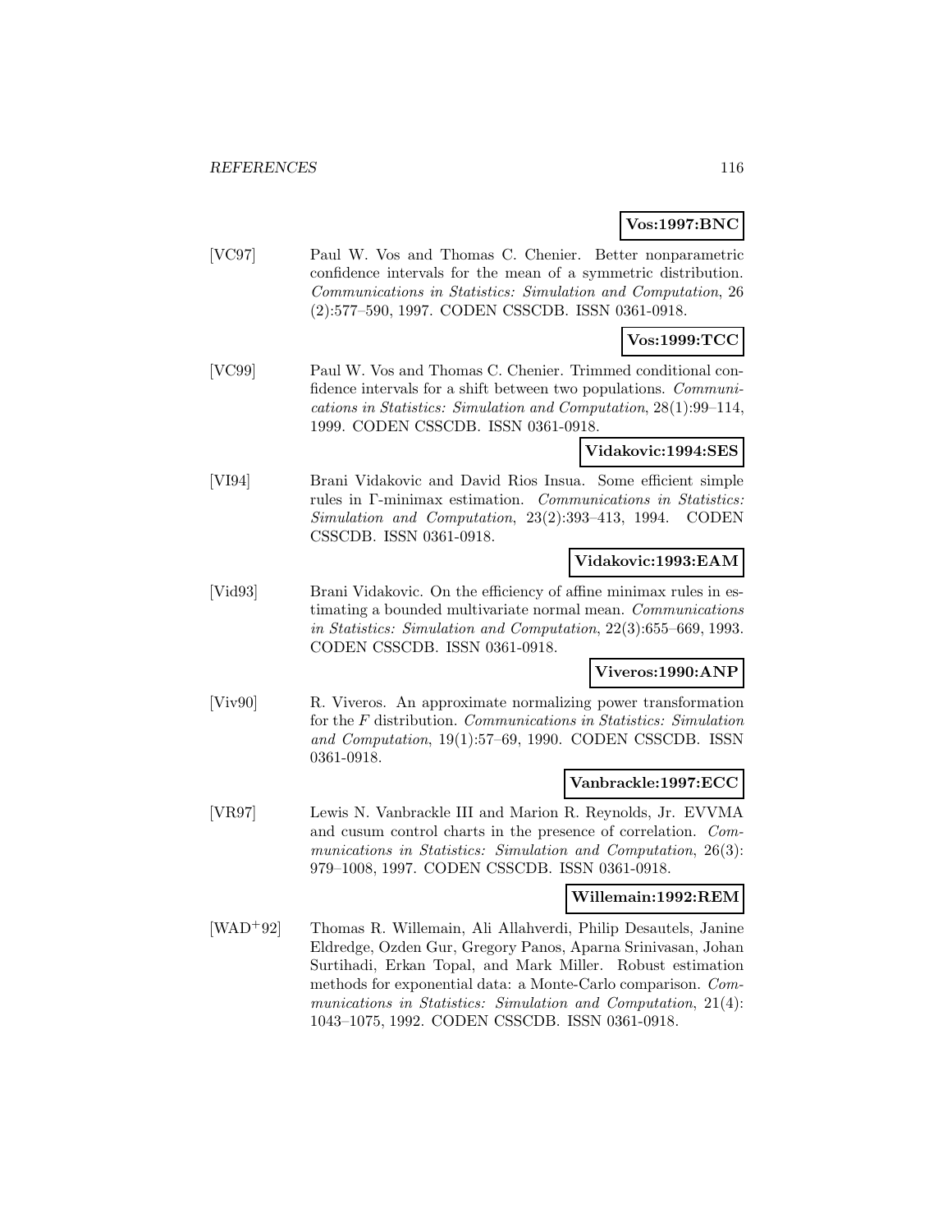**Vos:1997:BNC**

[VC97] Paul W. Vos and Thomas C. Chenier. Better nonparametric confidence intervals for the mean of a symmetric distribution. *Communications in Statistics: Simulation and Computation*, 26 (2):577–590, 1997. CODEN CSSCDB. ISSN 0361-0918.

**Vos:1999:TCC**

[VC99] Paul W. Vos and Thomas C. Chenier. Trimmed conditional confidence intervals for a shift between two populations. *Communications in Statistics: Simulation and Computation*, 28(1):99–114, 1999. CODEN CSSCDB. ISSN 0361-0918.

**Vidakovic:1994:SES**

[VI94] Brani Vidakovic and David Rios Insua. Some efficient simple rules in Γ-minimax estimation. *Communications in Statistics: Simulation and Computation*, 23(2):393–413, 1994. CODEN CSSCDB. ISSN 0361-0918.

**Vidakovic:1993:EAM**

[Vid93] Brani Vidakovic. On the efficiency of affine minimax rules in estimating a bounded multivariate normal mean. *Communications in Statistics: Simulation and Computation*, 22(3):655–669, 1993. CODEN CSSCDB. ISSN 0361-0918.

**Viveros:1990:ANP**

[Viv90] R. Viveros. An approximate normalizing power transformation for the $F$ distribution. *Communications in Statistics: Simulation and Computation*, 19(1):57–69, 1990. CODEN CSSCDB. ISSN 0361-0918.

**Vanbrackle:1997:ECC**

[VR97] Lewis N. Vanbrackle III and Marion R. Reynolds, Jr. EVVMA and cusum control charts in the presence of correlation. *Communications in Statistics: Simulation and Computation*, 26(3): 979–1008, 1997. CODEN CSSCDB. ISSN 0361-0918.

**Willemain:1992:REM**

[WAD+92] Thomas R. Willemain, Ali Allahverdi, Philip Desautels, Janine Eldredge, Ozden Gur, Gregory Panos, Aparna Srinivasan, Johan Surtihadi, Erkan Topal, and Mark Miller. Robust estimation methods for exponential data: a Monte-Carlo comparison. *Communications in Statistics: Simulation and Computation*, 21(4): 1043–1075, 1992. CODEN CSSCDB. ISSN 0361-0918.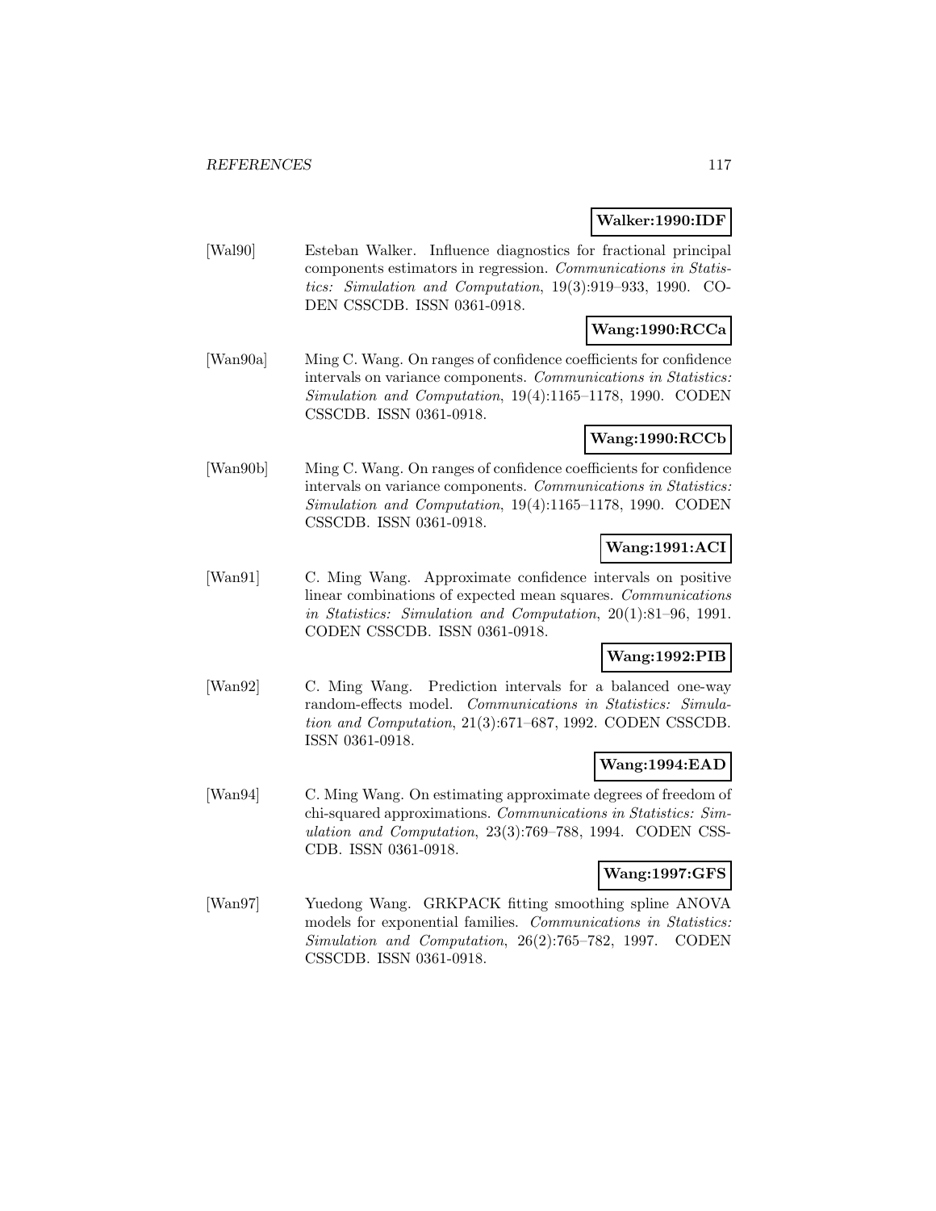**Walker:1990:IDF**

[Wal90] Esteban Walker. Influence diagnostics for fractional principal components estimators in regression. *Communications in Statistics: Simulation and Computation*, 19(3):919–933, 1990. CODEN CSSCDB. ISSN 0361-0918.

**Wang:1990:RCCa**

[Wan90a] Ming C. Wang. On ranges of confidence coefficients for confidence intervals on variance components. *Communications in Statistics: Simulation and Computation*, 19(4):1165–1178, 1990. CODEN CSSCDB. ISSN 0361-0918.

**Wang:1990:RCCb**

[Wan90b] Ming C. Wang. On ranges of confidence coefficients for confidence intervals on variance components. *Communications in Statistics: Simulation and Computation*, 19(4):1165–1178, 1990. CODEN CSSCDB. ISSN 0361-0918.

**Wang:1991:ACI**

[Wan91] C. Ming Wang. Approximate confidence intervals on positive linear combinations of expected mean squares. *Communications in Statistics: Simulation and Computation*, 20(1):81–96, 1991. CODEN CSSCDB. ISSN 0361-0918.

**Wang:1992:PIB**

[Wan92] C. Ming Wang. Prediction intervals for a balanced one-way random-effects model. *Communications in Statistics: Simulation and Computation*, 21(3):671–687, 1992. CODEN CSSCDB. ISSN 0361-0918.

**Wang:1994:EAD**

[Wan94] C. Ming Wang. On estimating approximate degrees of freedom of chi-squared approximations. *Communications in Statistics: Simulation and Computation*, 23(3):769–788, 1994. CODEN CSSCDB. ISSN 0361-0918.

**Wang:1997:GFS**

[Wan97] Yuedong Wang. GRKPACK fitting smoothing spline ANOVA models for exponential families. *Communications in Statistics: Simulation and Computation*, 26(2):765–782, 1997. CODEN CSSCDB. ISSN 0361-0918.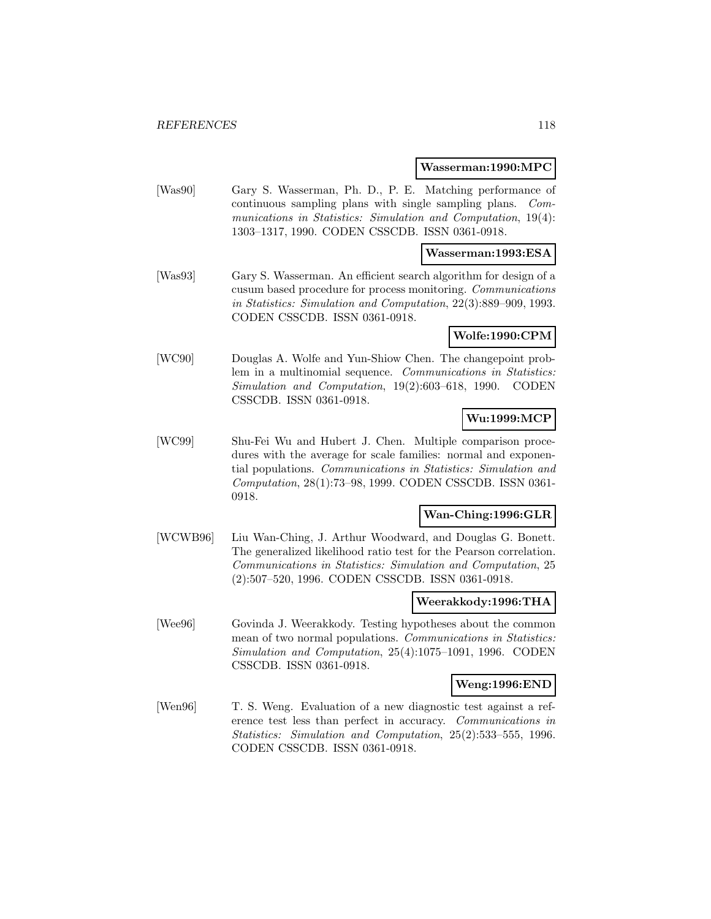**Wasserman:1990:MPC**

[Was90] Gary S. Wasserman, Ph. D., P. E. Matching performance of continuous sampling plans with single sampling plans. *Communications in Statistics: Simulation and Computation*, 19(4): 1303–1317, 1990. CODEN CSSCDB. ISSN 0361-0918.

**Wasserman:1993:ESA**

[Was93] Gary S. Wasserman. An efficient search algorithm for design of a cusum based procedure for process monitoring. *Communications in Statistics: Simulation and Computation*, 22(3):889–909, 1993. CODEN CSSCDB. ISSN 0361-0918.

**Wolfe:1990:CPM**

[WC90] Douglas A. Wolfe and Yun-Shiow Chen. The changepoint problem in a multinomial sequence. *Communications in Statistics: Simulation and Computation*, 19(2):603–618, 1990. CODEN CSSCDB. ISSN 0361-0918.

**Wu:1999:MCP**

[WC99] Shu-Fei Wu and Hubert J. Chen. Multiple comparison procedures with the average for scale families: normal and exponential populations. *Communications in Statistics: Simulation and Computation*, 28(1):73–98, 1999. CODEN CSSCDB. ISSN 0361-0918.

**Wan-Ching:1996:GLR**

[WCWB96] Liu Wan-Ching, J. Arthur Woodward, and Douglas G. Bonett. The generalized likelihood ratio test for the Pearson correlation. *Communications in Statistics: Simulation and Computation*, 25 (2):507–520, 1996. CODEN CSSCDB. ISSN 0361-0918.

**Weerakkody:1996:THA**

[Wee96] Govinda J. Weerakkody. Testing hypotheses about the common mean of two normal populations. *Communications in Statistics: Simulation and Computation*, 25(4):1075–1091, 1996. CODEN CSSCDB. ISSN 0361-0918.

**Weng:1996:END**

[Wen96] T. S. Weng. Evaluation of a new diagnostic test against a reference test less than perfect in accuracy. *Communications in Statistics: Simulation and Computation*, 25(2):533–555, 1996. CODEN CSSCDB. ISSN 0361-0918.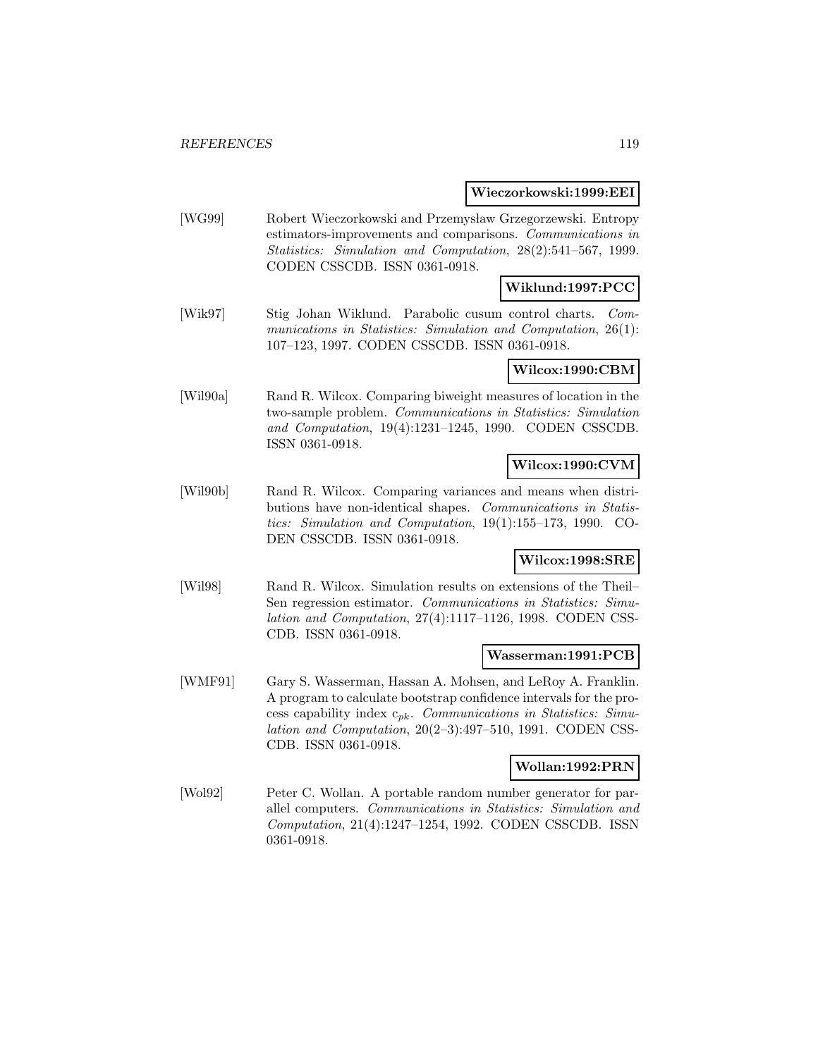**Wieczorkowski:1999:EEI**

[WG99] Robert Wieczorkowski and Przemysław Grzegorzewski. Entropy estimators-improvements and comparisons. *Communications in Statistics: Simulation and Computation*, 28(2):541–567, 1999. CODEN CSSCDB. ISSN 0361-0918.

**Wiklund:1997:PCC**

[Wik97] Stig Johan Wiklund. Parabolic cusum control charts. *Communications in Statistics: Simulation and Computation*, 26(1): 107–123, 1997. CODEN CSSCDB. ISSN 0361-0918.

**Wilcox:1990:CBM**

[Wil90a] Rand R. Wilcox. Comparing biweight measures of location in the two-sample problem. *Communications in Statistics: Simulation and Computation*, 19(4):1231–1245, 1990. CODEN CSSCDB. ISSN 0361-0918.

**Wilcox:1990:CVM**

[Wil90b] Rand R. Wilcox. Comparing variances and means when distributions have non-identical shapes. *Communications in Statistics: Simulation and Computation*, 19(1):155–173, 1990. CODEN CSSCDB. ISSN 0361-0918.

**Wilcox:1998:SRE**

[Wil98] Rand R. Wilcox. Simulation results on extensions of the Theil–Sen regression estimator. *Communications in Statistics: Simulation and Computation*, 27(4):1117–1126, 1998. CODEN CSSCDB. ISSN 0361-0918.

**Wasserman:1991:PCB**

[WMF91] Gary S. Wasserman, Hassan A. Mohsen, and LeRoy A. Franklin. A program to calculate bootstrap confidence intervals for the process capability index $c_{pk}$. *Communications in Statistics: Simulation and Computation*, 20(2–3):497–510, 1991. CODEN CSSCDB. ISSN 0361-0918.

**Wollan:1992:PRN**

[Wol92] Peter C. Wollan. A portable random number generator for parallel computers. *Communications in Statistics: Simulation and Computation*, 21(4):1247–1254, 1992. CODEN CSSCDB. ISSN 0361-0918.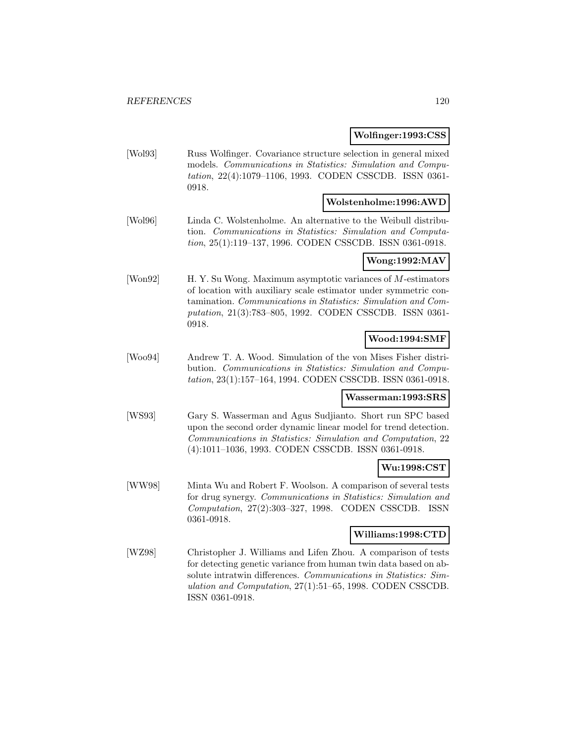**Wolfinger:1993:CSS**

[Wol93] Russ Wolfinger. Covariance structure selection in general mixed models. *Communications in Statistics: Simulation and Computation*, 22(4):1079–1106, 1993. CODEN CSSCDB. ISSN 0361-0918.

**Wolstenholme:1996:AWD**

[Wol96] Linda C. Wolstenholme. An alternative to the Weibull distribution. *Communications in Statistics: Simulation and Computation*, 25(1):119–137, 1996. CODEN CSSCDB. ISSN 0361-0918.

**Wong:1992:MAV**

[Won92] H. Y. Su Wong. Maximum asymptotic variances of $M$-estimators of location with auxiliary scale estimator under symmetric contamination. *Communications in Statistics: Simulation and Computation*, 21(3):783–805, 1992. CODEN CSSCDB. ISSN 0361-0918.

**Wood:1994:SMF**

[Woo94] Andrew T. A. Wood. Simulation of the von Mises Fisher distribution. *Communications in Statistics: Simulation and Computation*, 23(1):157–164, 1994. CODEN CSSCDB. ISSN 0361-0918.

**Wasserman:1993:SRS**

[WS93] Gary S. Wasserman and Agus Sudjianto. Short run SPC based upon the second order dynamic linear model for trend detection. *Communications in Statistics: Simulation and Computation*, 22 (4):1011–1036, 1993. CODEN CSSCDB. ISSN 0361-0918.

**Wu:1998:CST**

[WW98] Minta Wu and Robert F. Woolson. A comparison of several tests for drug synergy. *Communications in Statistics: Simulation and Computation*, 27(2):303–327, 1998. CODEN CSSCDB. ISSN 0361-0918.

**Williams:1998:CTD**

[WZ98] Christopher J. Williams and Lifen Zhou. A comparison of tests for detecting genetic variance from human twin data based on absolute intratwin differences. *Communications in Statistics: Simulation and Computation*, 27(1):51–65, 1998. CODEN CSSCDB. ISSN 0361-0918.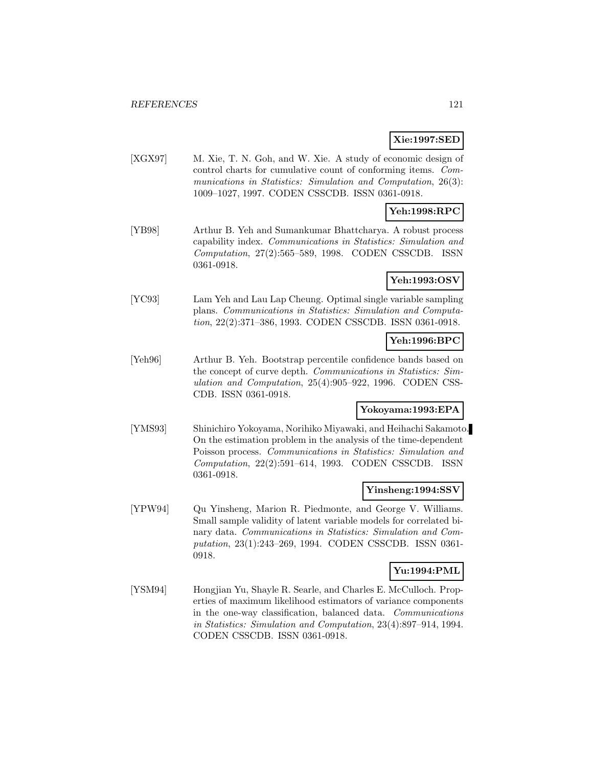**Xie:1997:SED**

[XGX97] M. Xie, T. N. Goh, and W. Xie. A study of economic design of control charts for cumulative count of conforming items. *Communications in Statistics: Simulation and Computation*, 26(3): 1009–1027, 1997. CODEN CSSCDB. ISSN 0361-0918.

**Yeh:1998:RPC**

[YB98] Arthur B. Yeh and Sumankumar Bhattcharya. A robust process capability index. *Communications in Statistics: Simulation and Computation*, 27(2):565–589, 1998. CODEN CSSCDB. ISSN 0361-0918.

**Yeh:1993:OSV**

[YC93] Lam Yeh and Lau Lap Cheung. Optimal single variable sampling plans. *Communications in Statistics: Simulation and Computation*, 22(2):371–386, 1993. CODEN CSSCDB. ISSN 0361-0918.

**Yeh:1996:BPC**

[Yeh96] Arthur B. Yeh. Bootstrap percentile confidence bands based on the concept of curve depth. *Communications in Statistics: Simulation and Computation*, 25(4):905–922, 1996. CODEN CSSCDB. ISSN 0361-0918.

**Yokoyama:1993:EPA**

[YMS93] Shinichiro Yokoyama, Norihiko Miyawaki, and Heihachi Sakamoto. On the estimation problem in the analysis of the time-dependent Poisson process. *Communications in Statistics: Simulation and Computation*, 22(2):591–614, 1993. CODEN CSSCDB. ISSN 0361-0918.

**Yinsheng:1994:SSV**

[YPW94] Qu Yinsheng, Marion R. Piedmonte, and George V. Williams. Small sample validity of latent variable models for correlated binary data. *Communications in Statistics: Simulation and Computation*, 23(1):243–269, 1994. CODEN CSSCDB. ISSN 0361-0918.

**Yu:1994:PML**

[YSM94] Hongjian Yu, Shayle R. Searle, and Charles E. McCulloch. Properties of maximum likelihood estimators of variance components in the one-way classification, balanced data. *Communications in Statistics: Simulation and Computation*, 23(4):897–914, 1994. CODEN CSSCDB. ISSN 0361-0918.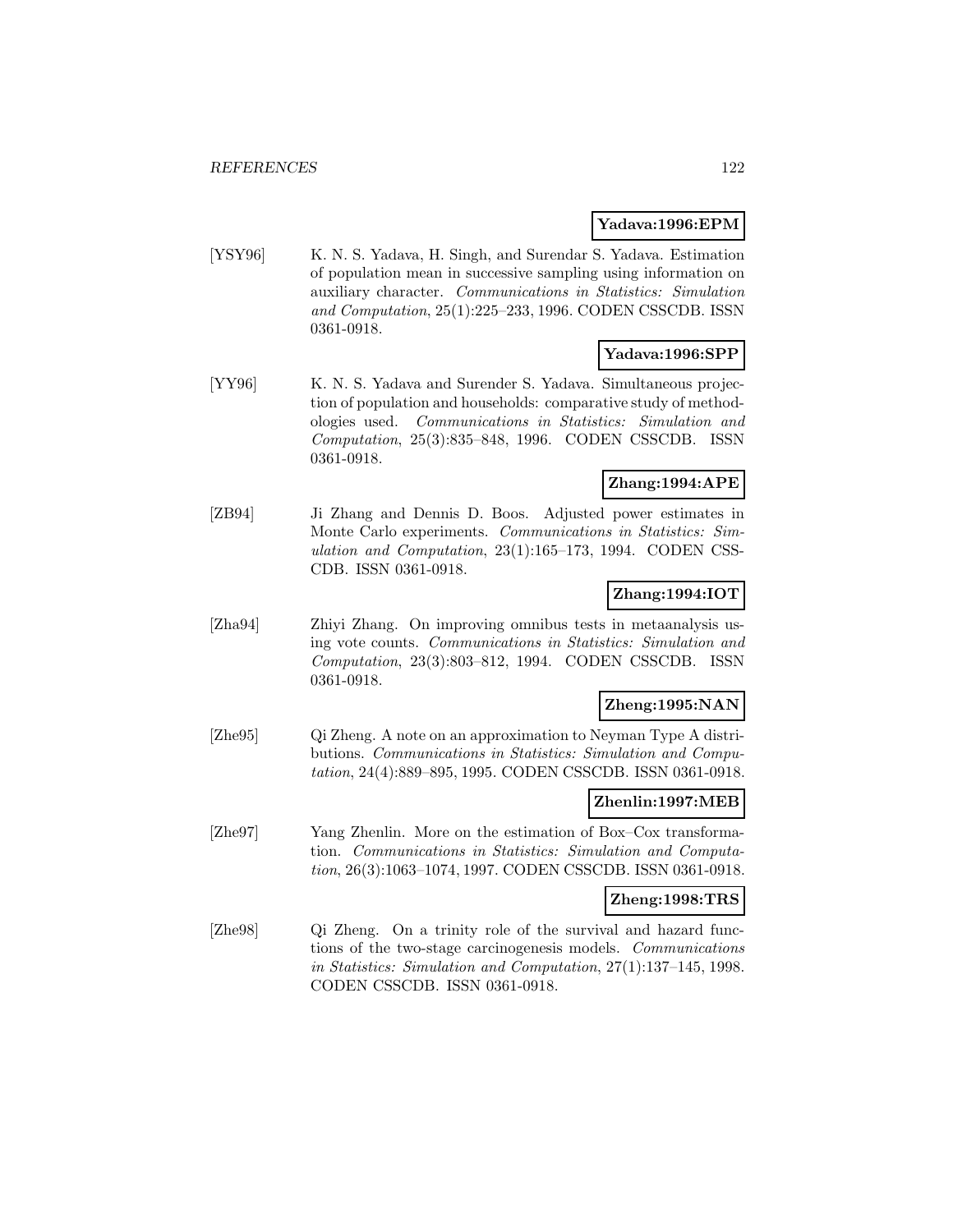**Yadava:1996:EPM**

[YSY96] K. N. S. Yadava, H. Singh, and Surendar S. Yadava. Estimation of population mean in successive sampling using information on auxiliary character. *Communications in Statistics: Simulation and Computation*, 25(1):225–233, 1996. CODEN CSSCDB. ISSN 0361-0918.

**Yadava:1996:SPP**

[YY96] K. N. S. Yadava and Surender S. Yadava. Simultaneous projection of population and households: comparative study of methodologies used. *Communications in Statistics: Simulation and Computation*, 25(3):835–848, 1996. CODEN CSSCDB. ISSN 0361-0918.

**Zhang:1994:APE**

[ZB94] Ji Zhang and Dennis D. Boos. Adjusted power estimates in Monte Carlo experiments. *Communications in Statistics: Simulation and Computation*, 23(1):165–173, 1994. CODEN CSSCDB. ISSN 0361-0918.

**Zhang:1994:IOT**

[Zha94] Zhiyi Zhang. On improving omnibus tests in metaanalysis using vote counts. *Communications in Statistics: Simulation and Computation*, 23(3):803–812, 1994. CODEN CSSCDB. ISSN 0361-0918.

**Zheng:1995:NAN**

[Zhe95] Qi Zheng. A note on an approximation to Neyman Type A distributions. *Communications in Statistics: Simulation and Computation*, 24(4):889–895, 1995. CODEN CSSCDB. ISSN 0361-0918.

**Zhenlin:1997:MEB**

[Zhe97] Yang Zhenlin. More on the estimation of Box–Cox transformation. *Communications in Statistics: Simulation and Computation*, 26(3):1063–1074, 1997. CODEN CSSCDB. ISSN 0361-0918.

**Zheng:1998:TRS**

[Zhe98] Qi Zheng. On a trinity role of the survival and hazard functions of the two-stage carcinogenesis models. *Communications in Statistics: Simulation and Computation*, 27(1):137–145, 1998. CODEN CSSCDB. ISSN 0361-0918.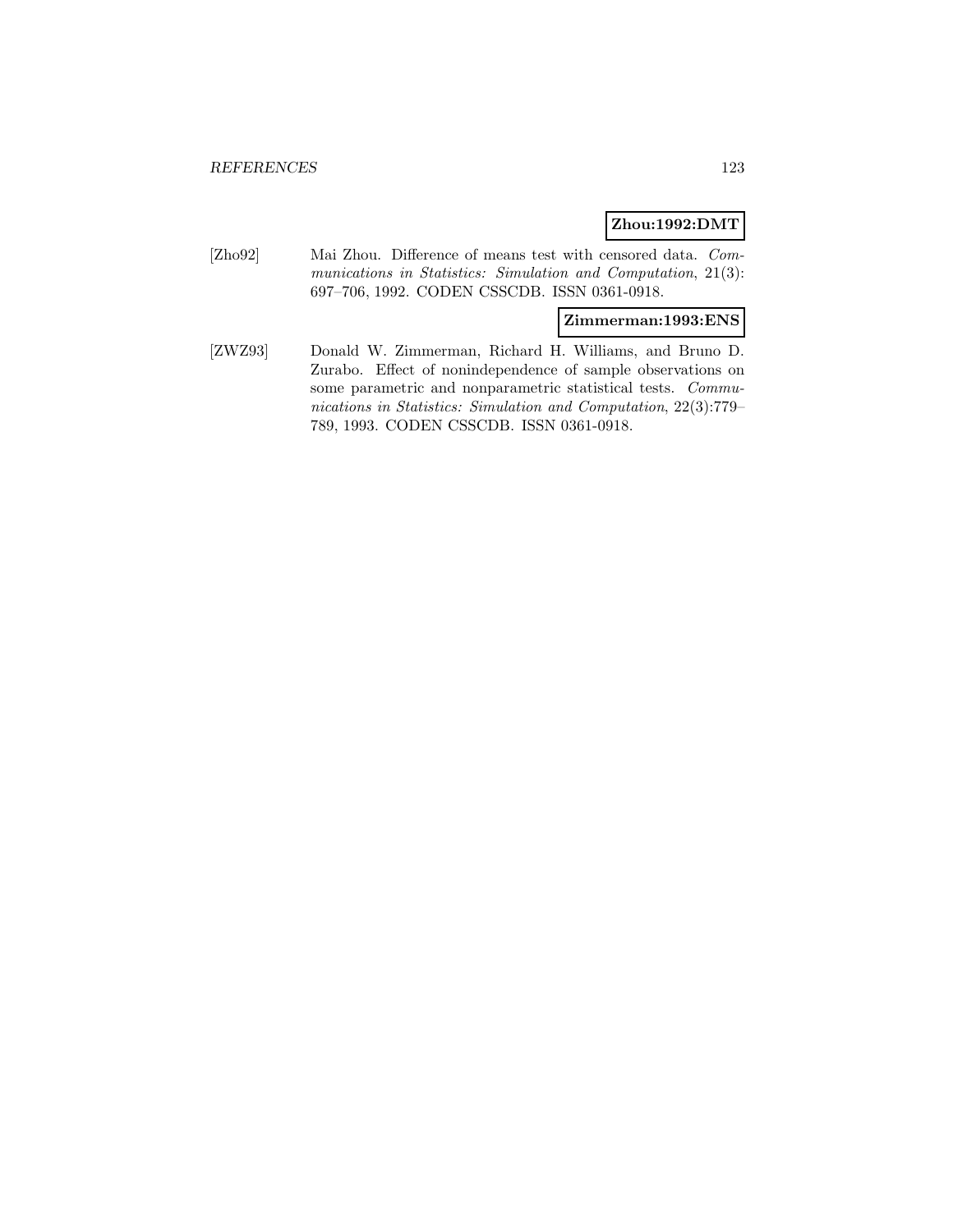**Zhou:1992:DMT**

[Zho92] Mai Zhou. Difference of means test with censored data. *Communications in Statistics: Simulation and Computation*, 21(3): 697–706, 1992. CODEN CSSCDB. ISSN 0361-0918.

**Zimmerman:1993:ENS**

[ZWZ93] Donald W. Zimmerman, Richard H. Williams, and Bruno D. Zurabo. Effect of nonindependence of sample observations on some parametric and nonparametric statistical tests. *Communications in Statistics: Simulation and Computation*, 22(3):779–789, 1993. CODEN CSSCDB. ISSN 0361-0918.